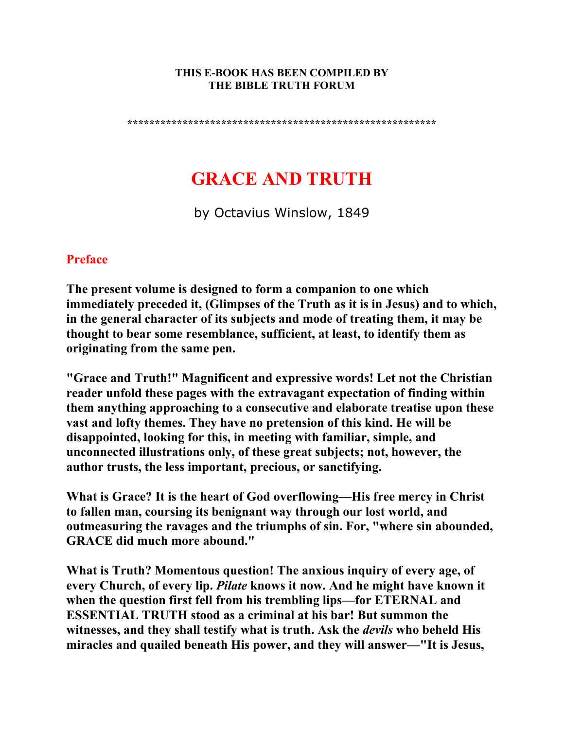**THIS E-BOOK HAS BEEN COMPILED BY THE BIBLE TRUTH FORUM**

*******************************************************

# GRACE AND TRUTH

by Octavius Winslow, 1849

## Preface

**The present volume is designed to form a companion to one which immediately preceded it, (Glimpses of the Truth as it is in Jesus) and to which, in the general character of its subjects and mode of treating them, it may be thought to bear some resemblance, sufficient, at least, to identify them as originating from the same pen.**

**"Grace and Truth!" Magnificent and expressive words! Let not the Christian reader unfold these pages with the extravagant expectation of finding within them anything approaching to a consecutive and elaborate treatise upon these vast and lofty themes. They have no pretension of this kind. He will be disappointed, looking for this, in meeting with familiar, simple, and unconnected illustrations only, of these great subjects; not, however, the author trusts, the less important, precious, or sanctifying.**

**What is Grace? It is the heart of God overflowing—His free mercy in Christ to fallen man, coursing its benignant way through our lost world, and outmeasuring the ravages and the triumphs of sin. For, "where sin abounded, GRACE did much more abound."**

**What is Truth? Momentous question! The anxious inquiry of every age, of every Church, of every lip. *Pilate* knows it now. And he might have known it when the question first fell from his trembling lips—for ETERNAL and ESSENTIAL TRUTH stood as a criminal at his bar! But summon the witnesses, and they shall testify what is truth. Ask the *devils* who beheld His miracles and quailed beneath His power, and they will answer—"It is Jesus,**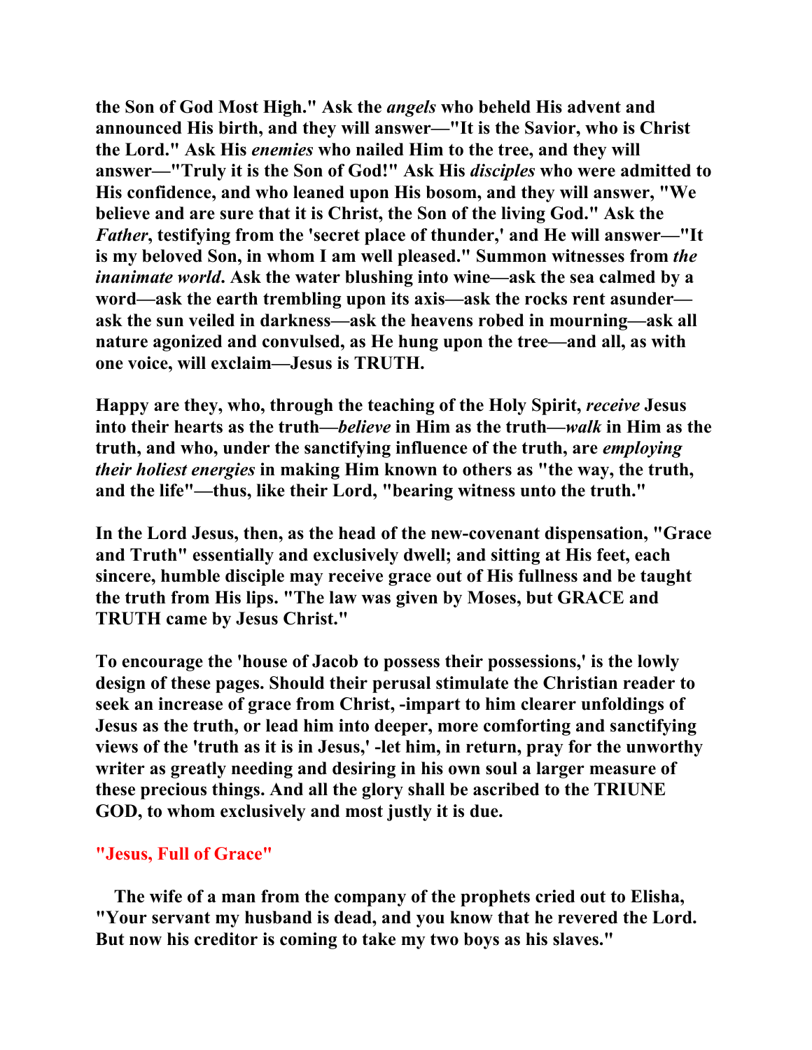**the Son of God Most High." Ask the *angels* who beheld His advent and announced His birth, and they will answer—"It is the Savior, who is Christ the Lord." Ask His *enemies* who nailed Him to the tree, and they will answer—"Truly it is the Son of God!" Ask His *disciples* who were admitted to His confidence, and who leaned upon His bosom, and they will answer, "We believe and are sure that it is Christ, the Son of the living God." Ask the *Father*, testifying from the 'secret place of thunder,' and He will answer—"It is my beloved Son, in whom I am well pleased." Summon witnesses from *the inanimate world*. Ask the water blushing into wine—ask the sea calmed by a word—ask the earth trembling upon its axis—ask the rocks rent asunder—ask the sun veiled in darkness—ask the heavens robed in mourning—ask all nature agonized and convulsed, as He hung upon the tree—and all, as with one voice, will exclaim—Jesus is TRUTH.**

**Happy are they, who, through the teaching of the Holy Spirit, *receive* Jesus into their hearts as the truth—*believe* in Him as the truth—*walk* in Him as the truth, and who, under the sanctifying influence of the truth, are *employing their holiest energies* in making Him known to others as "the way, the truth, and the life"—thus, like their Lord, "bearing witness unto the truth."**

**In the Lord Jesus, then, as the head of the new-covenant dispensation, "Grace and Truth" essentially and exclusively dwell; and sitting at His feet, each sincere, humble disciple may receive grace out of His fullness and be taught the truth from His lips. "The law was given by Moses, but GRACE and TRUTH came by Jesus Christ."**

**To encourage the 'house of Jacob to possess their possessions,' is the lowly design of these pages. Should their perusal stimulate the Christian reader to seek an increase of grace from Christ, -impart to him clearer unfoldings of Jesus as the truth, or lead him into deeper, more comforting and sanctifying views of the 'truth as it is in Jesus,' -let him, in return, pray for the unworthy writer as greatly needing and desiring in his own soul a larger measure of these precious things. And all the glory shall be ascribed to the TRIUNE GOD, to whom exclusively and most justly it is due.**

## "Jesus, Full of Grace"

**The wife of a man from the company of the prophets cried out to Elisha, "Your servant my husband is dead, and you know that he revered the Lord. But now his creditor is coming to take my two boys as his slaves."**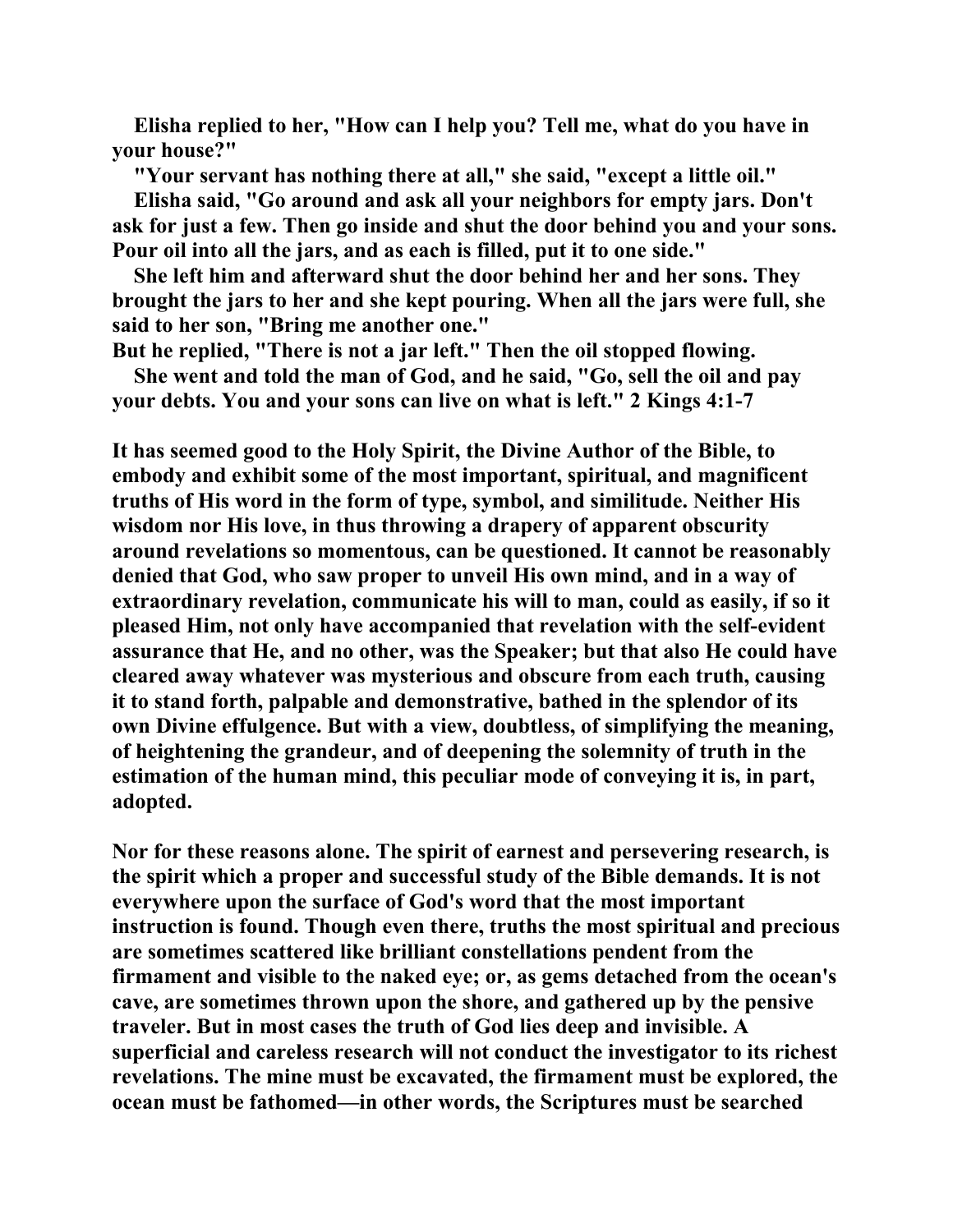Elisha replied to her, "How can I help you? Tell me, what do you have in your house?"

"Your servant has nothing there at all," she said, "except a little oil."

Elisha said, "Go around and ask all your neighbors for empty jars. Don't ask for just a few. Then go inside and shut the door behind you and your sons. Pour oil into all the jars, and as each is filled, put it to one side."

She left him and afterward shut the door behind her and her sons. They brought the jars to her and she kept pouring. When all the jars were full, she said to her son, "Bring me another one."

But he replied, "There is not a jar left." Then the oil stopped flowing.

She went and told the man of God, and he said, "Go, sell the oil and pay your debts. You and your sons can live on what is left." 2 Kings 4:1-7

It has seemed good to the Holy Spirit, the Divine Author of the Bible, to embody and exhibit some of the most important, spiritual, and magnificent truths of His word in the form of type, symbol, and similitude. Neither His wisdom nor His love, in thus throwing a drapery of apparent obscurity around revelations so momentous, can be questioned. It cannot be reasonably denied that God, who saw proper to unveil His own mind, and in a way of extraordinary revelation, communicate his will to man, could as easily, if so it pleased Him, not only have accompanied that revelation with the self-evident assurance that He, and no other, was the Speaker; but that also He could have cleared away whatever was mysterious and obscure from each truth, causing it to stand forth, palpable and demonstrative, bathed in the splendor of its own Divine effulgence. But with a view, doubtless, of simplifying the meaning, of heightening the grandeur, and of deepening the solemnity of truth in the estimation of the human mind, this peculiar mode of conveying it is, in part, adopted.

Nor for these reasons alone. The spirit of earnest and persevering research, is the spirit which a proper and successful study of the Bible demands. It is not everywhere upon the surface of God's word that the most important instruction is found. Though even there, truths the most spiritual and precious are sometimes scattered like brilliant constellations pendent from the firmament and visible to the naked eye; or, as gems detached from the ocean's cave, are sometimes thrown upon the shore, and gathered up by the pensive traveler. But in most cases the truth of God lies deep and invisible. A superficial and careless research will not conduct the investigator to its richest revelations. The mine must be excavated, the firmament must be explored, the ocean must be fathomed—in other words, the Scriptures must be searched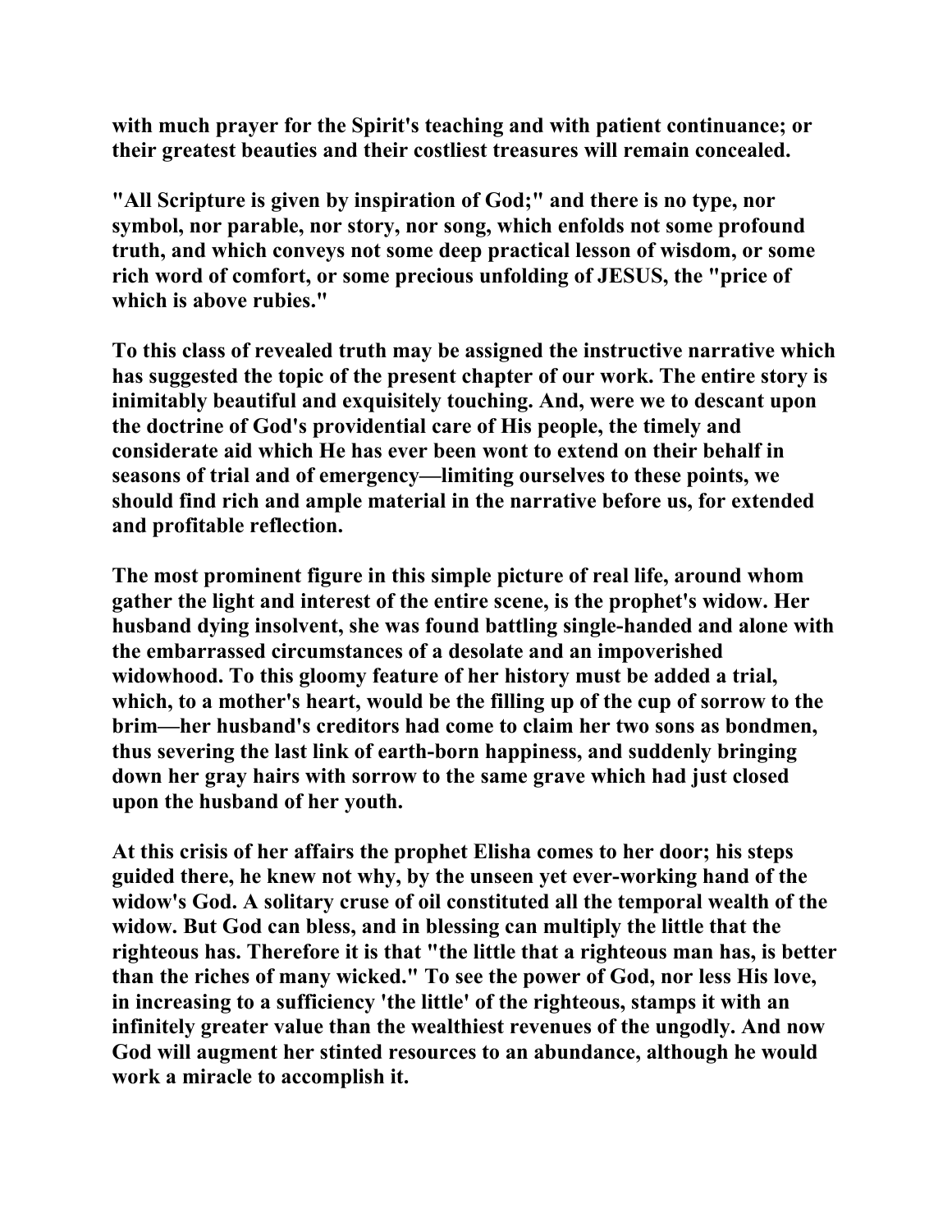**with much prayer for the Spirit's teaching and with patient continuance; or their greatest beauties and their costliest treasures will remain concealed.**

**"All Scripture is given by inspiration of God;" and there is no type, nor symbol, nor parable, nor story, nor song, which enfolds not some profound truth, and which conveys not some deep practical lesson of wisdom, or some rich word of comfort, or some precious unfolding of JESUS, the "price of which is above rubies."**

**To this class of revealed truth may be assigned the instructive narrative which has suggested the topic of the present chapter of our work. The entire story is inimitably beautiful and exquisitely touching. And, were we to descant upon the doctrine of God's providential care of His people, the timely and considerate aid which He has ever been wont to extend on their behalf in seasons of trial and of emergency—limiting ourselves to these points, we should find rich and ample material in the narrative before us, for extended and profitable reflection.**

**The most prominent figure in this simple picture of real life, around whom gather the light and interest of the entire scene, is the prophet's widow. Her husband dying insolvent, she was found battling single-handed and alone with the embarrassed circumstances of a desolate and an impoverished widowhood. To this gloomy feature of her history must be added a trial, which, to a mother's heart, would be the filling up of the cup of sorrow to the brim—her husband's creditors had come to claim her two sons as bondmen, thus severing the last link of earth-born happiness, and suddenly bringing down her gray hairs with sorrow to the same grave which had just closed upon the husband of her youth.**

**At this crisis of her affairs the prophet Elisha comes to her door; his steps guided there, he knew not why, by the unseen yet ever-working hand of the widow's God. A solitary cruse of oil constituted all the temporal wealth of the widow. But God can bless, and in blessing can multiply the little that the righteous has. Therefore it is that "the little that a righteous man has, is better than the riches of many wicked." To see the power of God, nor less His love, in increasing to a sufficiency 'the little' of the righteous, stamps it with an infinitely greater value than the wealthiest revenues of the ungodly. And now God will augment her stinted resources to an abundance, although he would work a miracle to accomplish it.**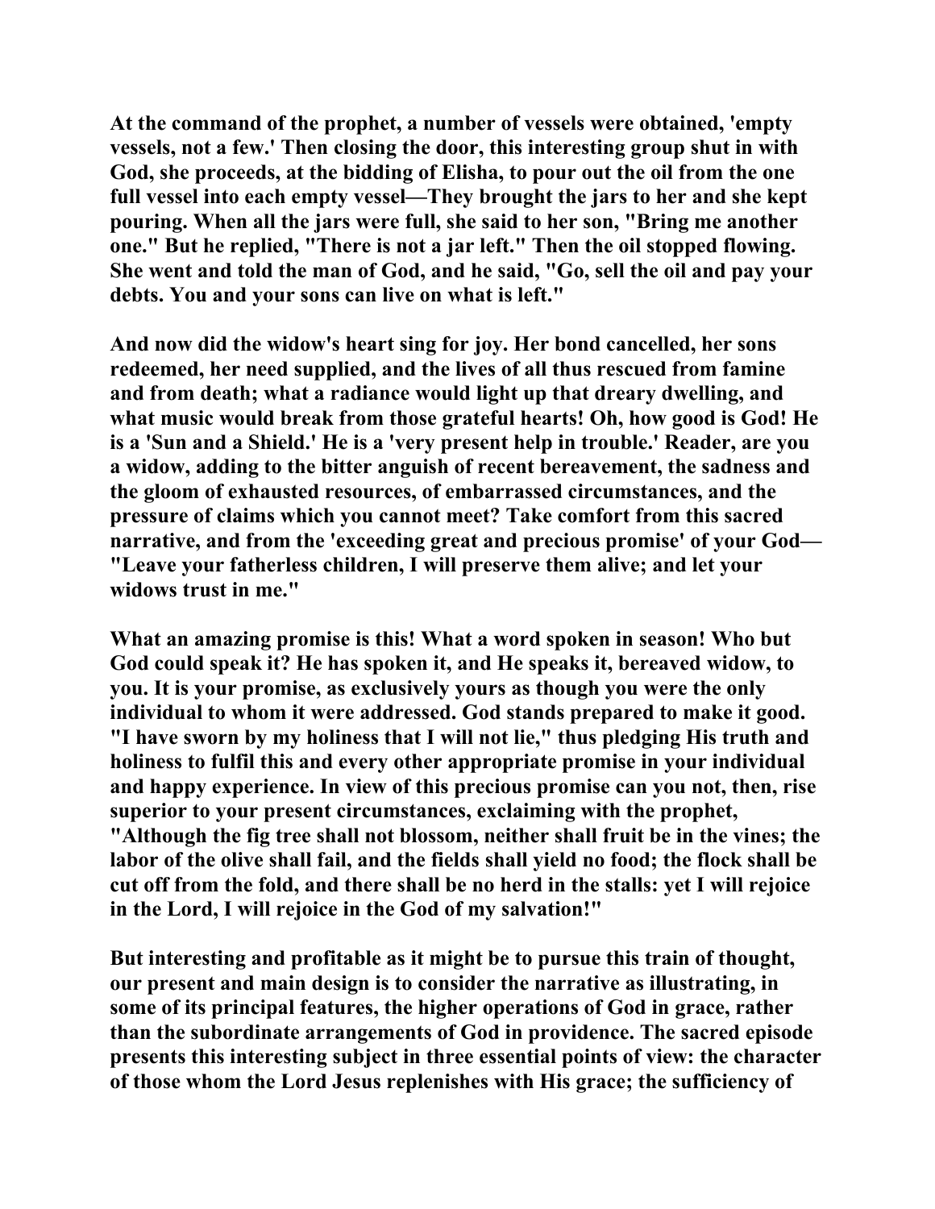At the command of the prophet, a number of vessels were obtained, 'empty vessels, not a few.' Then closing the door, this interesting group shut in with God, she proceeds, at the bidding of Elisha, to pour out the oil from the one full vessel into each empty vessel—They brought the jars to her and she kept pouring. When all the jars were full, she said to her son, "Bring me another one." But he replied, "There is not a jar left." Then the oil stopped flowing. She went and told the man of God, and he said, "Go, sell the oil and pay your debts. You and your sons can live on what is left."

And now did the widow's heart sing for joy. Her bond cancelled, her sons redeemed, her need supplied, and the lives of all thus rescued from famine and from death; what a radiance would light up that dreary dwelling, and what music would break from those grateful hearts! Oh, how good is God! He is a 'Sun and a Shield.' He is a 'very present help in trouble.' Reader, are you a widow, adding to the bitter anguish of recent bereavement, the sadness and the gloom of exhausted resources, of embarrassed circumstances, and the pressure of claims which you cannot meet? Take comfort from this sacred narrative, and from the 'exceeding great and precious promise' of your God—"Leave your fatherless children, I will preserve them alive; and let your widows trust in me."

What an amazing promise is this! What a word spoken in season! Who but God could speak it? He has spoken it, and He speaks it, bereaved widow, to you. It is your promise, as exclusively yours as though you were the only individual to whom it were addressed. God stands prepared to make it good. "I have sworn by my holiness that I will not lie," thus pledging His truth and holiness to fulfil this and every other appropriate promise in your individual and happy experience. In view of this precious promise can you not, then, rise superior to your present circumstances, exclaiming with the prophet, "Although the fig tree shall not blossom, neither shall fruit be in the vines; the labor of the olive shall fail, and the fields shall yield no food; the flock shall be cut off from the fold, and there shall be no herd in the stalls: yet I will rejoice in the Lord, I will rejoice in the God of my salvation!"

But interesting and profitable as it might be to pursue this train of thought, our present and main design is to consider the narrative as illustrating, in some of its principal features, the higher operations of God in grace, rather than the subordinate arrangements of God in providence. The sacred episode presents this interesting subject in three essential points of view: the character of those whom the Lord Jesus replenishes with His grace; the sufficiency of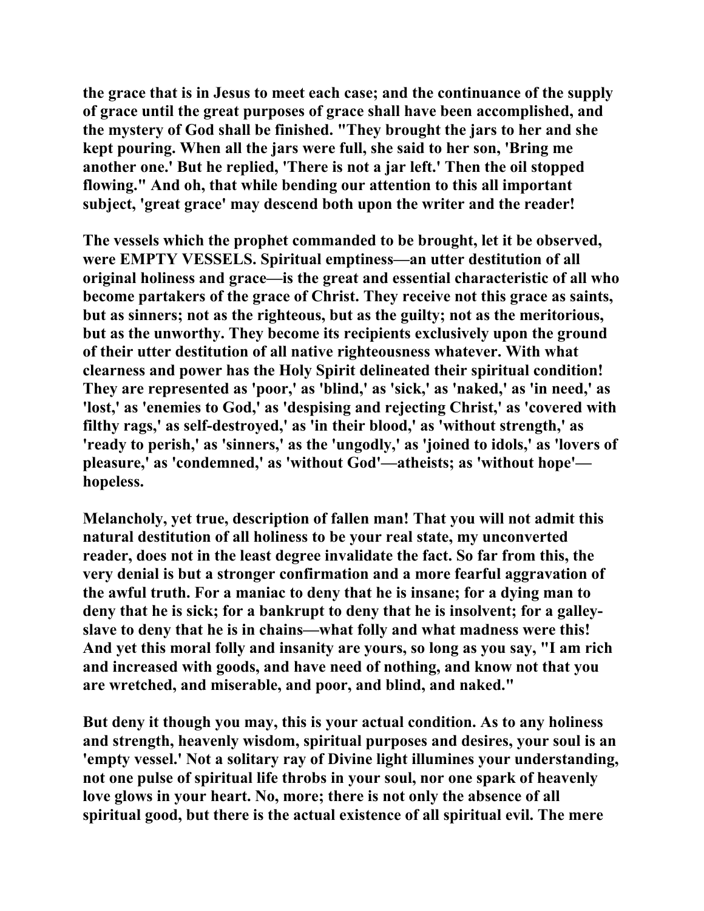**the grace that is in Jesus to meet each case; and the continuance of the supply of grace until the great purposes of grace shall have been accomplished, and the mystery of God shall be finished. "They brought the jars to her and she kept pouring. When all the jars were full, she said to her son, 'Bring me another one.' But he replied, 'There is not a jar left.' Then the oil stopped flowing." And oh, that while bending our attention to this all important subject, 'great grace' may descend both upon the writer and the reader!**

**The vessels which the prophet commanded to be brought, let it be observed, were EMPTY VESSELS. Spiritual emptiness—an utter destitution of all original holiness and grace—is the great and essential characteristic of all who become partakers of the grace of Christ. They receive not this grace as saints, but as sinners; not as the righteous, but as the guilty; not as the meritorious, but as the unworthy. They become its recipients exclusively upon the ground of their utter destitution of all native righteousness whatever. With what clearness and power has the Holy Spirit delineated their spiritual condition! They are represented as 'poor,' as 'blind,' as 'sick,' as 'naked,' as 'in need,' as 'lost,' as 'enemies to God,' as 'despising and rejecting Christ,' as 'covered with filthy rags,' as self-destroyed,' as 'in their blood,' as 'without strength,' as 'ready to perish,' as 'sinners,' as the 'ungodly,' as 'joined to idols,' as 'lovers of pleasure,' as 'condemned,' as 'without God'—atheists; as 'without hope'—hopeless.**

**Melancholy, yet true, description of fallen man! That you will not admit this natural destitution of all holiness to be your real state, my unconverted reader, does not in the least degree invalidate the fact. So far from this, the very denial is but a stronger confirmation and a more fearful aggravation of the awful truth. For a maniac to deny that he is insane; for a dying man to deny that he is sick; for a bankrupt to deny that he is insolvent; for a galley-slave to deny that he is in chains—what folly and what madness were this! And yet this moral folly and insanity are yours, so long as you say, "I am rich and increased with goods, and have need of nothing, and know not that you are wretched, and miserable, and poor, and blind, and naked."**

**But deny it though you may, this is your actual condition. As to any holiness and strength, heavenly wisdom, spiritual purposes and desires, your soul is an 'empty vessel.' Not a solitary ray of Divine light illumines your understanding, not one pulse of spiritual life throbs in your soul, nor one spark of heavenly love glows in your heart. No, more; there is not only the absence of all spiritual good, but there is the actual existence of all spiritual evil. The mere**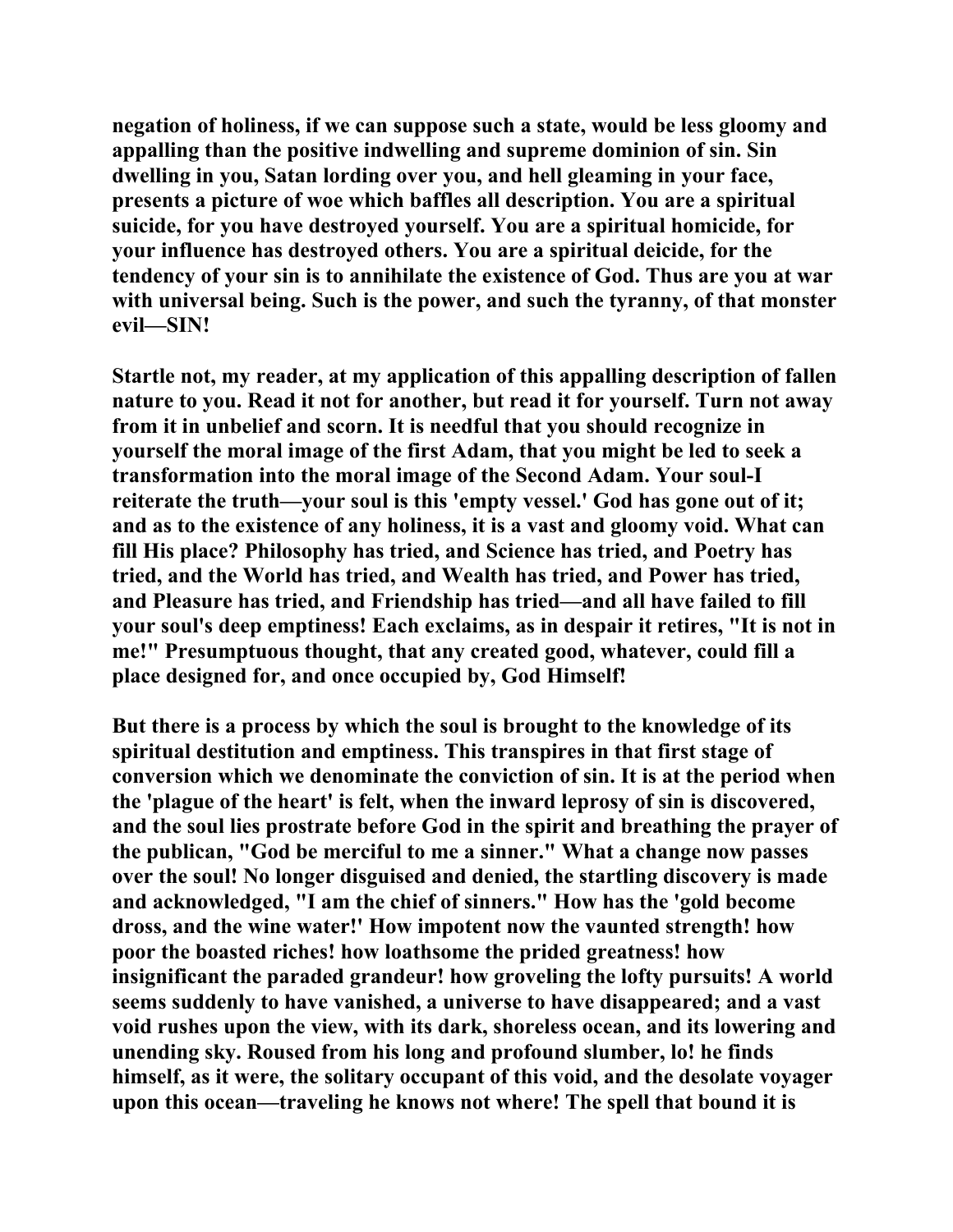negation of holiness, if we can suppose such a state, would be less gloomy and appalling than the positive indwelling and supreme dominion of sin. Sin dwelling in you, Satan lording over you, and hell gleaming in your face, presents a picture of woe which baffles all description. You are a spiritual suicide, for you have destroyed yourself. You are a spiritual homicide, for your influence has destroyed others. You are a spiritual deicide, for the tendency of your sin is to annihilate the existence of God. Thus are you at war with universal being. Such is the power, and such the tyranny, of that monster evil—SIN!

Startle not, my reader, at my application of this appalling description of fallen nature to you. Read it not for another, but read it for yourself. Turn not away from it in unbelief and scorn. It is needful that you should recognize in yourself the moral image of the first Adam, that you might be led to seek a transformation into the moral image of the Second Adam. Your soul-I reiterate the truth—your soul is this 'empty vessel.' God has gone out of it; and as to the existence of any holiness, it is a vast and gloomy void. What can fill His place? Philosophy has tried, and Science has tried, and Poetry has tried, and the World has tried, and Wealth has tried, and Power has tried, and Pleasure has tried, and Friendship has tried—and all have failed to fill your soul's deep emptiness! Each exclaims, as in despair it retires, "It is not in me!" Presumptuous thought, that any created good, whatever, could fill a place designed for, and once occupied by, God Himself!

But there is a process by which the soul is brought to the knowledge of its spiritual destitution and emptiness. This transpires in that first stage of conversion which we denominate the conviction of sin. It is at the period when the 'plague of the heart' is felt, when the inward leprosy of sin is discovered, and the soul lies prostrate before God in the spirit and breathing the prayer of the publican, "God be merciful to me a sinner." What a change now passes over the soul! No longer disguised and denied, the startling discovery is made and acknowledged, "I am the chief of sinners." How has the 'gold become dross, and the wine water!' How impotent now the vaunted strength! how poor the boasted riches! how loathsome the prided greatness! how insignificant the paraded grandeur! how groveling the lofty pursuits! A world seems suddenly to have vanished, a universe to have disappeared; and a vast void rushes upon the view, with its dark, shoreless ocean, and its lowering and unending sky. Roused from his long and profound slumber, lo! he finds himself, as it were, the solitary occupant of this void, and the desolate voyager upon this ocean—traveling he knows not where! The spell that bound it is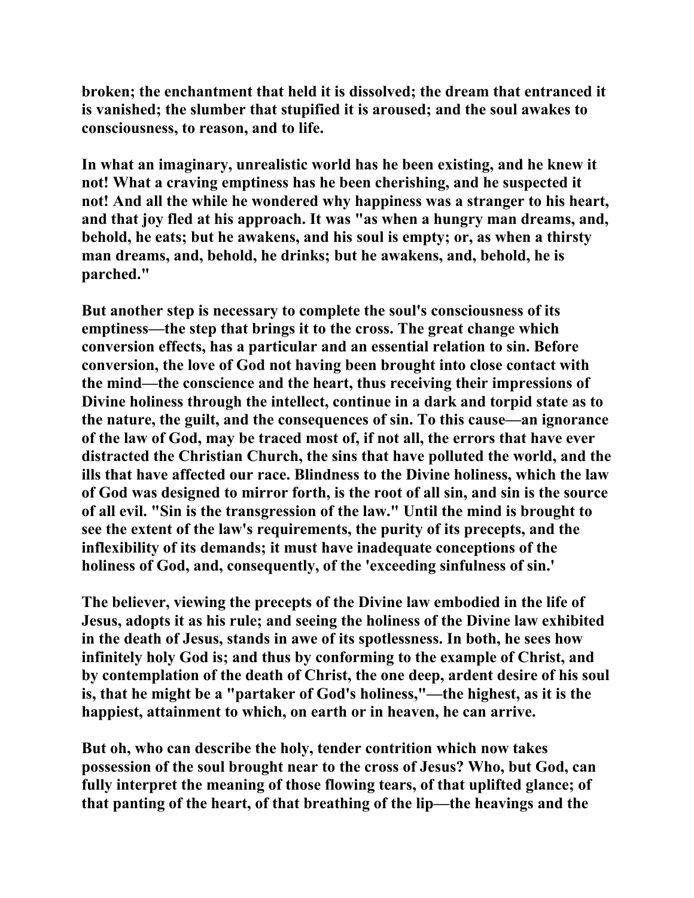broken; the enchantment that held it is dissolved; the dream that entranced it is vanished; the slumber that stupified it is aroused; and the soul awakes to consciousness, to reason, and to life.

In what an imaginary, unrealistic world has he been existing, and he knew it not! What a craving emptiness has he been cherishing, and he suspected it not! And all the while he wondered why happiness was a stranger to his heart, and that joy fled at his approach. It was "as when a hungry man dreams, and, behold, he eats; but he awakens, and his soul is empty; or, as when a thirsty man dreams, and, behold, he drinks; but he awakens, and, behold, he is parched."

But another step is necessary to complete the soul's consciousness of its emptiness—the step that brings it to the cross. The great change which conversion effects, has a particular and an essential relation to sin. Before conversion, the love of God not having been brought into close contact with the mind—the conscience and the heart, thus receiving their impressions of Divine holiness through the intellect, continue in a dark and torpid state as to the nature, the guilt, and the consequences of sin. To this cause—an ignorance of the law of God, may be traced most of, if not all, the errors that have ever distracted the Christian Church, the sins that have polluted the world, and the ills that have affected our race. Blindness to the Divine holiness, which the law of God was designed to mirror forth, is the root of all sin, and sin is the source of all evil. "Sin is the transgression of the law." Until the mind is brought to see the extent of the law's requirements, the purity of its precepts, and the inflexibility of its demands; it must have inadequate conceptions of the holiness of God, and, consequently, of the 'exceeding sinfulness of sin.'

The believer, viewing the precepts of the Divine law embodied in the life of Jesus, adopts it as his rule; and seeing the holiness of the Divine law exhibited in the death of Jesus, stands in awe of its spotlessness. In both, he sees how infinitely holy God is; and thus by conforming to the example of Christ, and by contemplation of the death of Christ, the one deep, ardent desire of his soul is, that he might be a "partaker of God's holiness,"—the highest, as it is the happiest, attainment to which, on earth or in heaven, he can arrive.

But oh, who can describe the holy, tender contrition which now takes possession of the soul brought near to the cross of Jesus? Who, but God, can fully interpret the meaning of those flowing tears, of that uplifted glance; of that panting of the heart, of that breathing of the lip—the heavings and the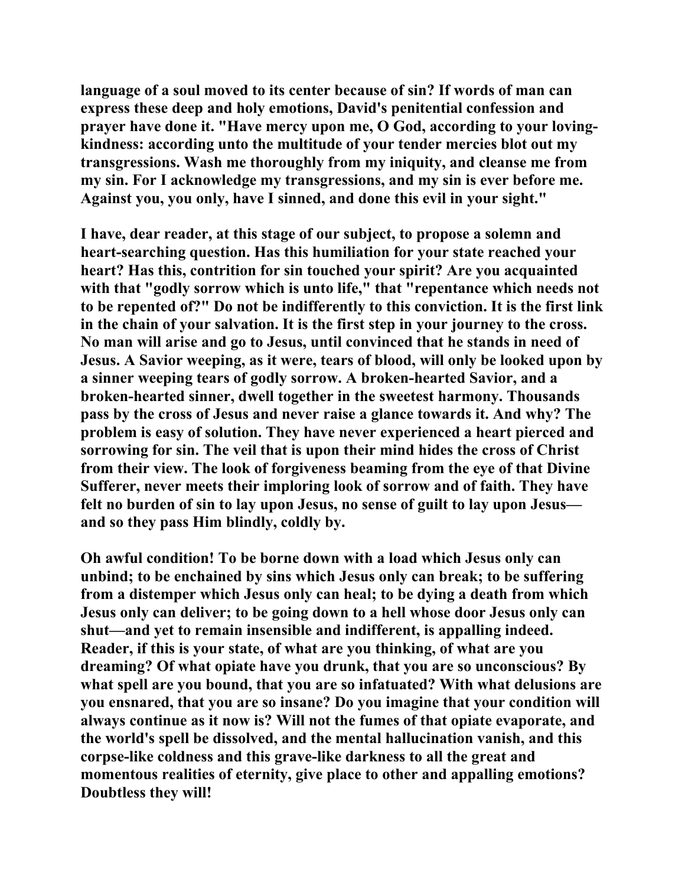language of a soul moved to its center because of sin? If words of man can express these deep and holy emotions, David's penitential confession and prayer have done it. "Have mercy upon me, O God, according to your loving-kindness: according unto the multitude of your tender mercies blot out my transgressions. Wash me thoroughly from my iniquity, and cleanse me from my sin. For I acknowledge my transgressions, and my sin is ever before me. Against you, you only, have I sinned, and done this evil in your sight."

I have, dear reader, at this stage of our subject, to propose a solemn and heart-searching question. Has this humiliation for your state reached your heart? Has this, contrition for sin touched your spirit? Are you acquainted with that "godly sorrow which is unto life," that "repentance which needs not to be repented of?" Do not be indifferently to this conviction. It is the first link in the chain of your salvation. It is the first step in your journey to the cross. No man will arise and go to Jesus, until convinced that he stands in need of Jesus. A Savior weeping, as it were, tears of blood, will only be looked upon by a sinner weeping tears of godly sorrow. A broken-hearted Savior, and a broken-hearted sinner, dwell together in the sweetest harmony. Thousands pass by the cross of Jesus and never raise a glance towards it. And why? The problem is easy of solution. They have never experienced a heart pierced and sorrowing for sin. The veil that is upon their mind hides the cross of Christ from their view. The look of forgiveness beaming from the eye of that Divine Sufferer, never meets their imploring look of sorrow and of faith. They have felt no burden of sin to lay upon Jesus, no sense of guilt to lay upon Jesus—and so they pass Him blindly, coldly by.

Oh awful condition! To be borne down with a load which Jesus only can unbind; to be enchained by sins which Jesus only can break; to be suffering from a distemper which Jesus only can heal; to be dying a death from which Jesus only can deliver; to be going down to a hell whose door Jesus only can shut—and yet to remain insensible and indifferent, is appalling indeed. Reader, if this is your state, of what are you thinking, of what are you dreaming? Of what opiate have you drunk, that you are so unconscious? By what spell are you bound, that you are so infatuated? With what delusions are you ensnared, that you are so insane? Do you imagine that your condition will always continue as it now is? Will not the fumes of that opiate evaporate, and the world's spell be dissolved, and the mental hallucination vanish, and this corpse-like coldness and this grave-like darkness to all the great and momentous realities of eternity, give place to other and appalling emotions? Doubtless they will!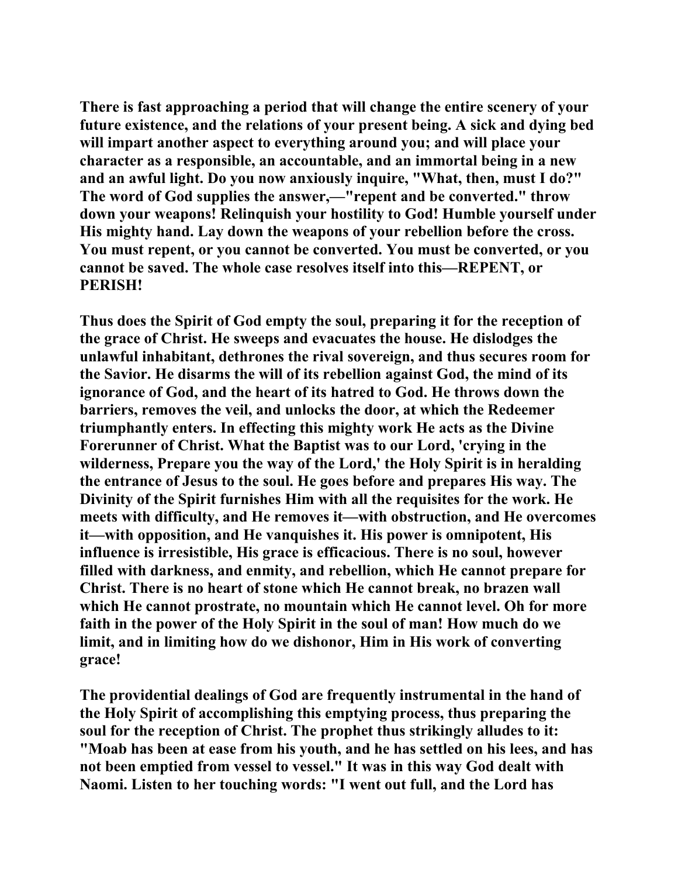**There is fast approaching a period that will change the entire scenery of your future existence, and the relations of your present being. A sick and dying bed will impart another aspect to everything around you; and will place your character as a responsible, an accountable, and an immortal being in a new and an awful light. Do you now anxiously inquire, "What, then, must I do?" The word of God supplies the answer,—"repent and be converted." throw down your weapons! Relinquish your hostility to God! Humble yourself under His mighty hand. Lay down the weapons of your rebellion before the cross. You must repent, or you cannot be converted. You must be converted, or you cannot be saved. The whole case resolves itself into this—REPENT, or PERISH!**

**Thus does the Spirit of God empty the soul, preparing it for the reception of the grace of Christ. He sweeps and evacuates the house. He dislodges the unlawful inhabitant, dethrones the rival sovereign, and thus secures room for the Savior. He disarms the will of its rebellion against God, the mind of its ignorance of God, and the heart of its hatred to God. He throws down the barriers, removes the veil, and unlocks the door, at which the Redeemer triumphantly enters. In effecting this mighty work He acts as the Divine Forerunner of Christ. What the Baptist was to our Lord, 'crying in the wilderness, Prepare you the way of the Lord,' the Holy Spirit is in heralding the entrance of Jesus to the soul. He goes before and prepares His way. The Divinity of the Spirit furnishes Him with all the requisites for the work. He meets with difficulty, and He removes it—with obstruction, and He overcomes it—with opposition, and He vanquishes it. His power is omnipotent, His influence is irresistible, His grace is efficacious. There is no soul, however filled with darkness, and enmity, and rebellion, which He cannot prepare for Christ. There is no heart of stone which He cannot break, no brazen wall which He cannot prostrate, no mountain which He cannot level. Oh for more faith in the power of the Holy Spirit in the soul of man! How much do we limit, and in limiting how do we dishonor, Him in His work of converting grace!**

**The providential dealings of God are frequently instrumental in the hand of the Holy Spirit of accomplishing this emptying process, thus preparing the soul for the reception of Christ. The prophet thus strikingly alludes to it: "Moab has been at ease from his youth, and he has settled on his lees, and has not been emptied from vessel to vessel." It was in this way God dealt with Naomi. Listen to her touching words: "I went out full, and the Lord has**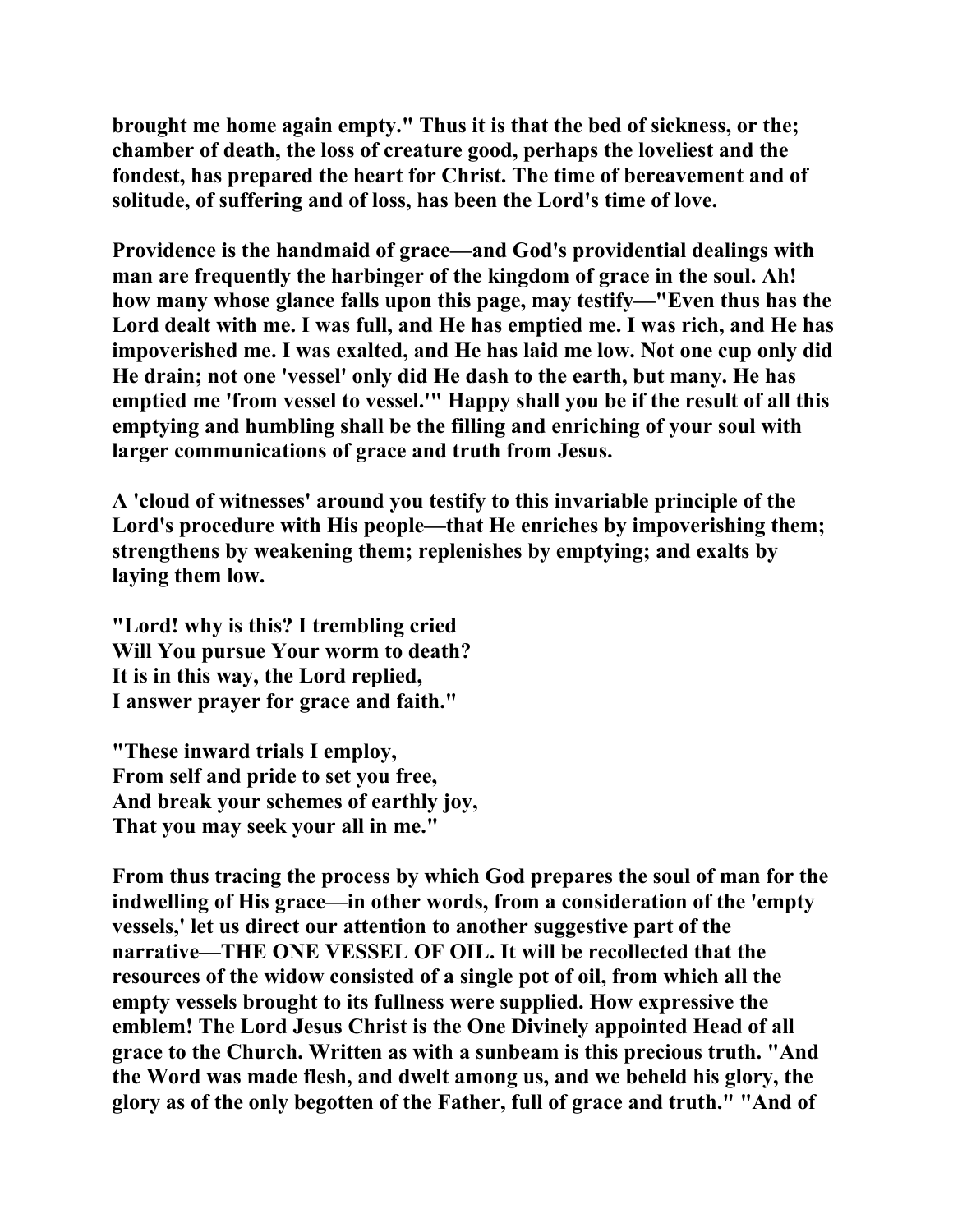**brought me home again empty." Thus it is that the bed of sickness, or the; chamber of death, the loss of creature good, perhaps the loveliest and the fondest, has prepared the heart for Christ. The time of bereavement and of solitude, of suffering and of loss, has been the Lord's time of love.**

**Providence is the handmaid of grace—and God's providential dealings with man are frequently the harbinger of the kingdom of grace in the soul. Ah! how many whose glance falls upon this page, may testify—"Even thus has the Lord dealt with me. I was full, and He has emptied me. I was rich, and He has impoverished me. I was exalted, and He has laid me low. Not one cup only did He drain; not one 'vessel' only did He dash to the earth, but many. He has emptied me 'from vessel to vessel.'" Happy shall you be if the result of all this emptying and humbling shall be the filling and enriching of your soul with larger communications of grace and truth from Jesus.**

**A 'cloud of witnesses' around you testify to this invariable principle of the Lord's procedure with His people—that He enriches by impoverishing them; strengthens by weakening them; replenishes by emptying; and exalts by laying them low.**

**"Lord! why is this? I trembling cried**
**Will You pursue Your worm to death?**
**It is in this way, the Lord replied,**
**I answer prayer for grace and faith."**

**"These inward trials I employ,**
**From self and pride to set you free,**
**And break your schemes of earthly joy,**
**That you may seek your all in me."**

**From thus tracing the process by which God prepares the soul of man for the indwelling of His grace—in other words, from a consideration of the 'empty vessels,' let us direct our attention to another suggestive part of the narrative—THE ONE VESSEL OF OIL. It will be recollected that the resources of the widow consisted of a single pot of oil, from which all the empty vessels brought to its fullness were supplied. How expressive the emblem! The Lord Jesus Christ is the One Divinely appointed Head of all grace to the Church. Written as with a sunbeam is this precious truth. "And the Word was made flesh, and dwelt among us, and we beheld his glory, the glory as of the only begotten of the Father, full of grace and truth." "And of**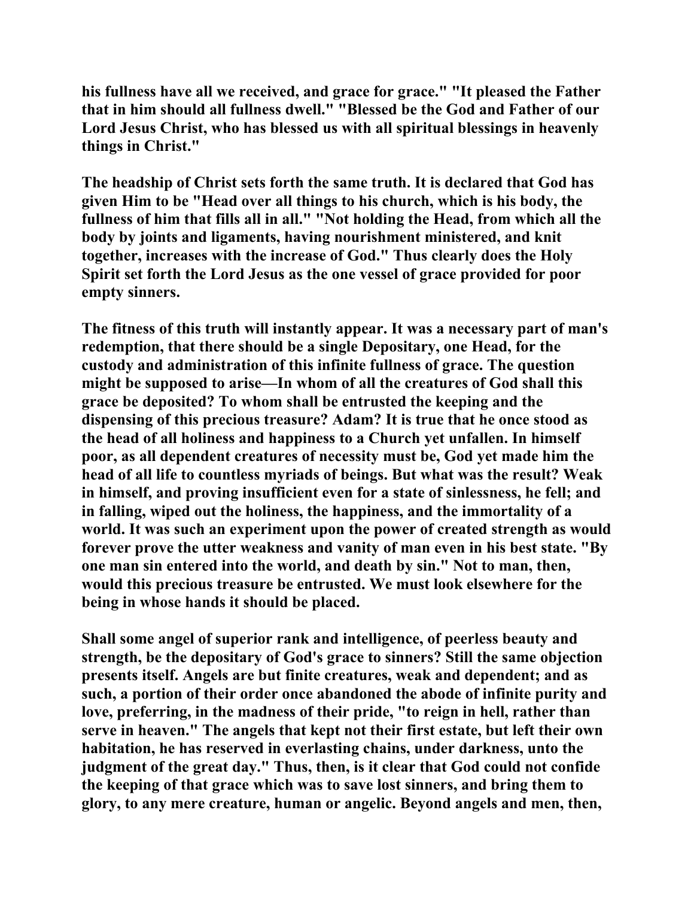his fullness have all we received, and grace for grace." "It pleased the Father that in him should all fullness dwell." "Blessed be the God and Father of our Lord Jesus Christ, who has blessed us with all spiritual blessings in heavenly things in Christ."

The headship of Christ sets forth the same truth. It is declared that God has given Him to be "Head over all things to his church, which is his body, the fullness of him that fills all in all." "Not holding the Head, from which all the body by joints and ligaments, having nourishment ministered, and knit together, increases with the increase of God." Thus clearly does the Holy Spirit set forth the Lord Jesus as the one vessel of grace provided for poor empty sinners.

The fitness of this truth will instantly appear. It was a necessary part of man's redemption, that there should be a single Depositary, one Head, for the custody and administration of this infinite fullness of grace. The question might be supposed to arise—In whom of all the creatures of God shall this grace be deposited? To whom shall be entrusted the keeping and the dispensing of this precious treasure? Adam? It is true that he once stood as the head of all holiness and happiness to a Church yet unfallen. In himself poor, as all dependent creatures of necessity must be, God yet made him the head of all life to countless myriads of beings. But what was the result? Weak in himself, and proving insufficient even for a state of sinlessness, he fell; and in falling, wiped out the holiness, the happiness, and the immortality of a world. It was such an experiment upon the power of created strength as would forever prove the utter weakness and vanity of man even in his best state. "By one man sin entered into the world, and death by sin." Not to man, then, would this precious treasure be entrusted. We must look elsewhere for the being in whose hands it should be placed.

Shall some angel of superior rank and intelligence, of peerless beauty and strength, be the depositary of God's grace to sinners? Still the same objection presents itself. Angels are but finite creatures, weak and dependent; and as such, a portion of their order once abandoned the abode of infinite purity and love, preferring, in the madness of their pride, "to reign in hell, rather than serve in heaven." The angels that kept not their first estate, but left their own habitation, he has reserved in everlasting chains, under darkness, unto the judgment of the great day." Thus, then, is it clear that God could not confide the keeping of that grace which was to save lost sinners, and bring them to glory, to any mere creature, human or angelic. Beyond angels and men, then,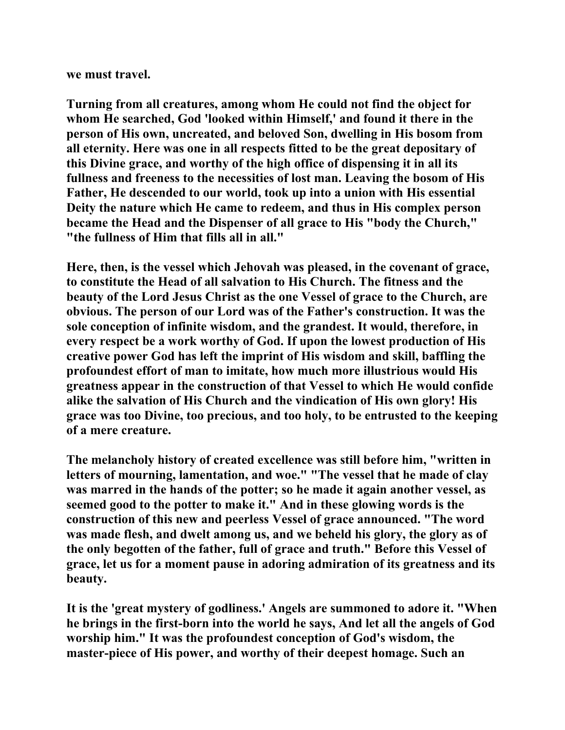we must travel.

Turning from all creatures, among whom He could not find the object for whom He searched, God 'looked within Himself,' and found it there in the person of His own, uncreated, and beloved Son, dwelling in His bosom from all eternity. Here was one in all respects fitted to be the great depositary of this Divine grace, and worthy of the high office of dispensing it in all its fullness and freeness to the necessities of lost man. Leaving the bosom of His Father, He descended to our world, took up into a union with His essential Deity the nature which He came to redeem, and thus in His complex person became the Head and the Dispenser of all grace to His "body the Church," "the fullness of Him that fills all in all."

Here, then, is the vessel which Jehovah was pleased, in the covenant of grace, to constitute the Head of all salvation to His Church. The fitness and the beauty of the Lord Jesus Christ as the one Vessel of grace to the Church, are obvious. The person of our Lord was of the Father's construction. It was the sole conception of infinite wisdom, and the grandest. It would, therefore, in every respect be a work worthy of God. If upon the lowest production of His creative power God has left the imprint of His wisdom and skill, baffling the profoundest effort of man to imitate, how much more illustrious would His greatness appear in the construction of that Vessel to which He would confide alike the salvation of His Church and the vindication of His own glory! His grace was too Divine, too precious, and too holy, to be entrusted to the keeping of a mere creature.

The melancholy history of created excellence was still before him, "written in letters of mourning, lamentation, and woe." "The vessel that he made of clay was marred in the hands of the potter; so he made it again another vessel, as seemed good to the potter to make it." And in these glowing words is the construction of this new and peerless Vessel of grace announced. "The word was made flesh, and dwelt among us, and we beheld his glory, the glory as of the only begotten of the father, full of grace and truth." Before this Vessel of grace, let us for a moment pause in adoring admiration of its greatness and its beauty.

It is the 'great mystery of godliness.' Angels are summoned to adore it. "When he brings in the first-born into the world he says, And let all the angels of God worship him." It was the profoundest conception of God's wisdom, the master-piece of His power, and worthy of their deepest homage. Such an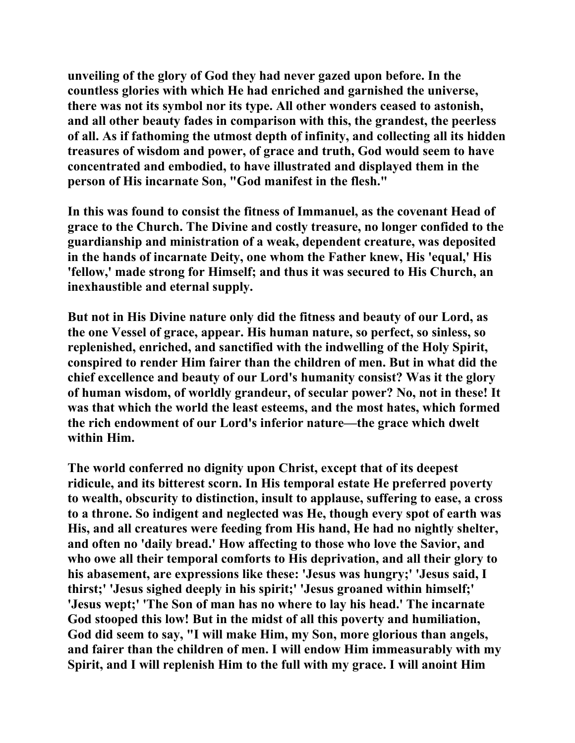unveiling of the glory of God they had never gazed upon before. In the countless glories with which He had enriched and garnished the universe, there was not its symbol nor its type. All other wonders ceased to astonish, and all other beauty fades in comparison with this, the grandest, the peerless of all. As if fathoming the utmost depth of infinity, and collecting all its hidden treasures of wisdom and power, of grace and truth, God would seem to have concentrated and embodied, to have illustrated and displayed them in the person of His incarnate Son, "God manifest in the flesh."

In this was found to consist the fitness of Immanuel, as the covenant Head of grace to the Church. The Divine and costly treasure, no longer confided to the guardianship and ministration of a weak, dependent creature, was deposited in the hands of incarnate Deity, one whom the Father knew, His 'equal,' His 'fellow,' made strong for Himself; and thus it was secured to His Church, an inexhaustible and eternal supply.

But not in His Divine nature only did the fitness and beauty of our Lord, as the one Vessel of grace, appear. His human nature, so perfect, so sinless, so replenished, enriched, and sanctified with the indwelling of the Holy Spirit, conspired to render Him fairer than the children of men. But in what did the chief excellence and beauty of our Lord's humanity consist? Was it the glory of human wisdom, of worldly grandeur, of secular power? No, not in these! It was that which the world the least esteems, and the most hates, which formed the rich endowment of our Lord's inferior nature—the grace which dwelt within Him.

The world conferred no dignity upon Christ, except that of its deepest ridicule, and its bitterest scorn. In His temporal estate He preferred poverty to wealth, obscurity to distinction, insult to applause, suffering to ease, a cross to a throne. So indigent and neglected was He, though every spot of earth was His, and all creatures were feeding from His hand, He had no nightly shelter, and often no 'daily bread.' How affecting to those who love the Savior, and who owe all their temporal comforts to His deprivation, and all their glory to his abasement, are expressions like these: 'Jesus was hungry;' 'Jesus said, I thirst;' 'Jesus sighed deeply in his spirit;' 'Jesus groaned within himself;' 'Jesus wept;' 'The Son of man has no where to lay his head.' The incarnate God stooped this low! But in the midst of all this poverty and humiliation, God did seem to say, "I will make Him, my Son, more glorious than angels, and fairer than the children of men. I will endow Him immeasurably with my Spirit, and I will replenish Him to the full with my grace. I will anoint Him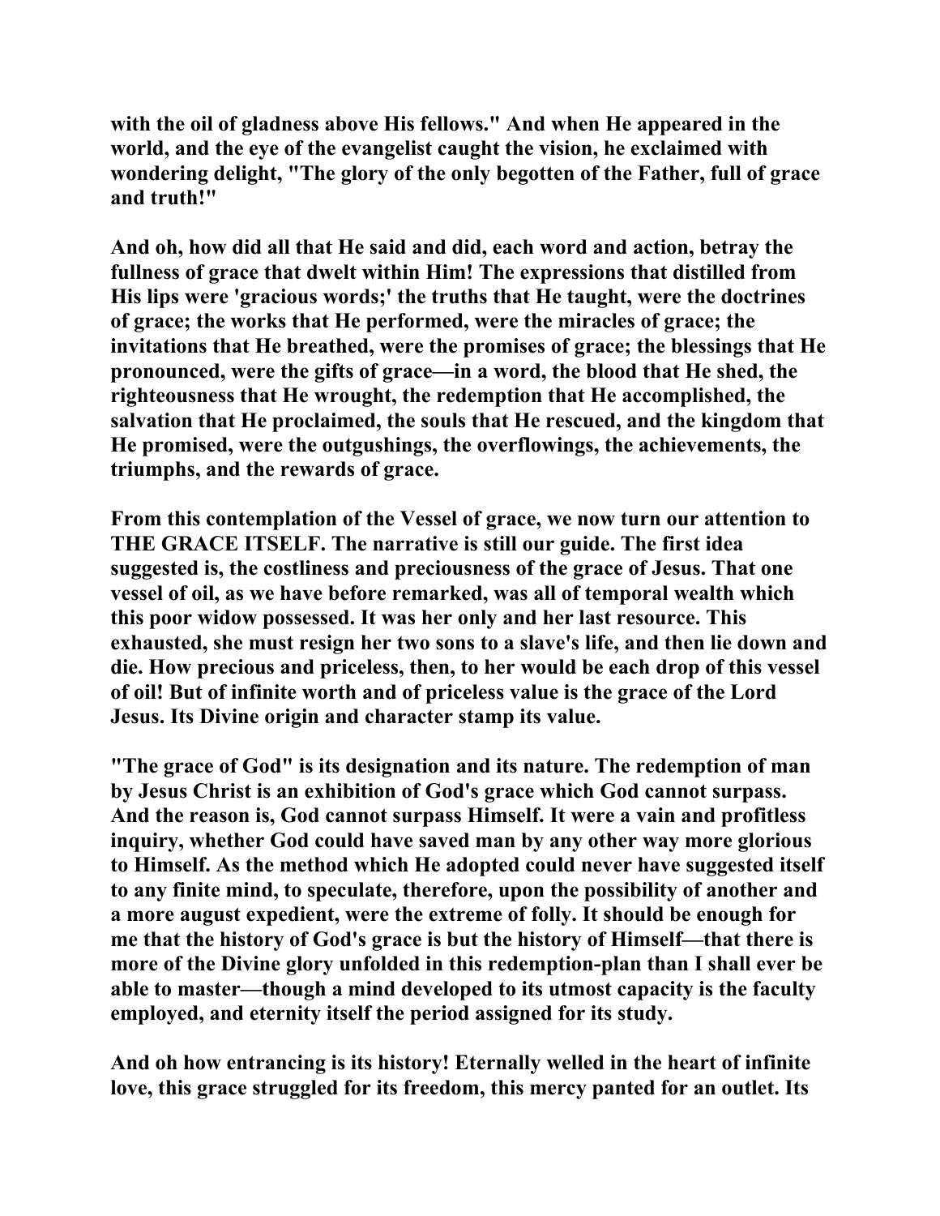**with the oil of gladness above His fellows." And when He appeared in the world, and the eye of the evangelist caught the vision, he exclaimed with wondering delight, "The glory of the only begotten of the Father, full of grace and truth!"**

**And oh, how did all that He said and did, each word and action, betray the fullness of grace that dwelt within Him! The expressions that distilled from His lips were 'gracious words;' the truths that He taught, were the doctrines of grace; the works that He performed, were the miracles of grace; the invitations that He breathed, were the promises of grace; the blessings that He pronounced, were the gifts of grace—in a word, the blood that He shed, the righteousness that He wrought, the redemption that He accomplished, the salvation that He proclaimed, the souls that He rescued, and the kingdom that He promised, were the outgushings, the overflowings, the achievements, the triumphs, and the rewards of grace.**

**From this contemplation of the Vessel of grace, we now turn our attention to THE GRACE ITSELF. The narrative is still our guide. The first idea suggested is, the costliness and preciousness of the grace of Jesus. That one vessel of oil, as we have before remarked, was all of temporal wealth which this poor widow possessed. It was her only and her last resource. This exhausted, she must resign her two sons to a slave's life, and then lie down and die. How precious and priceless, then, to her would be each drop of this vessel of oil! But of infinite worth and of priceless value is the grace of the Lord Jesus. Its Divine origin and character stamp its value.**

**"The grace of God" is its designation and its nature. The redemption of man by Jesus Christ is an exhibition of God's grace which God cannot surpass. And the reason is, God cannot surpass Himself. It were a vain and profitless inquiry, whether God could have saved man by any other way more glorious to Himself. As the method which He adopted could never have suggested itself to any finite mind, to speculate, therefore, upon the possibility of another and a more august expedient, were the extreme of folly. It should be enough for me that the history of God's grace is but the history of Himself—that there is more of the Divine glory unfolded in this redemption-plan than I shall ever be able to master—though a mind developed to its utmost capacity is the faculty employed, and eternity itself the period assigned for its study.**

**And oh how entrancing is its history! Eternally welled in the heart of infinite love, this grace struggled for its freedom, this mercy panted for an outlet. Its**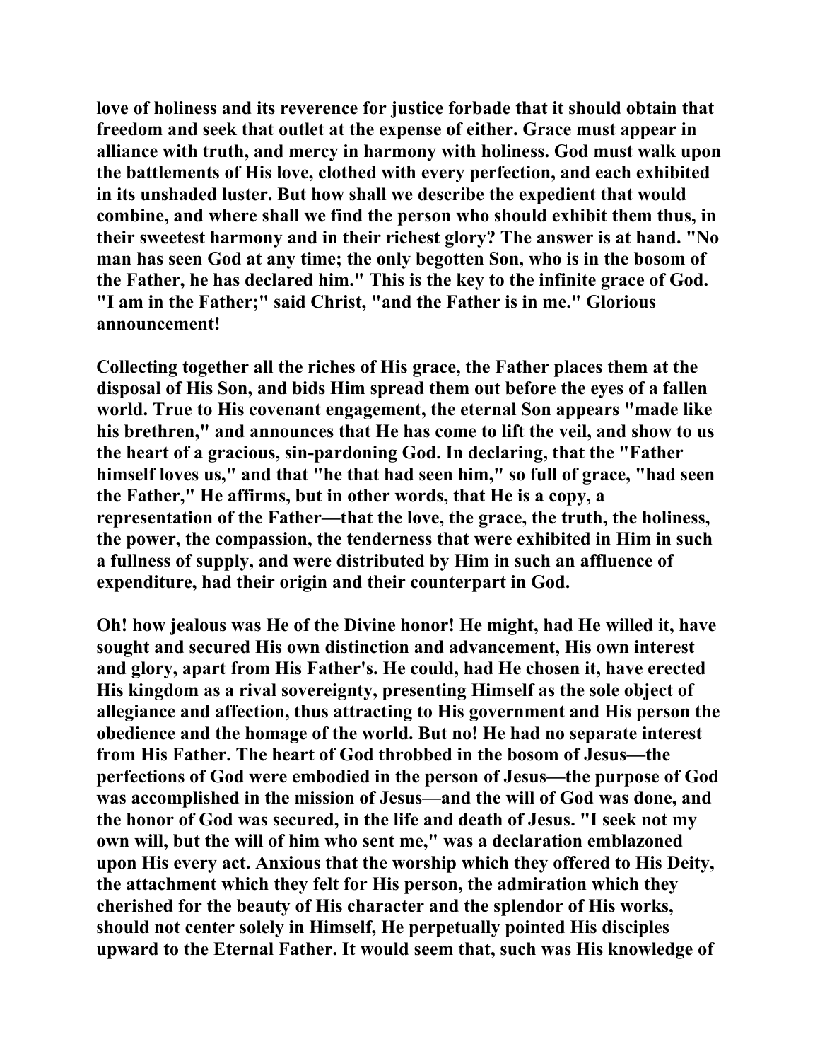love of holiness and its reverence for justice forbade that it should obtain that freedom and seek that outlet at the expense of either. Grace must appear in alliance with truth, and mercy in harmony with holiness. God must walk upon the battlements of His love, clothed with every perfection, and each exhibited in its unshaded luster. But how shall we describe the expedient that would combine, and where shall we find the person who should exhibit them thus, in their sweetest harmony and in their richest glory? The answer is at hand. "No man has seen God at any time; the only begotten Son, who is in the bosom of the Father, he has declared him." This is the key to the infinite grace of God. "I am in the Father;" said Christ, "and the Father is in me." Glorious announcement!

Collecting together all the riches of His grace, the Father places them at the disposal of His Son, and bids Him spread them out before the eyes of a fallen world. True to His covenant engagement, the eternal Son appears "made like his brethren," and announces that He has come to lift the veil, and show to us the heart of a gracious, sin-pardoning God. In declaring, that the "Father himself loves us," and that "he that had seen him," so full of grace, "had seen the Father," He affirms, but in other words, that He is a copy, a representation of the Father—that the love, the grace, the truth, the holiness, the power, the compassion, the tenderness that were exhibited in Him in such a fullness of supply, and were distributed by Him in such an affluence of expenditure, had their origin and their counterpart in God.

Oh! how jealous was He of the Divine honor! He might, had He willed it, have sought and secured His own distinction and advancement, His own interest and glory, apart from His Father's. He could, had He chosen it, have erected His kingdom as a rival sovereignty, presenting Himself as the sole object of allegiance and affection, thus attracting to His government and His person the obedience and the homage of the world. But no! He had no separate interest from His Father. The heart of God throbbed in the bosom of Jesus—the perfections of God were embodied in the person of Jesus—the purpose of God was accomplished in the mission of Jesus—and the will of God was done, and the honor of God was secured, in the life and death of Jesus. "I seek not my own will, but the will of him who sent me," was a declaration emblazoned upon His every act. Anxious that the worship which they offered to His Deity, the attachment which they felt for His person, the admiration which they cherished for the beauty of His character and the splendor of His works, should not center solely in Himself, He perpetually pointed His disciples upward to the Eternal Father. It would seem that, such was His knowledge of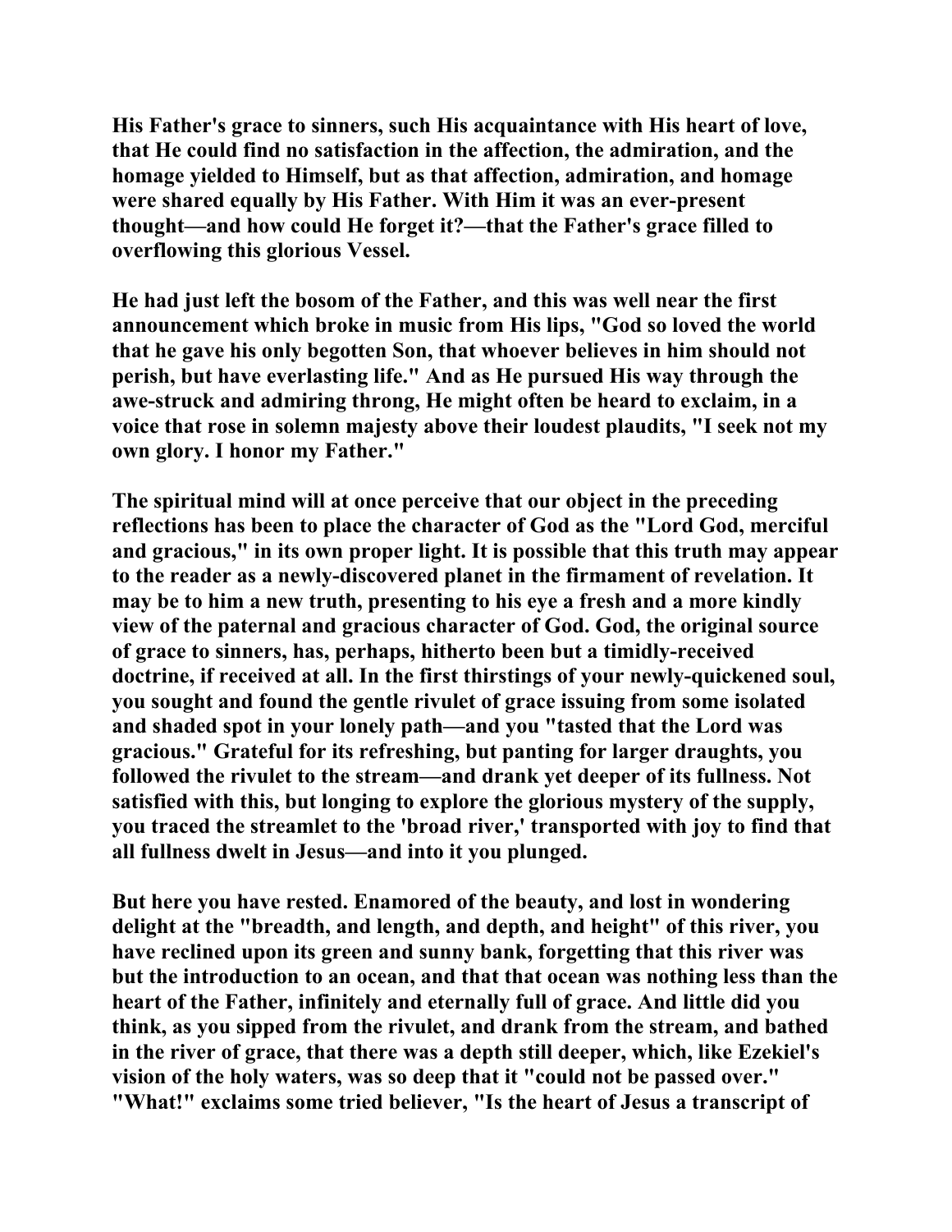His Father's grace to sinners, such His acquaintance with His heart of love, that He could find no satisfaction in the affection, the admiration, and the homage yielded to Himself, but as that affection, admiration, and homage were shared equally by His Father. With Him it was an ever-present thought—and how could He forget it?—that the Father's grace filled to overflowing this glorious Vessel.

He had just left the bosom of the Father, and this was well near the first announcement which broke in music from His lips, "God so loved the world that he gave his only begotten Son, that whoever believes in him should not perish, but have everlasting life." And as He pursued His way through the awe-struck and admiring throng, He might often be heard to exclaim, in a voice that rose in solemn majesty above their loudest plaudits, "I seek not my own glory. I honor my Father."

The spiritual mind will at once perceive that our object in the preceding reflections has been to place the character of God as the "Lord God, merciful and gracious," in its own proper light. It is possible that this truth may appear to the reader as a newly-discovered planet in the firmament of revelation. It may be to him a new truth, presenting to his eye a fresh and a more kindly view of the paternal and gracious character of God. God, the original source of grace to sinners, has, perhaps, hitherto been but a timidly-received doctrine, if received at all. In the first thirstings of your newly-quickened soul, you sought and found the gentle rivulet of grace issuing from some isolated and shaded spot in your lonely path—and you "tasted that the Lord was gracious." Grateful for its refreshing, but panting for larger draughts, you followed the rivulet to the stream—and drank yet deeper of its fullness. Not satisfied with this, but longing to explore the glorious mystery of the supply, you traced the streamlet to the 'broad river,' transported with joy to find that all fullness dwelt in Jesus—and into it you plunged.

But here you have rested. Enamored of the beauty, and lost in wondering delight at the "breadth, and length, and depth, and height" of this river, you have reclined upon its green and sunny bank, forgetting that this river was but the introduction to an ocean, and that that ocean was nothing less than the heart of the Father, infinitely and eternally full of grace. And little did you think, as you sipped from the rivulet, and drank from the stream, and bathed in the river of grace, that there was a depth still deeper, which, like Ezekiel's vision of the holy waters, was so deep that it "could not be passed over." "What!" exclaims some tried believer, "Is the heart of Jesus a transcript of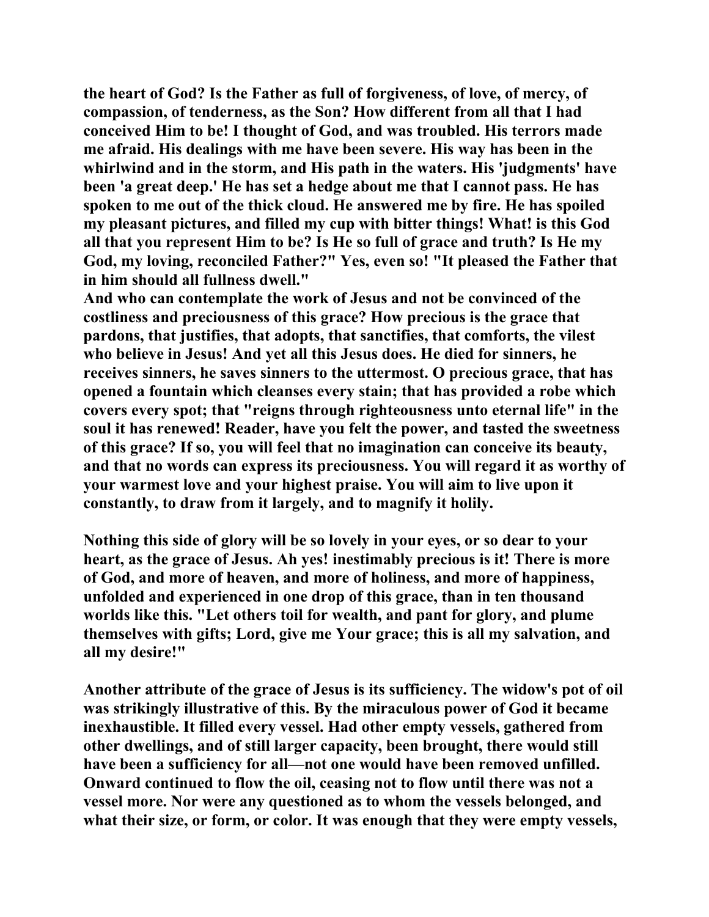the heart of God? Is the Father as full of forgiveness, of love, of mercy, of compassion, of tenderness, as the Son? How different from all that I had conceived Him to be! I thought of God, and was troubled. His terrors made me afraid. His dealings with me have been severe. His way has been in the whirlwind and in the storm, and His path in the waters. His 'judgments' have been 'a great deep.' He has set a hedge about me that I cannot pass. He has spoken to me out of the thick cloud. He answered me by fire. He has spoiled my pleasant pictures, and filled my cup with bitter things! What! is this God all that you represent Him to be? Is He so full of grace and truth? Is He my God, my loving, reconciled Father?" Yes, even so! "It pleased the Father that in him should all fullness dwell."

And who can contemplate the work of Jesus and not be convinced of the costliness and preciousness of this grace? How precious is the grace that pardons, that justifies, that adopts, that sanctifies, that comforts, the vilest who believe in Jesus! And yet all this Jesus does. He died for sinners, he receives sinners, he saves sinners to the uttermost. O precious grace, that has opened a fountain which cleanses every stain; that has provided a robe which covers every spot; that "reigns through righteousness unto eternal life" in the soul it has renewed! Reader, have you felt the power, and tasted the sweetness of this grace? If so, you will feel that no imagination can conceive its beauty, and that no words can express its preciousness. You will regard it as worthy of your warmest love and your highest praise. You will aim to live upon it constantly, to draw from it largely, and to magnify it holily.

Nothing this side of glory will be so lovely in your eyes, or so dear to your heart, as the grace of Jesus. Ah yes! inestimably precious is it! There is more of God, and more of heaven, and more of holiness, and more of happiness, unfolded and experienced in one drop of this grace, than in ten thousand worlds like this. "Let others toil for wealth, and pant for glory, and plume themselves with gifts; Lord, give me Your grace; this is all my salvation, and all my desire!"

Another attribute of the grace of Jesus is its sufficiency. The widow's pot of oil was strikingly illustrative of this. By the miraculous power of God it became inexhaustible. It filled every vessel. Had other empty vessels, gathered from other dwellings, and of still larger capacity, been brought, there would still have been a sufficiency for all—not one would have been removed unfilled. Onward continued to flow the oil, ceasing not to flow until there was not a vessel more. Nor were any questioned as to whom the vessels belonged, and what their size, or form, or color. It was enough that they were empty vessels,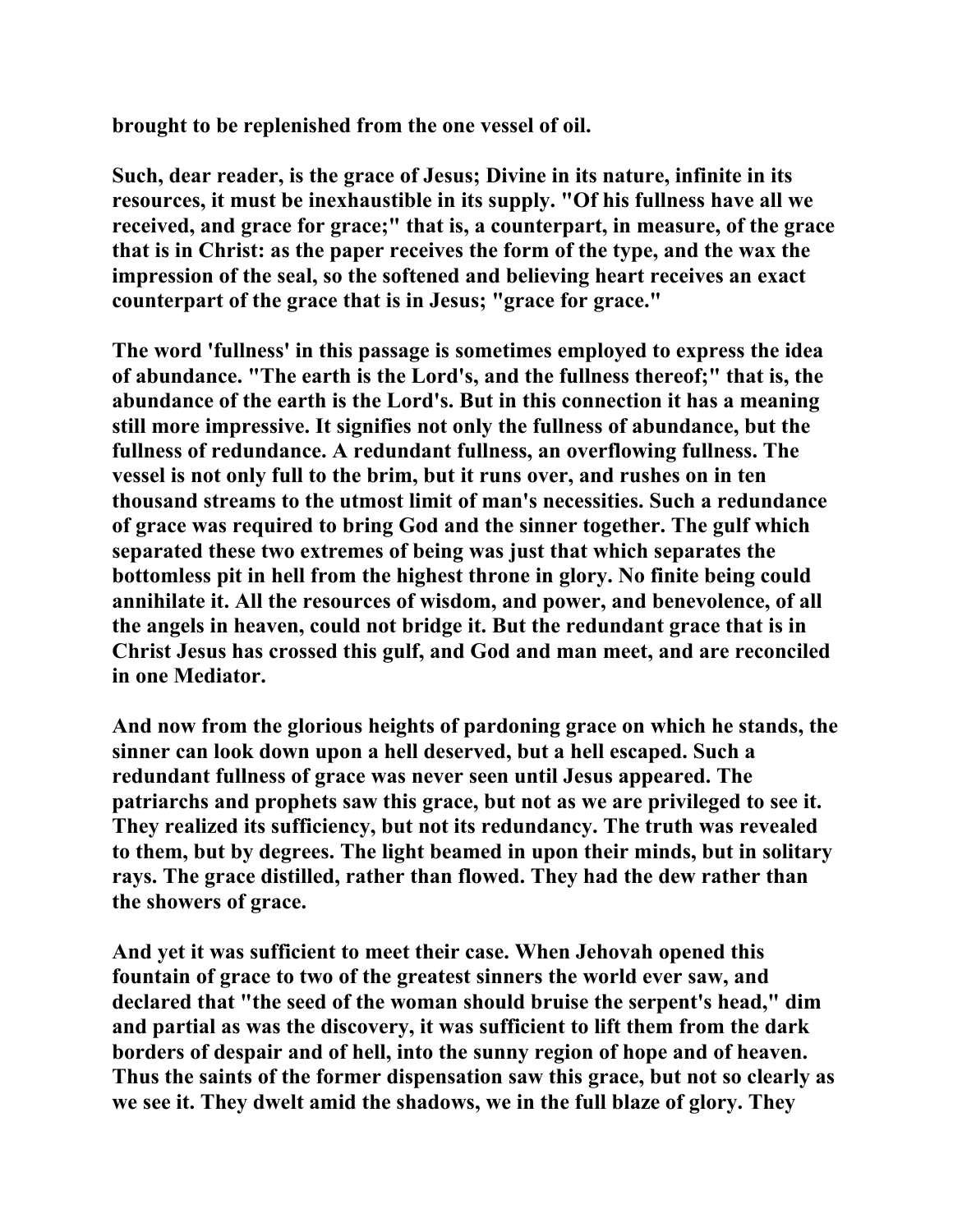brought to be replenished from the one vessel of oil.

Such, dear reader, is the grace of Jesus; Divine in its nature, infinite in its resources, it must be inexhaustible in its supply. "Of his fullness have all we received, and grace for grace;" that is, a counterpart, in measure, of the grace that is in Christ: as the paper receives the form of the type, and the wax the impression of the seal, so the softened and believing heart receives an exact counterpart of the grace that is in Jesus; "grace for grace."

The word 'fullness' in this passage is sometimes employed to express the idea of abundance. "The earth is the Lord's, and the fullness thereof;" that is, the abundance of the earth is the Lord's. But in this connection it has a meaning still more impressive. It signifies not only the fullness of abundance, but the fullness of redundance. A redundant fullness, an overflowing fullness. The vessel is not only full to the brim, but it runs over, and rushes on in ten thousand streams to the utmost limit of man's necessities. Such a redundance of grace was required to bring God and the sinner together. The gulf which separated these two extremes of being was just that which separates the bottomless pit in hell from the highest throne in glory. No finite being could annihilate it. All the resources of wisdom, and power, and benevolence, of all the angels in heaven, could not bridge it. But the redundant grace that is in Christ Jesus has crossed this gulf, and God and man meet, and are reconciled in one Mediator.

And now from the glorious heights of pardoning grace on which he stands, the sinner can look down upon a hell deserved, but a hell escaped. Such a redundant fullness of grace was never seen until Jesus appeared. The patriarchs and prophets saw this grace, but not as we are privileged to see it. They realized its sufficiency, but not its redundancy. The truth was revealed to them, but by degrees. The light beamed in upon their minds, but in solitary rays. The grace distilled, rather than flowed. They had the dew rather than the showers of grace.

And yet it was sufficient to meet their case. When Jehovah opened this fountain of grace to two of the greatest sinners the world ever saw, and declared that "the seed of the woman should bruise the serpent's head," dim and partial as was the discovery, it was sufficient to lift them from the dark borders of despair and of hell, into the sunny region of hope and of heaven. Thus the saints of the former dispensation saw this grace, but not so clearly as we see it. They dwelt amid the shadows, we in the full blaze of glory. They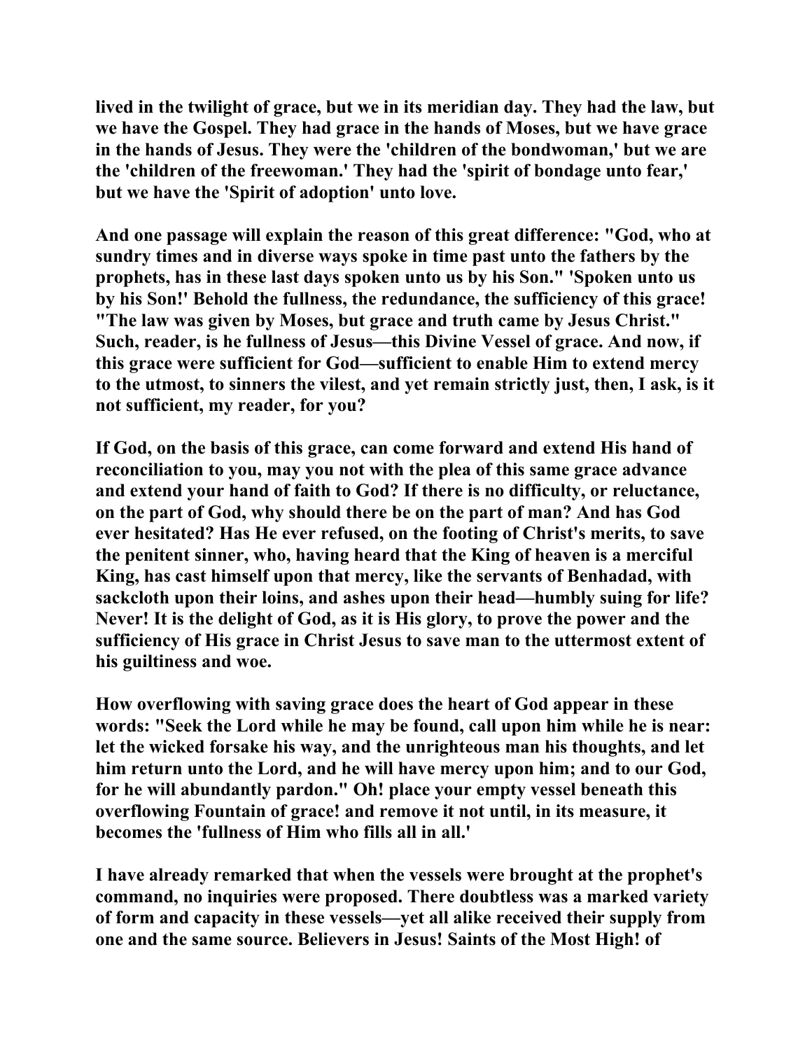lived in the twilight of grace, but we in its meridian day. They had the law, but we have the Gospel. They had grace in the hands of Moses, but we have grace in the hands of Jesus. They were the 'children of the bondwoman,' but we are the 'children of the freewoman.' They had the 'spirit of bondage unto fear,' but we have the 'Spirit of adoption' unto love.

And one passage will explain the reason of this great difference: "God, who at sundry times and in diverse ways spoke in time past unto the fathers by the prophets, has in these last days spoken unto us by his Son." 'Spoken unto us by his Son!' Behold the fullness, the redundance, the sufficiency of this grace! "The law was given by Moses, but grace and truth came by Jesus Christ." Such, reader, is he fullness of Jesus—this Divine Vessel of grace. And now, if this grace were sufficient for God—sufficient to enable Him to extend mercy to the utmost, to sinners the vilest, and yet remain strictly just, then, I ask, is it not sufficient, my reader, for you?

If God, on the basis of this grace, can come forward and extend His hand of reconciliation to you, may you not with the plea of this same grace advance and extend your hand of faith to God? If there is no difficulty, or reluctance, on the part of God, why should there be on the part of man? And has God ever hesitated? Has He ever refused, on the footing of Christ's merits, to save the penitent sinner, who, having heard that the King of heaven is a merciful King, has cast himself upon that mercy, like the servants of Benhadad, with sackcloth upon their loins, and ashes upon their head—humbly suing for life? Never! It is the delight of God, as it is His glory, to prove the power and the sufficiency of His grace in Christ Jesus to save man to the uttermost extent of his guiltiness and woe.

How overflowing with saving grace does the heart of God appear in these words: "Seek the Lord while he may be found, call upon him while he is near: let the wicked forsake his way, and the unrighteous man his thoughts, and let him return unto the Lord, and he will have mercy upon him; and to our God, for he will abundantly pardon." Oh! place your empty vessel beneath this overflowing Fountain of grace! and remove it not until, in its measure, it becomes the 'fullness of Him who fills all in all.'

I have already remarked that when the vessels were brought at the prophet's command, no inquiries were proposed. There doubtless was a marked variety of form and capacity in these vessels—yet all alike received their supply from one and the same source. Believers in Jesus! Saints of the Most High! of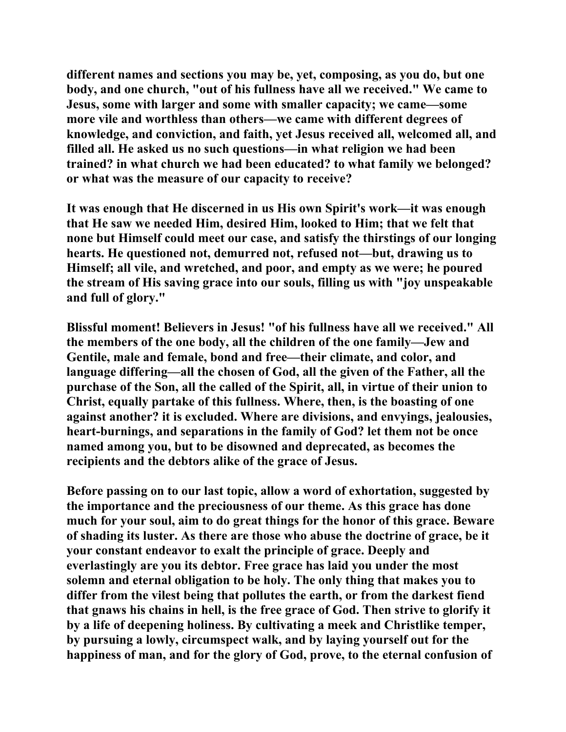different names and sections you may be, yet, composing, as you do, but one body, and one church, "out of his fullness have all we received." We came to Jesus, some with larger and some with smaller capacity; we came—some more vile and worthless than others—we came with different degrees of knowledge, and conviction, and faith, yet Jesus received all, welcomed all, and filled all. He asked us no such questions—in what religion we had been trained? in what church we had been educated? to what family we belonged? or what was the measure of our capacity to receive?

It was enough that He discerned in us His own Spirit's work—it was enough that He saw we needed Him, desired Him, looked to Him; that we felt that none but Himself could meet our case, and satisfy the thirstings of our longing hearts. He questioned not, demurred not, refused not—but, drawing us to Himself; all vile, and wretched, and poor, and empty as we were; he poured the stream of His saving grace into our souls, filling us with "joy unspeakable and full of glory."

Blissful moment! Believers in Jesus! "of his fullness have all we received." All the members of the one body, all the children of the one family—Jew and Gentile, male and female, bond and free—their climate, and color, and language differing—all the chosen of God, all the given of the Father, all the purchase of the Son, all the called of the Spirit, all, in virtue of their union to Christ, equally partake of this fullness. Where, then, is the boasting of one against another? it is excluded. Where are divisions, and envyings, jealousies, heart-burnings, and separations in the family of God? let them not be once named among you, but to be disowned and deprecated, as becomes the recipients and the debtors alike of the grace of Jesus.

Before passing on to our last topic, allow a word of exhortation, suggested by the importance and the preciousness of our theme. As this grace has done much for your soul, aim to do great things for the honor of this grace. Beware of shading its luster. As there are those who abuse the doctrine of grace, be it your constant endeavor to exalt the principle of grace. Deeply and everlastingly are you its debtor. Free grace has laid you under the most solemn and eternal obligation to be holy. The only thing that makes you to differ from the vilest being that pollutes the earth, or from the darkest fiend that gnaws his chains in hell, is the free grace of God. Then strive to glorify it by a life of deepening holiness. By cultivating a meek and Christlike temper, by pursuing a lowly, circumspect walk, and by laying yourself out for the happiness of man, and for the glory of God, prove, to the eternal confusion of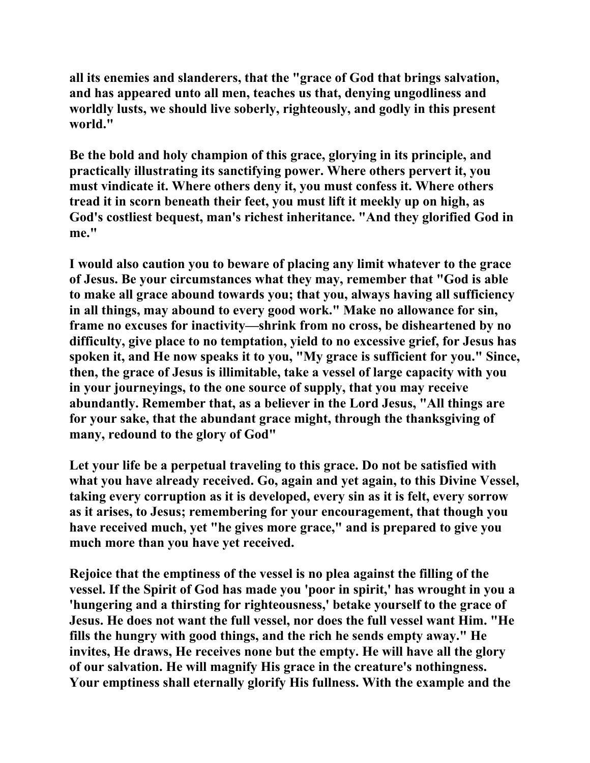all its enemies and slanderers, that the "grace of God that brings salvation, and has appeared unto all men, teaches us that, denying ungodliness and worldly lusts, we should live soberly, righteously, and godly in this present world."

Be the bold and holy champion of this grace, glorying in its principle, and practically illustrating its sanctifying power. Where others pervert it, you must vindicate it. Where others deny it, you must confess it. Where others tread it in scorn beneath their feet, you must lift it meekly up on high, as God's costliest bequest, man's richest inheritance. "And they glorified God in me."

I would also caution you to beware of placing any limit whatever to the grace of Jesus. Be your circumstances what they may, remember that "God is able to make all grace abound towards you; that you, always having all sufficiency in all things, may abound to every good work." Make no allowance for sin, frame no excuses for inactivity—shrink from no cross, be disheartened by no difficulty, give place to no temptation, yield to no excessive grief, for Jesus has spoken it, and He now speaks it to you, "My grace is sufficient for you." Since, then, the grace of Jesus is illimitable, take a vessel of large capacity with you in your journeyings, to the one source of supply, that you may receive abundantly. Remember that, as a believer in the Lord Jesus, "All things are for your sake, that the abundant grace might, through the thanksgiving of many, redound to the glory of God"

Let your life be a perpetual traveling to this grace. Do not be satisfied with what you have already received. Go, again and yet again, to this Divine Vessel, taking every corruption as it is developed, every sin as it is felt, every sorrow as it arises, to Jesus; remembering for your encouragement, that though you have received much, yet "he gives more grace," and is prepared to give you much more than you have yet received.

Rejoice that the emptiness of the vessel is no plea against the filling of the vessel. If the Spirit of God has made you 'poor in spirit,' has wrought in you a 'hungering and a thirsting for righteousness,' betake yourself to the grace of Jesus. He does not want the full vessel, nor does the full vessel want Him. "He fills the hungry with good things, and the rich he sends empty away." He invites, He draws, He receives none but the empty. He will have all the glory of our salvation. He will magnify His grace in the creature's nothingness. Your emptiness shall eternally glorify His fullness. With the example and the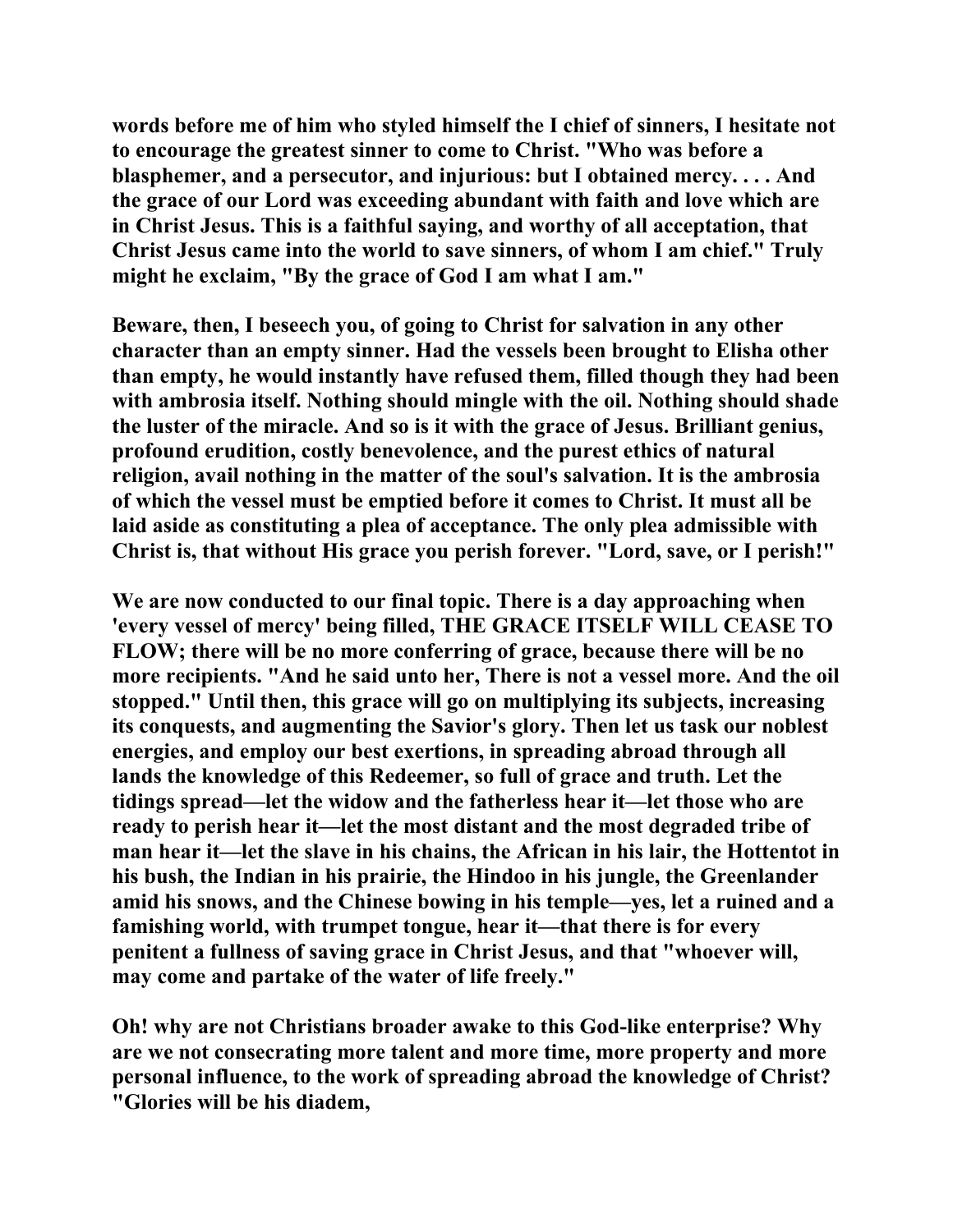words before me of him who styled himself the I chief of sinners, I hesitate not to encourage the greatest sinner to come to Christ. "Who was before a blasphemer, and a persecutor, and injurious: but I obtained mercy. . . . And the grace of our Lord was exceeding abundant with faith and love which are in Christ Jesus. This is a faithful saying, and worthy of all acceptation, that Christ Jesus came into the world to save sinners, of whom I am chief." Truly might he exclaim, "By the grace of God I am what I am."

Beware, then, I beseech you, of going to Christ for salvation in any other character than an empty sinner. Had the vessels been brought to Elisha other than empty, he would instantly have refused them, filled though they had been with ambrosia itself. Nothing should mingle with the oil. Nothing should shade the luster of the miracle. And so is it with the grace of Jesus. Brilliant genius, profound erudition, costly benevolence, and the purest ethics of natural religion, avail nothing in the matter of the soul's salvation. It is the ambrosia of which the vessel must be emptied before it comes to Christ. It must all be laid aside as constituting a plea of acceptance. The only plea admissible with Christ is, that without His grace you perish forever. "Lord, save, or I perish!"

We are now conducted to our final topic. There is a day approaching when 'every vessel of mercy' being filled, THE GRACE ITSELF WILL CEASE TO FLOW; there will be no more conferring of grace, because there will be no more recipients. "And he said unto her, There is not a vessel more. And the oil stopped." Until then, this grace will go on multiplying its subjects, increasing its conquests, and augmenting the Savior's glory. Then let us task our noblest energies, and employ our best exertions, in spreading abroad through all lands the knowledge of this Redeemer, so full of grace and truth. Let the tidings spread—let the widow and the fatherless hear it—let those who are ready to perish hear it—let the most distant and the most degraded tribe of man hear it—let the slave in his chains, the African in his lair, the Hottentot in his bush, the Indian in his prairie, the Hindoo in his jungle, the Greenlander amid his snows, and the Chinese bowing in his temple—yes, let a ruined and a famishing world, with trumpet tongue, hear it—that there is for every penitent a fullness of saving grace in Christ Jesus, and that "whoever will, may come and partake of the water of life freely."

Oh! why are not Christians broader awake to this God-like enterprise? Why are we not consecrating more talent and more time, more property and more personal influence, to the work of spreading abroad the knowledge of Christ? "Glories will be his diadem,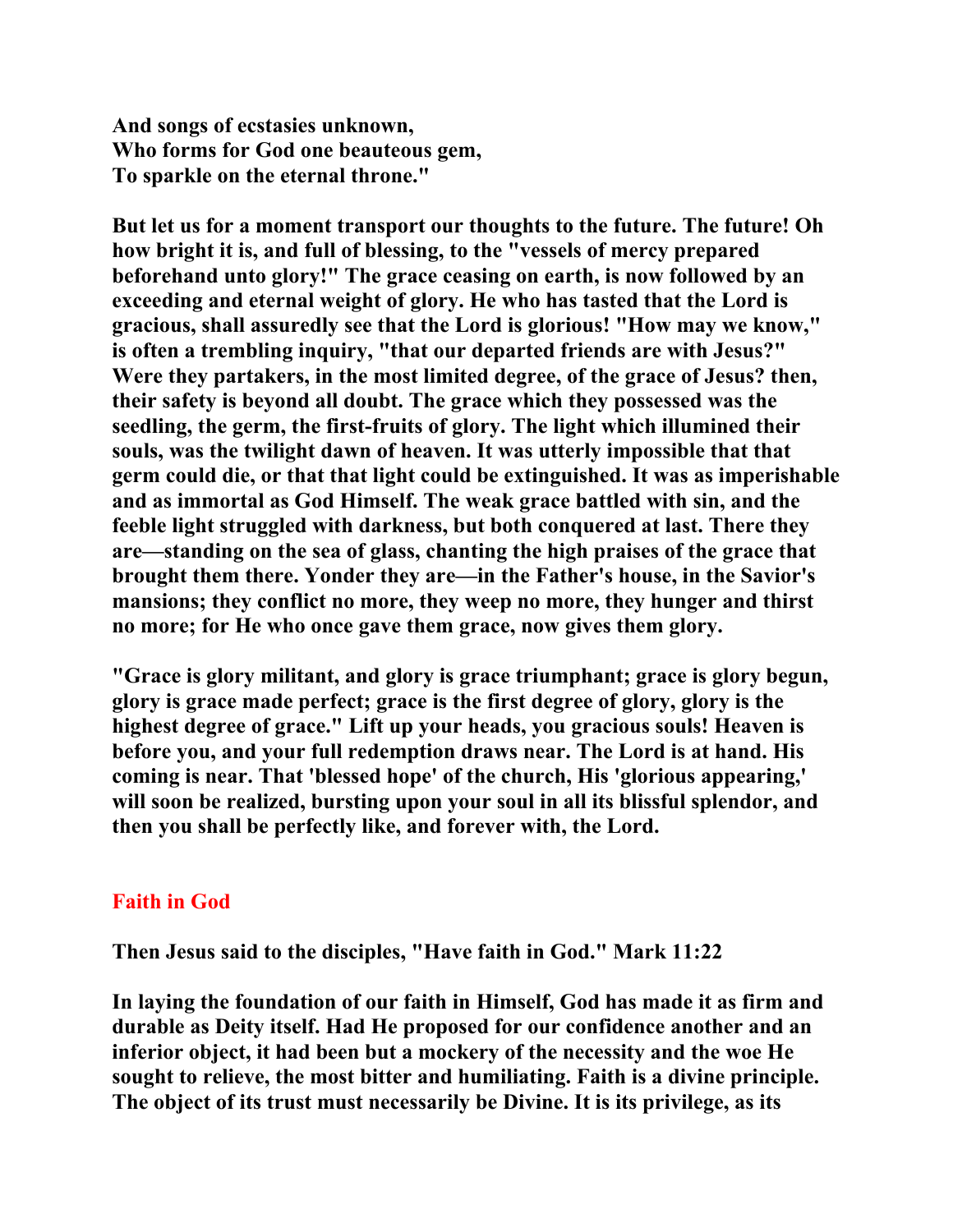And songs of ecstasies unknown,
Who forms for God one beauteous gem,
To sparkle on the eternal throne."

But let us for a moment transport our thoughts to the future. The future! Oh how bright it is, and full of blessing, to the "vessels of mercy prepared beforehand unto glory!" The grace ceasing on earth, is now followed by an exceeding and eternal weight of glory. He who has tasted that the Lord is gracious, shall assuredly see that the Lord is glorious! "How may we know," is often a trembling inquiry, "that our departed friends are with Jesus?" Were they partakers, in the most limited degree, of the grace of Jesus? then, their safety is beyond all doubt. The grace which they possessed was the seedling, the germ, the first-fruits of glory. The light which illumined their souls, was the twilight dawn of heaven. It was utterly impossible that that germ could die, or that that light could be extinguished. It was as imperishable and as immortal as God Himself. The weak grace battled with sin, and the feeble light struggled with darkness, but both conquered at last. There they are—standing on the sea of glass, chanting the high praises of the grace that brought them there. Yonder they are—in the Father's house, in the Savior's mansions; they conflict no more, they weep no more, they hunger and thirst no more; for He who once gave them grace, now gives them glory.

"Grace is glory militant, and glory is grace triumphant; grace is glory begun, glory is grace made perfect; grace is the first degree of glory, glory is the highest degree of grace." Lift up your heads, you gracious souls! Heaven is before you, and your full redemption draws near. The Lord is at hand. His coming is near. That 'blessed hope' of the church, His 'glorious appearing,' will soon be realized, bursting upon your soul in all its blissful splendor, and then you shall be perfectly like, and forever with, the Lord.

## Faith in God

Then Jesus said to the disciples, "Have faith in God." Mark 11:22

In laying the foundation of our faith in Himself, God has made it as firm and durable as Deity itself. Had He proposed for our confidence another and an inferior object, it had been but a mockery of the necessity and the woe He sought to relieve, the most bitter and humiliating. Faith is a divine principle. The object of its trust must necessarily be Divine. It is its privilege, as its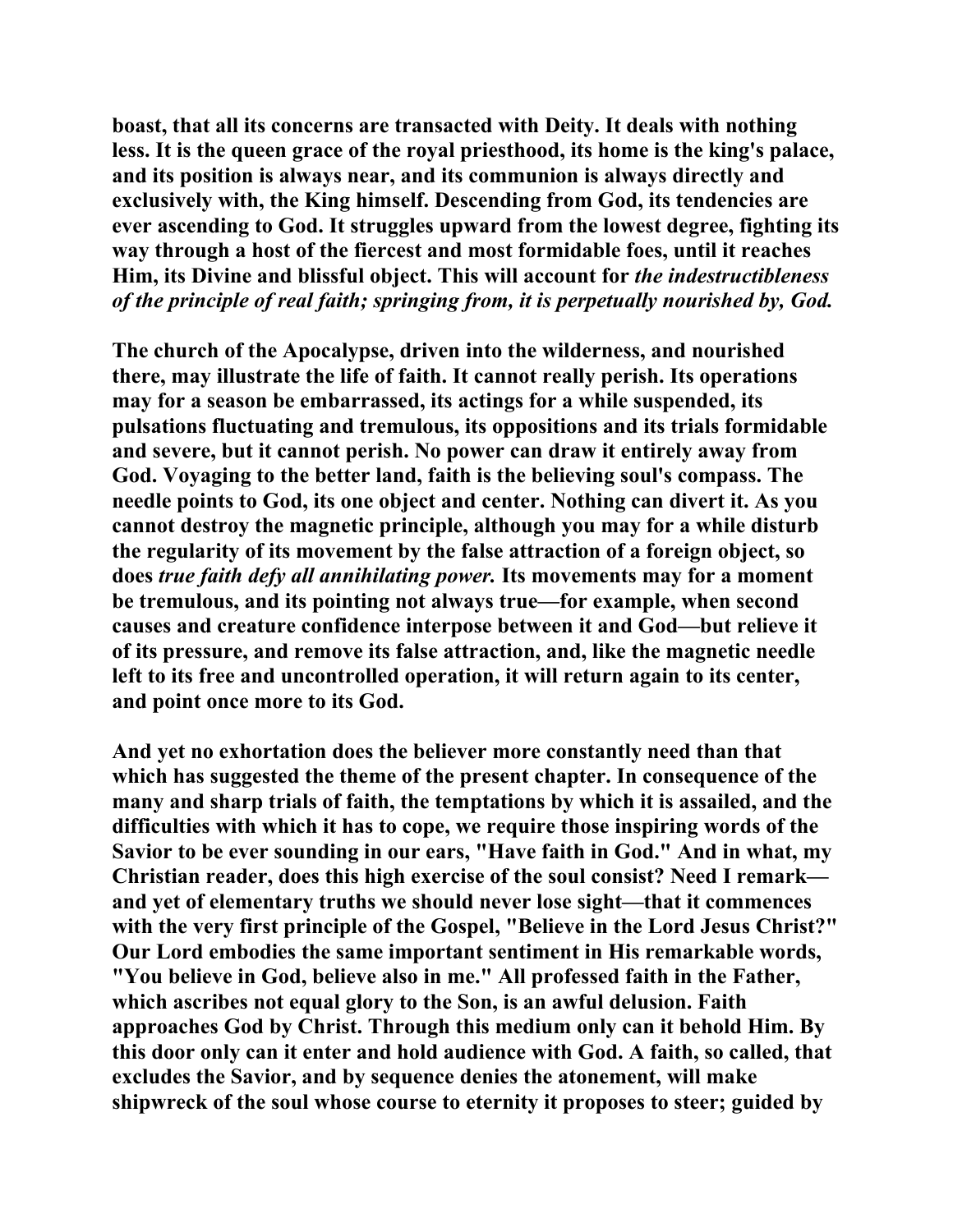boast, that all its concerns are transacted with Deity. It deals with nothing less. It is the queen grace of the royal priesthood, its home is the king's palace, and its position is always near, and its communion is always directly and exclusively with, the King himself. Descending from God, its tendencies are ever ascending to God. It struggles upward from the lowest degree, fighting its way through a host of the fiercest and most formidable foes, until it reaches Him, its Divine and blissful object. This will account for *the indestructibleness of the principle of real faith; springing from, it is perpetually nourished by, God.*

The church of the Apocalypse, driven into the wilderness, and nourished there, may illustrate the life of faith. It cannot really perish. Its operations may for a season be embarrassed, its actings for a while suspended, its pulsations fluctuating and tremulous, its oppositions and its trials formidable and severe, but it cannot perish. No power can draw it entirely away from God. Voyaging to the better land, faith is the believing soul's compass. The needle points to God, its one object and center. Nothing can divert it. As you cannot destroy the magnetic principle, although you may for a while disturb the regularity of its movement by the false attraction of a foreign object, so does *true faith defy all annihilating power.* Its movements may for a moment be tremulous, and its pointing not always true—for example, when second causes and creature confidence interpose between it and God—but relieve it of its pressure, and remove its false attraction, and, like the magnetic needle left to its free and uncontrolled operation, it will return again to its center, and point once more to its God.

And yet no exhortation does the believer more constantly need than that which has suggested the theme of the present chapter. In consequence of the many and sharp trials of faith, the temptations by which it is assailed, and the difficulties with which it has to cope, we require those inspiring words of the Savior to be ever sounding in our ears, "Have faith in God." And in what, my Christian reader, does this high exercise of the soul consist? Need I remark—and yet of elementary truths we should never lose sight—that it commences with the very first principle of the Gospel, "Believe in the Lord Jesus Christ?" Our Lord embodies the same important sentiment in His remarkable words, "You believe in God, believe also in me." All professed faith in the Father, which ascribes not equal glory to the Son, is an awful delusion. Faith approaches God by Christ. Through this medium only can it behold Him. By this door only can it enter and hold audience with God. A faith, so called, that excludes the Savior, and by sequence denies the atonement, will make shipwreck of the soul whose course to eternity it proposes to steer; guided by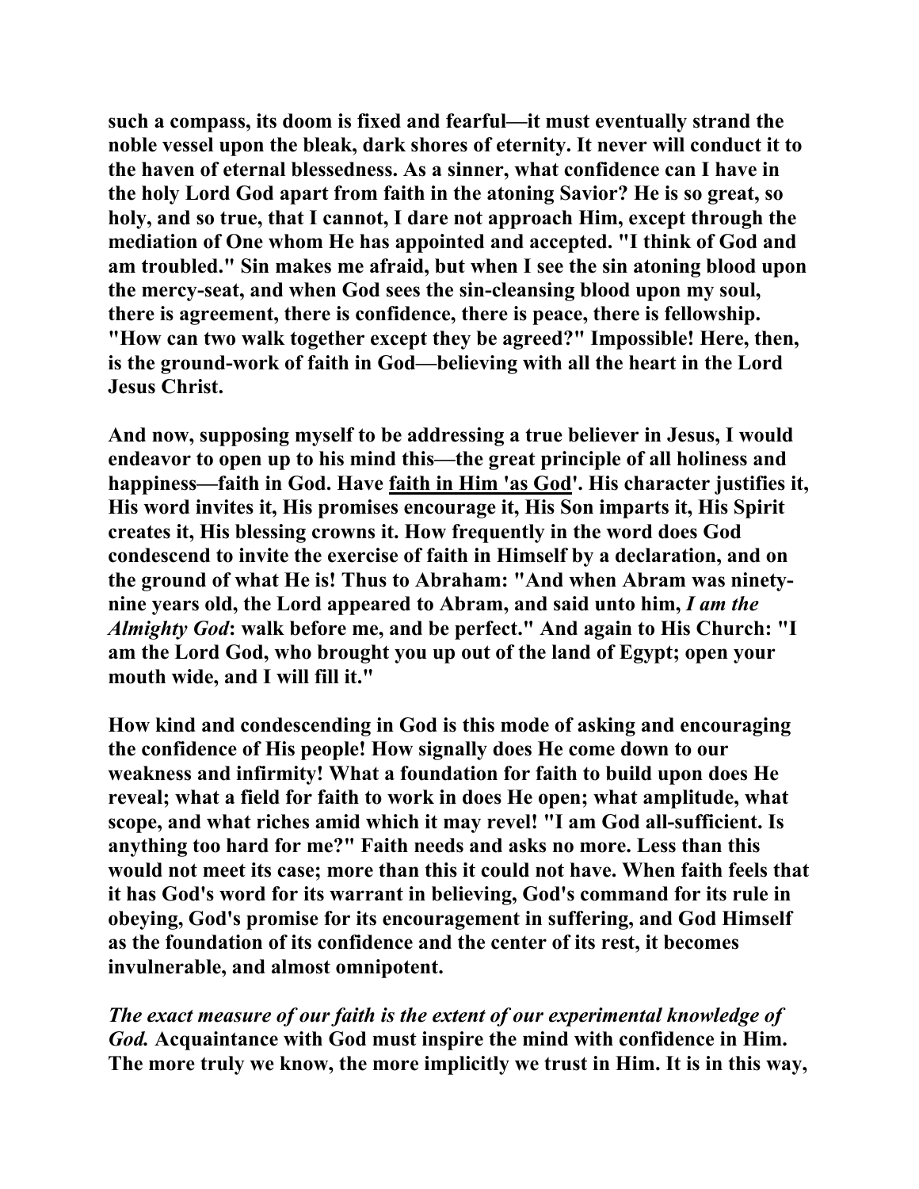**such a compass, its doom is fixed and fearful—it must eventually strand the noble vessel upon the bleak, dark shores of eternity. It never will conduct it to the haven of eternal blessedness. As a sinner, what confidence can I have in the holy Lord God apart from faith in the atoning Savior? He is so great, so holy, and so true, that I cannot, I dare not approach Him, except through the mediation of One whom He has appointed and accepted. "I think of God and am troubled." Sin makes me afraid, but when I see the sin atoning blood upon the mercy-seat, and when God sees the sin-cleansing blood upon my soul, there is agreement, there is confidence, there is peace, there is fellowship. "How can two walk together except they be agreed?" Impossible! Here, then, is the ground-work of faith in God—believing with all the heart in the Lord Jesus Christ.**

**And now, supposing myself to be addressing a true believer in Jesus, I would endeavor to open up to his mind this—the great principle of all holiness and happiness—faith in God. Have <u>faith in Him 'as God'</u>. His character justifies it, His word invites it, His promises encourage it, His Son imparts it, His Spirit creates it, His blessing crowns it. How frequently in the word does God condescend to invite the exercise of faith in Himself by a declaration, and on the ground of what He is! Thus to Abraham: "And when Abram was ninety-nine years old, the Lord appeared to Abram, and said unto him, *I am the Almighty God*: walk before me, and be perfect." And again to His Church: "I am the Lord God, who brought you up out of the land of Egypt; open your mouth wide, and I will fill it."**

**How kind and condescending in God is this mode of asking and encouraging the confidence of His people! How signally does He come down to our weakness and infirmity! What a foundation for faith to build upon does He reveal; what a field for faith to work in does He open; what amplitude, what scope, and what riches amid which it may revel! "I am God all-sufficient. Is anything too hard for me?" Faith needs and asks no more. Less than this would not meet its case; more than this it could not have. When faith feels that it has God's word for its warrant in believing, God's command for its rule in obeying, God's promise for its encouragement in suffering, and God Himself as the foundation of its confidence and the center of its rest, it becomes invulnerable, and almost omnipotent.**

***The exact measure of our faith is the extent of our experimental knowledge of God.* Acquaintance with God must inspire the mind with confidence in Him. The more truly we know, the more implicitly we trust in Him. It is in this way,**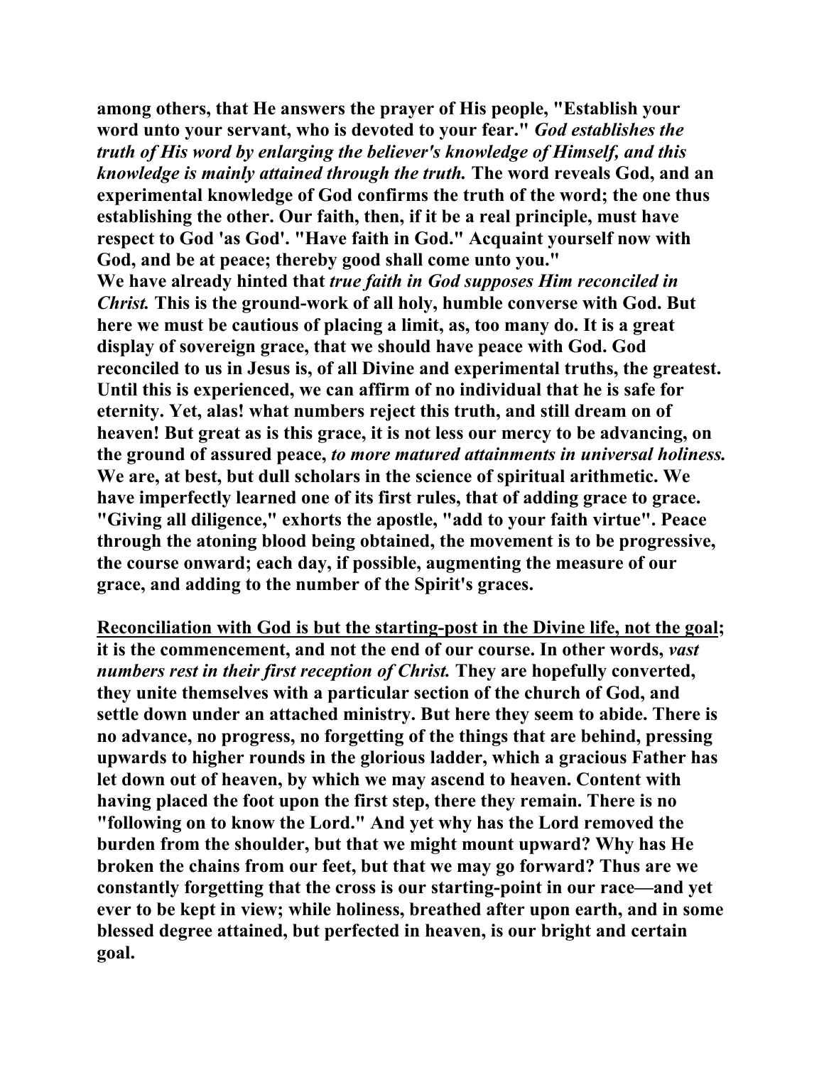**among others, that He answers the prayer of His people, "Establish your word unto your servant, who is devoted to your fear."** ***God establishes the truth of His word by enlarging the believer's knowledge of Himself, and this knowledge is mainly attained through the truth.*** **The word reveals God, and an experimental knowledge of God confirms the truth of the word; the one thus establishing the other. Our faith, then, if it be a real principle, must have respect to God 'as God'. "Have faith in God." Acquaint yourself now with God, and be at peace; thereby good shall come unto you."**

**We have already hinted that** ***true faith in God supposes Him reconciled in Christ.*** **This is the ground-work of all holy, humble converse with God. But here we must be cautious of placing a limit, as, too many do. It is a great display of sovereign grace, that we should have peace with God. God reconciled to us in Jesus is, of all Divine and experimental truths, the greatest. Until this is experienced, we can affirm of no individual that he is safe for eternity. Yet, alas! what numbers reject this truth, and still dream on of heaven! But great as is this grace, it is not less our mercy to be advancing, on the ground of assured peace,** ***to more matured attainments in universal holiness.*** **We are, at best, but dull scholars in the science of spiritual arithmetic. We have imperfectly learned one of its first rules, that of adding grace to grace. "Giving all diligence," exhorts the apostle, "add to your faith virtue". Peace through the atoning blood being obtained, the movement is to be progressive, the course onward; each day, if possible, augmenting the measure of our grace, and adding to the number of the Spirit's graces.**

<u>**Reconciliation with God is but the starting-post in the Divine life, not the goal**</u>**; it is the commencement, and not the end of our course. In other words,** ***vast numbers rest in their first reception of Christ.*** **They are hopefully converted, they unite themselves with a particular section of the church of God, and settle down under an attached ministry. But here they seem to abide. There is no advance, no progress, no forgetting of the things that are behind, pressing upwards to higher rounds in the glorious ladder, which a gracious Father has let down out of heaven, by which we may ascend to heaven. Content with having placed the foot upon the first step, there they remain. There is no "following on to know the Lord." And yet why has the Lord removed the burden from the shoulder, but that we might mount upward? Why has He broken the chains from our feet, but that we may go forward? Thus are we constantly forgetting that the cross is our starting-point in our race—and yet ever to be kept in view; while holiness, breathed after upon earth, and in some blessed degree attained, but perfected in heaven, is our bright and certain goal.**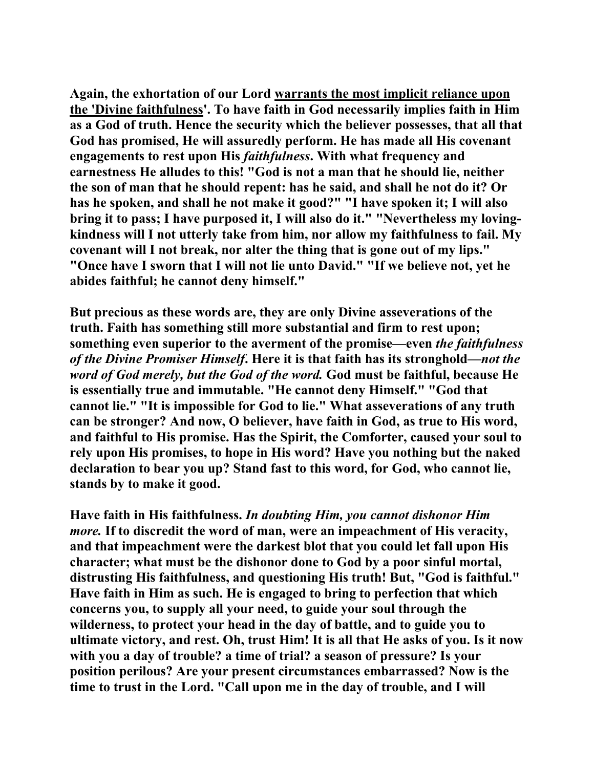Again, the exhortation of our Lord <u>warrants the most implicit reliance upon the 'Divine faithfulness'</u>. To have faith in God necessarily implies faith in Him as a God of truth. Hence the security which the believer possesses, that all that God has promised, He will assuredly perform. He has made all His covenant engagements to rest upon His *faithfulness*. With what frequency and earnestness He alludes to this! "God is not a man that he should lie, neither the son of man that he should repent: has he said, and shall he not do it? Or has he spoken, and shall he not make it good?" "I have spoken it; I will also bring it to pass; I have purposed it, I will also do it." "Nevertheless my loving-kindness will I not utterly take from him, nor allow my faithfulness to fail. My covenant will I not break, nor alter the thing that is gone out of my lips." "Once have I sworn that I will not lie unto David." "If we believe not, yet he abides faithful; he cannot deny himself."

But precious as these words are, they are only Divine asseverations of the truth. Faith has something still more substantial and firm to rest upon; something even superior to the averment of the promise—even *the faithfulness of the Divine Promiser Himself*. Here it is that faith has its stronghold—*not the word of God merely, but the God of the word.* God must be faithful, because He is essentially true and immutable. "He cannot deny Himself." "God that cannot lie." "It is impossible for God to lie." What asseverations of any truth can be stronger? And now, O believer, have faith in God, as true to His word, and faithful to His promise. Has the Spirit, the Comforter, caused your soul to rely upon His promises, to hope in His word? Have you nothing but the naked declaration to bear you up? Stand fast to this word, for God, who cannot lie, stands by to make it good.

Have faith in His faithfulness. *In doubting Him, you cannot dishonor Him more.* If to discredit the word of man, were an impeachment of His veracity, and that impeachment were the darkest blot that you could let fall upon His character; what must be the dishonor done to God by a poor sinful mortal, distrusting His faithfulness, and questioning His truth! But, "God is faithful." Have faith in Him as such. He is engaged to bring to perfection that which concerns you, to supply all your need, to guide your soul through the wilderness, to protect your head in the day of battle, and to guide you to ultimate victory, and rest. Oh, trust Him! It is all that He asks of you. Is it now with you a day of trouble? a time of trial? a season of pressure? Is your position perilous? Are your present circumstances embarrassed? Now is the time to trust in the Lord. "Call upon me in the day of trouble, and I will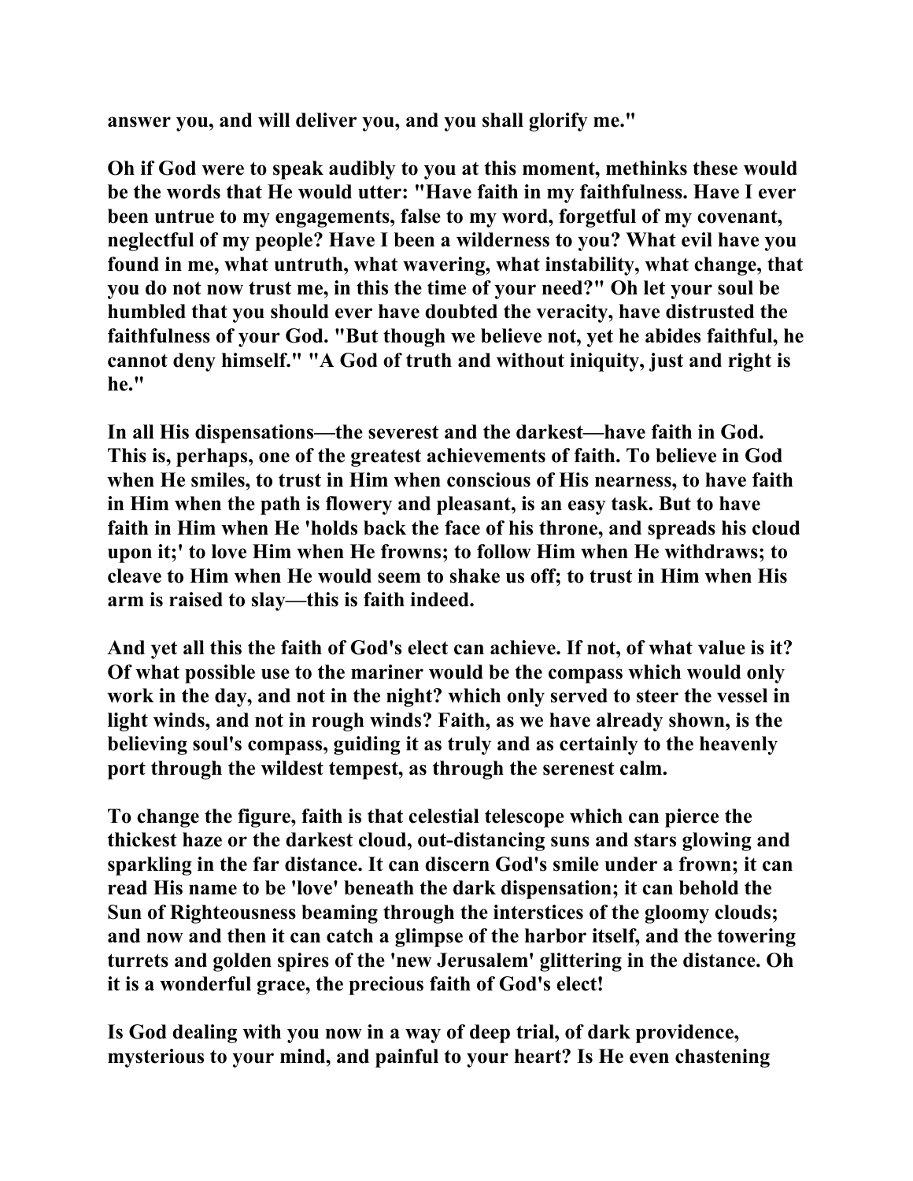**answer you, and will deliver you, and you shall glorify me."**

**Oh if God were to speak audibly to you at this moment, methinks these would be the words that He would utter: "Have faith in my faithfulness. Have I ever been untrue to my engagements, false to my word, forgetful of my covenant, neglectful of my people? Have I been a wilderness to you? What evil have you found in me, what untruth, what wavering, what instability, what change, that you do not now trust me, in this the time of your need?" Oh let your soul be humbled that you should ever have doubted the veracity, have distrusted the faithfulness of your God. "But though we believe not, yet he abides faithful, he cannot deny himself." "A God of truth and without iniquity, just and right is he."**

**In all His dispensations—the severest and the darkest—have faith in God. This is, perhaps, one of the greatest achievements of faith. To believe in God when He smiles, to trust in Him when conscious of His nearness, to have faith in Him when the path is flowery and pleasant, is an easy task. But to have faith in Him when He 'holds back the face of his throne, and spreads his cloud upon it;' to love Him when He frowns; to follow Him when He withdraws; to cleave to Him when He would seem to shake us off; to trust in Him when His arm is raised to slay—this is faith indeed.**

**And yet all this the faith of God's elect can achieve. If not, of what value is it? Of what possible use to the mariner would be the compass which would only work in the day, and not in the night? which only served to steer the vessel in light winds, and not in rough winds? Faith, as we have already shown, is the believing soul's compass, guiding it as truly and as certainly to the heavenly port through the wildest tempest, as through the serenest calm.**

**To change the figure, faith is that celestial telescope which can pierce the thickest haze or the darkest cloud, out-distancing suns and stars glowing and sparkling in the far distance. It can discern God's smile under a frown; it can read His name to be 'love' beneath the dark dispensation; it can behold the Sun of Righteousness beaming through the interstices of the gloomy clouds; and now and then it can catch a glimpse of the harbor itself, and the towering turrets and golden spires of the 'new Jerusalem' glittering in the distance. Oh it is a wonderful grace, the precious faith of God's elect!**

**Is God dealing with you now in a way of deep trial, of dark providence, mysterious to your mind, and painful to your heart? Is He even chastening**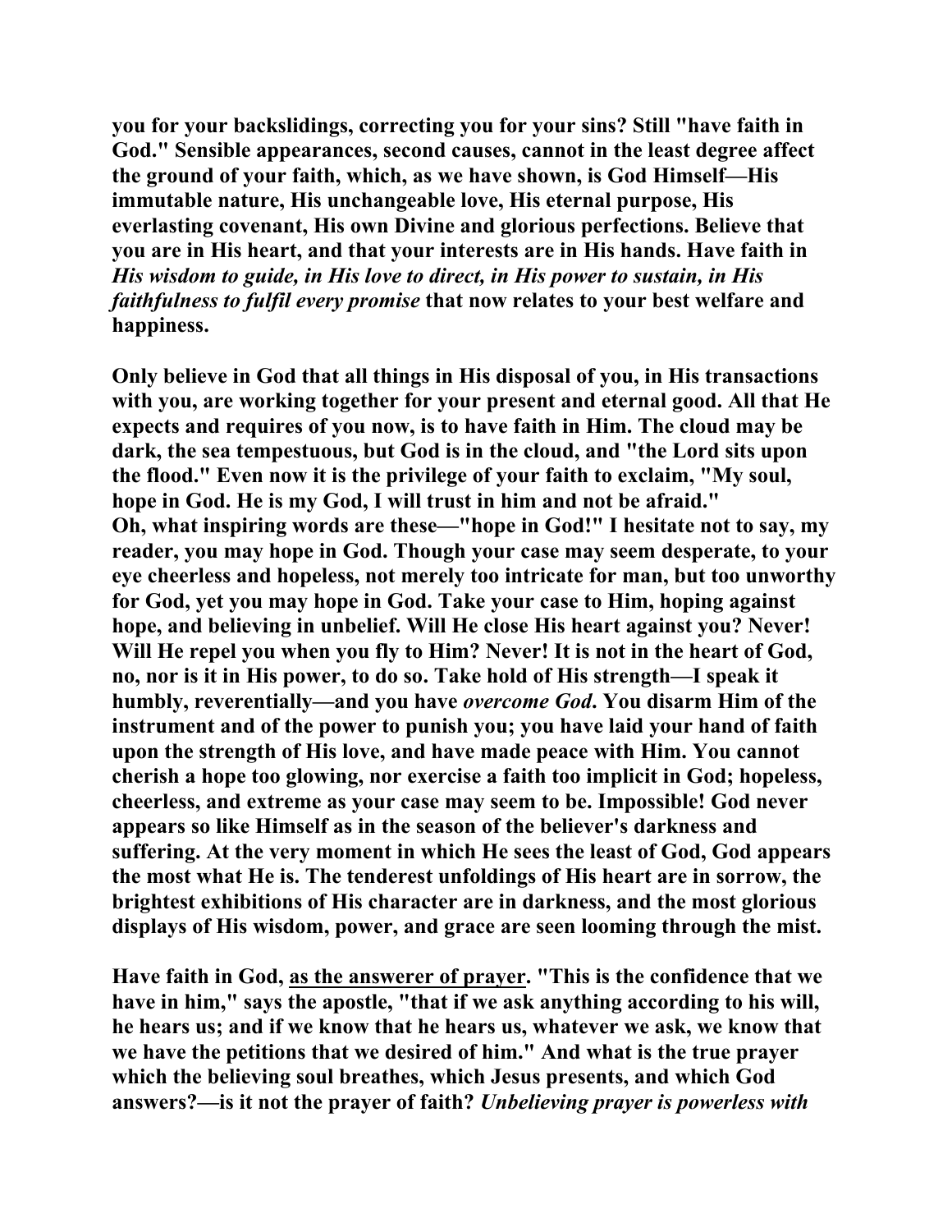you for your backslidings, correcting you for your sins? Still "have faith in God." Sensible appearances, second causes, cannot in the least degree affect the ground of your faith, which, as we have shown, is God Himself—His immutable nature, His unchangeable love, His eternal purpose, His everlasting covenant, His own Divine and glorious perfections. Believe that you are in His heart, and that your interests are in His hands. Have faith in *His wisdom to guide, in His love to direct, in His power to sustain, in His faithfulness to fulfil every promise* that now relates to your best welfare and happiness.

Only believe in God that all things in His disposal of you, in His transactions with you, are working together for your present and eternal good. All that He expects and requires of you now, is to have faith in Him. The cloud may be dark, the sea tempestuous, but God is in the cloud, and "the Lord sits upon the flood." Even now it is the privilege of your faith to exclaim, "My soul, hope in God. He is my God, I will trust in him and not be afraid."
Oh, what inspiring words are these—"hope in God!" I hesitate not to say, my reader, you may hope in God. Though your case may seem desperate, to your eye cheerless and hopeless, not merely too intricate for man, but too unworthy for God, yet you may hope in God. Take your case to Him, hoping against hope, and believing in unbelief. Will He close His heart against you? Never! Will He repel you when you fly to Him? Never! It is not in the heart of God, no, nor is it in His power, to do so. Take hold of His strength—I speak it humbly, reverentially—and you have *overcome God*. You disarm Him of the instrument and of the power to punish you; you have laid your hand of faith upon the strength of His love, and have made peace with Him. You cannot cherish a hope too glowing, nor exercise a faith too implicit in God; hopeless, cheerless, and extreme as your case may seem to be. Impossible! God never appears so like Himself as in the season of the believer's darkness and suffering. At the very moment in which He sees the least of God, God appears the most what He is. The tenderest unfoldings of His heart are in sorrow, the brightest exhibitions of His character are in darkness, and the most glorious displays of His wisdom, power, and grace are seen looming through the mist.

Have faith in God, as the answerer of prayer. "This is the confidence that we have in him," says the apostle, "that if we ask anything according to his will, he hears us; and if we know that he hears us, whatever we ask, we know that we have the petitions that we desired of him." And what is the true prayer which the believing soul breathes, which Jesus presents, and which God answers?—is it not the prayer of faith? *Unbelieving prayer is powerless with*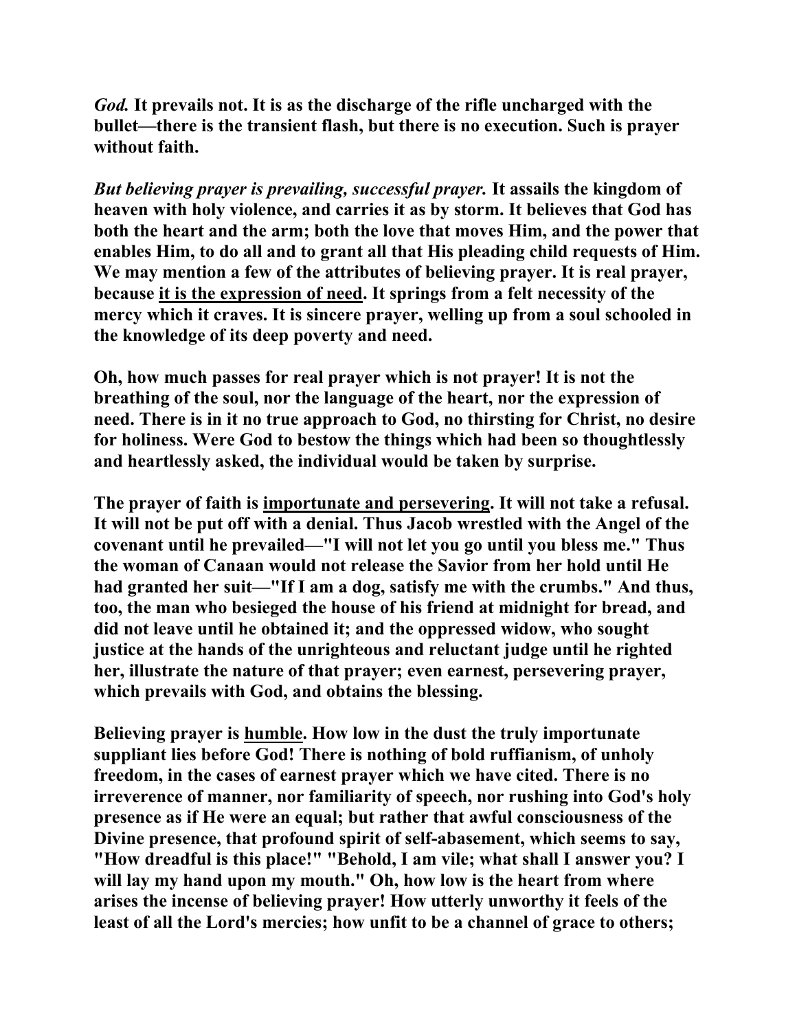***God.* It prevails not. It is as the discharge of the rifle uncharged with the bullet—there is the transient flash, but there is no execution. Such is prayer without faith.**

***But believing prayer is prevailing, successful prayer.* It assails the kingdom of heaven with holy violence, and carries it as by storm. It believes that God has both the heart and the arm; both the love that moves Him, and the power that enables Him, to do all and to grant all that His pleading child requests of Him. We may mention a few of the attributes of believing prayer. It is real prayer, because <u>it is the expression of need</u>. It springs from a felt necessity of the mercy which it craves. It is sincere prayer, welling up from a soul schooled in the knowledge of its deep poverty and need.**

**Oh, how much passes for real prayer which is not prayer! It is not the breathing of the soul, nor the language of the heart, nor the expression of need. There is in it no true approach to God, no thirsting for Christ, no desire for holiness. Were God to bestow the things which had been so thoughtlessly and heartlessly asked, the individual would be taken by surprise.**

**The prayer of faith is <u>importunate and persevering</u>. It will not take a refusal. It will not be put off with a denial. Thus Jacob wrestled with the Angel of the covenant until he prevailed—"I will not let you go until you bless me." Thus the woman of Canaan would not release the Savior from her hold until He had granted her suit—"If I am a dog, satisfy me with the crumbs." And thus, too, the man who besieged the house of his friend at midnight for bread, and did not leave until he obtained it; and the oppressed widow, who sought justice at the hands of the unrighteous and reluctant judge until he righted her, illustrate the nature of that prayer; even earnest, persevering prayer, which prevails with God, and obtains the blessing.**

**Believing prayer is <u>humble</u>. How low in the dust the truly importunate suppliant lies before God! There is nothing of bold ruffianism, of unholy freedom, in the cases of earnest prayer which we have cited. There is no irreverence of manner, nor familiarity of speech, nor rushing into God's holy presence as if He were an equal; but rather that awful consciousness of the Divine presence, that profound spirit of self-abasement, which seems to say, "How dreadful is this place!" "Behold, I am vile; what shall I answer you? I will lay my hand upon my mouth." Oh, how low is the heart from where arises the incense of believing prayer! How utterly unworthy it feels of the least of all the Lord's mercies; how unfit to be a channel of grace to others;**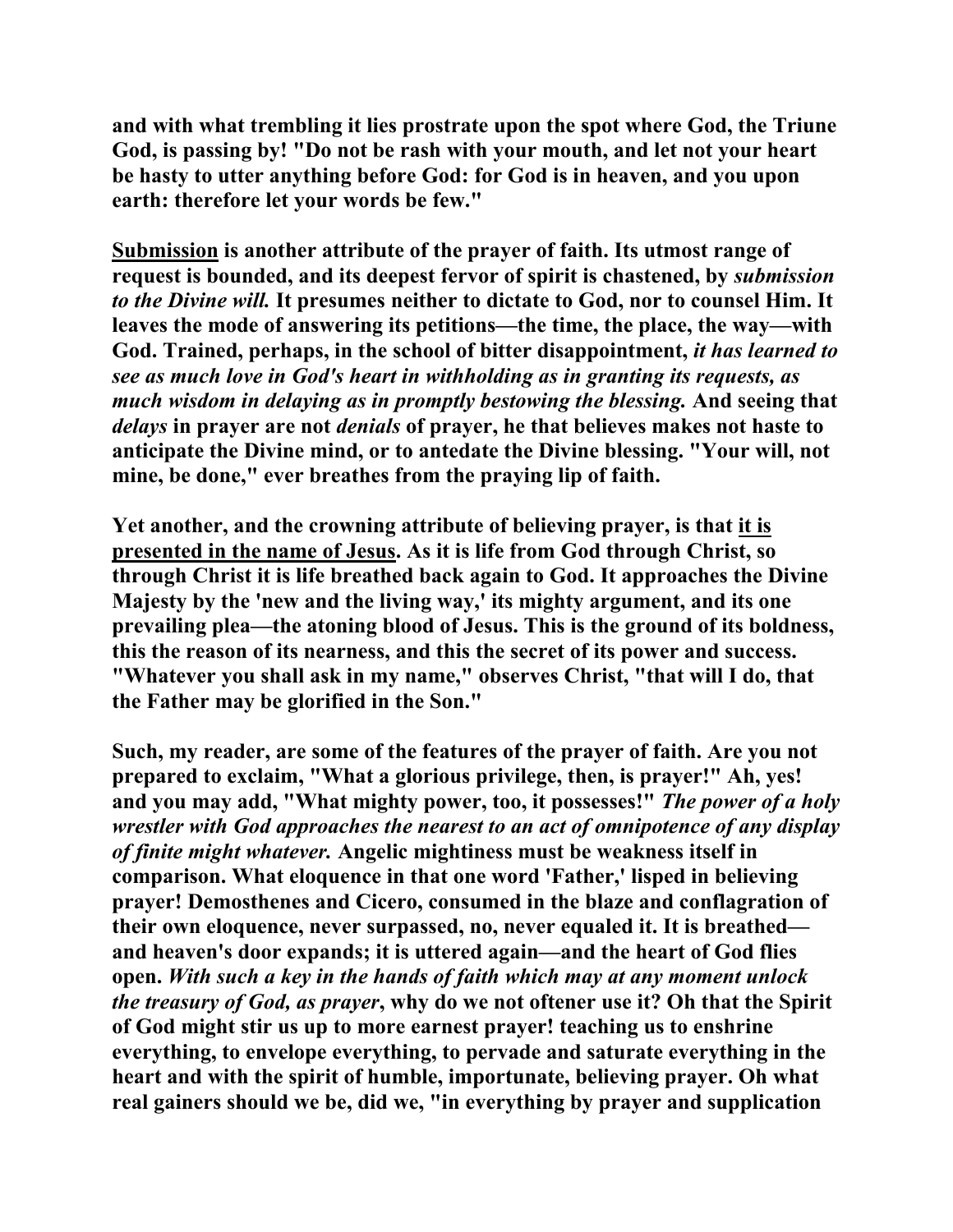**and with what trembling it lies prostrate upon the spot where God, the Triune God, is passing by! "Do not be rash with your mouth, and let not your heart be hasty to utter anything before God: for God is in heaven, and you upon earth: therefore let your words be few."**

**<u>Submission</u> is another attribute of the prayer of faith. Its utmost range of request is bounded, and its deepest fervor of spirit is chastened, by *submission to the Divine will.* It presumes neither to dictate to God, nor to counsel Him. It leaves the mode of answering its petitions—the time, the place, the way—with God. Trained, perhaps, in the school of bitter disappointment, *it has learned to see as much love in God's heart in withholding as in granting its requests, as much wisdom in delaying as in promptly bestowing the blessing.* And seeing that *delays* in prayer are not *denials* of prayer, he that believes makes not haste to anticipate the Divine mind, or to antedate the Divine blessing. "Your will, not mine, be done," ever breathes from the praying lip of faith.**

**Yet another, and the crowning attribute of believing prayer, is that <u>it is presented in the name of Jesus</u>. As it is life from God through Christ, so through Christ it is life breathed back again to God. It approaches the Divine Majesty by the 'new and the living way,' its mighty argument, and its one prevailing plea—the atoning blood of Jesus. This is the ground of its boldness, this the reason of its nearness, and this the secret of its power and success. "Whatever you shall ask in my name," observes Christ, "that will I do, that the Father may be glorified in the Son."**

**Such, my reader, are some of the features of the prayer of faith. Are you not prepared to exclaim, "What a glorious privilege, then, is prayer!" Ah, yes! and you may add, "What mighty power, too, it possesses!" *The power of a holy wrestler with God approaches the nearest to an act of omnipotence of any display of finite might whatever.* Angelic mightiness must be weakness itself in comparison. What eloquence in that one word 'Father,' lisped in believing prayer! Demosthenes and Cicero, consumed in the blaze and conflagration of their own eloquence, never surpassed, no, never equaled it. It is breathed—and heaven's door expands; it is uttered again—and the heart of God flies open. *With such a key in the hands of faith which may at any moment unlock the treasury of God, as prayer*, why do we not oftener use it? Oh that the Spirit of God might stir us up to more earnest prayer! teaching us to enshrine everything, to envelope everything, to pervade and saturate everything in the heart and with the spirit of humble, importunate, believing prayer. Oh what real gainers should we be, did we, "in everything by prayer and supplication**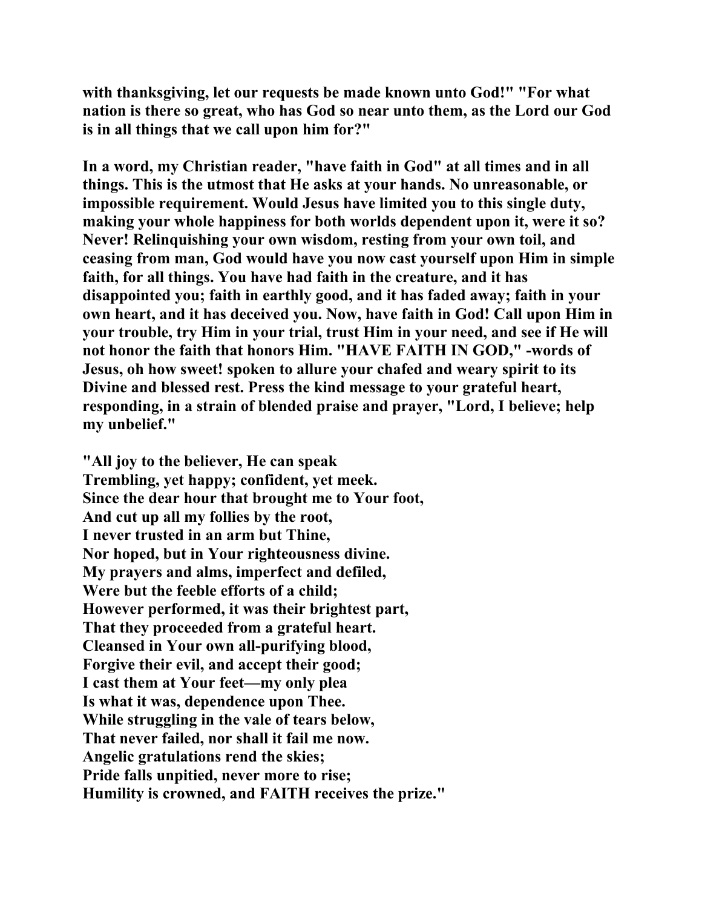with thanksgiving, let our requests be made known unto God!" "For what nation is there so great, who has God so near unto them, as the Lord our God is in all things that we call upon him for?"

In a word, my Christian reader, "have faith in God" at all times and in all things. This is the utmost that He asks at your hands. No unreasonable, or impossible requirement. Would Jesus have limited you to this single duty, making your whole happiness for both worlds dependent upon it, were it so? Never! Relinquishing your own wisdom, resting from your own toil, and ceasing from man, God would have you now cast yourself upon Him in simple faith, for all things. You have had faith in the creature, and it has disappointed you; faith in earthly good, and it has faded away; faith in your own heart, and it has deceived you. Now, have faith in God! Call upon Him in your trouble, try Him in your trial, trust Him in your need, and see if He will not honor the faith that honors Him. "HAVE FAITH IN GOD," -words of Jesus, oh how sweet! spoken to allure your chafed and weary spirit to its Divine and blessed rest. Press the kind message to your grateful heart, responding, in a strain of blended praise and prayer, "Lord, I believe; help my unbelief."

"All joy to the believer, He can speak  
Trembling, yet happy; confident, yet meek.  
Since the dear hour that brought me to Your foot,  
And cut up all my follies by the root,  
I never trusted in an arm but Thine,  
Nor hoped, but in Your righteousness divine.  
My prayers and alms, imperfect and defiled,  
Were but the feeble efforts of a child;  
However performed, it was their brightest part,  
That they proceeded from a grateful heart.  
Cleansed in Your own all-purifying blood,  
Forgive their evil, and accept their good;  
I cast them at Your feet—my only plea  
Is what it was, dependence upon Thee.  
While struggling in the vale of tears below,  
That never failed, nor shall it fail me now.  
Angelic gratulations rend the skies;  
Pride falls unpitied, never more to rise;  
Humility is crowned, and FAITH receives the prize."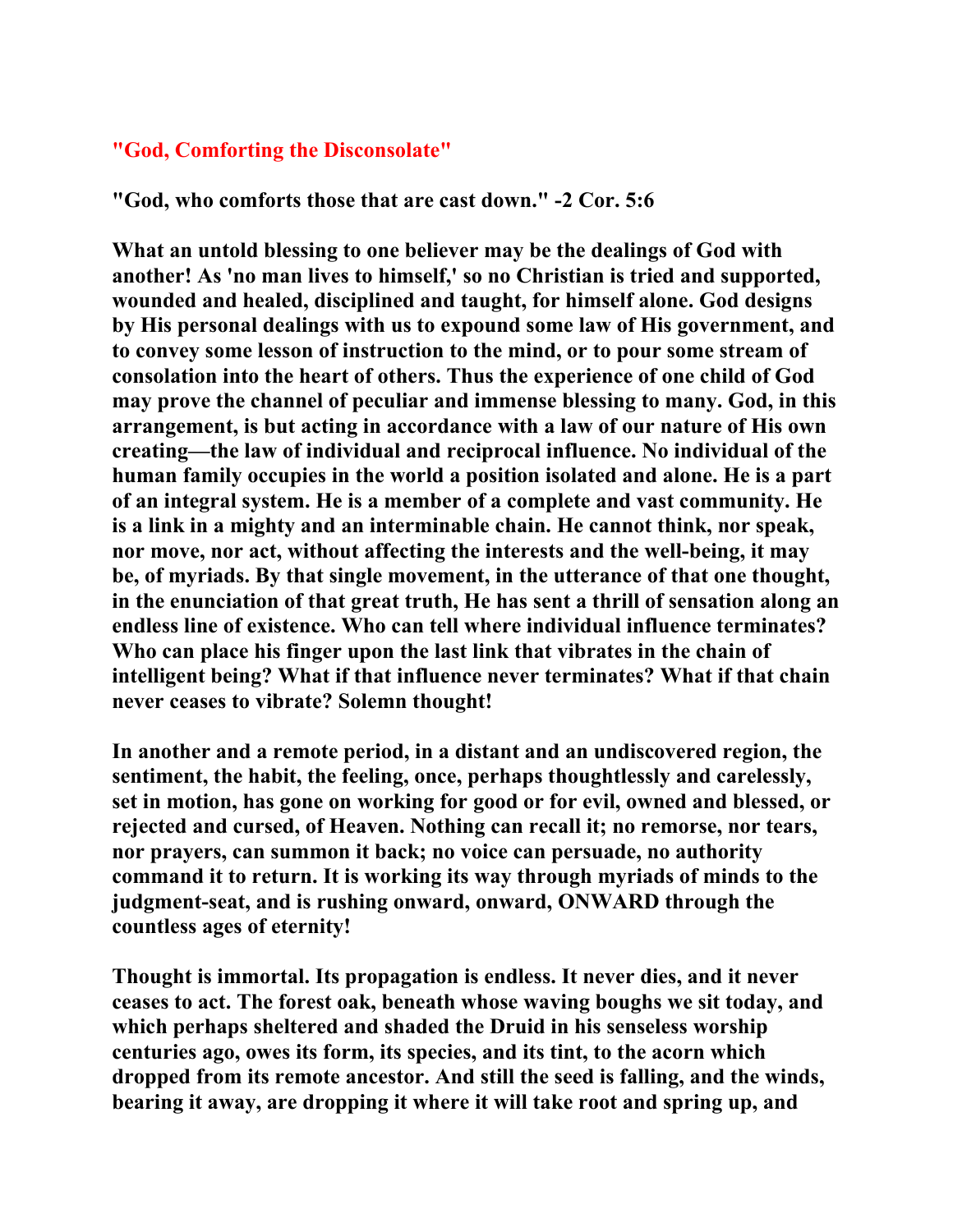## "God, Comforting the Disconsolate"

**"God, who comforts those that are cast down." -2 Cor. 5:6**

**What an untold blessing to one believer may be the dealings of God with another! As 'no man lives to himself,' so no Christian is tried and supported, wounded and healed, disciplined and taught, for himself alone. God designs by His personal dealings with us to expound some law of His government, and to convey some lesson of instruction to the mind, or to pour some stream of consolation into the heart of others. Thus the experience of one child of God may prove the channel of peculiar and immense blessing to many. God, in this arrangement, is but acting in accordance with a law of our nature of His own creating—the law of individual and reciprocal influence. No individual of the human family occupies in the world a position isolated and alone. He is a part of an integral system. He is a member of a complete and vast community. He is a link in a mighty and an interminable chain. He cannot think, nor speak, nor move, nor act, without affecting the interests and the well-being, it may be, of myriads. By that single movement, in the utterance of that one thought, in the enunciation of that great truth, He has sent a thrill of sensation along an endless line of existence. Who can tell where individual influence terminates? Who can place his finger upon the last link that vibrates in the chain of intelligent being? What if that influence never terminates? What if that chain never ceases to vibrate? Solemn thought!**

**In another and a remote period, in a distant and an undiscovered region, the sentiment, the habit, the feeling, once, perhaps thoughtlessly and carelessly, set in motion, has gone on working for good or for evil, owned and blessed, or rejected and cursed, of Heaven. Nothing can recall it; no remorse, nor tears, nor prayers, can summon it back; no voice can persuade, no authority command it to return. It is working its way through myriads of minds to the judgment-seat, and is rushing onward, onward, ONWARD through the countless ages of eternity!**

**Thought is immortal. Its propagation is endless. It never dies, and it never ceases to act. The forest oak, beneath whose waving boughs we sit today, and which perhaps sheltered and shaded the Druid in his senseless worship centuries ago, owes its form, its species, and its tint, to the acorn which dropped from its remote ancestor. And still the seed is falling, and the winds, bearing it away, are dropping it where it will take root and spring up, and**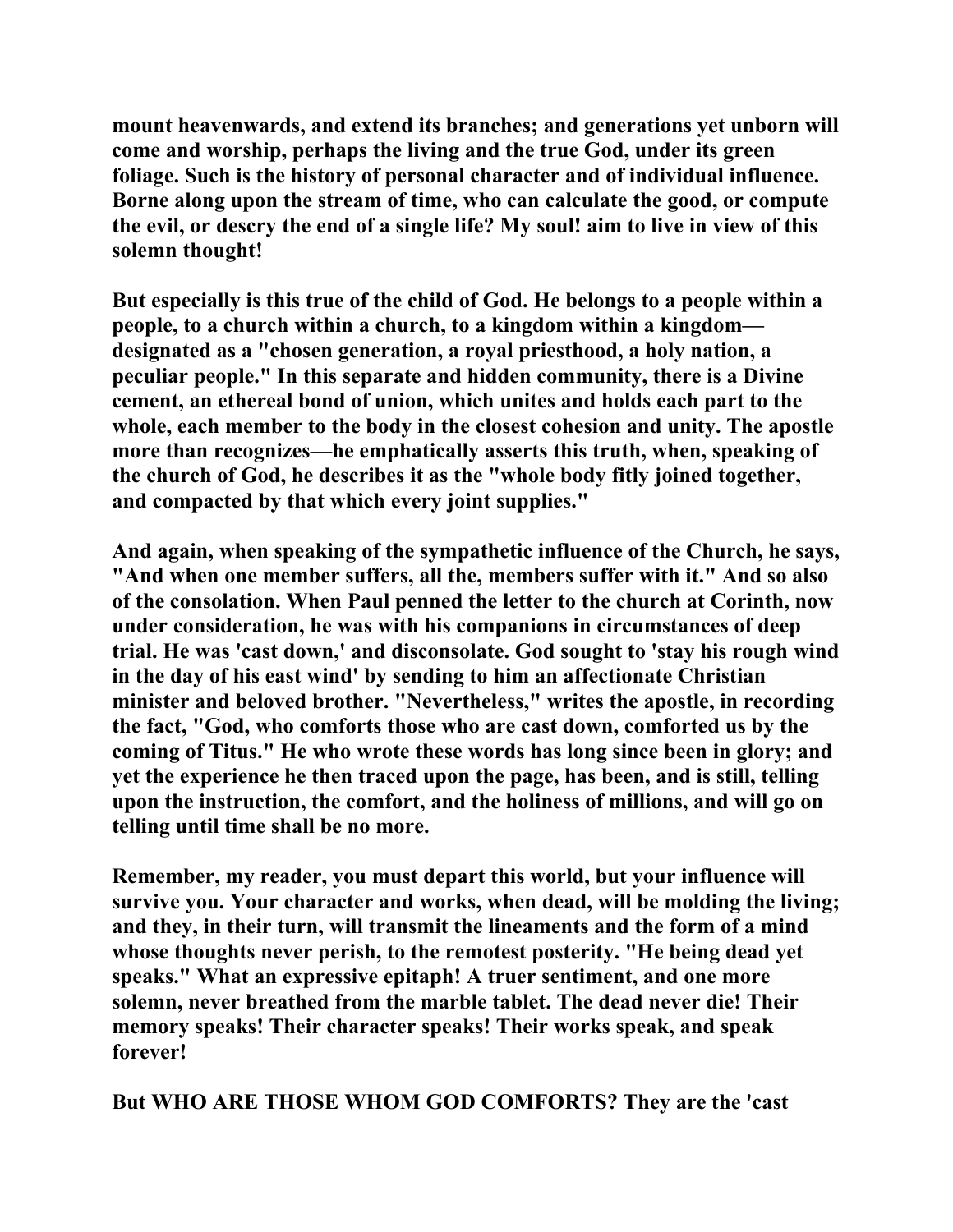**mount heavenwards, and extend its branches; and generations yet unborn will come and worship, perhaps the living and the true God, under its green foliage. Such is the history of personal character and of individual influence. Borne along upon the stream of time, who can calculate the good, or compute the evil, or descry the end of a single life? My soul! aim to live in view of this solemn thought!**

**But especially is this true of the child of God. He belongs to a people within a people, to a church within a church, to a kingdom within a kingdom—designated as a "chosen generation, a royal priesthood, a holy nation, a peculiar people." In this separate and hidden community, there is a Divine cement, an ethereal bond of union, which unites and holds each part to the whole, each member to the body in the closest cohesion and unity. The apostle more than recognizes—he emphatically asserts this truth, when, speaking of the church of God, he describes it as the "whole body fitly joined together, and compacted by that which every joint supplies."**

**And again, when speaking of the sympathetic influence of the Church, he says, "And when one member suffers, all the, members suffer with it." And so also of the consolation. When Paul penned the letter to the church at Corinth, now under consideration, he was with his companions in circumstances of deep trial. He was 'cast down,' and disconsolate. God sought to 'stay his rough wind in the day of his east wind' by sending to him an affectionate Christian minister and beloved brother. "Nevertheless," writes the apostle, in recording the fact, "God, who comforts those who are cast down, comforted us by the coming of Titus." He who wrote these words has long since been in glory; and yet the experience he then traced upon the page, has been, and is still, telling upon the instruction, the comfort, and the holiness of millions, and will go on telling until time shall be no more.**

**Remember, my reader, you must depart this world, but your influence will survive you. Your character and works, when dead, will be molding the living; and they, in their turn, will transmit the lineaments and the form of a mind whose thoughts never perish, to the remotest posterity. "He being dead yet speaks." What an expressive epitaph! A truer sentiment, and one more solemn, never breathed from the marble tablet. The dead never die! Their memory speaks! Their character speaks! Their works speak, and speak forever!**

**But WHO ARE THOSE WHOM GOD COMFORTS? They are the 'cast**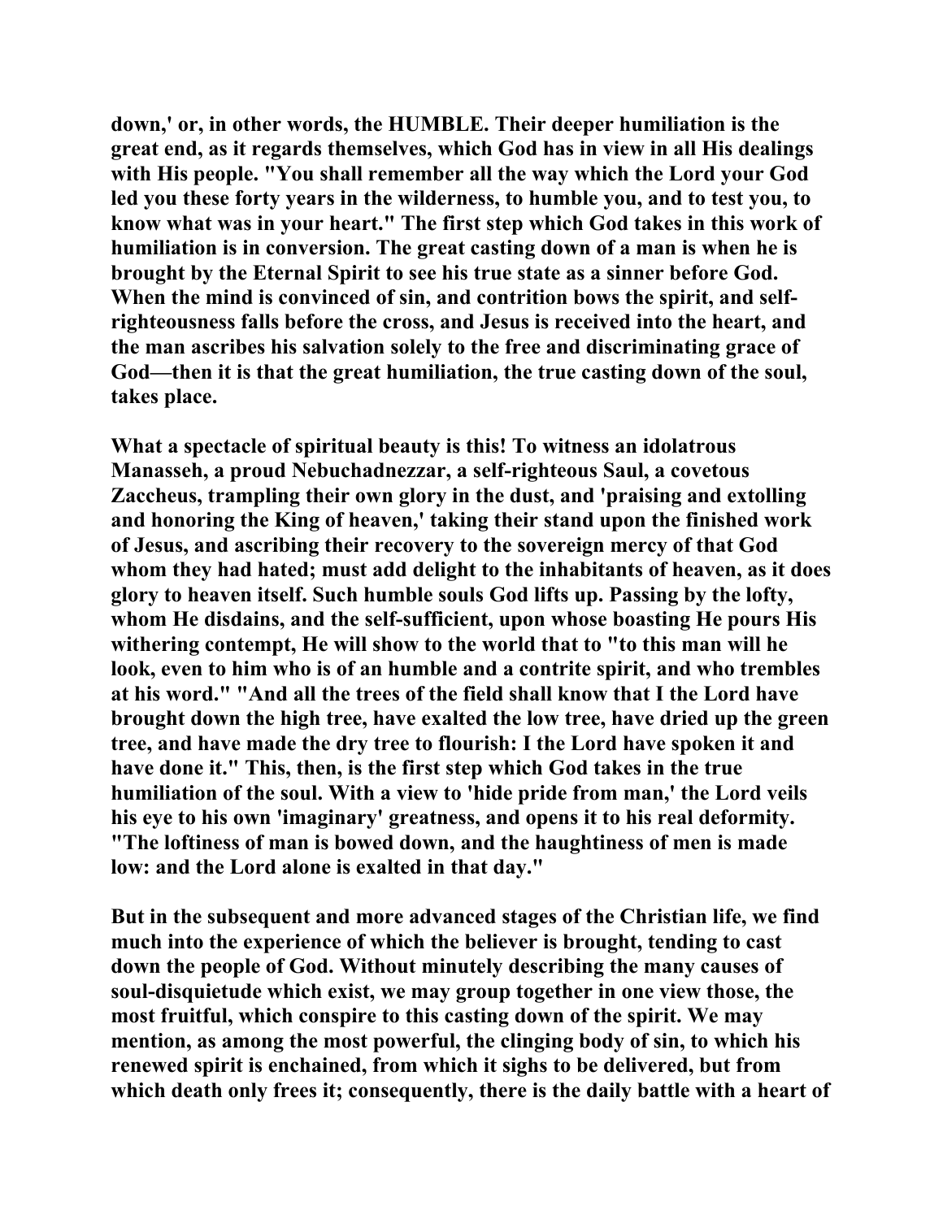**down,' or, in other words, the HUMBLE. Their deeper humiliation is the great end, as it regards themselves, which God has in view in all His dealings with His people. "You shall remember all the way which the Lord your God led you these forty years in the wilderness, to humble you, and to test you, to know what was in your heart." The first step which God takes in this work of humiliation is in conversion. The great casting down of a man is when he is brought by the Eternal Spirit to see his true state as a sinner before God. When the mind is convinced of sin, and contrition bows the spirit, and self-righteousness falls before the cross, and Jesus is received into the heart, and the man ascribes his salvation solely to the free and discriminating grace of God—then it is that the great humiliation, the true casting down of the soul, takes place.**

**What a spectacle of spiritual beauty is this! To witness an idolatrous Manasseh, a proud Nebuchadnezzar, a self-righteous Saul, a covetous Zaccheus, trampling their own glory in the dust, and 'praising and extolling and honoring the King of heaven,' taking their stand upon the finished work of Jesus, and ascribing their recovery to the sovereign mercy of that God whom they had hated; must add delight to the inhabitants of heaven, as it does glory to heaven itself. Such humble souls God lifts up. Passing by the lofty, whom He disdains, and the self-sufficient, upon whose boasting He pours His withering contempt, He will show to the world that to "to this man will he look, even to him who is of an humble and a contrite spirit, and who trembles at his word." "And all the trees of the field shall know that I the Lord have brought down the high tree, have exalted the low tree, have dried up the green tree, and have made the dry tree to flourish: I the Lord have spoken it and have done it." This, then, is the first step which God takes in the true humiliation of the soul. With a view to 'hide pride from man,' the Lord veils his eye to his own 'imaginary' greatness, and opens it to his real deformity. "The loftiness of man is bowed down, and the haughtiness of men is made low: and the Lord alone is exalted in that day."**

**But in the subsequent and more advanced stages of the Christian life, we find much into the experience of which the believer is brought, tending to cast down the people of God. Without minutely describing the many causes of soul-disquietude which exist, we may group together in one view those, the most fruitful, which conspire to this casting down of the spirit. We may mention, as among the most powerful, the clinging body of sin, to which his renewed spirit is enchained, from which it sighs to be delivered, but from which death only frees it; consequently, there is the daily battle with a heart of**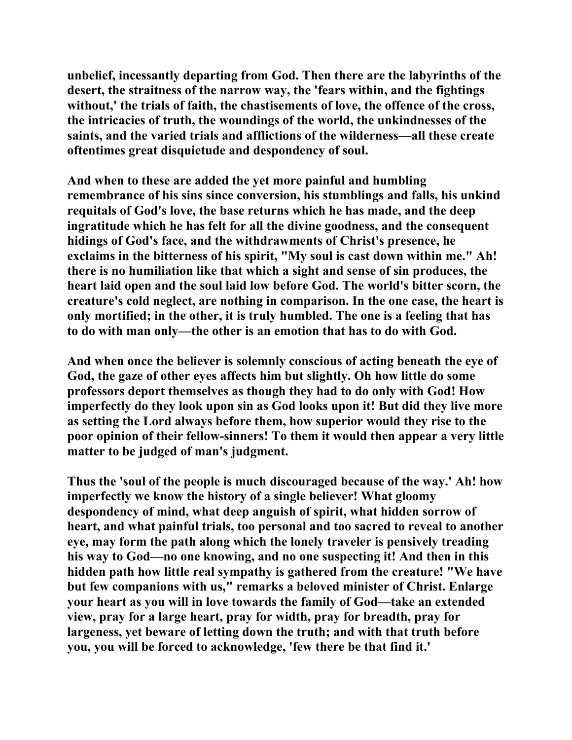unbelief, incessantly departing from God. Then there are the labyrinths of the desert, the straitness of the narrow way, the 'fears within, and the fightings without,' the trials of faith, the chastisements of love, the offence of the cross, the intricacies of truth, the woundings of the world, the unkindnesses of the saints, and the varied trials and afflictions of the wilderness—all these create oftentimes great disquietude and despondency of soul.

And when to these are added the yet more painful and humbling remembrance of his sins since conversion, his stumblings and falls, his unkind requitals of God's love, the base returns which he has made, and the deep ingratitude which he has felt for all the divine goodness, and the consequent hidings of God's face, and the withdrawments of Christ's presence, he exclaims in the bitterness of his spirit, "My soul is cast down within me." Ah! there is no humiliation like that which a sight and sense of sin produces, the heart laid open and the soul laid low before God. The world's bitter scorn, the creature's cold neglect, are nothing in comparison. In the one case, the heart is only mortified; in the other, it is truly humbled. The one is a feeling that has to do with man only—the other is an emotion that has to do with God.

And when once the believer is solemnly conscious of acting beneath the eye of God, the gaze of other eyes affects him but slightly. Oh how little do some professors deport themselves as though they had to do only with God! How imperfectly do they look upon sin as God looks upon it! But did they live more as setting the Lord always before them, how superior would they rise to the poor opinion of their fellow-sinners! To them it would then appear a very little matter to be judged of man's judgment.

Thus the 'soul of the people is much discouraged because of the way.' Ah! how imperfectly we know the history of a single believer! What gloomy despondency of mind, what deep anguish of spirit, what hidden sorrow of heart, and what painful trials, too personal and too sacred to reveal to another eye, may form the path along which the lonely traveler is pensively treading his way to God—no one knowing, and no one suspecting it! And then in this hidden path how little real sympathy is gathered from the creature! "We have but few companions with us," remarks a beloved minister of Christ. Enlarge your heart as you will in love towards the family of God—take an extended view, pray for a large heart, pray for width, pray for breadth, pray for largeness, yet beware of letting down the truth; and with that truth before you, you will be forced to acknowledge, 'few there be that find it.'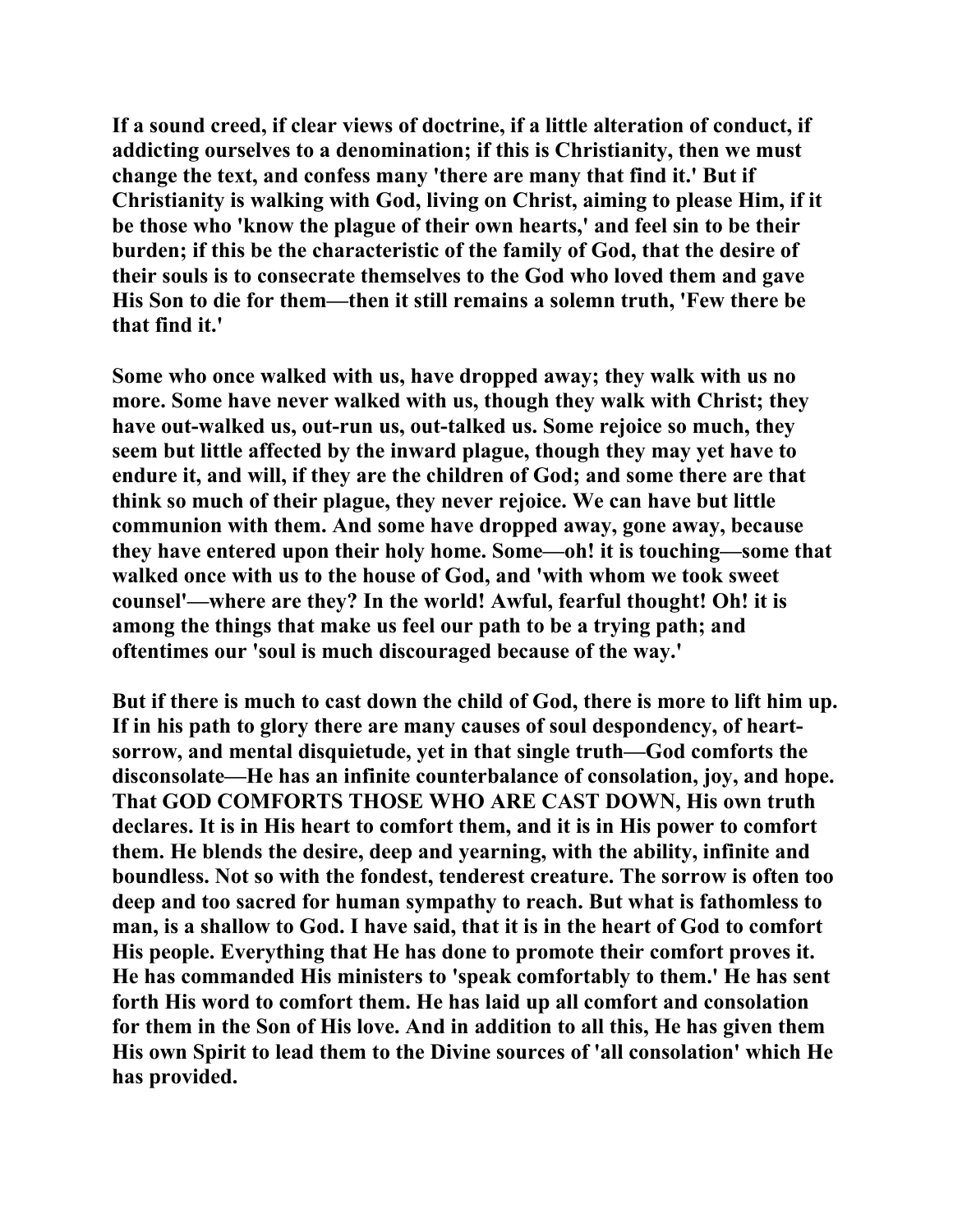**If a sound creed, if clear views of doctrine, if a little alteration of conduct, if addicting ourselves to a denomination; if this is Christianity, then we must change the text, and confess many 'there are many that find it.' But if Christianity is walking with God, living on Christ, aiming to please Him, if it be those who 'know the plague of their own hearts,' and feel sin to be their burden; if this be the characteristic of the family of God, that the desire of their souls is to consecrate themselves to the God who loved them and gave His Son to die for them—then it still remains a solemn truth, 'Few there be that find it.'**

**Some who once walked with us, have dropped away; they walk with us no more. Some have never walked with us, though they walk with Christ; they have out-walked us, out-run us, out-talked us. Some rejoice so much, they seem but little affected by the inward plague, though they may yet have to endure it, and will, if they are the children of God; and some there are that think so much of their plague, they never rejoice. We can have but little communion with them. And some have dropped away, gone away, because they have entered upon their holy home. Some—oh! it is touching—some that walked once with us to the house of God, and 'with whom we took sweet counsel'—where are they? In the world! Awful, fearful thought! Oh! it is among the things that make us feel our path to be a trying path; and oftentimes our 'soul is much discouraged because of the way.'**

**But if there is much to cast down the child of God, there is more to lift him up. If in his path to glory there are many causes of soul despondency, of heart-sorrow, and mental disquietude, yet in that single truth—God comforts the disconsolate—He has an infinite counterbalance of consolation, joy, and hope. That GOD COMFORTS THOSE WHO ARE CAST DOWN, His own truth declares. It is in His heart to comfort them, and it is in His power to comfort them. He blends the desire, deep and yearning, with the ability, infinite and boundless. Not so with the fondest, tenderest creature. The sorrow is often too deep and too sacred for human sympathy to reach. But what is fathomless to man, is a shallow to God. I have said, that it is in the heart of God to comfort His people. Everything that He has done to promote their comfort proves it. He has commanded His ministers to 'speak comfortably to them.' He has sent forth His word to comfort them. He has laid up all comfort and consolation for them in the Son of His love. And in addition to all this, He has given them His own Spirit to lead them to the Divine sources of 'all consolation' which He has provided.**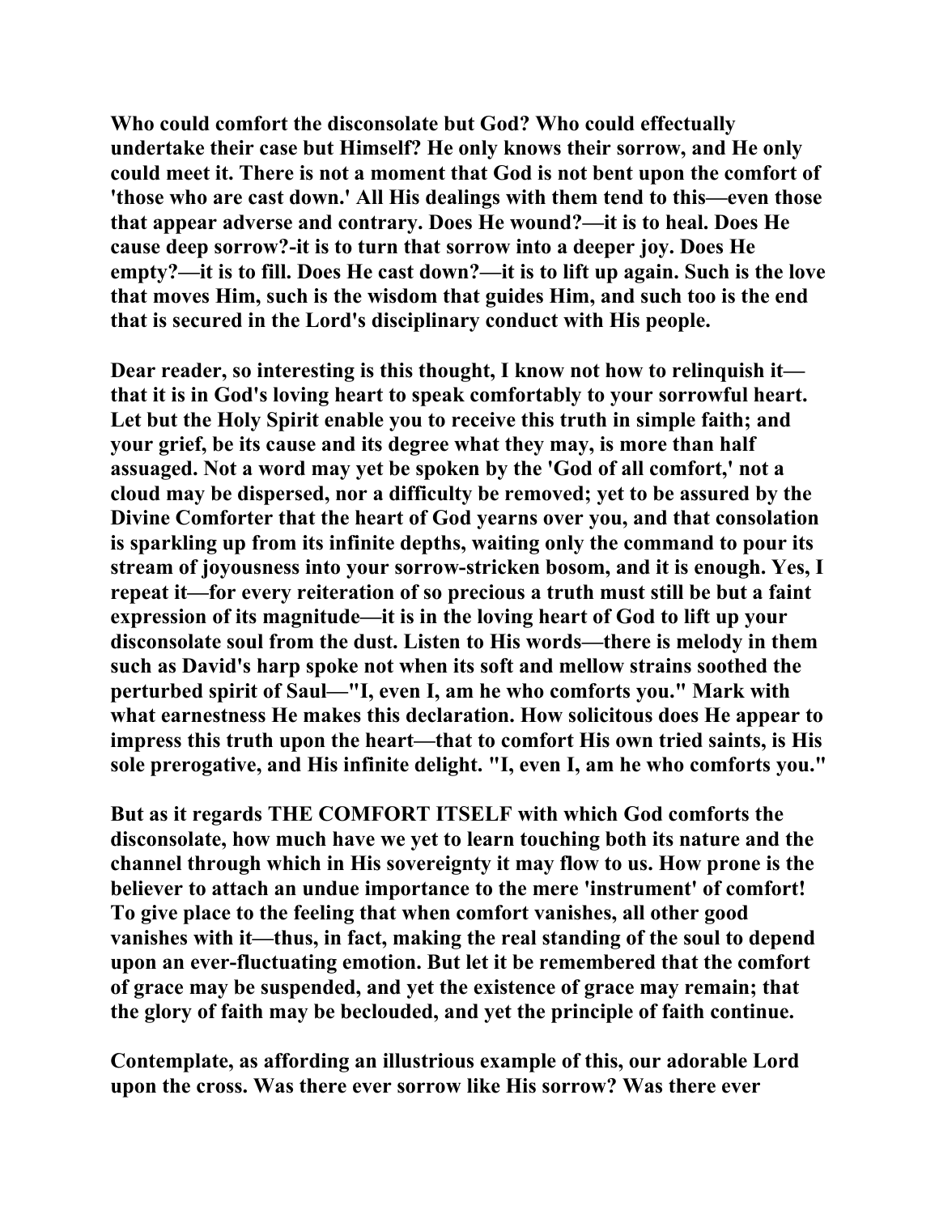**Who could comfort the disconsolate but God? Who could effectually undertake their case but Himself? He only knows their sorrow, and He only could meet it. There is not a moment that God is not bent upon the comfort of 'those who are cast down.' All His dealings with them tend to this—even those that appear adverse and contrary. Does He wound?—it is to heal. Does He cause deep sorrow?-it is to turn that sorrow into a deeper joy. Does He empty?—it is to fill. Does He cast down?—it is to lift up again. Such is the love that moves Him, such is the wisdom that guides Him, and such too is the end that is secured in the Lord's disciplinary conduct with His people.**

**Dear reader, so interesting is this thought, I know not how to relinquish it—that it is in God's loving heart to speak comfortably to your sorrowful heart. Let but the Holy Spirit enable you to receive this truth in simple faith; and your grief, be its cause and its degree what they may, is more than half assuaged. Not a word may yet be spoken by the 'God of all comfort,' not a cloud may be dispersed, nor a difficulty be removed; yet to be assured by the Divine Comforter that the heart of God yearns over you, and that consolation is sparkling up from its infinite depths, waiting only the command to pour its stream of joyousness into your sorrow-stricken bosom, and it is enough. Yes, I repeat it—for every reiteration of so precious a truth must still be but a faint expression of its magnitude—it is in the loving heart of God to lift up your disconsolate soul from the dust. Listen to His words—there is melody in them such as David's harp spoke not when its soft and mellow strains soothed the perturbed spirit of Saul—"I, even I, am he who comforts you." Mark with what earnestness He makes this declaration. How solicitous does He appear to impress this truth upon the heart—that to comfort His own tried saints, is His sole prerogative, and His infinite delight. "I, even I, am he who comforts you."**

**But as it regards THE COMFORT ITSELF with which God comforts the disconsolate, how much have we yet to learn touching both its nature and the channel through which in His sovereignty it may flow to us. How prone is the believer to attach an undue importance to the mere 'instrument' of comfort! To give place to the feeling that when comfort vanishes, all other good vanishes with it—thus, in fact, making the real standing of the soul to depend upon an ever-fluctuating emotion. But let it be remembered that the comfort of grace may be suspended, and yet the existence of grace may remain; that the glory of faith may be beclouded, and yet the principle of faith continue.**

**Contemplate, as affording an illustrious example of this, our adorable Lord upon the cross. Was there ever sorrow like His sorrow? Was there ever**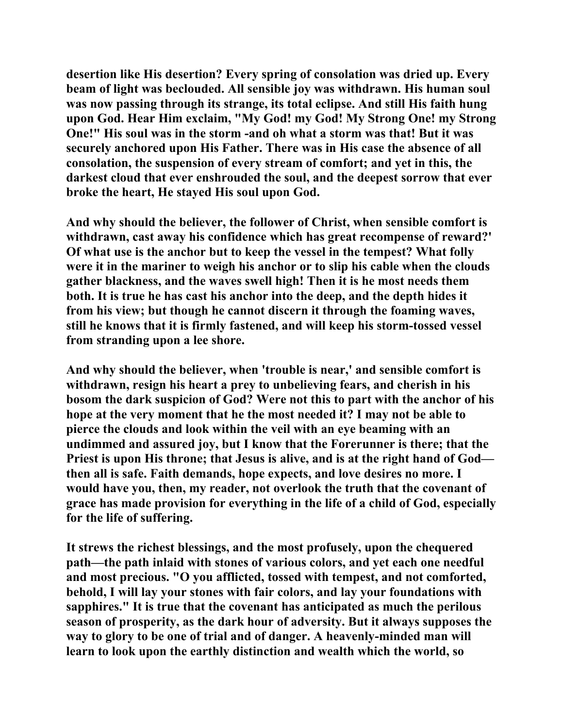desertion like His desertion? Every spring of consolation was dried up. Every beam of light was beclouded. All sensible joy was withdrawn. His human soul was now passing through its strange, its total eclipse. And still His faith hung upon God. Hear Him exclaim, "My God! my God! My Strong One! my Strong One!" His soul was in the storm -and oh what a storm was that! But it was securely anchored upon His Father. There was in His case the absence of all consolation, the suspension of every stream of comfort; and yet in this, the darkest cloud that ever enshrouded the soul, and the deepest sorrow that ever broke the heart, He stayed His soul upon God.

And why should the believer, the follower of Christ, when sensible comfort is withdrawn, cast away his confidence which has great recompense of reward?' Of what use is the anchor but to keep the vessel in the tempest? What folly were it in the mariner to weigh his anchor or to slip his cable when the clouds gather blackness, and the waves swell high! Then it is he most needs them both. It is true he has cast his anchor into the deep, and the depth hides it from his view; but though he cannot discern it through the foaming waves, still he knows that it is firmly fastened, and will keep his storm-tossed vessel from stranding upon a lee shore.

And why should the believer, when 'trouble is near,' and sensible comfort is withdrawn, resign his heart a prey to unbelieving fears, and cherish in his bosom the dark suspicion of God? Were not this to part with the anchor of his hope at the very moment that he the most needed it? I may not be able to pierce the clouds and look within the veil with an eye beaming with an undimmed and assured joy, but I know that the Forerunner is there; that the Priest is upon His throne; that Jesus is alive, and is at the right hand of God—then all is safe. Faith demands, hope expects, and love desires no more. I would have you, then, my reader, not overlook the truth that the covenant of grace has made provision for everything in the life of a child of God, especially for the life of suffering.

It strews the richest blessings, and the most profusely, upon the chequered path—the path inlaid with stones of various colors, and yet each one needful and most precious. "O you afflicted, tossed with tempest, and not comforted, behold, I will lay your stones with fair colors, and lay your foundations with sapphires." It is true that the covenant has anticipated as much the perilous season of prosperity, as the dark hour of adversity. But it always supposes the way to glory to be one of trial and of danger. A heavenly-minded man will learn to look upon the earthly distinction and wealth which the world, so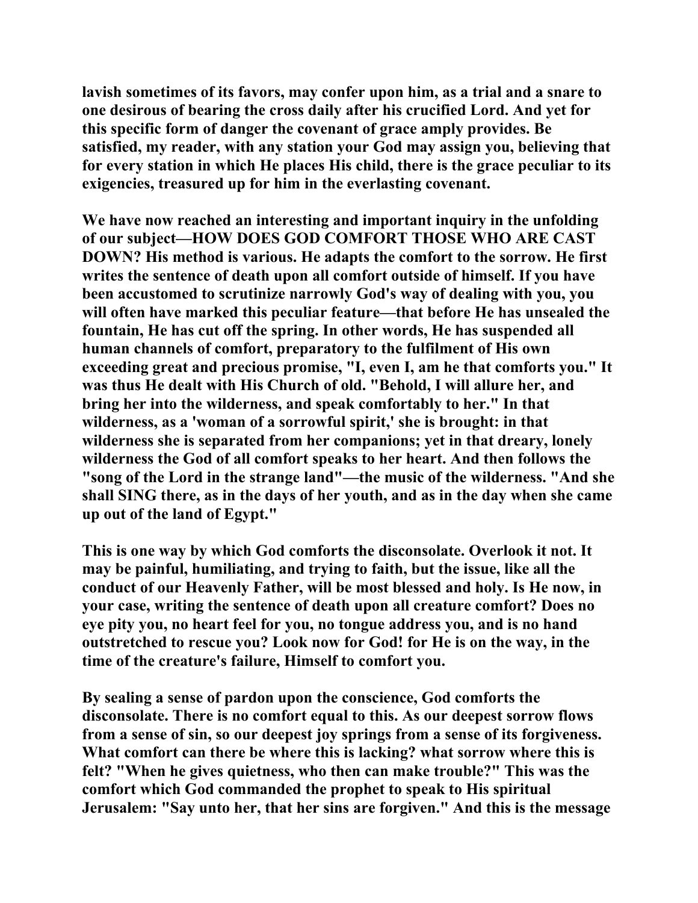lavish sometimes of its favors, may confer upon him, as a trial and a snare to one desirous of bearing the cross daily after his crucified Lord. And yet for this specific form of danger the covenant of grace amply provides. Be satisfied, my reader, with any station your God may assign you, believing that for every station in which He places His child, there is the grace peculiar to its exigencies, treasured up for him in the everlasting covenant.

We have now reached an interesting and important inquiry in the unfolding of our subject—HOW DOES GOD COMFORT THOSE WHO ARE CAST DOWN? His method is various. He adapts the comfort to the sorrow. He first writes the sentence of death upon all comfort outside of himself. If you have been accustomed to scrutinize narrowly God's way of dealing with you, you will often have marked this peculiar feature—that before He has unsealed the fountain, He has cut off the spring. In other words, He has suspended all human channels of comfort, preparatory to the fulfilment of His own exceeding great and precious promise, "I, even I, am he that comforts you." It was thus He dealt with His Church of old. "Behold, I will allure her, and bring her into the wilderness, and speak comfortably to her." In that wilderness, as a 'woman of a sorrowful spirit,' she is brought: in that wilderness she is separated from her companions; yet in that dreary, lonely wilderness the God of all comfort speaks to her heart. And then follows the "song of the Lord in the strange land"—the music of the wilderness. "And she shall SING there, as in the days of her youth, and as in the day when she came up out of the land of Egypt."

This is one way by which God comforts the disconsolate. Overlook it not. It may be painful, humiliating, and trying to faith, but the issue, like all the conduct of our Heavenly Father, will be most blessed and holy. Is He now, in your case, writing the sentence of death upon all creature comfort? Does no eye pity you, no heart feel for you, no tongue address you, and is no hand outstretched to rescue you? Look now for God! for He is on the way, in the time of the creature's failure, Himself to comfort you.

By sealing a sense of pardon upon the conscience, God comforts the disconsolate. There is no comfort equal to this. As our deepest sorrow flows from a sense of sin, so our deepest joy springs from a sense of its forgiveness. What comfort can there be where this is lacking? what sorrow where this is felt? "When he gives quietness, who then can make trouble?" This was the comfort which God commanded the prophet to speak to His spiritual Jerusalem: "Say unto her, that her sins are forgiven." And this is the message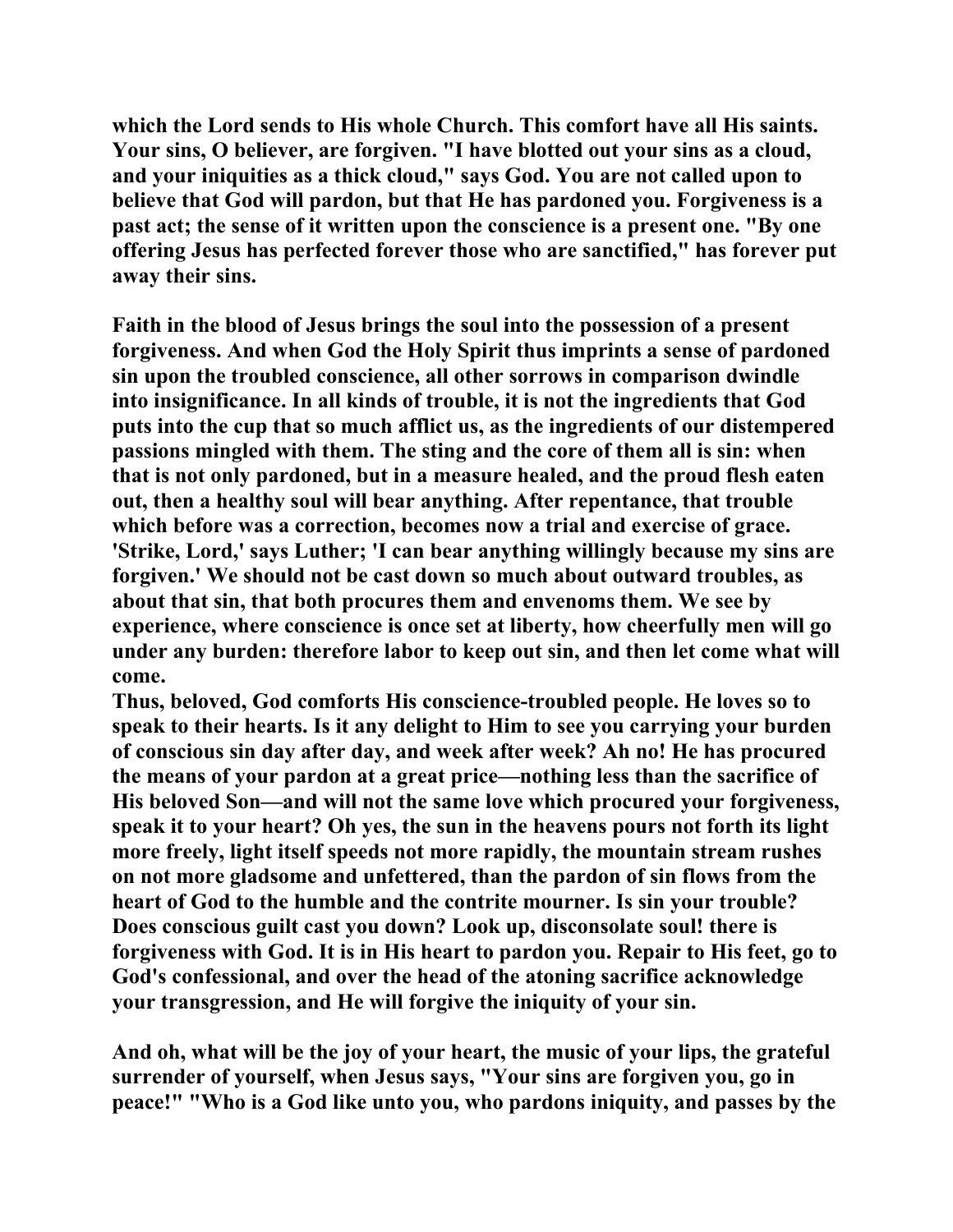which the Lord sends to His whole Church. This comfort have all His saints. Your sins, O believer, are forgiven. "I have blotted out your sins as a cloud, and your iniquities as a thick cloud," says God. You are not called upon to believe that God will pardon, but that He has pardoned you. Forgiveness is a past act; the sense of it written upon the conscience is a present one. "By one offering Jesus has perfected forever those who are sanctified," has forever put away their sins.

Faith in the blood of Jesus brings the soul into the possession of a present forgiveness. And when God the Holy Spirit thus imprints a sense of pardoned sin upon the troubled conscience, all other sorrows in comparison dwindle into insignificance. In all kinds of trouble, it is not the ingredients that God puts into the cup that so much afflict us, as the ingredients of our distempered passions mingled with them. The sting and the core of them all is sin: when that is not only pardoned, but in a measure healed, and the proud flesh eaten out, then a healthy soul will bear anything. After repentance, that trouble which before was a correction, becomes now a trial and exercise of grace. 'Strike, Lord,' says Luther; 'I can bear anything willingly because my sins are forgiven.' We should not be cast down so much about outward troubles, as about that sin, that both procures them and envenoms them. We see by experience, where conscience is once set at liberty, how cheerfully men will go under any burden: therefore labor to keep out sin, and then let come what will come.

Thus, beloved, God comforts His conscience-troubled people. He loves so to speak to their hearts. Is it any delight to Him to see you carrying your burden of conscious sin day after day, and week after week? Ah no! He has procured the means of your pardon at a great price—nothing less than the sacrifice of His beloved Son—and will not the same love which procured your forgiveness, speak it to your heart? Oh yes, the sun in the heavens pours not forth its light more freely, light itself speeds not more rapidly, the mountain stream rushes on not more gladsome and unfettered, than the pardon of sin flows from the heart of God to the humble and the contrite mourner. Is sin your trouble? Does conscious guilt cast you down? Look up, disconsolate soul! there is forgiveness with God. It is in His heart to pardon you. Repair to His feet, go to God's confessional, and over the head of the atoning sacrifice acknowledge your transgression, and He will forgive the iniquity of your sin.

And oh, what will be the joy of your heart, the music of your lips, the grateful surrender of yourself, when Jesus says, "Your sins are forgiven you, go in peace!" "Who is a God like unto you, who pardons iniquity, and passes by the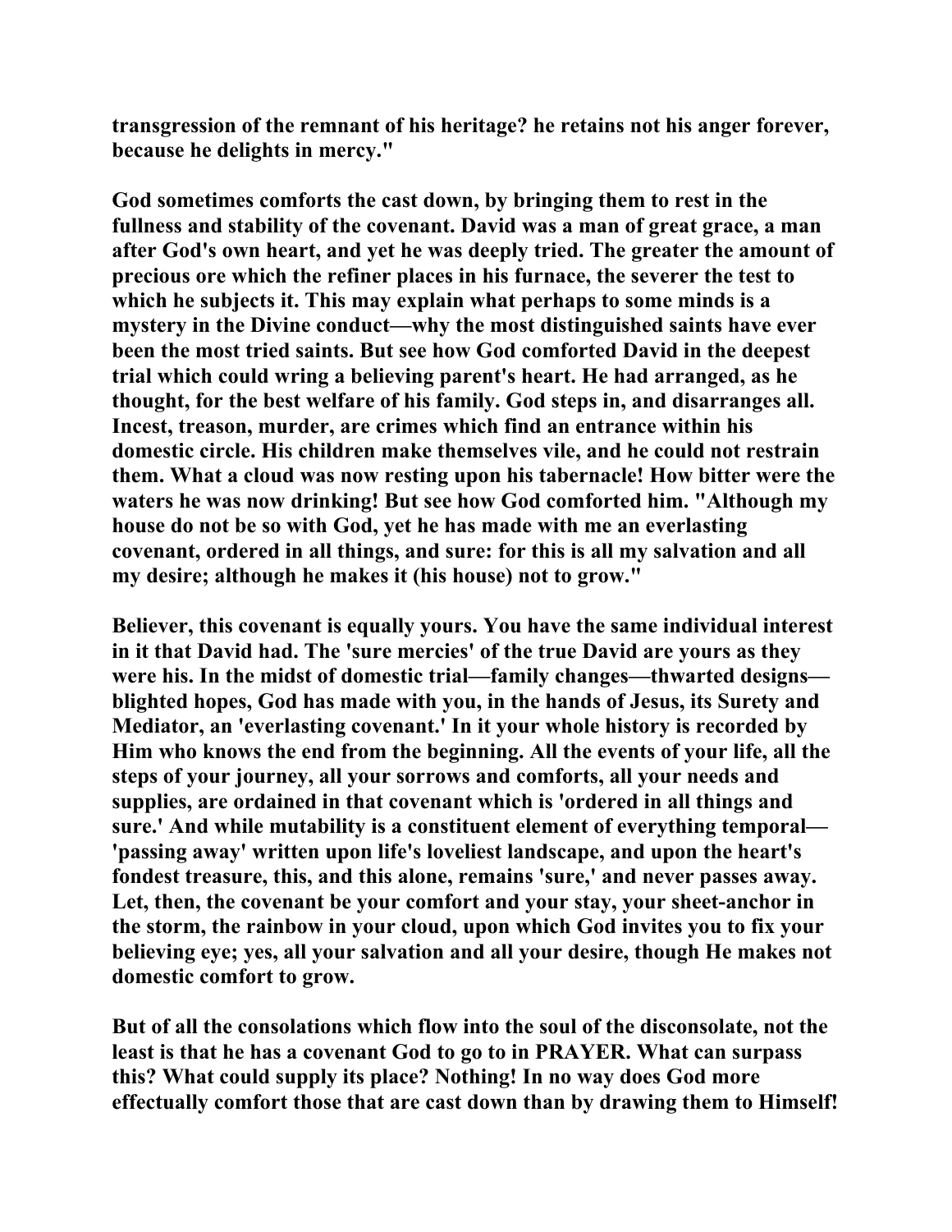**transgression of the remnant of his heritage? he retains not his anger forever, because he delights in mercy."**

**God sometimes comforts the cast down, by bringing them to rest in the fullness and stability of the covenant. David was a man of great grace, a man after God's own heart, and yet he was deeply tried. The greater the amount of precious ore which the refiner places in his furnace, the severer the test to which he subjects it. This may explain what perhaps to some minds is a mystery in the Divine conduct—why the most distinguished saints have ever been the most tried saints. But see how God comforted David in the deepest trial which could wring a believing parent's heart. He had arranged, as he thought, for the best welfare of his family. God steps in, and disarranges all. Incest, treason, murder, are crimes which find an entrance within his domestic circle. His children make themselves vile, and he could not restrain them. What a cloud was now resting upon his tabernacle! How bitter were the waters he was now drinking! But see how God comforted him. "Although my house do not be so with God, yet he has made with me an everlasting covenant, ordered in all things, and sure: for this is all my salvation and all my desire; although he makes it (his house) not to grow."**

**Believer, this covenant is equally yours. You have the same individual interest in it that David had. The 'sure mercies' of the true David are yours as they were his. In the midst of domestic trial—family changes—thwarted designs—blighted hopes, God has made with you, in the hands of Jesus, its Surety and Mediator, an 'everlasting covenant.' In it your whole history is recorded by Him who knows the end from the beginning. All the events of your life, all the steps of your journey, all your sorrows and comforts, all your needs and supplies, are ordained in that covenant which is 'ordered in all things and sure.' And while mutability is a constituent element of everything temporal—'passing away' written upon life's loveliest landscape, and upon the heart's fondest treasure, this, and this alone, remains 'sure,' and never passes away. Let, then, the covenant be your comfort and your stay, your sheet-anchor in the storm, the rainbow in your cloud, upon which God invites you to fix your believing eye; yes, all your salvation and all your desire, though He makes not domestic comfort to grow.**

**But of all the consolations which flow into the soul of the disconsolate, not the least is that he has a covenant God to go to in PRAYER. What can surpass this? What could supply its place? Nothing! In no way does God more effectually comfort those that are cast down than by drawing them to Himself!**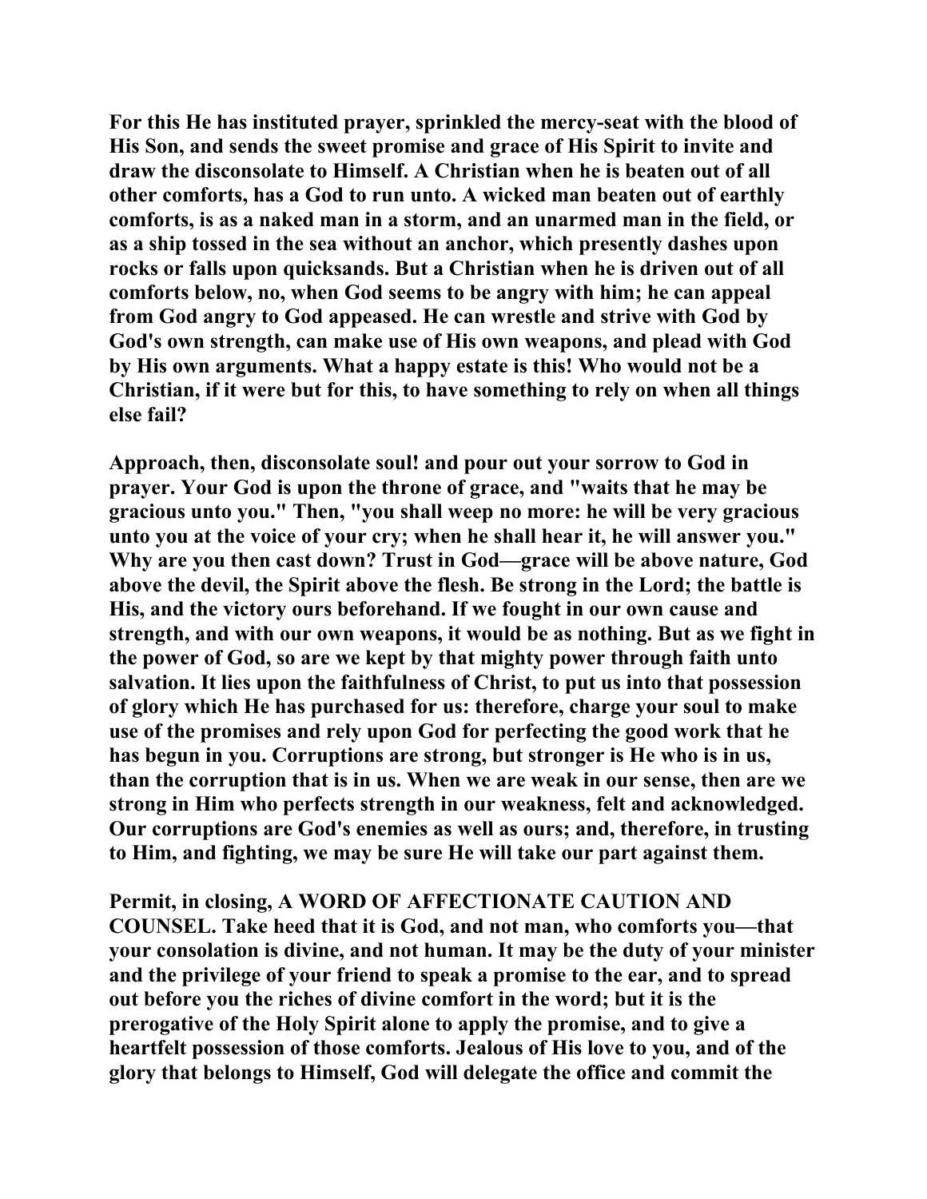**For this He has instituted prayer, sprinkled the mercy-seat with the blood of His Son, and sends the sweet promise and grace of His Spirit to invite and draw the disconsolate to Himself. A Christian when he is beaten out of all other comforts, has a God to run unto. A wicked man beaten out of earthly comforts, is as a naked man in a storm, and an unarmed man in the field, or as a ship tossed in the sea without an anchor, which presently dashes upon rocks or falls upon quicksands. But a Christian when he is driven out of all comforts below, no, when God seems to be angry with him; he can appeal from God angry to God appeased. He can wrestle and strive with God by God's own strength, can make use of His own weapons, and plead with God by His own arguments. What a happy estate is this! Who would not be a Christian, if it were but for this, to have something to rely on when all things else fail?**

**Approach, then, disconsolate soul! and pour out your sorrow to God in prayer. Your God is upon the throne of grace, and "waits that he may be gracious unto you." Then, "you shall weep no more: he will be very gracious unto you at the voice of your cry; when he shall hear it, he will answer you." Why are you then cast down? Trust in God—grace will be above nature, God above the devil, the Spirit above the flesh. Be strong in the Lord; the battle is His, and the victory ours beforehand. If we fought in our own cause and strength, and with our own weapons, it would be as nothing. But as we fight in the power of God, so are we kept by that mighty power through faith unto salvation. It lies upon the faithfulness of Christ, to put us into that possession of glory which He has purchased for us: therefore, charge your soul to make use of the promises and rely upon God for perfecting the good work that he has begun in you. Corruptions are strong, but stronger is He who is in us, than the corruption that is in us. When we are weak in our sense, then are we strong in Him who perfects strength in our weakness, felt and acknowledged. Our corruptions are God's enemies as well as ours; and, therefore, in trusting to Him, and fighting, we may be sure He will take our part against them.**

**Permit, in closing, A WORD OF AFFECTIONATE CAUTION AND COUNSEL. Take heed that it is God, and not man, who comforts you—that your consolation is divine, and not human. It may be the duty of your minister and the privilege of your friend to speak a promise to the ear, and to spread out before you the riches of divine comfort in the word; but it is the prerogative of the Holy Spirit alone to apply the promise, and to give a heartfelt possession of those comforts. Jealous of His love to you, and of the glory that belongs to Himself, God will delegate the office and commit the**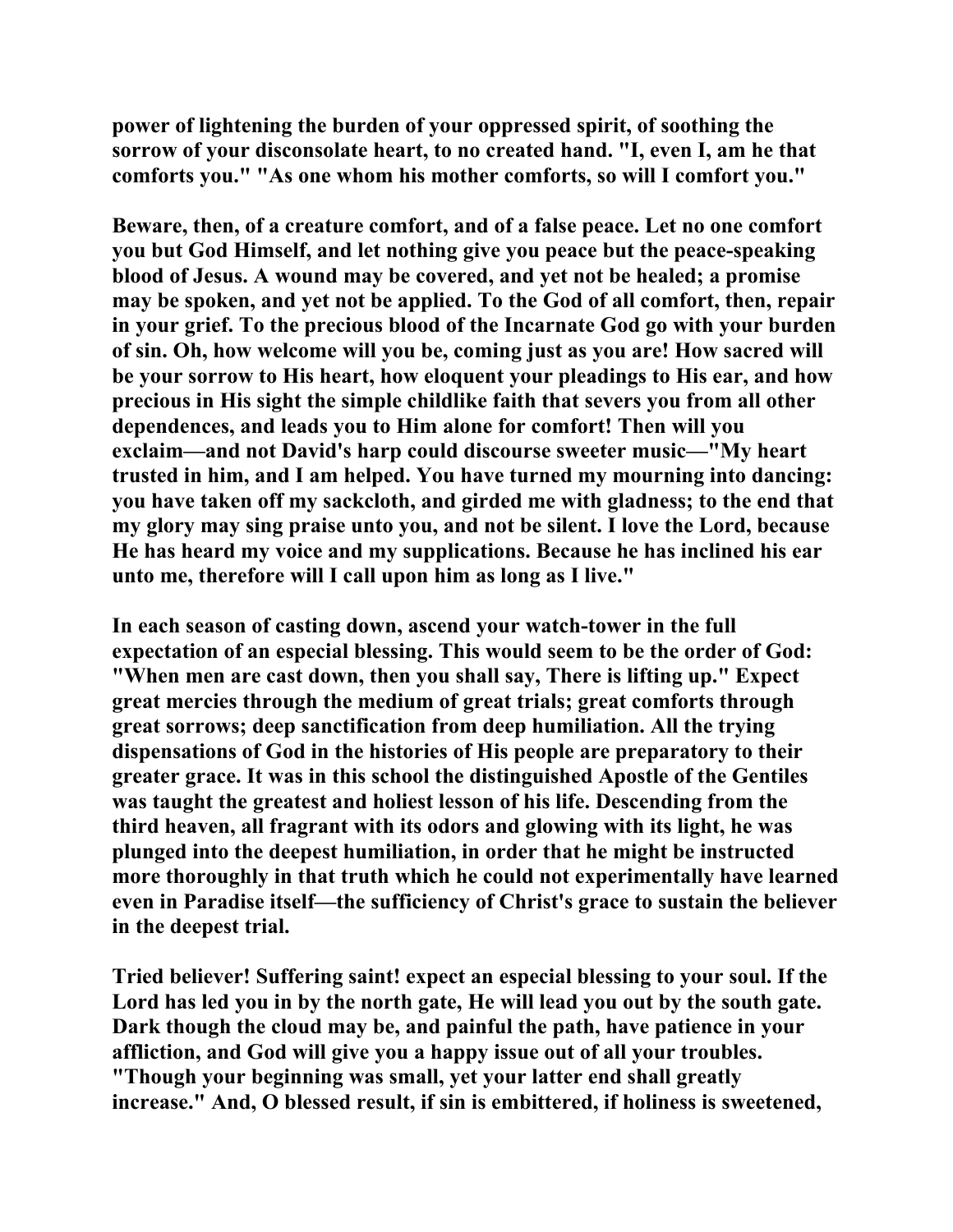power of lightening the burden of your oppressed spirit, of soothing the sorrow of your disconsolate heart, to no created hand. "I, even I, am he that comforts you." "As one whom his mother comforts, so will I comfort you."

Beware, then, of a creature comfort, and of a false peace. Let no one comfort you but God Himself, and let nothing give you peace but the peace-speaking blood of Jesus. A wound may be covered, and yet not be healed; a promise may be spoken, and yet not be applied. To the God of all comfort, then, repair in your grief. To the precious blood of the Incarnate God go with your burden of sin. Oh, how welcome will you be, coming just as you are! How sacred will be your sorrow to His heart, how eloquent your pleadings to His ear, and how precious in His sight the simple childlike faith that severs you from all other dependences, and leads you to Him alone for comfort! Then will you exclaim—and not David's harp could discourse sweeter music—"My heart trusted in him, and I am helped. You have turned my mourning into dancing: you have taken off my sackcloth, and girded me with gladness; to the end that my glory may sing praise unto you, and not be silent. I love the Lord, because He has heard my voice and my supplications. Because he has inclined his ear unto me, therefore will I call upon him as long as I live."

In each season of casting down, ascend your watch-tower in the full expectation of an especial blessing. This would seem to be the order of God: "When men are cast down, then you shall say, There is lifting up." Expect great mercies through the medium of great trials; great comforts through great sorrows; deep sanctification from deep humiliation. All the trying dispensations of God in the histories of His people are preparatory to their greater grace. It was in this school the distinguished Apostle of the Gentiles was taught the greatest and holiest lesson of his life. Descending from the third heaven, all fragrant with its odors and glowing with its light, he was plunged into the deepest humiliation, in order that he might be instructed more thoroughly in that truth which he could not experimentally have learned even in Paradise itself—the sufficiency of Christ's grace to sustain the believer in the deepest trial.

Tried believer! Suffering saint! expect an especial blessing to your soul. If the Lord has led you in by the north gate, He will lead you out by the south gate. Dark though the cloud may be, and painful the path, have patience in your affliction, and God will give you a happy issue out of all your troubles. "Though your beginning was small, yet your latter end shall greatly increase." And, O blessed result, if sin is embittered, if holiness is sweetened,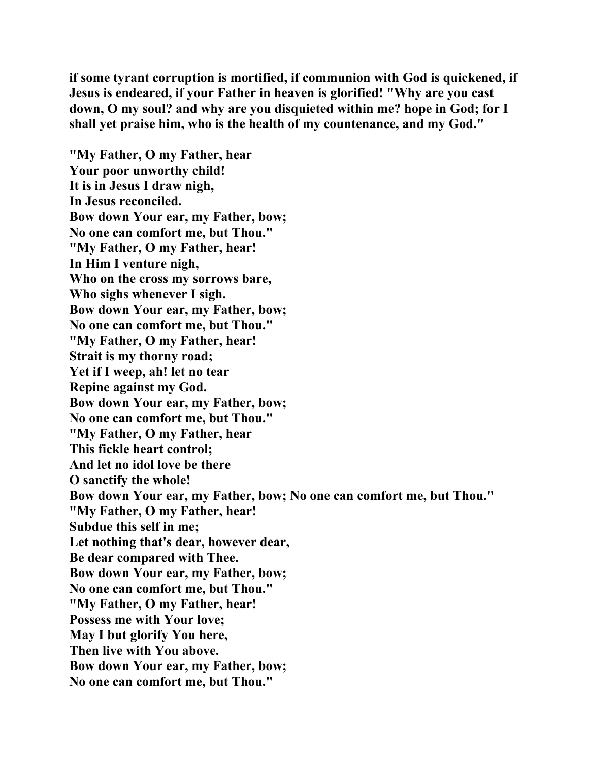**if some tyrant corruption is mortified, if communion with God is quickened, if Jesus is endeared, if your Father in heaven is glorified! "Why are you cast down, O my soul? and why are you disquieted within me? hope in God; for I shall yet praise him, who is the health of my countenance, and my God."**

**"My Father, O my Father, hear**
**Your poor unworthy child!**
**It is in Jesus I draw nigh,**
**In Jesus reconciled.**
**Bow down Your ear, my Father, bow;**
**No one can comfort me, but Thou."**
**"My Father, O my Father, hear!**
**In Him I venture nigh,**
**Who on the cross my sorrows bare,**
**Who sighs whenever I sigh.**
**Bow down Your ear, my Father, bow;**
**No one can comfort me, but Thou."**
**"My Father, O my Father, hear!**
**Strait is my thorny road;**
**Yet if I weep, ah! let no tear**
**Repine against my God.**
**Bow down Your ear, my Father, bow;**
**No one can comfort me, but Thou."**
**"My Father, O my Father, hear**
**This fickle heart control;**
**And let no idol love be there**
**O sanctify the whole!**
**Bow down Your ear, my Father, bow; No one can comfort me, but Thou."**
**"My Father, O my Father, hear!**
**Subdue this self in me;**
**Let nothing that's dear, however dear,**
**Be dear compared with Thee.**
**Bow down Your ear, my Father, bow;**
**No one can comfort me, but Thou."**
**"My Father, O my Father, hear!**
**Possess me with Your love;**
**May I but glorify You here,**
**Then live with You above.**
**Bow down Your ear, my Father, bow;**
**No one can comfort me, but Thou."**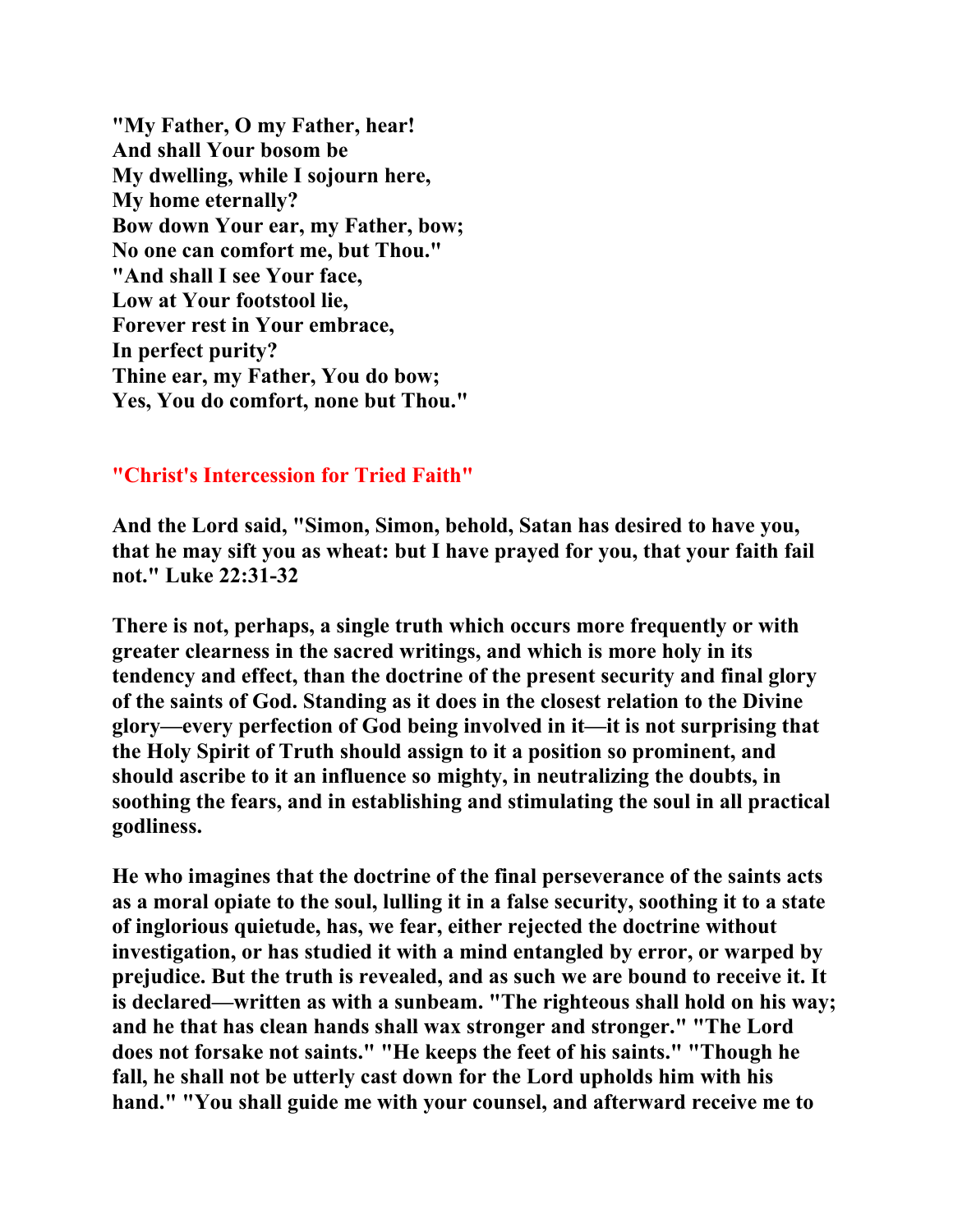**"My Father, O my Father, hear!**
**And shall Your bosom be**
**My dwelling, while I sojourn here,**
**My home eternally?**
**Bow down Your ear, my Father, bow;**
**No one can comfort me, but Thou."**
**"And shall I see Your face,**
**Low at Your footstool lie,**
**Forever rest in Your embrace,**
**In perfect purity?**
**Thine ear, my Father, You do bow;**
**Yes, You do comfort, none but Thou."**

## "Christ's Intercession for Tried Faith"

**And the Lord said, "Simon, Simon, behold, Satan has desired to have you, that he may sift you as wheat: but I have prayed for you, that your faith fail not." Luke 22:31-32**

**There is not, perhaps, a single truth which occurs more frequently or with greater clearness in the sacred writings, and which is more holy in its tendency and effect, than the doctrine of the present security and final glory of the saints of God. Standing as it does in the closest relation to the Divine glory—every perfection of God being involved in it—it is not surprising that the Holy Spirit of Truth should assign to it a position so prominent, and should ascribe to it an influence so mighty, in neutralizing the doubts, in soothing the fears, and in establishing and stimulating the soul in all practical godliness.**

**He who imagines that the doctrine of the final perseverance of the saints acts as a moral opiate to the soul, lulling it in a false security, soothing it to a state of inglorious quietude, has, we fear, either rejected the doctrine without investigation, or has studied it with a mind entangled by error, or warped by prejudice. But the truth is revealed, and as such we are bound to receive it. It is declared—written as with a sunbeam. "The righteous shall hold on his way; and he that has clean hands shall wax stronger and stronger." "The Lord does not forsake not saints." "He keeps the feet of his saints." "Though he fall, he shall not be utterly cast down for the Lord upholds him with his hand." "You shall guide me with your counsel, and afterward receive me to**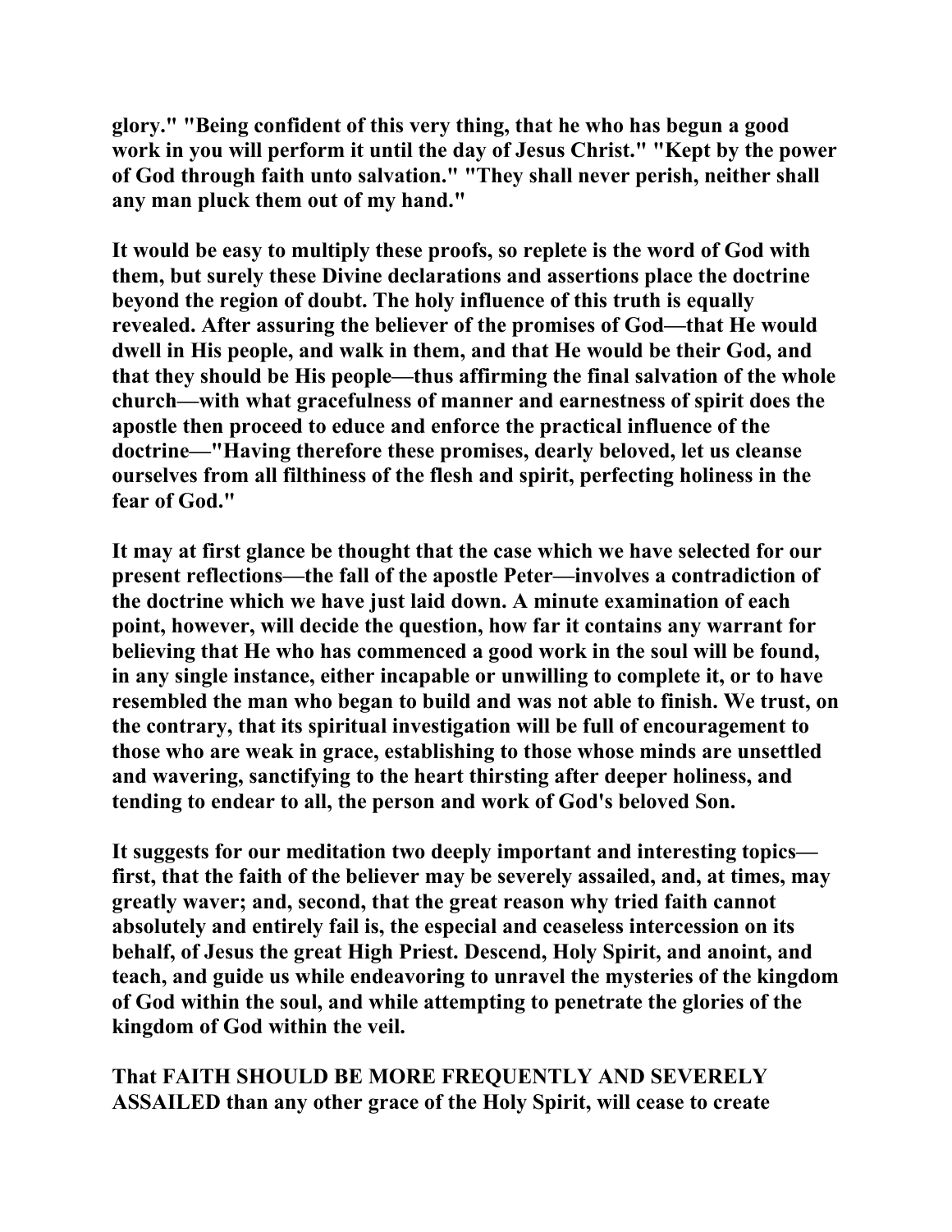**glory." "Being confident of this very thing, that he who has begun a good work in you will perform it until the day of Jesus Christ." "Kept by the power of God through faith unto salvation." "They shall never perish, neither shall any man pluck them out of my hand."**

**It would be easy to multiply these proofs, so replete is the word of God with them, but surely these Divine declarations and assertions place the doctrine beyond the region of doubt. The holy influence of this truth is equally revealed. After assuring the believer of the promises of God—that He would dwell in His people, and walk in them, and that He would be their God, and that they should be His people—thus affirming the final salvation of the whole church—with what gracefulness of manner and earnestness of spirit does the apostle then proceed to educe and enforce the practical influence of the doctrine—"Having therefore these promises, dearly beloved, let us cleanse ourselves from all filthiness of the flesh and spirit, perfecting holiness in the fear of God."**

**It may at first glance be thought that the case which we have selected for our present reflections—the fall of the apostle Peter—involves a contradiction of the doctrine which we have just laid down. A minute examination of each point, however, will decide the question, how far it contains any warrant for believing that He who has commenced a good work in the soul will be found, in any single instance, either incapable or unwilling to complete it, or to have resembled the man who began to build and was not able to finish. We trust, on the contrary, that its spiritual investigation will be full of encouragement to those who are weak in grace, establishing to those whose minds are unsettled and wavering, sanctifying to the heart thirsting after deeper holiness, and tending to endear to all, the person and work of God's beloved Son.**

**It suggests for our meditation two deeply important and interesting topics—first, that the faith of the believer may be severely assailed, and, at times, may greatly waver; and, second, that the great reason why tried faith cannot absolutely and entirely fail is, the especial and ceaseless intercession on its behalf, of Jesus the great High Priest. Descend, Holy Spirit, and anoint, and teach, and guide us while endeavoring to unravel the mysteries of the kingdom of God within the soul, and while attempting to penetrate the glories of the kingdom of God within the veil.**

**That FAITH SHOULD BE MORE FREQUENTLY AND SEVERELY ASSAILED than any other grace of the Holy Spirit, will cease to create**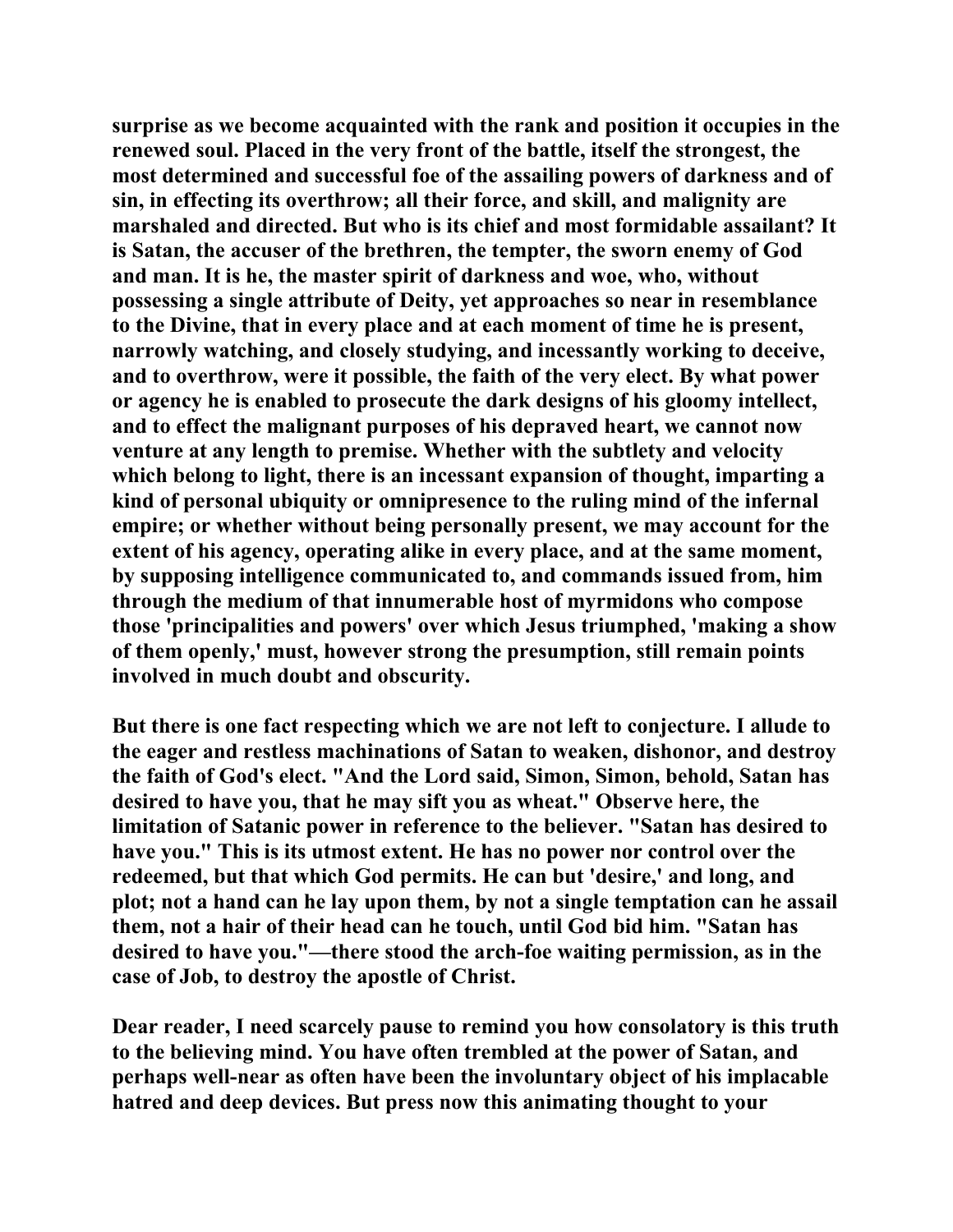surprise as we become acquainted with the rank and position it occupies in the renewed soul. Placed in the very front of the battle, itself the strongest, the most determined and successful foe of the assailing powers of darkness and of sin, in effecting its overthrow; all their force, and skill, and malignity are marshaled and directed. But who is its chief and most formidable assailant? It is Satan, the accuser of the brethren, the tempter, the sworn enemy of God and man. It is he, the master spirit of darkness and woe, who, without possessing a single attribute of Deity, yet approaches so near in resemblance to the Divine, that in every place and at each moment of time he is present, narrowly watching, and closely studying, and incessantly working to deceive, and to overthrow, were it possible, the faith of the very elect. By what power or agency he is enabled to prosecute the dark designs of his gloomy intellect, and to effect the malignant purposes of his depraved heart, we cannot now venture at any length to premise. Whether with the subtlety and velocity which belong to light, there is an incessant expansion of thought, imparting a kind of personal ubiquity or omnipresence to the ruling mind of the infernal empire; or whether without being personally present, we may account for the extent of his agency, operating alike in every place, and at the same moment, by supposing intelligence communicated to, and commands issued from, him through the medium of that innumerable host of myrmidons who compose those 'principalities and powers' over which Jesus triumphed, 'making a show of them openly,' must, however strong the presumption, still remain points involved in much doubt and obscurity.

But there is one fact respecting which we are not left to conjecture. I allude to the eager and restless machinations of Satan to weaken, dishonor, and destroy the faith of God's elect. "And the Lord said, Simon, Simon, behold, Satan has desired to have you, that he may sift you as wheat." Observe here, the limitation of Satanic power in reference to the believer. "Satan has desired to have you." This is its utmost extent. He has no power nor control over the redeemed, but that which God permits. He can but 'desire,' and long, and plot; not a hand can he lay upon them, by not a single temptation can he assail them, not a hair of their head can he touch, until God bid him. "Satan has desired to have you."—there stood the arch-foe waiting permission, as in the case of Job, to destroy the apostle of Christ.

Dear reader, I need scarcely pause to remind you how consolatory is this truth to the believing mind. You have often trembled at the power of Satan, and perhaps well-near as often have been the involuntary object of his implacable hatred and deep devices. But press now this animating thought to your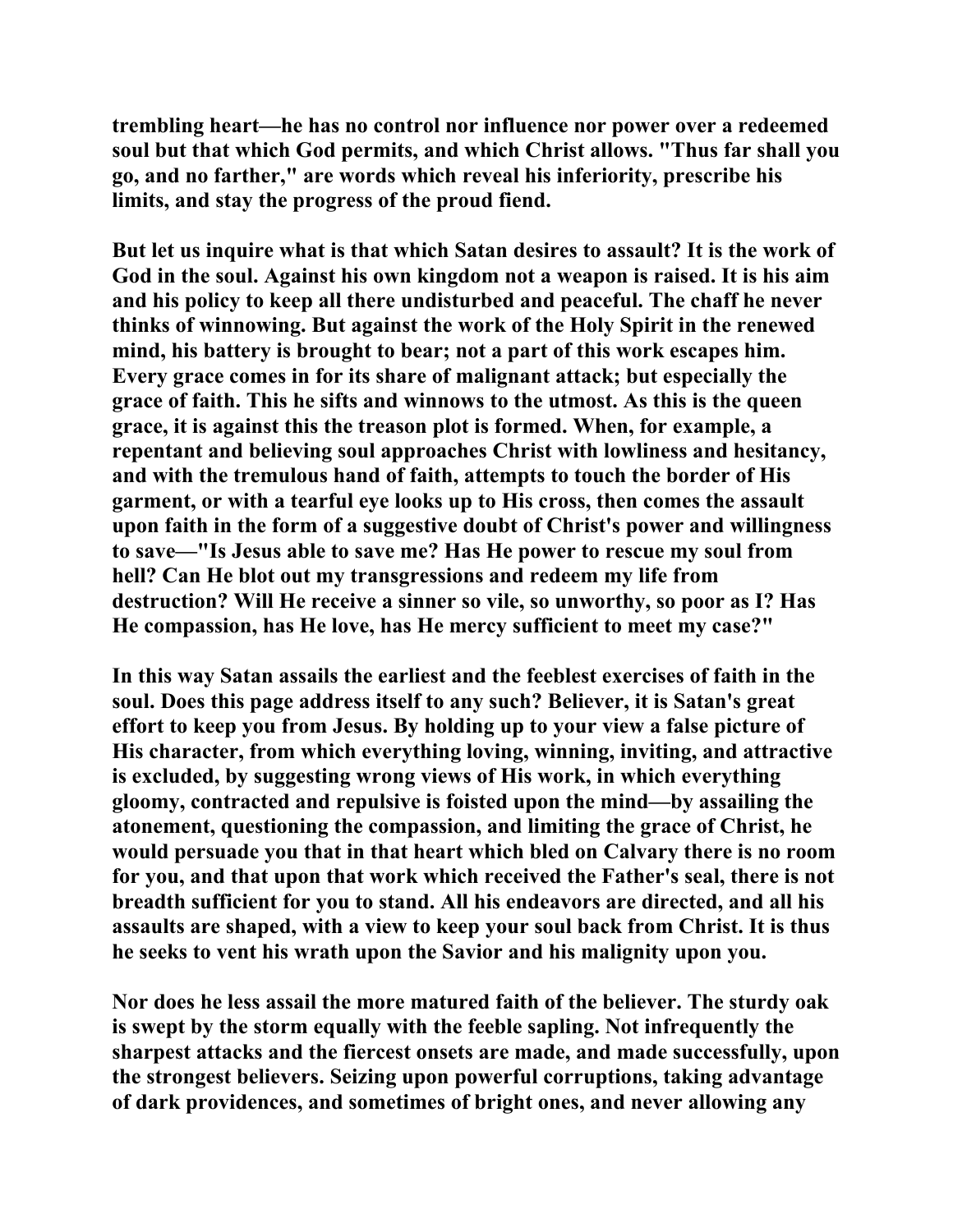trembling heart—he has no control nor influence nor power over a redeemed soul but that which God permits, and which Christ allows. "Thus far shall you go, and no farther," are words which reveal his inferiority, prescribe his limits, and stay the progress of the proud fiend.

But let us inquire what is that which Satan desires to assault? It is the work of God in the soul. Against his own kingdom not a weapon is raised. It is his aim and his policy to keep all there undisturbed and peaceful. The chaff he never thinks of winnowing. But against the work of the Holy Spirit in the renewed mind, his battery is brought to bear; not a part of this work escapes him. Every grace comes in for its share of malignant attack; but especially the grace of faith. This he sifts and winnows to the utmost. As this is the queen grace, it is against this the treason plot is formed. When, for example, a repentant and believing soul approaches Christ with lowliness and hesitancy, and with the tremulous hand of faith, attempts to touch the border of His garment, or with a tearful eye looks up to His cross, then comes the assault upon faith in the form of a suggestive doubt of Christ's power and willingness to save—"Is Jesus able to save me? Has He power to rescue my soul from hell? Can He blot out my transgressions and redeem my life from destruction? Will He receive a sinner so vile, so unworthy, so poor as I? Has He compassion, has He love, has He mercy sufficient to meet my case?"

In this way Satan assails the earliest and the feeblest exercises of faith in the soul. Does this page address itself to any such? Believer, it is Satan's great effort to keep you from Jesus. By holding up to your view a false picture of His character, from which everything loving, winning, inviting, and attractive is excluded, by suggesting wrong views of His work, in which everything gloomy, contracted and repulsive is foisted upon the mind—by assailing the atonement, questioning the compassion, and limiting the grace of Christ, he would persuade you that in that heart which bled on Calvary there is no room for you, and that upon that work which received the Father's seal, there is not breadth sufficient for you to stand. All his endeavors are directed, and all his assaults are shaped, with a view to keep your soul back from Christ. It is thus he seeks to vent his wrath upon the Savior and his malignity upon you.

Nor does he less assail the more matured faith of the believer. The sturdy oak is swept by the storm equally with the feeble sapling. Not infrequently the sharpest attacks and the fiercest onsets are made, and made successfully, upon the strongest believers. Seizing upon powerful corruptions, taking advantage of dark providences, and sometimes of bright ones, and never allowing any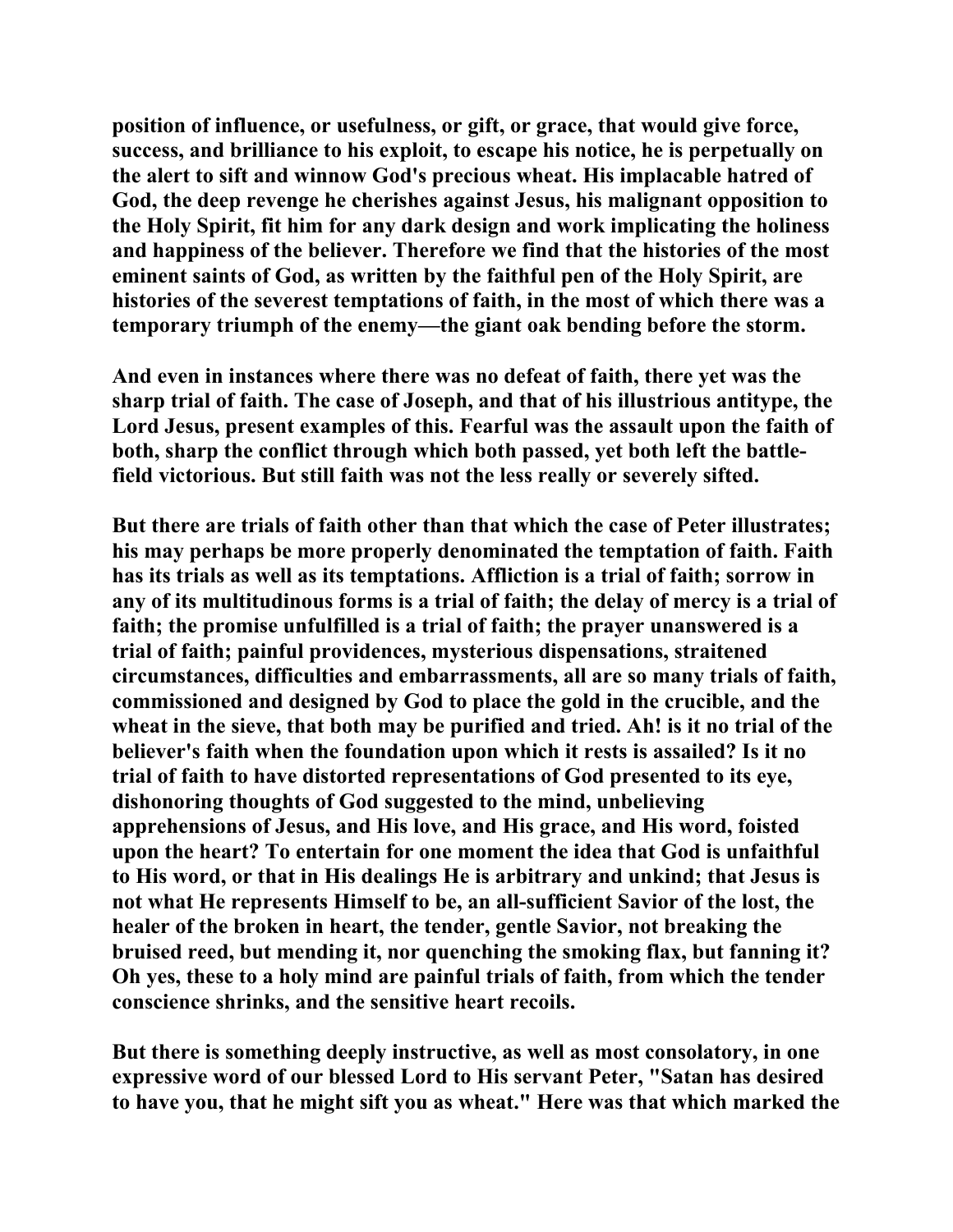position of influence, or usefulness, or gift, or grace, that would give force, success, and brilliance to his exploit, to escape his notice, he is perpetually on the alert to sift and winnow God's precious wheat. His implacable hatred of God, the deep revenge he cherishes against Jesus, his malignant opposition to the Holy Spirit, fit him for any dark design and work implicating the holiness and happiness of the believer. Therefore we find that the histories of the most eminent saints of God, as written by the faithful pen of the Holy Spirit, are histories of the severest temptations of faith, in the most of which there was a temporary triumph of the enemy—the giant oak bending before the storm.

And even in instances where there was no defeat of faith, there yet was the sharp trial of faith. The case of Joseph, and that of his illustrious antitype, the Lord Jesus, present examples of this. Fearful was the assault upon the faith of both, sharp the conflict through which both passed, yet both left the battle-field victorious. But still faith was not the less really or severely sifted.

But there are trials of faith other than that which the case of Peter illustrates; his may perhaps be more properly denominated the temptation of faith. Faith has its trials as well as its temptations. Affliction is a trial of faith; sorrow in any of its multitudinous forms is a trial of faith; the delay of mercy is a trial of faith; the promise unfulfilled is a trial of faith; the prayer unanswered is a trial of faith; painful providences, mysterious dispensations, straitened circumstances, difficulties and embarrassments, all are so many trials of faith, commissioned and designed by God to place the gold in the crucible, and the wheat in the sieve, that both may be purified and tried. Ah! is it no trial of the believer's faith when the foundation upon which it rests is assailed? Is it no trial of faith to have distorted representations of God presented to its eye, dishonoring thoughts of God suggested to the mind, unbelieving apprehensions of Jesus, and His love, and His grace, and His word, foisted upon the heart? To entertain for one moment the idea that God is unfaithful to His word, or that in His dealings He is arbitrary and unkind; that Jesus is not what He represents Himself to be, an all-sufficient Savior of the lost, the healer of the broken in heart, the tender, gentle Savior, not breaking the bruised reed, but mending it, nor quenching the smoking flax, but fanning it? Oh yes, these to a holy mind are painful trials of faith, from which the tender conscience shrinks, and the sensitive heart recoils.

But there is something deeply instructive, as well as most consolatory, in one expressive word of our blessed Lord to His servant Peter, "Satan has desired to have you, that he might sift you as wheat." Here was that which marked the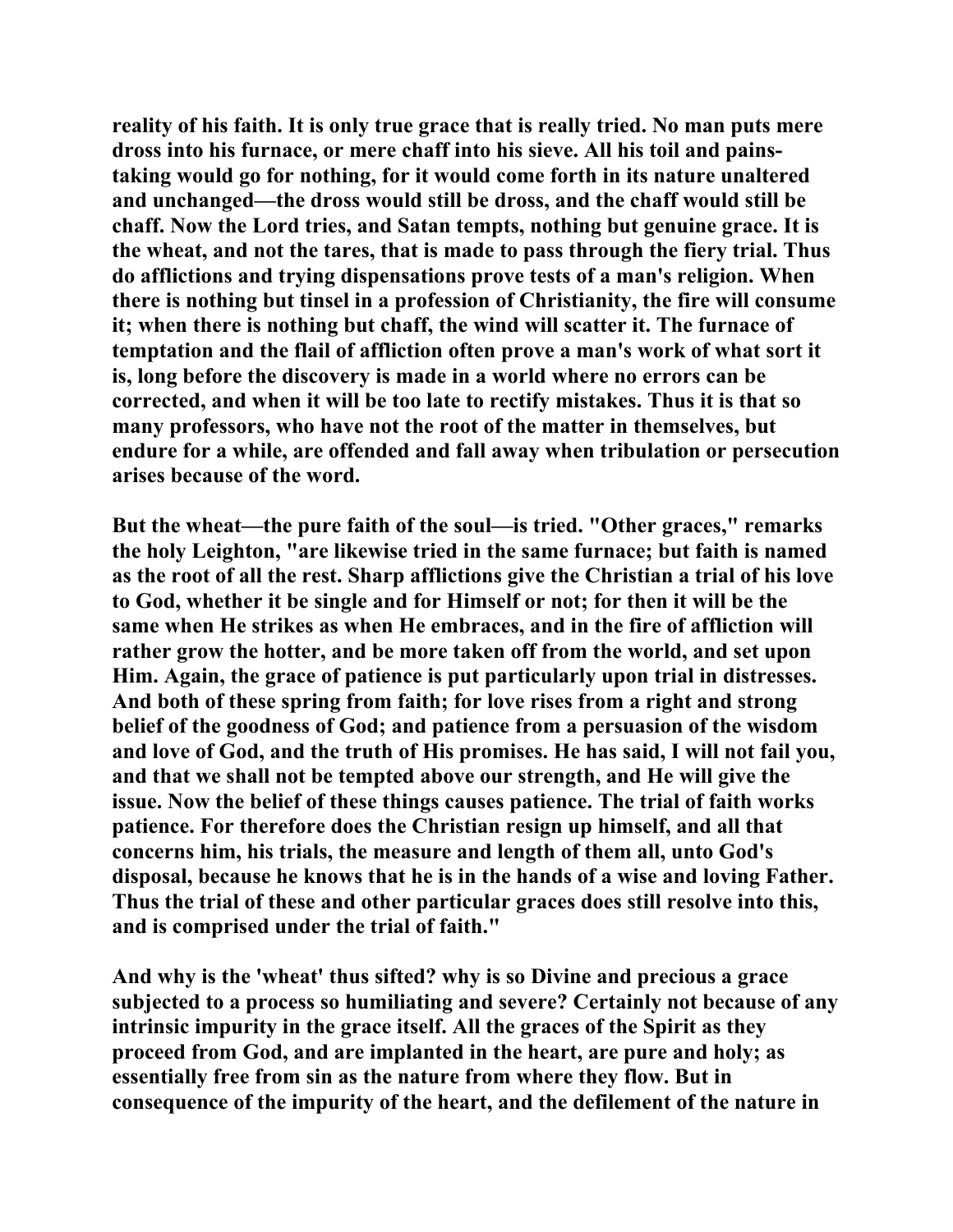**reality of his faith. It is only true grace that is really tried. No man puts mere dross into his furnace, or mere chaff into his sieve. All his toil and pains-taking would go for nothing, for it would come forth in its nature unaltered and unchanged—the dross would still be dross, and the chaff would still be chaff. Now the Lord tries, and Satan tempts, nothing but genuine grace. It is the wheat, and not the tares, that is made to pass through the fiery trial. Thus do afflictions and trying dispensations prove tests of a man's religion. When there is nothing but tinsel in a profession of Christianity, the fire will consume it; when there is nothing but chaff, the wind will scatter it. The furnace of temptation and the flail of affliction often prove a man's work of what sort it is, long before the discovery is made in a world where no errors can be corrected, and when it will be too late to rectify mistakes. Thus it is that so many professors, who have not the root of the matter in themselves, but endure for a while, are offended and fall away when tribulation or persecution arises because of the word.**

**But the wheat—the pure faith of the soul—is tried. "Other graces," remarks the holy Leighton, "are likewise tried in the same furnace; but faith is named as the root of all the rest. Sharp afflictions give the Christian a trial of his love to God, whether it be single and for Himself or not; for then it will be the same when He strikes as when He embraces, and in the fire of affliction will rather grow the hotter, and be more taken off from the world, and set upon Him. Again, the grace of patience is put particularly upon trial in distresses. And both of these spring from faith; for love rises from a right and strong belief of the goodness of God; and patience from a persuasion of the wisdom and love of God, and the truth of His promises. He has said, I will not fail you, and that we shall not be tempted above our strength, and He will give the issue. Now the belief of these things causes patience. The trial of faith works patience. For therefore does the Christian resign up himself, and all that concerns him, his trials, the measure and length of them all, unto God's disposal, because he knows that he is in the hands of a wise and loving Father. Thus the trial of these and other particular graces does still resolve into this, and is comprised under the trial of faith."**

**And why is the 'wheat' thus sifted? why is so Divine and precious a grace subjected to a process so humiliating and severe? Certainly not because of any intrinsic impurity in the grace itself. All the graces of the Spirit as they proceed from God, and are implanted in the heart, are pure and holy; as essentially free from sin as the nature from where they flow. But in consequence of the impurity of the heart, and the defilement of the nature in**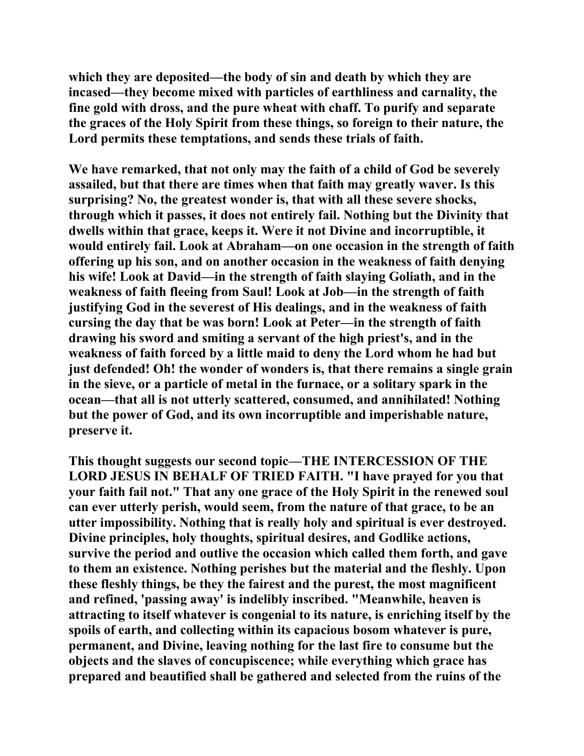**which they are deposited—the body of sin and death by which they are incased—they become mixed with particles of earthliness and carnality, the fine gold with dross, and the pure wheat with chaff. To purify and separate the graces of the Holy Spirit from these things, so foreign to their nature, the Lord permits these temptations, and sends these trials of faith.**

**We have remarked, that not only may the faith of a child of God be severely assailed, but that there are times when that faith may greatly waver. Is this surprising? No, the greatest wonder is, that with all these severe shocks, through which it passes, it does not entirely fail. Nothing but the Divinity that dwells within that grace, keeps it. Were it not Divine and incorruptible, it would entirely fail. Look at Abraham—on one occasion in the strength of faith offering up his son, and on another occasion in the weakness of faith denying his wife! Look at David—in the strength of faith slaying Goliath, and in the weakness of faith fleeing from Saul! Look at Job—in the strength of faith justifying God in the severest of His dealings, and in the weakness of faith cursing the day that be was born! Look at Peter—in the strength of faith drawing his sword and smiting a servant of the high priest's, and in the weakness of faith forced by a little maid to deny the Lord whom he had but just defended! Oh! the wonder of wonders is, that there remains a single grain in the sieve, or a particle of metal in the furnace, or a solitary spark in the ocean—that all is not utterly scattered, consumed, and annihilated! Nothing but the power of God, and its own incorruptible and imperishable nature, preserve it.**

**This thought suggests our second topic—THE INTERCESSION OF THE LORD JESUS IN BEHALF OF TRIED FAITH. "I have prayed for you that your faith fail not." That any one grace of the Holy Spirit in the renewed soul can ever utterly perish, would seem, from the nature of that grace, to be an utter impossibility. Nothing that is really holy and spiritual is ever destroyed. Divine principles, holy thoughts, spiritual desires, and Godlike actions, survive the period and outlive the occasion which called them forth, and gave to them an existence. Nothing perishes but the material and the fleshly. Upon these fleshly things, be they the fairest and the purest, the most magnificent and refined, 'passing away' is indelibly inscribed. "Meanwhile, heaven is attracting to itself whatever is congenial to its nature, is enriching itself by the spoils of earth, and collecting within its capacious bosom whatever is pure, permanent, and Divine, leaving nothing for the last fire to consume but the objects and the slaves of concupiscence; while everything which grace has prepared and beautified shall be gathered and selected from the ruins of the**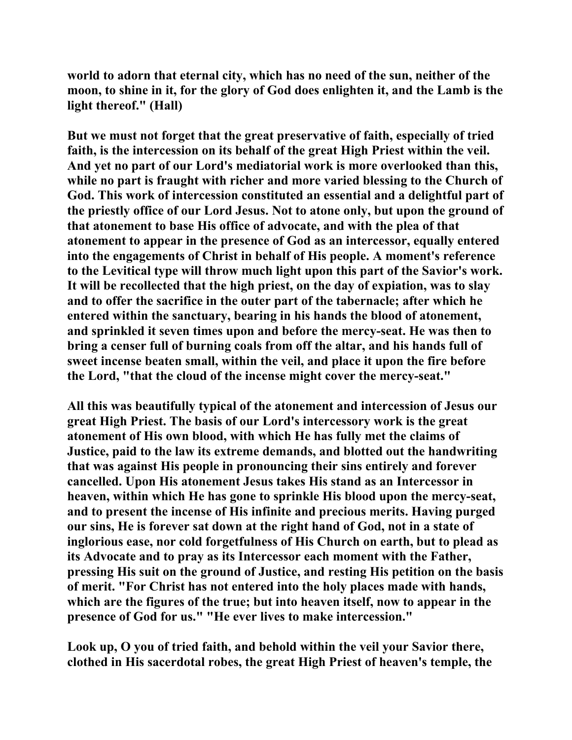**world to adorn that eternal city, which has no need of the sun, neither of the moon, to shine in it, for the glory of God does enlighten it, and the Lamb is the light thereof." (Hall)**

**But we must not forget that the great preservative of faith, especially of tried faith, is the intercession on its behalf of the great High Priest within the veil. And yet no part of our Lord's mediatorial work is more overlooked than this, while no part is fraught with richer and more varied blessing to the Church of God. This work of intercession constituted an essential and a delightful part of the priestly office of our Lord Jesus. Not to atone only, but upon the ground of that atonement to base His office of advocate, and with the plea of that atonement to appear in the presence of God as an intercessor, equally entered into the engagements of Christ in behalf of His people. A moment's reference to the Levitical type will throw much light upon this part of the Savior's work. It will be recollected that the high priest, on the day of expiation, was to slay and to offer the sacrifice in the outer part of the tabernacle; after which he entered within the sanctuary, bearing in his hands the blood of atonement, and sprinkled it seven times upon and before the mercy-seat. He was then to bring a censer full of burning coals from off the altar, and his hands full of sweet incense beaten small, within the veil, and place it upon the fire before the Lord, "that the cloud of the incense might cover the mercy-seat."**

**All this was beautifully typical of the atonement and intercession of Jesus our great High Priest. The basis of our Lord's intercessory work is the great atonement of His own blood, with which He has fully met the claims of Justice, paid to the law its extreme demands, and blotted out the handwriting that was against His people in pronouncing their sins entirely and forever cancelled. Upon His atonement Jesus takes His stand as an Intercessor in heaven, within which He has gone to sprinkle His blood upon the mercy-seat, and to present the incense of His infinite and precious merits. Having purged our sins, He is forever sat down at the right hand of God, not in a state of inglorious ease, nor cold forgetfulness of His Church on earth, but to plead as its Advocate and to pray as its Intercessor each moment with the Father, pressing His suit on the ground of Justice, and resting His petition on the basis of merit. "For Christ has not entered into the holy places made with hands, which are the figures of the true; but into heaven itself, now to appear in the presence of God for us." "He ever lives to make intercession."**

**Look up, O you of tried faith, and behold within the veil your Savior there, clothed in His sacerdotal robes, the great High Priest of heaven's temple, the**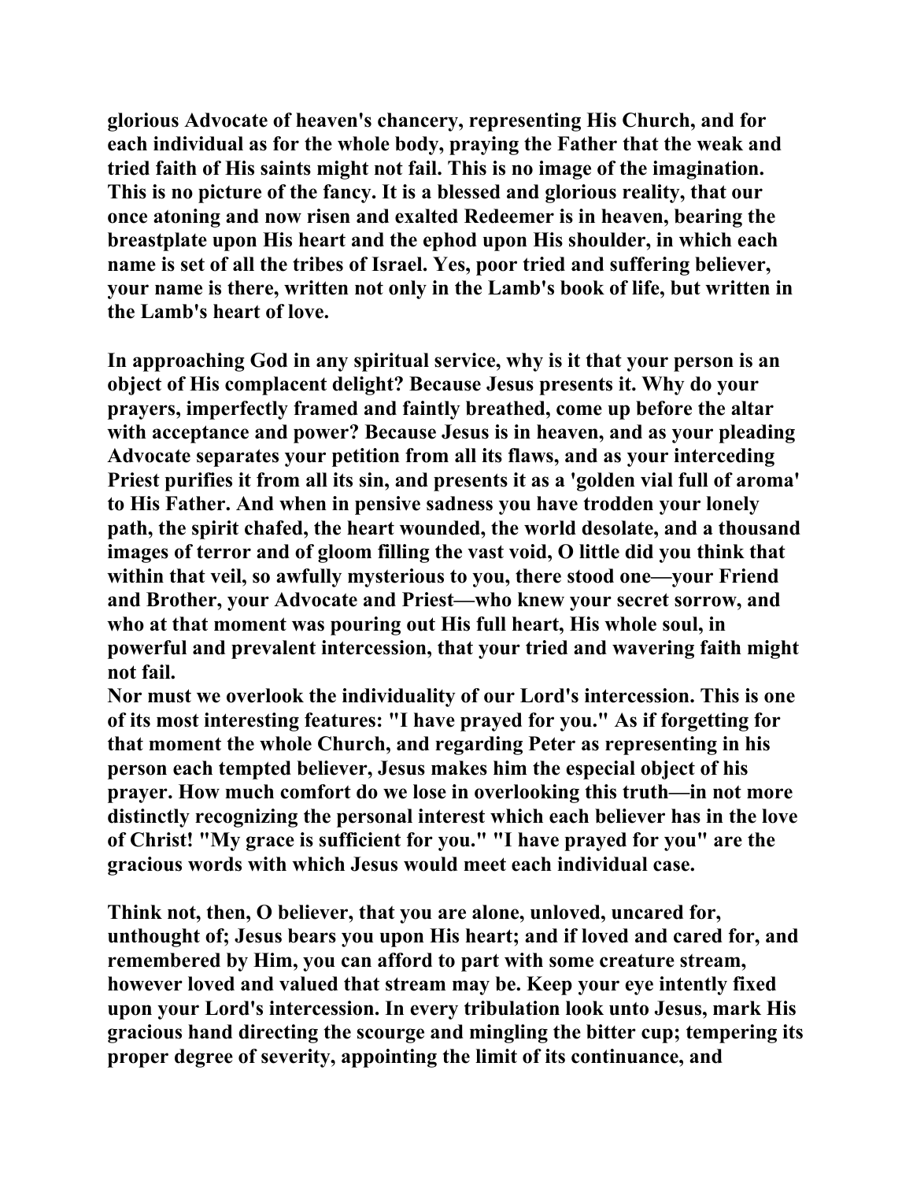glorious Advocate of heaven's chancery, representing His Church, and for each individual as for the whole body, praying the Father that the weak and tried faith of His saints might not fail. This is no image of the imagination. This is no picture of the fancy. It is a blessed and glorious reality, that our once atoning and now risen and exalted Redeemer is in heaven, bearing the breastplate upon His heart and the ephod upon His shoulder, in which each name is set of all the tribes of Israel. Yes, poor tried and suffering believer, your name is there, written not only in the Lamb's book of life, but written in the Lamb's heart of love.

In approaching God in any spiritual service, why is it that your person is an object of His complacent delight? Because Jesus presents it. Why do your prayers, imperfectly framed and faintly breathed, come up before the altar with acceptance and power? Because Jesus is in heaven, and as your pleading Advocate separates your petition from all its flaws, and as your interceding Priest purifies it from all its sin, and presents it as a 'golden vial full of aroma' to His Father. And when in pensive sadness you have trodden your lonely path, the spirit chafed, the heart wounded, the world desolate, and a thousand images of terror and of gloom filling the vast void, O little did you think that within that veil, so awfully mysterious to you, there stood one—your Friend and Brother, your Advocate and Priest—who knew your secret sorrow, and who at that moment was pouring out His full heart, His whole soul, in powerful and prevalent intercession, that your tried and wavering faith might not fail.

Nor must we overlook the individuality of our Lord's intercession. This is one of its most interesting features: "I have prayed for you." As if forgetting for that moment the whole Church, and regarding Peter as representing in his person each tempted believer, Jesus makes him the especial object of his prayer. How much comfort do we lose in overlooking this truth—in not more distinctly recognizing the personal interest which each believer has in the love of Christ! "My grace is sufficient for you." "I have prayed for you" are the gracious words with which Jesus would meet each individual case.

Think not, then, O believer, that you are alone, unloved, uncared for, unthought of; Jesus bears you upon His heart; and if loved and cared for, and remembered by Him, you can afford to part with some creature stream, however loved and valued that stream may be. Keep your eye intently fixed upon your Lord's intercession. In every tribulation look unto Jesus, mark His gracious hand directing the scourge and mingling the bitter cup; tempering its proper degree of severity, appointing the limit of its continuance, and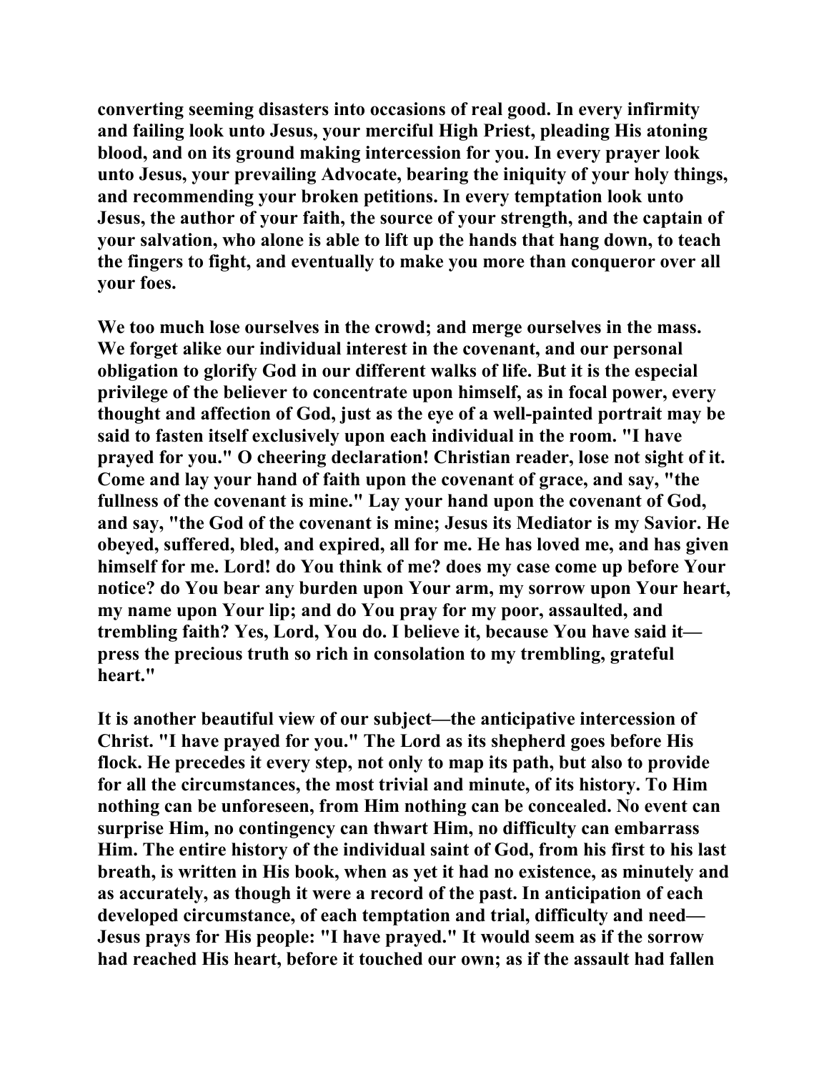converting seeming disasters into occasions of real good. In every infirmity and failing look unto Jesus, your merciful High Priest, pleading His atoning blood, and on its ground making intercession for you. In every prayer look unto Jesus, your prevailing Advocate, bearing the iniquity of your holy things, and recommending your broken petitions. In every temptation look unto Jesus, the author of your faith, the source of your strength, and the captain of your salvation, who alone is able to lift up the hands that hang down, to teach the fingers to fight, and eventually to make you more than conqueror over all your foes.

We too much lose ourselves in the crowd; and merge ourselves in the mass. We forget alike our individual interest in the covenant, and our personal obligation to glorify God in our different walks of life. But it is the especial privilege of the believer to concentrate upon himself, as in focal power, every thought and affection of God, just as the eye of a well-painted portrait may be said to fasten itself exclusively upon each individual in the room. "I have prayed for you." O cheering declaration! Christian reader, lose not sight of it. Come and lay your hand of faith upon the covenant of grace, and say, "the fullness of the covenant is mine." Lay your hand upon the covenant of God, and say, "the God of the covenant is mine; Jesus its Mediator is my Savior. He obeyed, suffered, bled, and expired, all for me. He has loved me, and has given himself for me. Lord! do You think of me? does my case come up before Your notice? do You bear any burden upon Your arm, my sorrow upon Your heart, my name upon Your lip; and do You pray for my poor, assaulted, and trembling faith? Yes, Lord, You do. I believe it, because You have said it—press the precious truth so rich in consolation to my trembling, grateful heart."

It is another beautiful view of our subject—the anticipative intercession of Christ. "I have prayed for you." The Lord as its shepherd goes before His flock. He precedes it every step, not only to map its path, but also to provide for all the circumstances, the most trivial and minute, of its history. To Him nothing can be unforeseen, from Him nothing can be concealed. No event can surprise Him, no contingency can thwart Him, no difficulty can embarrass Him. The entire history of the individual saint of God, from his first to his last breath, is written in His book, when as yet it had no existence, as minutely and as accurately, as though it were a record of the past. In anticipation of each developed circumstance, of each temptation and trial, difficulty and need—Jesus prays for His people: "I have prayed." It would seem as if the sorrow had reached His heart, before it touched our own; as if the assault had fallen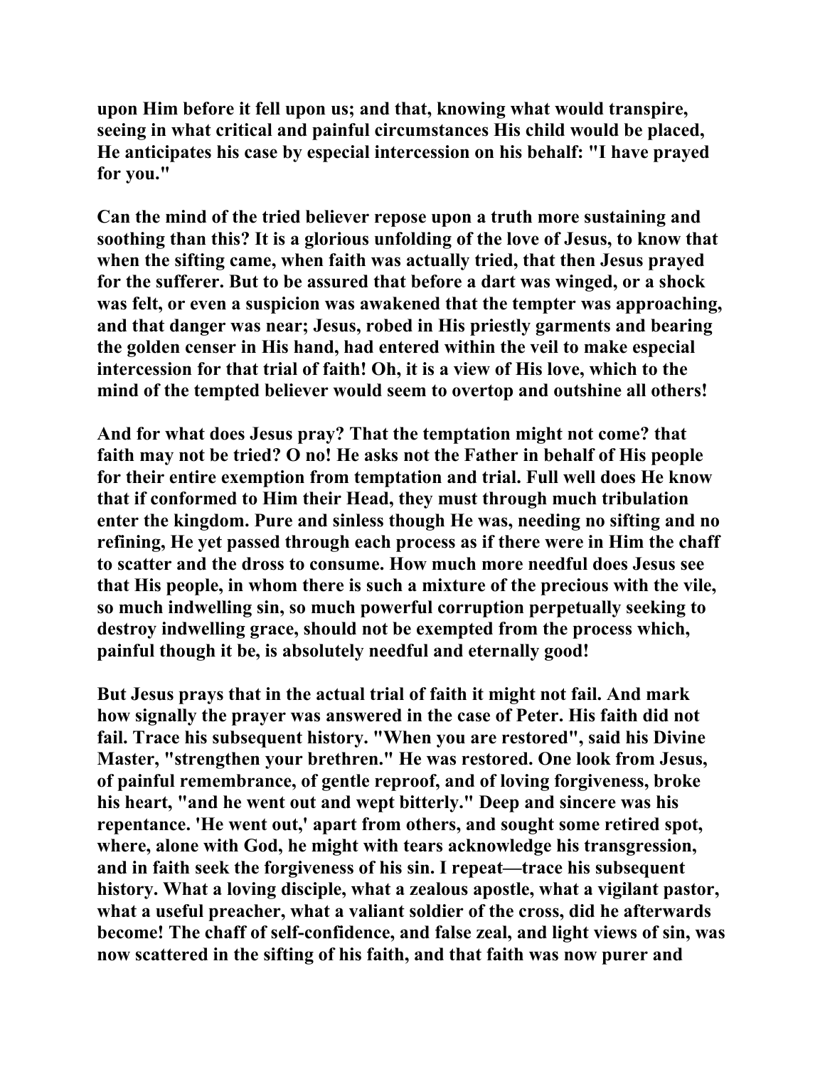**upon Him before it fell upon us; and that, knowing what would transpire, seeing in what critical and painful circumstances His child would be placed, He anticipates his case by especial intercession on his behalf: "I have prayed for you."**

**Can the mind of the tried believer repose upon a truth more sustaining and soothing than this? It is a glorious unfolding of the love of Jesus, to know that when the sifting came, when faith was actually tried, that then Jesus prayed for the sufferer. But to be assured that before a dart was winged, or a shock was felt, or even a suspicion was awakened that the tempter was approaching, and that danger was near; Jesus, robed in His priestly garments and bearing the golden censer in His hand, had entered within the veil to make especial intercession for that trial of faith! Oh, it is a view of His love, which to the mind of the tempted believer would seem to overtop and outshine all others!**

**And for what does Jesus pray? That the temptation might not come? that faith may not be tried? O no! He asks not the Father in behalf of His people for their entire exemption from temptation and trial. Full well does He know that if conformed to Him their Head, they must through much tribulation enter the kingdom. Pure and sinless though He was, needing no sifting and no refining, He yet passed through each process as if there were in Him the chaff to scatter and the dross to consume. How much more needful does Jesus see that His people, in whom there is such a mixture of the precious with the vile, so much indwelling sin, so much powerful corruption perpetually seeking to destroy indwelling grace, should not be exempted from the process which, painful though it be, is absolutely needful and eternally good!**

**But Jesus prays that in the actual trial of faith it might not fail. And mark how signally the prayer was answered in the case of Peter. His faith did not fail. Trace his subsequent history. "When you are restored", said his Divine Master, "strengthen your brethren." He was restored. One look from Jesus, of painful remembrance, of gentle reproof, and of loving forgiveness, broke his heart, "and he went out and wept bitterly." Deep and sincere was his repentance. 'He went out,' apart from others, and sought some retired spot, where, alone with God, he might with tears acknowledge his transgression, and in faith seek the forgiveness of his sin. I repeat—trace his subsequent history. What a loving disciple, what a zealous apostle, what a vigilant pastor, what a useful preacher, what a valiant soldier of the cross, did he afterwards become! The chaff of self-confidence, and false zeal, and light views of sin, was now scattered in the sifting of his faith, and that faith was now purer and**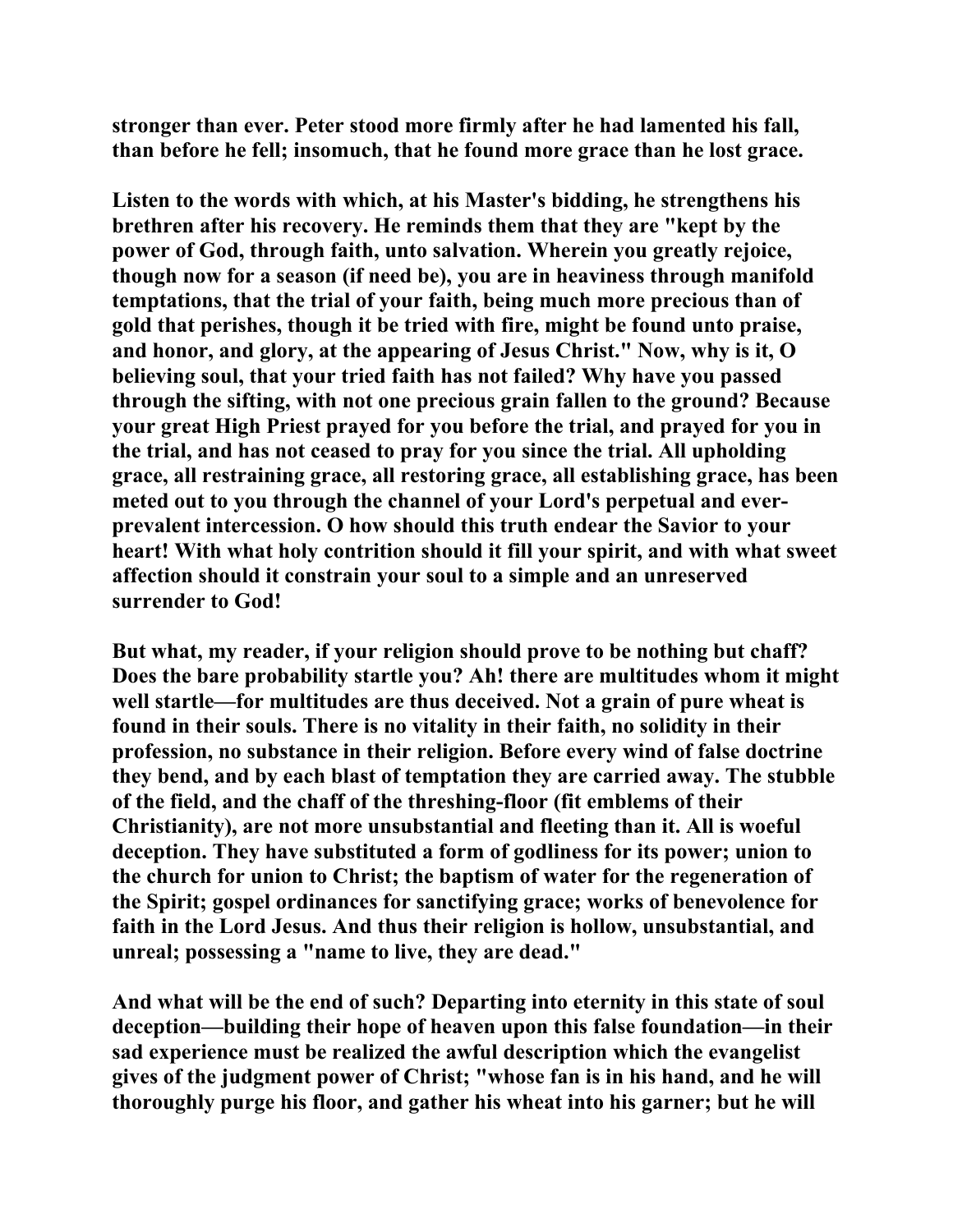stronger than ever. Peter stood more firmly after he had lamented his fall, than before he fell; insomuch, that he found more grace than he lost grace.

Listen to the words with which, at his Master's bidding, he strengthens his brethren after his recovery. He reminds them that they are "kept by the power of God, through faith, unto salvation. Wherein you greatly rejoice, though now for a season (if need be), you are in heaviness through manifold temptations, that the trial of your faith, being much more precious than of gold that perishes, though it be tried with fire, might be found unto praise, and honor, and glory, at the appearing of Jesus Christ." Now, why is it, O believing soul, that your tried faith has not failed? Why have you passed through the sifting, with not one precious grain fallen to the ground? Because your great High Priest prayed for you before the trial, and prayed for you in the trial, and has not ceased to pray for you since the trial. All upholding grace, all restraining grace, all restoring grace, all establishing grace, has been meted out to you through the channel of your Lord's perpetual and ever-prevalent intercession. O how should this truth endear the Savior to your heart! With what holy contrition should it fill your spirit, and with what sweet affection should it constrain your soul to a simple and an unreserved surrender to God!

But what, my reader, if your religion should prove to be nothing but chaff? Does the bare probability startle you? Ah! there are multitudes whom it might well startle—for multitudes are thus deceived. Not a grain of pure wheat is found in their souls. There is no vitality in their faith, no solidity in their profession, no substance in their religion. Before every wind of false doctrine they bend, and by each blast of temptation they are carried away. The stubble of the field, and the chaff of the threshing-floor (fit emblems of their Christianity), are not more unsubstantial and fleeting than it. All is woeful deception. They have substituted a form of godliness for its power; union to the church for union to Christ; the baptism of water for the regeneration of the Spirit; gospel ordinances for sanctifying grace; works of benevolence for faith in the Lord Jesus. And thus their religion is hollow, unsubstantial, and unreal; possessing a "name to live, they are dead."

And what will be the end of such? Departing into eternity in this state of soul deception—building their hope of heaven upon this false foundation—in their sad experience must be realized the awful description which the evangelist gives of the judgment power of Christ; "whose fan is in his hand, and he will thoroughly purge his floor, and gather his wheat into his garner; but he will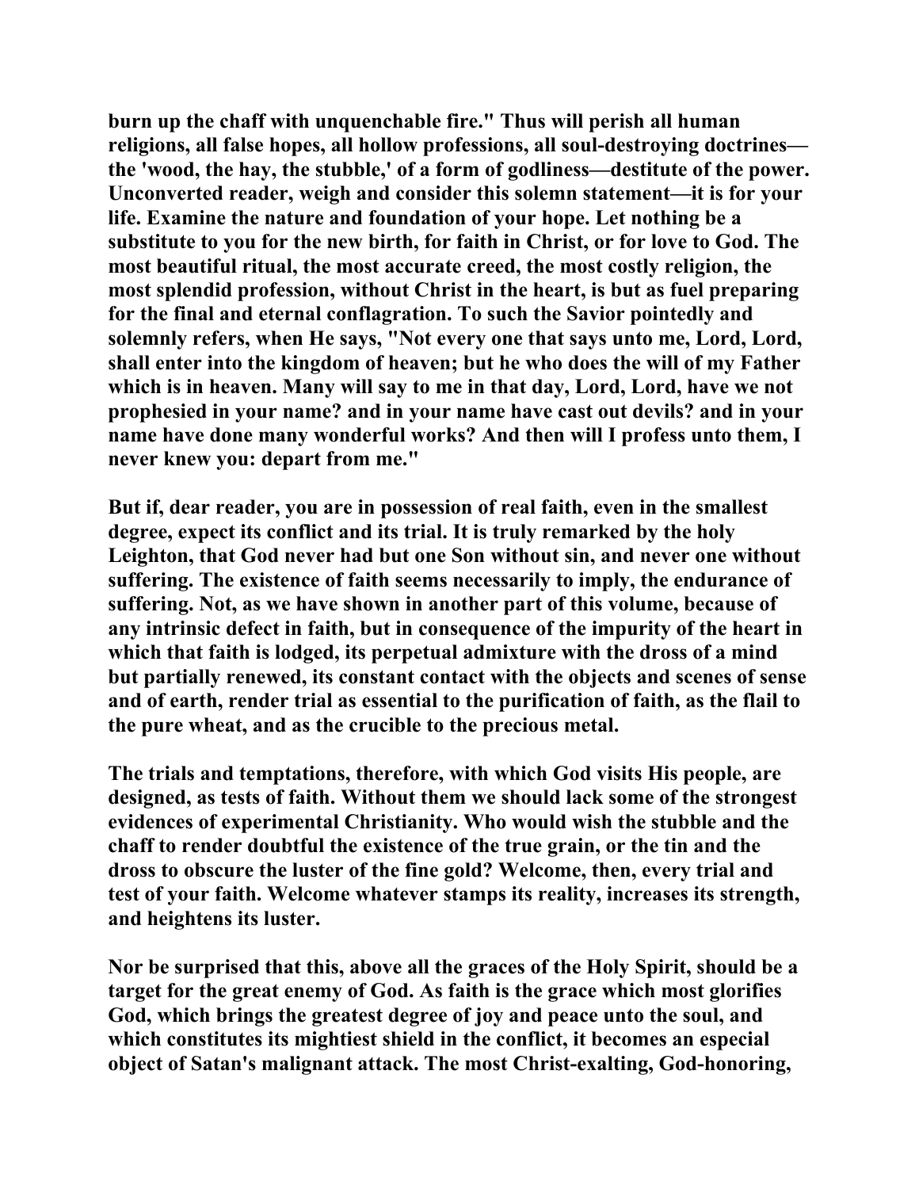burn up the chaff with unquenchable fire." Thus will perish all human religions, all false hopes, all hollow professions, all soul-destroying doctrines—the 'wood, the hay, the stubble,' of a form of godliness—destitute of the power. Unconverted reader, weigh and consider this solemn statement—it is for your life. Examine the nature and foundation of your hope. Let nothing be a substitute to you for the new birth, for faith in Christ, or for love to God. The most beautiful ritual, the most accurate creed, the most costly religion, the most splendid profession, without Christ in the heart, is but as fuel preparing for the final and eternal conflagration. To such the Savior pointedly and solemnly refers, when He says, "Not every one that says unto me, Lord, Lord, shall enter into the kingdom of heaven; but he who does the will of my Father which is in heaven. Many will say to me in that day, Lord, Lord, have we not prophesied in your name? and in your name have cast out devils? and in your name have done many wonderful works? And then will I profess unto them, I never knew you: depart from me."

But if, dear reader, you are in possession of real faith, even in the smallest degree, expect its conflict and its trial. It is truly remarked by the holy Leighton, that God never had but one Son without sin, and never one without suffering. The existence of faith seems necessarily to imply, the endurance of suffering. Not, as we have shown in another part of this volume, because of any intrinsic defect in faith, but in consequence of the impurity of the heart in which that faith is lodged, its perpetual admixture with the dross of a mind but partially renewed, its constant contact with the objects and scenes of sense and of earth, render trial as essential to the purification of faith, as the flail to the pure wheat, and as the crucible to the precious metal.

The trials and temptations, therefore, with which God visits His people, are designed, as tests of faith. Without them we should lack some of the strongest evidences of experimental Christianity. Who would wish the stubble and the chaff to render doubtful the existence of the true grain, or the tin and the dross to obscure the luster of the fine gold? Welcome, then, every trial and test of your faith. Welcome whatever stamps its reality, increases its strength, and heightens its luster.

Nor be surprised that this, above all the graces of the Holy Spirit, should be a target for the great enemy of God. As faith is the grace which most glorifies God, which brings the greatest degree of joy and peace unto the soul, and which constitutes its mightiest shield in the conflict, it becomes an especial object of Satan's malignant attack. The most Christ-exalting, God-honoring,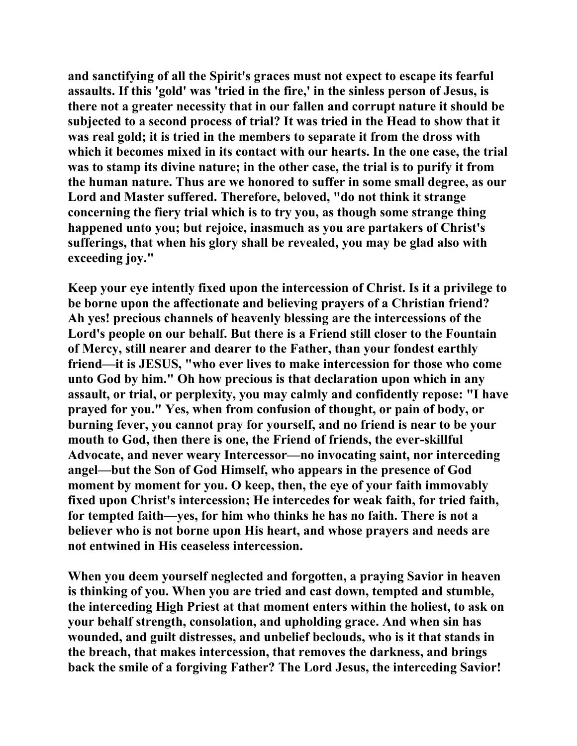and sanctifying of all the Spirit's graces must not expect to escape its fearful assaults. If this 'gold' was 'tried in the fire,' in the sinless person of Jesus, is there not a greater necessity that in our fallen and corrupt nature it should be subjected to a second process of trial? It was tried in the Head to show that it was real gold; it is tried in the members to separate it from the dross with which it becomes mixed in its contact with our hearts. In the one case, the trial was to stamp its divine nature; in the other case, the trial is to purify it from the human nature. Thus are we honored to suffer in some small degree, as our Lord and Master suffered. Therefore, beloved, "do not think it strange concerning the fiery trial which is to try you, as though some strange thing happened unto you; but rejoice, inasmuch as you are partakers of Christ's sufferings, that when his glory shall be revealed, you may be glad also with exceeding joy."

Keep your eye intently fixed upon the intercession of Christ. Is it a privilege to be borne upon the affectionate and believing prayers of a Christian friend? Ah yes! precious channels of heavenly blessing are the intercessions of the Lord's people on our behalf. But there is a Friend still closer to the Fountain of Mercy, still nearer and dearer to the Father, than your fondest earthly friend—it is JESUS, "who ever lives to make intercession for those who come unto God by him." Oh how precious is that declaration upon which in any assault, or trial, or perplexity, you may calmly and confidently repose: "I have prayed for you." Yes, when from confusion of thought, or pain of body, or burning fever, you cannot pray for yourself, and no friend is near to be your mouth to God, then there is one, the Friend of friends, the ever-skillful Advocate, and never weary Intercessor—no invocating saint, nor interceding angel—but the Son of God Himself, who appears in the presence of God moment by moment for you. O keep, then, the eye of your faith immovably fixed upon Christ's intercession; He intercedes for weak faith, for tried faith, for tempted faith—yes, for him who thinks he has no faith. There is not a believer who is not borne upon His heart, and whose prayers and needs are not entwined in His ceaseless intercession.

When you deem yourself neglected and forgotten, a praying Savior in heaven is thinking of you. When you are tried and cast down, tempted and stumble, the interceding High Priest at that moment enters within the holiest, to ask on your behalf strength, consolation, and upholding grace. And when sin has wounded, and guilt distresses, and unbelief beclouds, who is it that stands in the breach, that makes intercession, that removes the darkness, and brings back the smile of a forgiving Father? The Lord Jesus, the interceding Savior!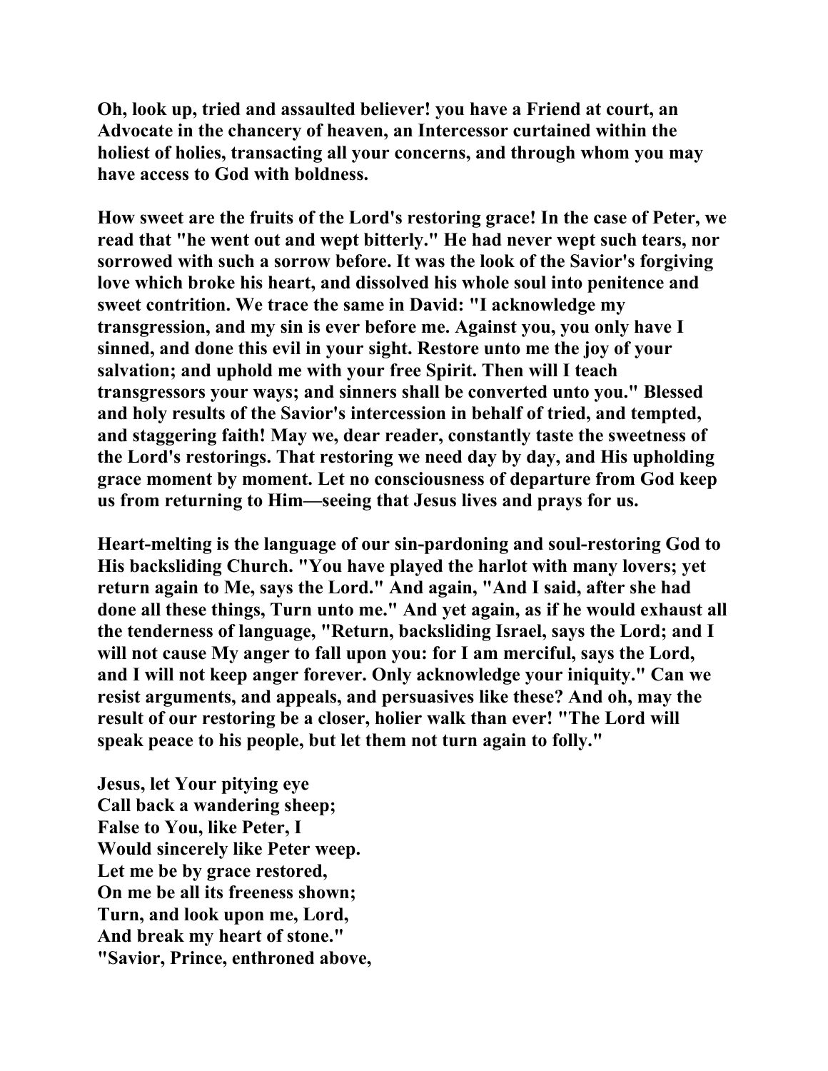**Oh, look up, tried and assaulted believer! you have a Friend at court, an Advocate in the chancery of heaven, an Intercessor curtained within the holiest of holies, transacting all your concerns, and through whom you may have access to God with boldness.**

**How sweet are the fruits of the Lord's restoring grace! In the case of Peter, we read that "he went out and wept bitterly." He had never wept such tears, nor sorrowed with such a sorrow before. It was the look of the Savior's forgiving love which broke his heart, and dissolved his whole soul into penitence and sweet contrition. We trace the same in David: "I acknowledge my transgression, and my sin is ever before me. Against you, you only have I sinned, and done this evil in your sight. Restore unto me the joy of your salvation; and uphold me with your free Spirit. Then will I teach transgressors your ways; and sinners shall be converted unto you." Blessed and holy results of the Savior's intercession in behalf of tried, and tempted, and staggering faith! May we, dear reader, constantly taste the sweetness of the Lord's restorings. That restoring we need day by day, and His upholding grace moment by moment. Let no consciousness of departure from God keep us from returning to Him—seeing that Jesus lives and prays for us.**

**Heart-melting is the language of our sin-pardoning and soul-restoring God to His backsliding Church. "You have played the harlot with many lovers; yet return again to Me, says the Lord." And again, "And I said, after she had done all these things, Turn unto me." And yet again, as if he would exhaust all the tenderness of language, "Return, backsliding Israel, says the Lord; and I will not cause My anger to fall upon you: for I am merciful, says the Lord, and I will not keep anger forever. Only acknowledge your iniquity." Can we resist arguments, and appeals, and persuasives like these? And oh, may the result of our restoring be a closer, holier walk than ever! "The Lord will speak peace to his people, but let them not turn again to folly."**

**Jesus, let Your pitying eye**  
**Call back a wandering sheep;**  
**False to You, like Peter, I**  
**Would sincerely like Peter weep.**  
**Let me be by grace restored,**  
**On me be all its freeness shown;**  
**Turn, and look upon me, Lord,**  
**And break my heart of stone."**  
**"Savior, Prince, enthroned above,**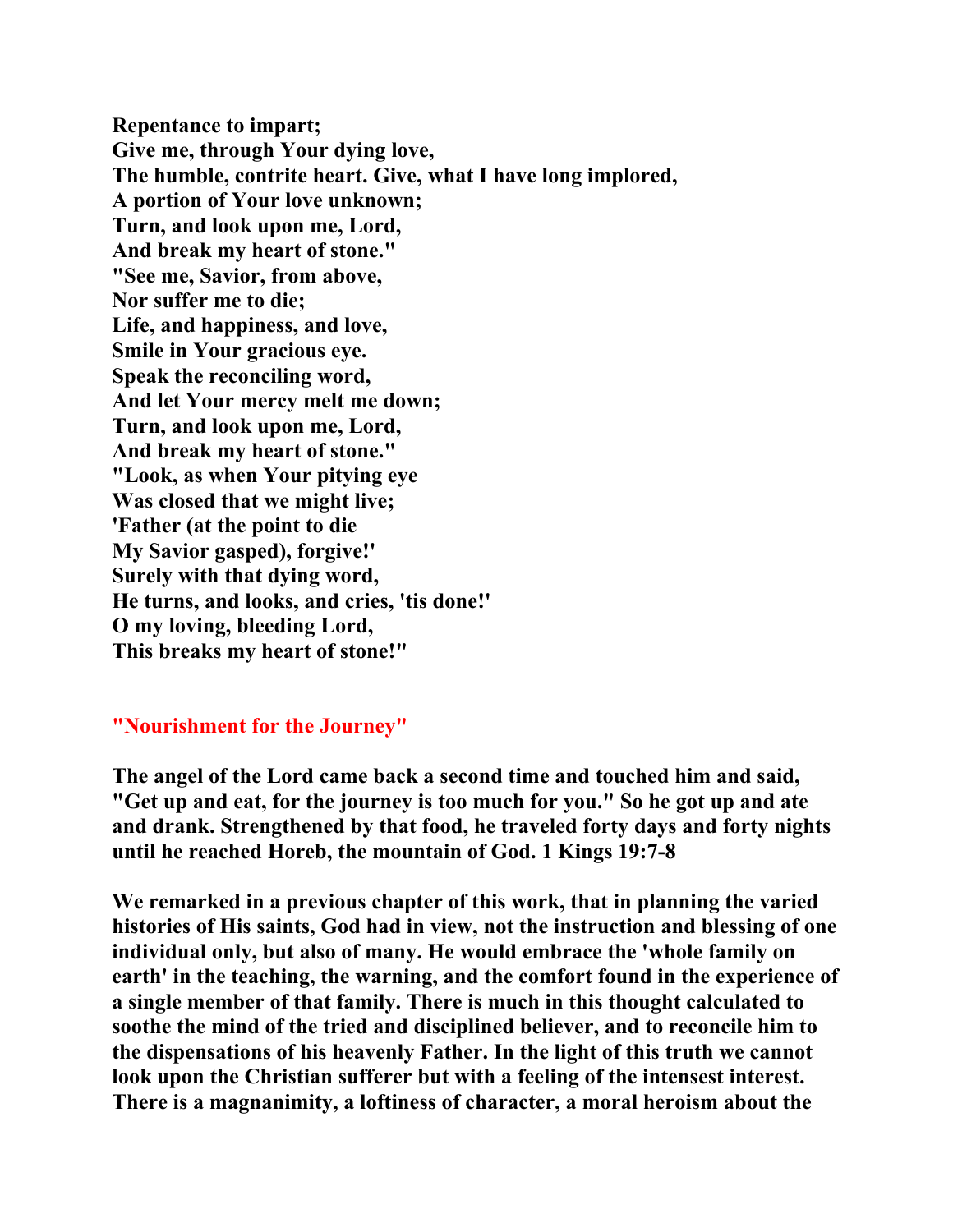**Repentance to impart;**
**Give me, through Your dying love,**
**The humble, contrite heart. Give, what I have long implored,**
**A portion of Your love unknown;**
**Turn, and look upon me, Lord,**
**And break my heart of stone."**
**"See me, Savior, from above,**
**Nor suffer me to die;**
**Life, and happiness, and love,**
**Smile in Your gracious eye.**
**Speak the reconciling word,**
**And let Your mercy melt me down;**
**Turn, and look upon me, Lord,**
**And break my heart of stone."**
**"Look, as when Your pitying eye**
**Was closed that we might live;**
**'Father (at the point to die**
**My Savior gasped), forgive!'**
**Surely with that dying word,**
**He turns, and looks, and cries, 'tis done!'**
**O my loving, bleeding Lord,**
**This breaks my heart of stone!"**

## "Nourishment for the Journey"

**The angel of the Lord came back a second time and touched him and said, "Get up and eat, for the journey is too much for you." So he got up and ate and drank. Strengthened by that food, he traveled forty days and forty nights until he reached Horeb, the mountain of God. 1 Kings 19:7-8**

**We remarked in a previous chapter of this work, that in planning the varied histories of His saints, God had in view, not the instruction and blessing of one individual only, but also of many. He would embrace the 'whole family on earth' in the teaching, the warning, and the comfort found in the experience of a single member of that family. There is much in this thought calculated to soothe the mind of the tried and disciplined believer, and to reconcile him to the dispensations of his heavenly Father. In the light of this truth we cannot look upon the Christian sufferer but with a feeling of the intensest interest. There is a magnanimity, a loftiness of character, a moral heroism about the**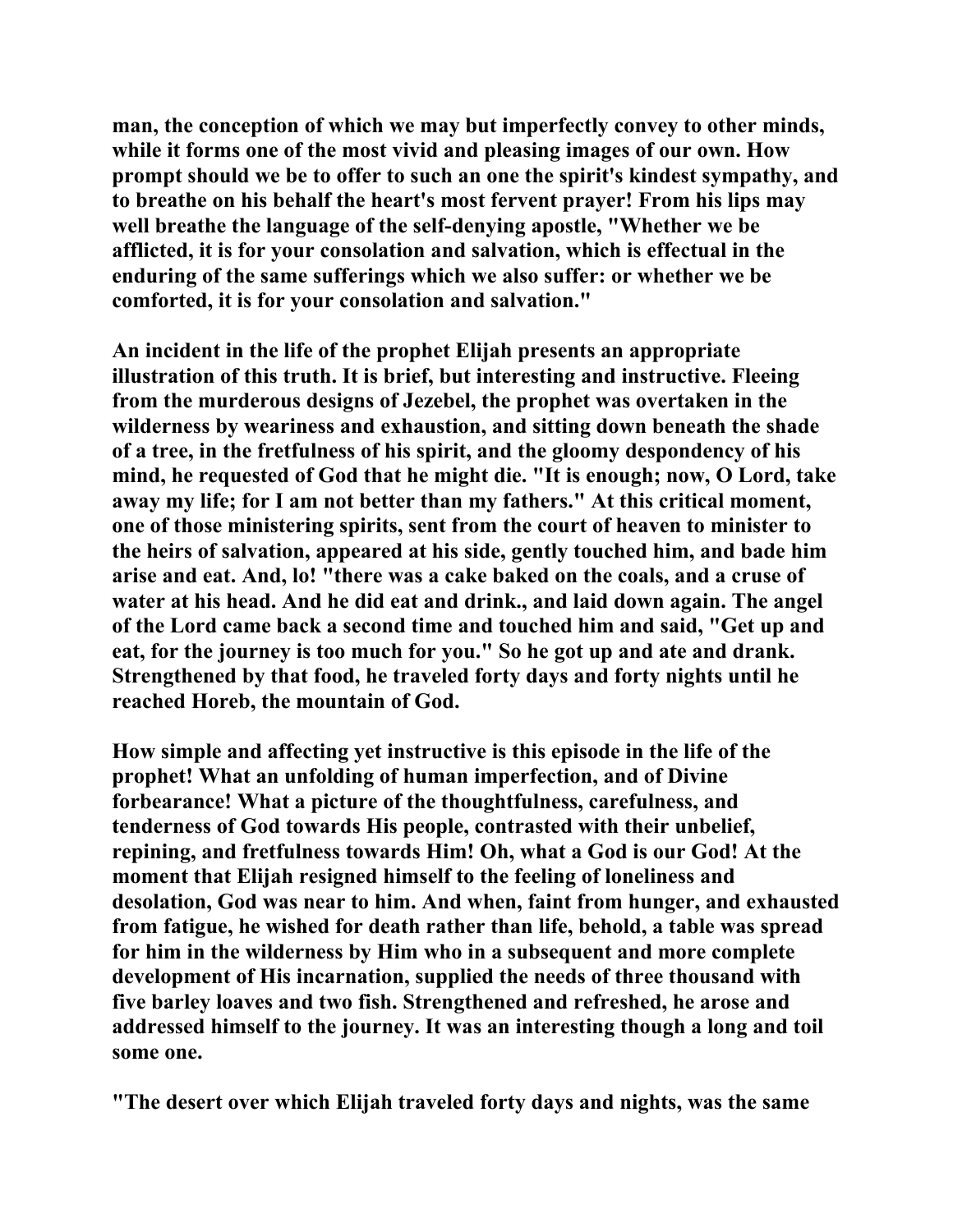**man, the conception of which we may but imperfectly convey to other minds, while it forms one of the most vivid and pleasing images of our own. How prompt should we be to offer to such an one the spirit's kindest sympathy, and to breathe on his behalf the heart's most fervent prayer! From his lips may well breathe the language of the self-denying apostle, "Whether we be afflicted, it is for your consolation and salvation, which is effectual in the enduring of the same sufferings which we also suffer: or whether we be comforted, it is for your consolation and salvation."**

**An incident in the life of the prophet Elijah presents an appropriate illustration of this truth. It is brief, but interesting and instructive. Fleeing from the murderous designs of Jezebel, the prophet was overtaken in the wilderness by weariness and exhaustion, and sitting down beneath the shade of a tree, in the fretfulness of his spirit, and the gloomy despondency of his mind, he requested of God that he might die. "It is enough; now, O Lord, take away my life; for I am not better than my fathers." At this critical moment, one of those ministering spirits, sent from the court of heaven to minister to the heirs of salvation, appeared at his side, gently touched him, and bade him arise and eat. And, lo! "there was a cake baked on the coals, and a cruse of water at his head. And he did eat and drink., and laid down again. The angel of the Lord came back a second time and touched him and said, "Get up and eat, for the journey is too much for you." So he got up and ate and drank. Strengthened by that food, he traveled forty days and forty nights until he reached Horeb, the mountain of God.**

**How simple and affecting yet instructive is this episode in the life of the prophet! What an unfolding of human imperfection, and of Divine forbearance! What a picture of the thoughtfulness, carefulness, and tenderness of God towards His people, contrasted with their unbelief, repining, and fretfulness towards Him! Oh, what a God is our God! At the moment that Elijah resigned himself to the feeling of loneliness and desolation, God was near to him. And when, faint from hunger, and exhausted from fatigue, he wished for death rather than life, behold, a table was spread for him in the wilderness by Him who in a subsequent and more complete development of His incarnation, supplied the needs of three thousand with five barley loaves and two fish. Strengthened and refreshed, he arose and addressed himself to the journey. It was an interesting though a long and toil some one.**

**"The desert over which Elijah traveled forty days and nights, was the same**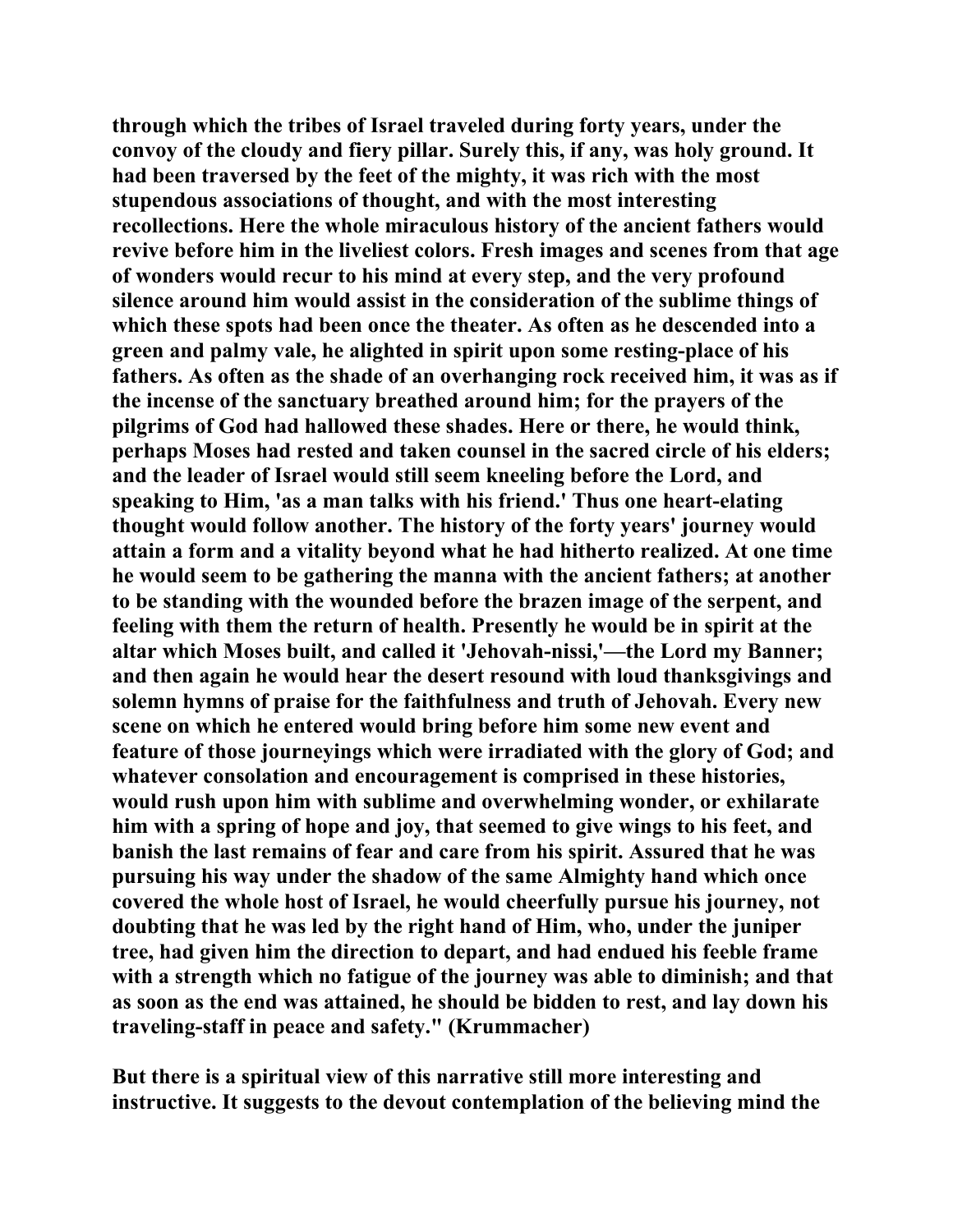**through which the tribes of Israel traveled during forty years, under the convoy of the cloudy and fiery pillar. Surely this, if any, was holy ground. It had been traversed by the feet of the mighty, it was rich with the most stupendous associations of thought, and with the most interesting recollections. Here the whole miraculous history of the ancient fathers would revive before him in the liveliest colors. Fresh images and scenes from that age of wonders would recur to his mind at every step, and the very profound silence around him would assist in the consideration of the sublime things of which these spots had been once the theater. As often as he descended into a green and palmy vale, he alighted in spirit upon some resting-place of his fathers. As often as the shade of an overhanging rock received him, it was as if the incense of the sanctuary breathed around him; for the prayers of the pilgrims of God had hallowed these shades. Here or there, he would think, perhaps Moses had rested and taken counsel in the sacred circle of his elders; and the leader of Israel would still seem kneeling before the Lord, and speaking to Him, 'as a man talks with his friend.' Thus one heart-elating thought would follow another. The history of the forty years' journey would attain a form and a vitality beyond what he had hitherto realized. At one time he would seem to be gathering the manna with the ancient fathers; at another to be standing with the wounded before the brazen image of the serpent, and feeling with them the return of health. Presently he would be in spirit at the altar which Moses built, and called it 'Jehovah-nissi,'—the Lord my Banner; and then again he would hear the desert resound with loud thanksgivings and solemn hymns of praise for the faithfulness and truth of Jehovah. Every new scene on which he entered would bring before him some new event and feature of those journeyings which were irradiated with the glory of God; and whatever consolation and encouragement is comprised in these histories, would rush upon him with sublime and overwhelming wonder, or exhilarate him with a spring of hope and joy, that seemed to give wings to his feet, and banish the last remains of fear and care from his spirit. Assured that he was pursuing his way under the shadow of the same Almighty hand which once covered the whole host of Israel, he would cheerfully pursue his journey, not doubting that he was led by the right hand of Him, who, under the juniper tree, had given him the direction to depart, and had endued his feeble frame with a strength which no fatigue of the journey was able to diminish; and that as soon as the end was attained, he should be bidden to rest, and lay down his traveling-staff in peace and safety." (Krummacher)**

**But there is a spiritual view of this narrative still more interesting and instructive. It suggests to the devout contemplation of the believing mind the**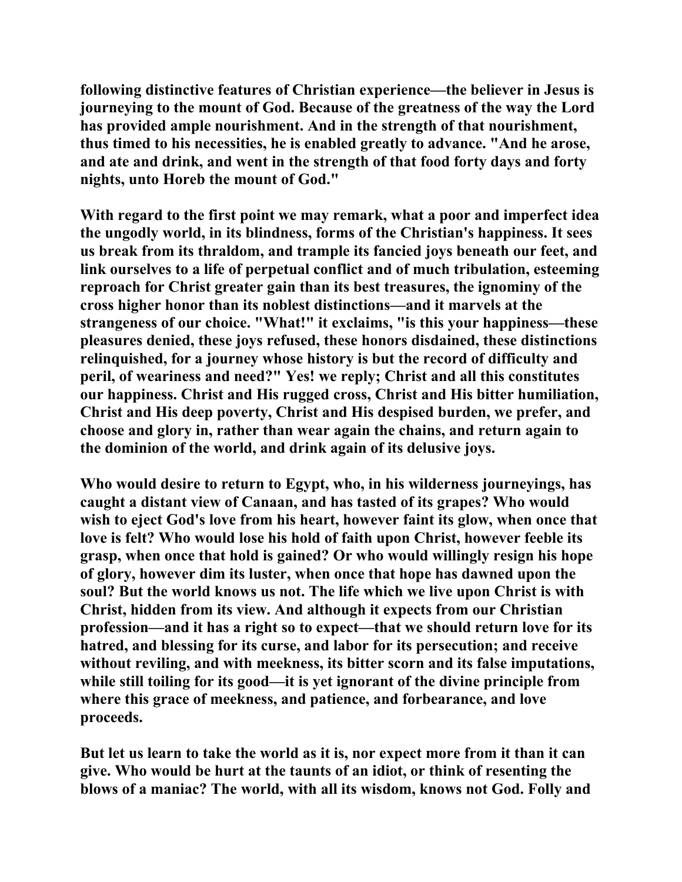**following distinctive features of Christian experience—the believer in Jesus is journeying to the mount of God. Because of the greatness of the way the Lord has provided ample nourishment. And in the strength of that nourishment, thus timed to his necessities, he is enabled greatly to advance. "And he arose, and ate and drink, and went in the strength of that food forty days and forty nights, unto Horeb the mount of God."**

**With regard to the first point we may remark, what a poor and imperfect idea the ungodly world, in its blindness, forms of the Christian's happiness. It sees us break from its thraldom, and trample its fancied joys beneath our feet, and link ourselves to a life of perpetual conflict and of much tribulation, esteeming reproach for Christ greater gain than its best treasures, the ignominy of the cross higher honor than its noblest distinctions—and it marvels at the strangeness of our choice. "What!" it exclaims, "is this your happiness—these pleasures denied, these joys refused, these honors disdained, these distinctions relinquished, for a journey whose history is but the record of difficulty and peril, of weariness and need?" Yes! we reply; Christ and all this constitutes our happiness. Christ and His rugged cross, Christ and His bitter humiliation, Christ and His deep poverty, Christ and His despised burden, we prefer, and choose and glory in, rather than wear again the chains, and return again to the dominion of the world, and drink again of its delusive joys.**

**Who would desire to return to Egypt, who, in his wilderness journeyings, has caught a distant view of Canaan, and has tasted of its grapes? Who would wish to eject God's love from his heart, however faint its glow, when once that love is felt? Who would lose his hold of faith upon Christ, however feeble its grasp, when once that hold is gained? Or who would willingly resign his hope of glory, however dim its luster, when once that hope has dawned upon the soul? But the world knows us not. The life which we live upon Christ is with Christ, hidden from its view. And although it expects from our Christian profession—and it has a right so to expect—that we should return love for its hatred, and blessing for its curse, and labor for its persecution; and receive without reviling, and with meekness, its bitter scorn and its false imputations, while still toiling for its good—it is yet ignorant of the divine principle from where this grace of meekness, and patience, and forbearance, and love proceeds.**

**But let us learn to take the world as it is, nor expect more from it than it can give. Who would be hurt at the taunts of an idiot, or think of resenting the blows of a maniac? The world, with all its wisdom, knows not God. Folly and**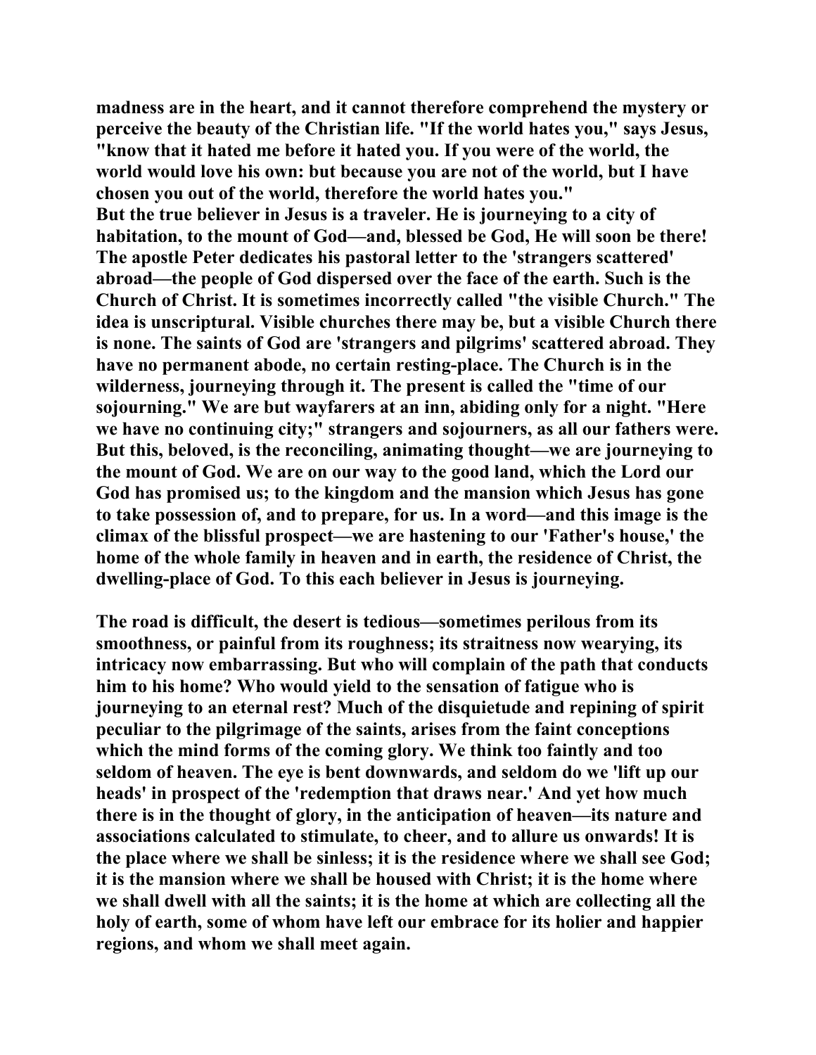**madness are in the heart, and it cannot therefore comprehend the mystery or perceive the beauty of the Christian life. "If the world hates you," says Jesus, "know that it hated me before it hated you. If you were of the world, the world would love his own: but because you are not of the world, but I have chosen you out of the world, therefore the world hates you."**

**But the true believer in Jesus is a traveler. He is journeying to a city of habitation, to the mount of God—and, blessed be God, He will soon be there! The apostle Peter dedicates his pastoral letter to the 'strangers scattered' abroad—the people of God dispersed over the face of the earth. Such is the Church of Christ. It is sometimes incorrectly called "the visible Church." The idea is unscriptural. Visible churches there may be, but a visible Church there is none. The saints of God are 'strangers and pilgrims' scattered abroad. They have no permanent abode, no certain resting-place. The Church is in the wilderness, journeying through it. The present is called the "time of our sojourning." We are but wayfarers at an inn, abiding only for a night. "Here we have no continuing city;" strangers and sojourners, as all our fathers were. But this, beloved, is the reconciling, animating thought—we are journeying to the mount of God. We are on our way to the good land, which the Lord our God has promised us; to the kingdom and the mansion which Jesus has gone to take possession of, and to prepare, for us. In a word—and this image is the climax of the blissful prospect—we are hastening to our 'Father's house,' the home of the whole family in heaven and in earth, the residence of Christ, the dwelling-place of God. To this each believer in Jesus is journeying.**

**The road is difficult, the desert is tedious—sometimes perilous from its smoothness, or painful from its roughness; its straitness now wearying, its intricacy now embarrassing. But who will complain of the path that conducts him to his home? Who would yield to the sensation of fatigue who is journeying to an eternal rest? Much of the disquietude and repining of spirit peculiar to the pilgrimage of the saints, arises from the faint conceptions which the mind forms of the coming glory. We think too faintly and too seldom of heaven. The eye is bent downwards, and seldom do we 'lift up our heads' in prospect of the 'redemption that draws near.' And yet how much there is in the thought of glory, in the anticipation of heaven—its nature and associations calculated to stimulate, to cheer, and to allure us onwards! It is the place where we shall be sinless; it is the residence where we shall see God; it is the mansion where we shall be housed with Christ; it is the home where we shall dwell with all the saints; it is the home at which are collecting all the holy of earth, some of whom have left our embrace for its holier and happier regions, and whom we shall meet again.**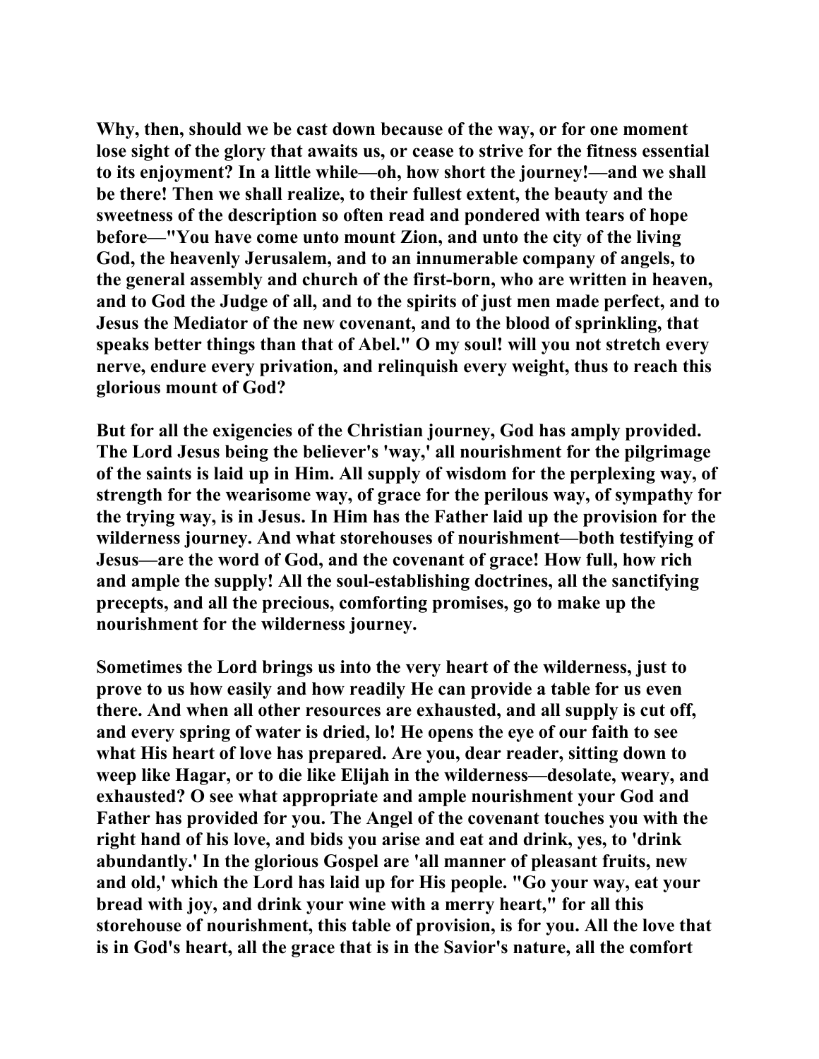Why, then, should we be cast down because of the way, or for one moment lose sight of the glory that awaits us, or cease to strive for the fitness essential to its enjoyment? In a little while—oh, how short the journey!—and we shall be there! Then we shall realize, to their fullest extent, the beauty and the sweetness of the description so often read and pondered with tears of hope before—"You have come unto mount Zion, and unto the city of the living God, the heavenly Jerusalem, and to an innumerable company of angels, to the general assembly and church of the first-born, who are written in heaven, and to God the Judge of all, and to the spirits of just men made perfect, and to Jesus the Mediator of the new covenant, and to the blood of sprinkling, that speaks better things than that of Abel." O my soul! will you not stretch every nerve, endure every privation, and relinquish every weight, thus to reach this glorious mount of God?

But for all the exigencies of the Christian journey, God has amply provided. The Lord Jesus being the believer's 'way,' all nourishment for the pilgrimage of the saints is laid up in Him. All supply of wisdom for the perplexing way, of strength for the wearisome way, of grace for the perilous way, of sympathy for the trying way, is in Jesus. In Him has the Father laid up the provision for the wilderness journey. And what storehouses of nourishment—both testifying of Jesus—are the word of God, and the covenant of grace! How full, how rich and ample the supply! All the soul-establishing doctrines, all the sanctifying precepts, and all the precious, comforting promises, go to make up the nourishment for the wilderness journey.

Sometimes the Lord brings us into the very heart of the wilderness, just to prove to us how easily and how readily He can provide a table for us even there. And when all other resources are exhausted, and all supply is cut off, and every spring of water is dried, lo! He opens the eye of our faith to see what His heart of love has prepared. Are you, dear reader, sitting down to weep like Hagar, or to die like Elijah in the wilderness—desolate, weary, and exhausted? O see what appropriate and ample nourishment your God and Father has provided for you. The Angel of the covenant touches you with the right hand of his love, and bids you arise and eat and drink, yes, to 'drink abundantly.' In the glorious Gospel are 'all manner of pleasant fruits, new and old,' which the Lord has laid up for His people. "Go your way, eat your bread with joy, and drink your wine with a merry heart," for all this storehouse of nourishment, this table of provision, is for you. All the love that is in God's heart, all the grace that is in the Savior's nature, all the comfort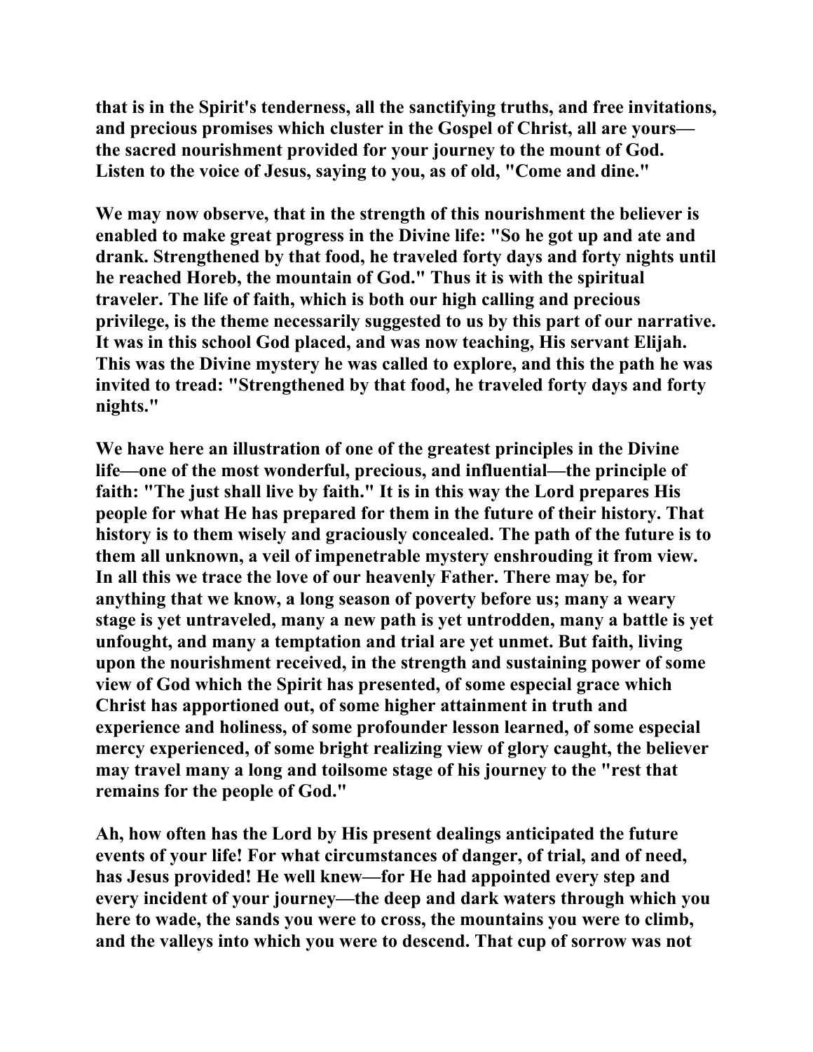**that is in the Spirit's tenderness, all the sanctifying truths, and free invitations, and precious promises which cluster in the Gospel of Christ, all are yours—the sacred nourishment provided for your journey to the mount of God. Listen to the voice of Jesus, saying to you, as of old, "Come and dine."**

**We may now observe, that in the strength of this nourishment the believer is enabled to make great progress in the Divine life: "So he got up and ate and drank. Strengthened by that food, he traveled forty days and forty nights until he reached Horeb, the mountain of God." Thus it is with the spiritual traveler. The life of faith, which is both our high calling and precious privilege, is the theme necessarily suggested to us by this part of our narrative. It was in this school God placed, and was now teaching, His servant Elijah. This was the Divine mystery he was called to explore, and this the path he was invited to tread: "Strengthened by that food, he traveled forty days and forty nights."**

**We have here an illustration of one of the greatest principles in the Divine life—one of the most wonderful, precious, and influential—the principle of faith: "The just shall live by faith." It is in this way the Lord prepares His people for what He has prepared for them in the future of their history. That history is to them wisely and graciously concealed. The path of the future is to them all unknown, a veil of impenetrable mystery enshrouding it from view. In all this we trace the love of our heavenly Father. There may be, for anything that we know, a long season of poverty before us; many a weary stage is yet untraveled, many a new path is yet untrodden, many a battle is yet unfought, and many a temptation and trial are yet unmet. But faith, living upon the nourishment received, in the strength and sustaining power of some view of God which the Spirit has presented, of some especial grace which Christ has apportioned out, of some higher attainment in truth and experience and holiness, of some profounder lesson learned, of some especial mercy experienced, of some bright realizing view of glory caught, the believer may travel many a long and toilsome stage of his journey to the "rest that remains for the people of God."**

**Ah, how often has the Lord by His present dealings anticipated the future events of your life! For what circumstances of danger, of trial, and of need, has Jesus provided! He well knew—for He had appointed every step and every incident of your journey—the deep and dark waters through which you here to wade, the sands you were to cross, the mountains you were to climb, and the valleys into which you were to descend. That cup of sorrow was not**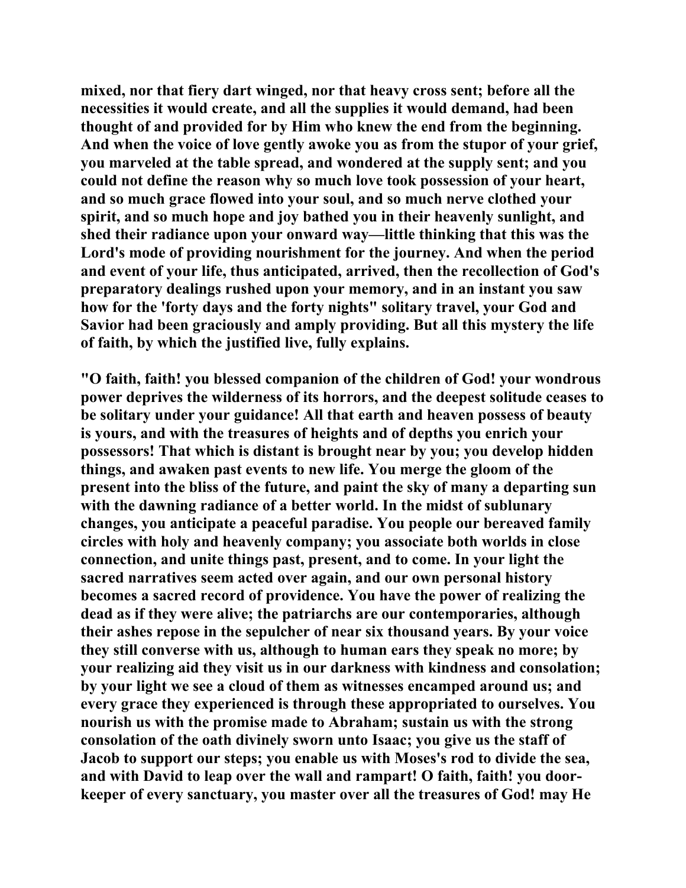**mixed, nor that fiery dart winged, nor that heavy cross sent; before all the necessities it would create, and all the supplies it would demand, had been thought of and provided for by Him who knew the end from the beginning. And when the voice of love gently awoke you as from the stupor of your grief, you marveled at the table spread, and wondered at the supply sent; and you could not define the reason why so much love took possession of your heart, and so much grace flowed into your soul, and so much nerve clothed your spirit, and so much hope and joy bathed you in their heavenly sunlight, and shed their radiance upon your onward way—little thinking that this was the Lord's mode of providing nourishment for the journey. And when the period and event of your life, thus anticipated, arrived, then the recollection of God's preparatory dealings rushed upon your memory, and in an instant you saw how for the 'forty days and the forty nights" solitary travel, your God and Savior had been graciously and amply providing. But all this mystery the life of faith, by which the justified live, fully explains.**

**"O faith, faith! you blessed companion of the children of God! your wondrous power deprives the wilderness of its horrors, and the deepest solitude ceases to be solitary under your guidance! All that earth and heaven possess of beauty is yours, and with the treasures of heights and of depths you enrich your possessors! That which is distant is brought near by you; you develop hidden things, and awaken past events to new life. You merge the gloom of the present into the bliss of the future, and paint the sky of many a departing sun with the dawning radiance of a better world. In the midst of sublunary changes, you anticipate a peaceful paradise. You people our bereaved family circles with holy and heavenly company; you associate both worlds in close connection, and unite things past, present, and to come. In your light the sacred narratives seem acted over again, and our own personal history becomes a sacred record of providence. You have the power of realizing the dead as if they were alive; the patriarchs are our contemporaries, although their ashes repose in the sepulcher of near six thousand years. By your voice they still converse with us, although to human ears they speak no more; by your realizing aid they visit us in our darkness with kindness and consolation; by your light we see a cloud of them as witnesses encamped around us; and every grace they experienced is through these appropriated to ourselves. You nourish us with the promise made to Abraham; sustain us with the strong consolation of the oath divinely sworn unto Isaac; you give us the staff of Jacob to support our steps; you enable us with Moses's rod to divide the sea, and with David to leap over the wall and rampart! O faith, faith! you door-keeper of every sanctuary, you master over all the treasures of God! may He**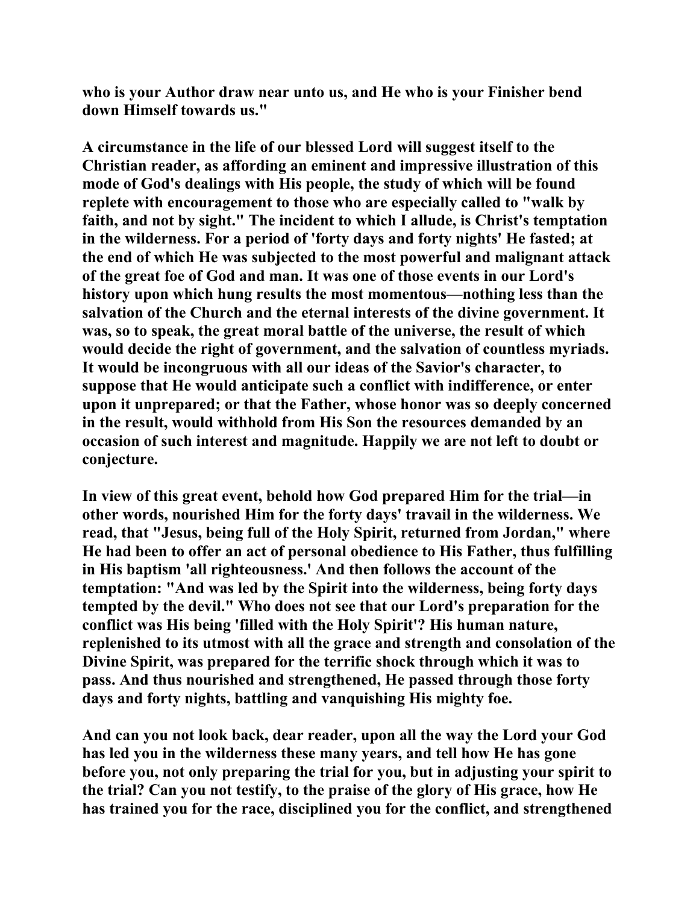who is your Author draw near unto us, and He who is your Finisher bend down Himself towards us."

A circumstance in the life of our blessed Lord will suggest itself to the Christian reader, as affording an eminent and impressive illustration of this mode of God's dealings with His people, the study of which will be found replete with encouragement to those who are especially called to "walk by faith, and not by sight." The incident to which I allude, is Christ's temptation in the wilderness. For a period of 'forty days and forty nights' He fasted; at the end of which He was subjected to the most powerful and malignant attack of the great foe of God and man. It was one of those events in our Lord's history upon which hung results the most momentous—nothing less than the salvation of the Church and the eternal interests of the divine government. It was, so to speak, the great moral battle of the universe, the result of which would decide the right of government, and the salvation of countless myriads. It would be incongruous with all our ideas of the Savior's character, to suppose that He would anticipate such a conflict with indifference, or enter upon it unprepared; or that the Father, whose honor was so deeply concerned in the result, would withhold from His Son the resources demanded by an occasion of such interest and magnitude. Happily we are not left to doubt or conjecture.

In view of this great event, behold how God prepared Him for the trial—in other words, nourished Him for the forty days' travail in the wilderness. We read, that "Jesus, being full of the Holy Spirit, returned from Jordan," where He had been to offer an act of personal obedience to His Father, thus fulfilling in His baptism 'all righteousness.' And then follows the account of the temptation: "And was led by the Spirit into the wilderness, being forty days tempted by the devil." Who does not see that our Lord's preparation for the conflict was His being 'filled with the Holy Spirit'? His human nature, replenished to its utmost with all the grace and strength and consolation of the Divine Spirit, was prepared for the terrific shock through which it was to pass. And thus nourished and strengthened, He passed through those forty days and forty nights, battling and vanquishing His mighty foe.

And can you not look back, dear reader, upon all the way the Lord your God has led you in the wilderness these many years, and tell how He has gone before you, not only preparing the trial for you, but in adjusting your spirit to the trial? Can you not testify, to the praise of the glory of His grace, how He has trained you for the race, disciplined you for the conflict, and strengthened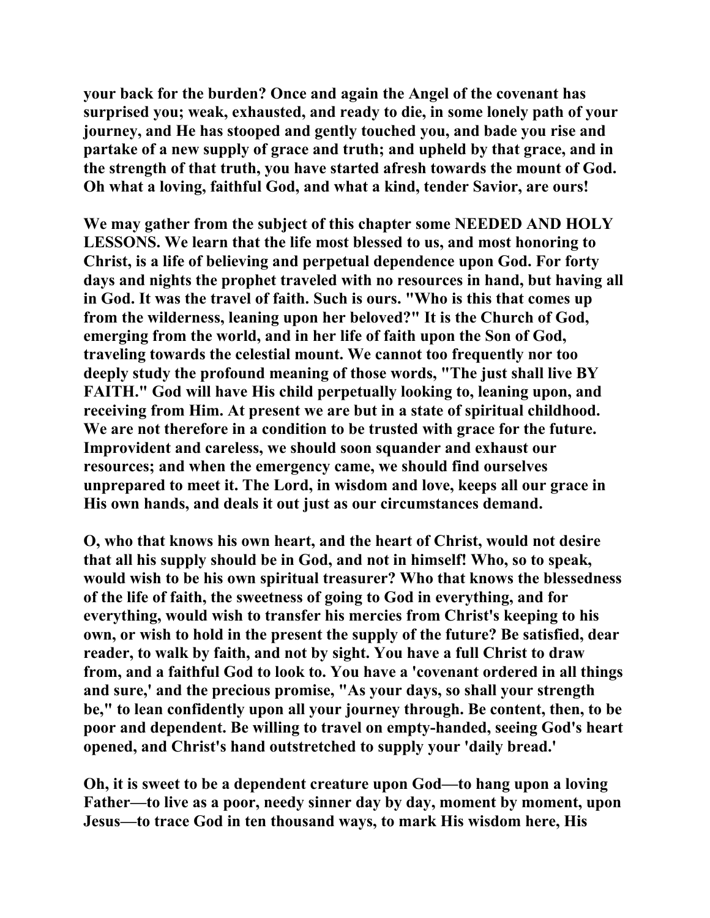your back for the burden? Once and again the Angel of the covenant has surprised you; weak, exhausted, and ready to die, in some lonely path of your journey, and He has stooped and gently touched you, and bade you rise and partake of a new supply of grace and truth; and upheld by that grace, and in the strength of that truth, you have started afresh towards the mount of God. Oh what a loving, faithful God, and what a kind, tender Savior, are ours!

We may gather from the subject of this chapter some NEEDED AND HOLY LESSONS. We learn that the life most blessed to us, and most honoring to Christ, is a life of believing and perpetual dependence upon God. For forty days and nights the prophet traveled with no resources in hand, but having all in God. It was the travel of faith. Such is ours. "Who is this that comes up from the wilderness, leaning upon her beloved?" It is the Church of God, emerging from the world, and in her life of faith upon the Son of God, traveling towards the celestial mount. We cannot too frequently nor too deeply study the profound meaning of those words, "The just shall live BY FAITH." God will have His child perpetually looking to, leaning upon, and receiving from Him. At present we are but in a state of spiritual childhood. We are not therefore in a condition to be trusted with grace for the future. Improvident and careless, we should soon squander and exhaust our resources; and when the emergency came, we should find ourselves unprepared to meet it. The Lord, in wisdom and love, keeps all our grace in His own hands, and deals it out just as our circumstances demand.

O, who that knows his own heart, and the heart of Christ, would not desire that all his supply should be in God, and not in himself! Who, so to speak, would wish to be his own spiritual treasurer? Who that knows the blessedness of the life of faith, the sweetness of going to God in everything, and for everything, would wish to transfer his mercies from Christ's keeping to his own, or wish to hold in the present the supply of the future? Be satisfied, dear reader, to walk by faith, and not by sight. You have a full Christ to draw from, and a faithful God to look to. You have a 'covenant ordered in all things and sure,' and the precious promise, "As your days, so shall your strength be," to lean confidently upon all your journey through. Be content, then, to be poor and dependent. Be willing to travel on empty-handed, seeing God's heart opened, and Christ's hand outstretched to supply your 'daily bread.'

Oh, it is sweet to be a dependent creature upon God—to hang upon a loving Father—to live as a poor, needy sinner day by day, moment by moment, upon Jesus—to trace God in ten thousand ways, to mark His wisdom here, His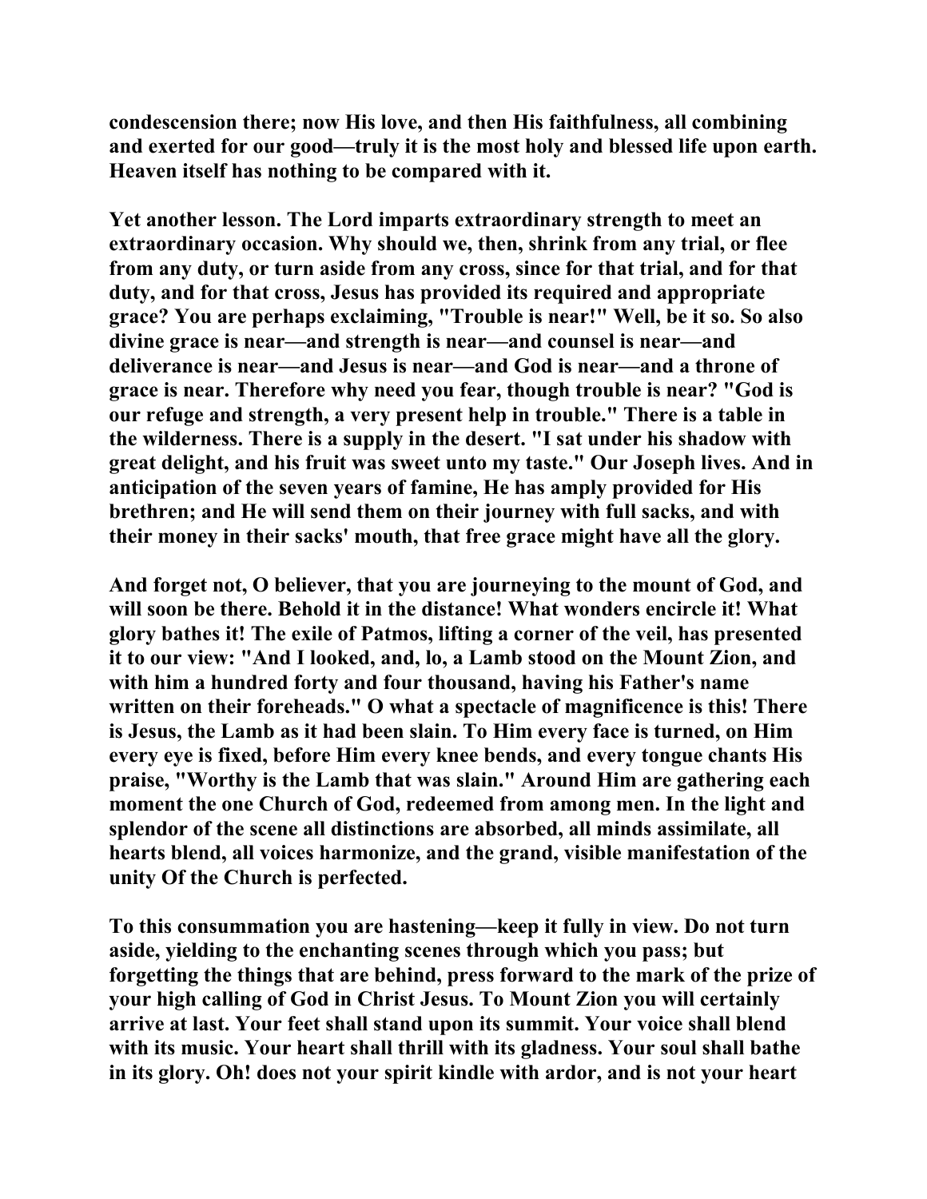condescension there; now His love, and then His faithfulness, all combining and exerted for our good—truly it is the most holy and blessed life upon earth. Heaven itself has nothing to be compared with it.

Yet another lesson. The Lord imparts extraordinary strength to meet an extraordinary occasion. Why should we, then, shrink from any trial, or flee from any duty, or turn aside from any cross, since for that trial, and for that duty, and for that cross, Jesus has provided its required and appropriate grace? You are perhaps exclaiming, "Trouble is near!" Well, be it so. So also divine grace is near—and strength is near—and counsel is near—and deliverance is near—and Jesus is near—and God is near—and a throne of grace is near. Therefore why need you fear, though trouble is near? "God is our refuge and strength, a very present help in trouble." There is a table in the wilderness. There is a supply in the desert. "I sat under his shadow with great delight, and his fruit was sweet unto my taste." Our Joseph lives. And in anticipation of the seven years of famine, He has amply provided for His brethren; and He will send them on their journey with full sacks, and with their money in their sacks' mouth, that free grace might have all the glory.

And forget not, O believer, that you are journeying to the mount of God, and will soon be there. Behold it in the distance! What wonders encircle it! What glory bathes it! The exile of Patmos, lifting a corner of the veil, has presented it to our view: "And I looked, and, lo, a Lamb stood on the Mount Zion, and with him a hundred forty and four thousand, having his Father's name written on their foreheads." O what a spectacle of magnificence is this! There is Jesus, the Lamb as it had been slain. To Him every face is turned, on Him every eye is fixed, before Him every knee bends, and every tongue chants His praise, "Worthy is the Lamb that was slain." Around Him are gathering each moment the one Church of God, redeemed from among men. In the light and splendor of the scene all distinctions are absorbed, all minds assimilate, all hearts blend, all voices harmonize, and the grand, visible manifestation of the unity Of the Church is perfected.

To this consummation you are hastening—keep it fully in view. Do not turn aside, yielding to the enchanting scenes through which you pass; but forgetting the things that are behind, press forward to the mark of the prize of your high calling of God in Christ Jesus. To Mount Zion you will certainly arrive at last. Your feet shall stand upon its summit. Your voice shall blend with its music. Your heart shall thrill with its gladness. Your soul shall bathe in its glory. Oh! does not your spirit kindle with ardor, and is not your heart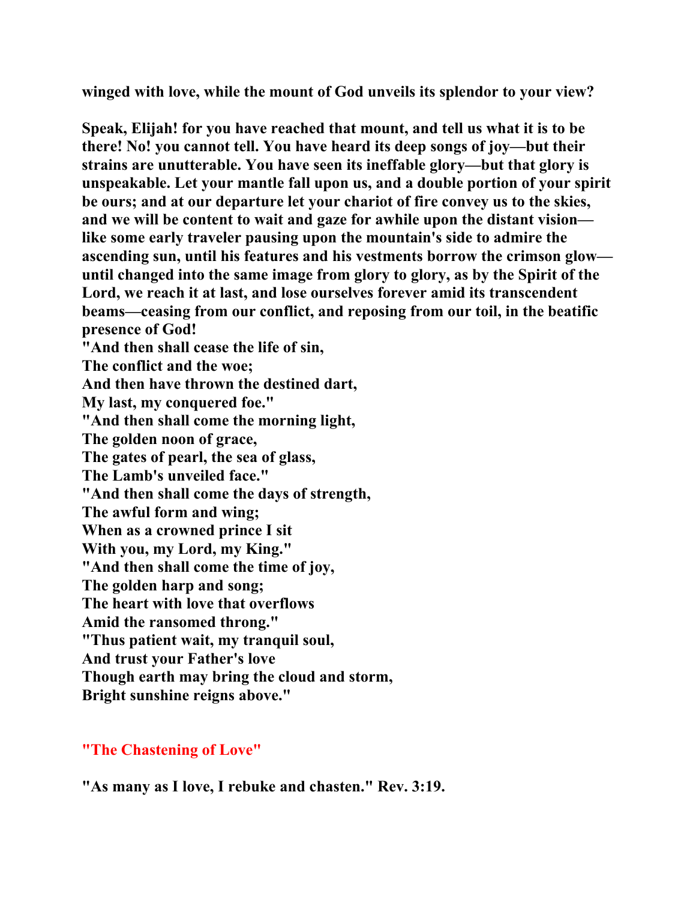**winged with love, while the mount of God unveils its splendor to your view?**

**Speak, Elijah! for you have reached that mount, and tell us what it is to be there! No! you cannot tell. You have heard its deep songs of joy—but their strains are unutterable. You have seen its ineffable glory—but that glory is unspeakable. Let your mantle fall upon us, and a double portion of your spirit be ours; and at our departure let your chariot of fire convey us to the skies, and we will be content to wait and gaze for awhile upon the distant vision—like some early traveler pausing upon the mountain's side to admire the ascending sun, until his features and his vestments borrow the crimson glow—until changed into the same image from glory to glory, as by the Spirit of the Lord, we reach it at last, and lose ourselves forever amid its transcendent beams—ceasing from our conflict, and reposing from our toil, in the beatific presence of God!**

**"And then shall cease the life of sin,**
**The conflict and the woe;**
**And then have thrown the destined dart,**
**My last, my conquered foe."**

**"And then shall come the morning light,**
**The golden noon of grace,**
**The gates of pearl, the sea of glass,**
**The Lamb's unveiled face."**

**"And then shall come the days of strength,**
**The awful form and wing;**
**When as a crowned prince I sit**
**With you, my Lord, my King."**

**"And then shall come the time of joy,**
**The golden harp and song;**
**The heart with love that overflows**
**Amid the ransomed throng."**

**"Thus patient wait, my tranquil soul,**
**And trust your Father's love**
**Though earth may bring the cloud and storm,**
**Bright sunshine reigns above."**

## "The Chastening of Love"

**"As many as I love, I rebuke and chasten." Rev. 3:19.**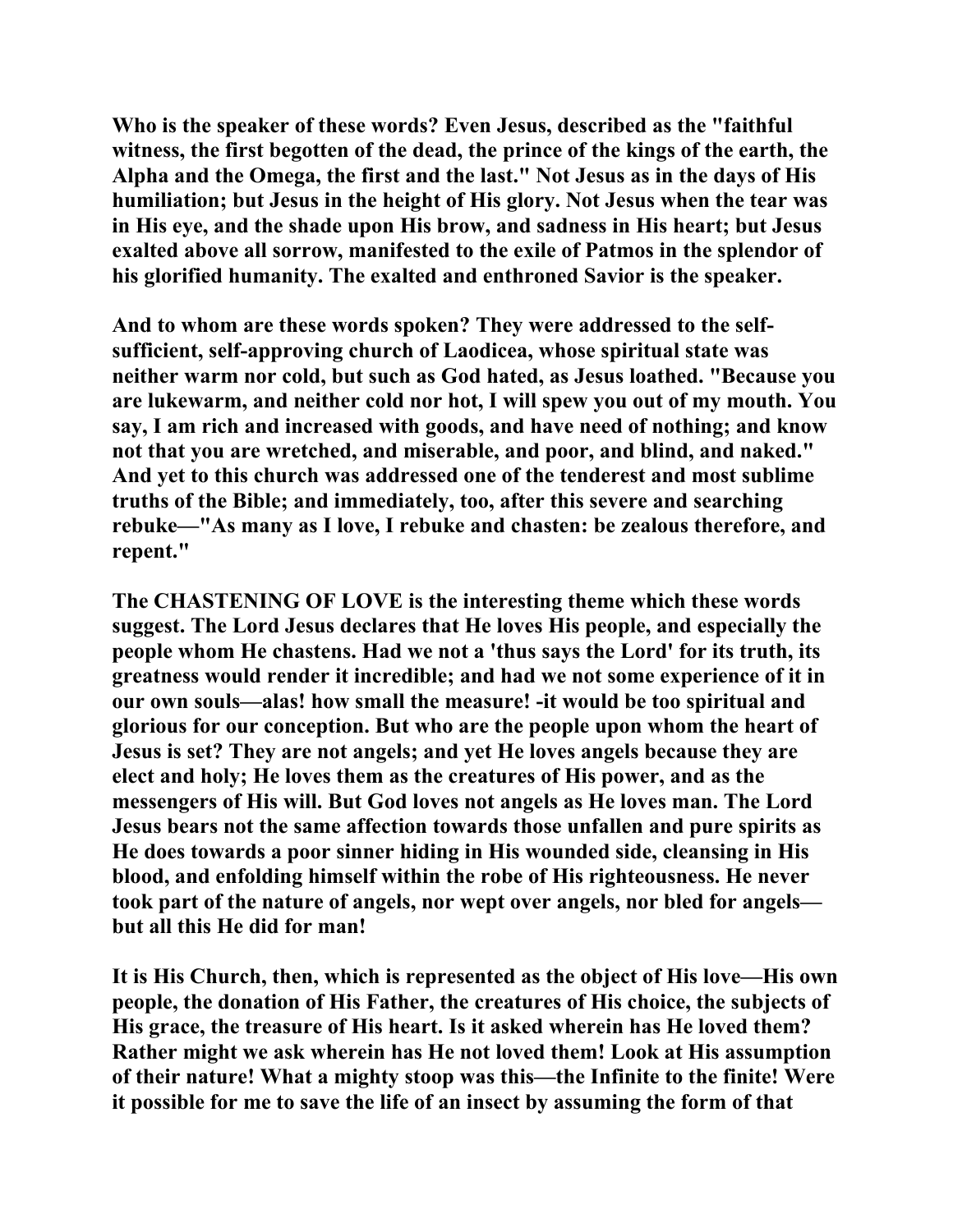**Who is the speaker of these words? Even Jesus, described as the "faithful witness, the first begotten of the dead, the prince of the kings of the earth, the Alpha and the Omega, the first and the last." Not Jesus as in the days of His humiliation; but Jesus in the height of His glory. Not Jesus when the tear was in His eye, and the shade upon His brow, and sadness in His heart; but Jesus exalted above all sorrow, manifested to the exile of Patmos in the splendor of his glorified humanity. The exalted and enthroned Savior is the speaker.**

**And to whom are these words spoken? They were addressed to the self-sufficient, self-approving church of Laodicea, whose spiritual state was neither warm nor cold, but such as God hated, as Jesus loathed. "Because you are lukewarm, and neither cold nor hot, I will spew you out of my mouth. You say, I am rich and increased with goods, and have need of nothing; and know not that you are wretched, and miserable, and poor, and blind, and naked." And yet to this church was addressed one of the tenderest and most sublime truths of the Bible; and immediately, too, after this severe and searching rebuke—"As many as I love, I rebuke and chasten: be zealous therefore, and repent."**

**The CHASTENING OF LOVE is the interesting theme which these words suggest. The Lord Jesus declares that He loves His people, and especially the people whom He chastens. Had we not a 'thus says the Lord' for its truth, its greatness would render it incredible; and had we not some experience of it in our own souls—alas! how small the measure! -it would be too spiritual and glorious for our conception. But who are the people upon whom the heart of Jesus is set? They are not angels; and yet He loves angels because they are elect and holy; He loves them as the creatures of His power, and as the messengers of His will. But God loves not angels as He loves man. The Lord Jesus bears not the same affection towards those unfallen and pure spirits as He does towards a poor sinner hiding in His wounded side, cleansing in His blood, and enfolding himself within the robe of His righteousness. He never took part of the nature of angels, nor wept over angels, nor bled for angels—but all this He did for man!**

**It is His Church, then, which is represented as the object of His love—His own people, the donation of His Father, the creatures of His choice, the subjects of His grace, the treasure of His heart. Is it asked wherein has He loved them? Rather might we ask wherein has He not loved them! Look at His assumption of their nature! What a mighty stoop was this—the Infinite to the finite! Were it possible for me to save the life of an insect by assuming the form of that**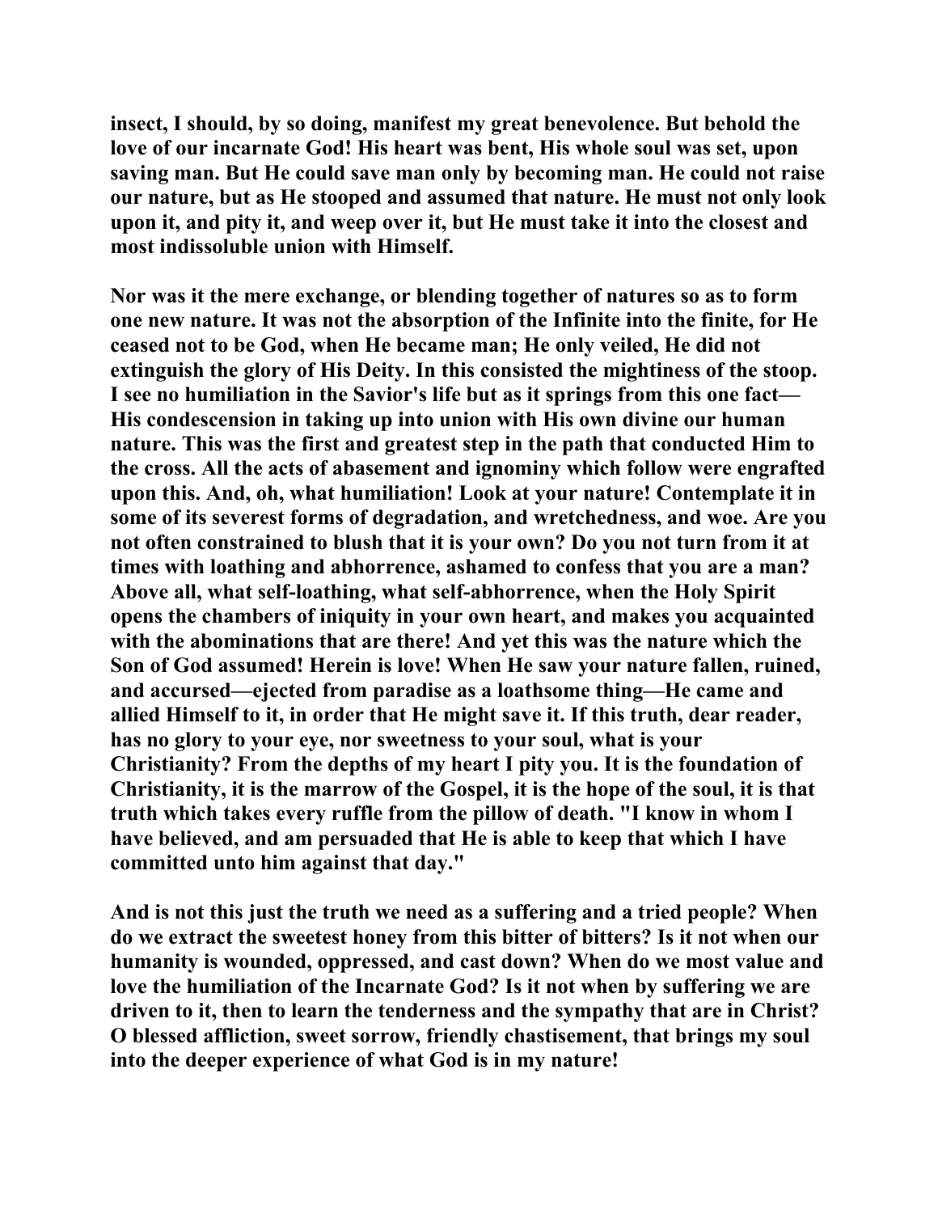**insect, I should, by so doing, manifest my great benevolence. But behold the love of our incarnate God! His heart was bent, His whole soul was set, upon saving man. But He could save man only by becoming man. He could not raise our nature, but as He stooped and assumed that nature. He must not only look upon it, and pity it, and weep over it, but He must take it into the closest and most indissoluble union with Himself.**

**Nor was it the mere exchange, or blending together of natures so as to form one new nature. It was not the absorption of the Infinite into the finite, for He ceased not to be God, when He became man; He only veiled, He did not extinguish the glory of His Deity. In this consisted the mightiness of the stoop. I see no humiliation in the Savior's life but as it springs from this one fact—His condescension in taking up into union with His own divine our human nature. This was the first and greatest step in the path that conducted Him to the cross. All the acts of abasement and ignominy which follow were engrafted upon this. And, oh, what humiliation! Look at your nature! Contemplate it in some of its severest forms of degradation, and wretchedness, and woe. Are you not often constrained to blush that it is your own? Do you not turn from it at times with loathing and abhorrence, ashamed to confess that you are a man? Above all, what self-loathing, what self-abhorrence, when the Holy Spirit opens the chambers of iniquity in your own heart, and makes you acquainted with the abominations that are there! And yet this was the nature which the Son of God assumed! Herein is love! When He saw your nature fallen, ruined, and accursed—ejected from paradise as a loathsome thing—He came and allied Himself to it, in order that He might save it. If this truth, dear reader, has no glory to your eye, nor sweetness to your soul, what is your Christianity? From the depths of my heart I pity you. It is the foundation of Christianity, it is the marrow of the Gospel, it is the hope of the soul, it is that truth which takes every ruffle from the pillow of death. "I know in whom I have believed, and am persuaded that He is able to keep that which I have committed unto him against that day."**

**And is not this just the truth we need as a suffering and a tried people? When do we extract the sweetest honey from this bitter of bitters? Is it not when our humanity is wounded, oppressed, and cast down? When do we most value and love the humiliation of the Incarnate God? Is it not when by suffering we are driven to it, then to learn the tenderness and the sympathy that are in Christ? O blessed affliction, sweet sorrow, friendly chastisement, that brings my soul into the deeper experience of what God is in my nature!**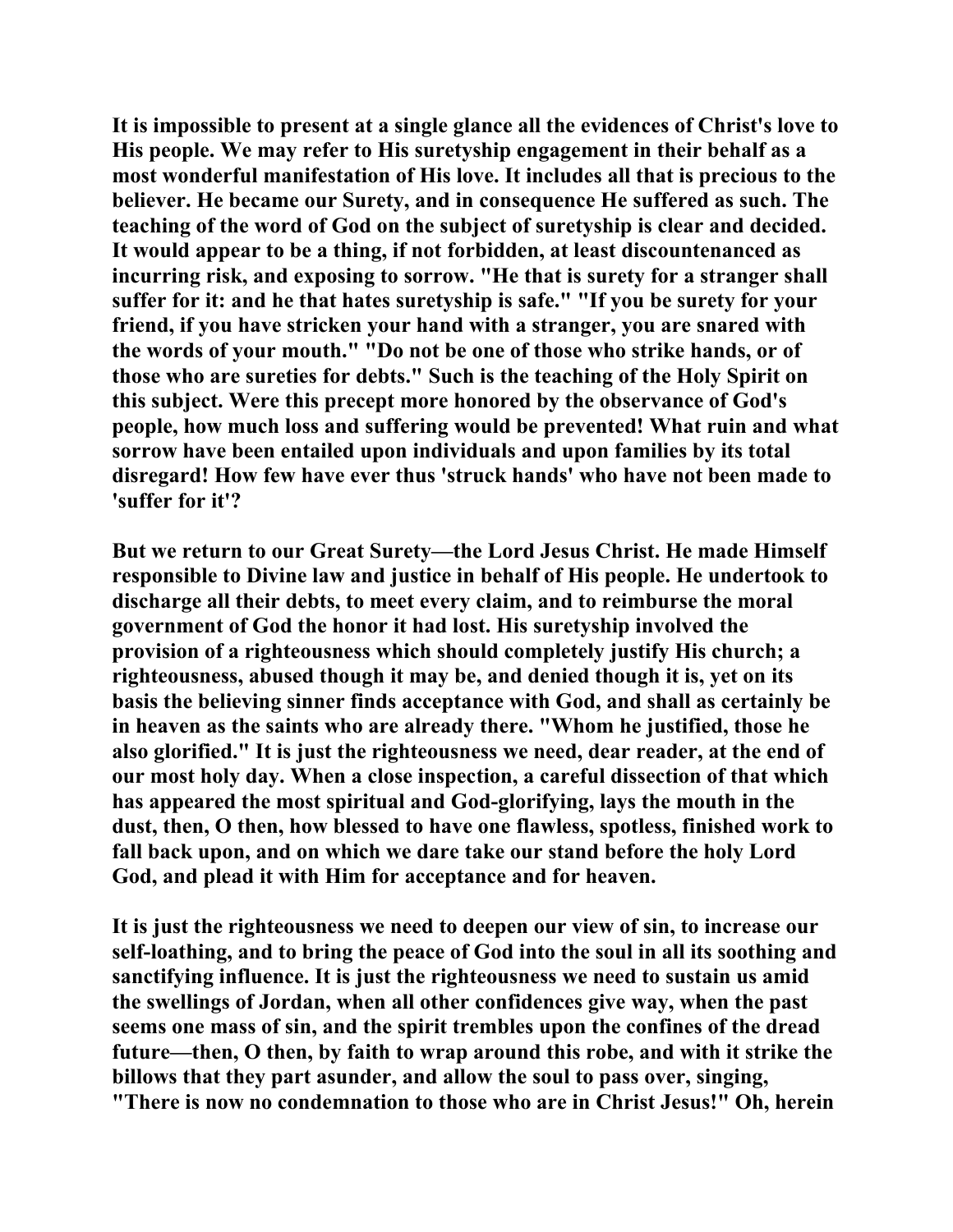It is impossible to present at a single glance all the evidences of Christ's love to His people. We may refer to His suretyship engagement in their behalf as a most wonderful manifestation of His love. It includes all that is precious to the believer. He became our Surety, and in consequence He suffered as such. The teaching of the word of God on the subject of suretyship is clear and decided. It would appear to be a thing, if not forbidden, at least discountenanced as incurring risk, and exposing to sorrow. "He that is surety for a stranger shall suffer for it: and he that hates suretyship is safe." "If you be surety for your friend, if you have stricken your hand with a stranger, you are snared with the words of your mouth." "Do not be one of those who strike hands, or of those who are sureties for debts." Such is the teaching of the Holy Spirit on this subject. Were this precept more honored by the observance of God's people, how much loss and suffering would be prevented! What ruin and what sorrow have been entailed upon individuals and upon families by its total disregard! How few have ever thus 'struck hands' who have not been made to 'suffer for it'?

But we return to our Great Surety—the Lord Jesus Christ. He made Himself responsible to Divine law and justice in behalf of His people. He undertook to discharge all their debts, to meet every claim, and to reimburse the moral government of God the honor it had lost. His suretyship involved the provision of a righteousness which should completely justify His church; a righteousness, abused though it may be, and denied though it is, yet on its basis the believing sinner finds acceptance with God, and shall as certainly be in heaven as the saints who are already there. "Whom he justified, those he also glorified." It is just the righteousness we need, dear reader, at the end of our most holy day. When a close inspection, a careful dissection of that which has appeared the most spiritual and God-glorifying, lays the mouth in the dust, then, O then, how blessed to have one flawless, spotless, finished work to fall back upon, and on which we dare take our stand before the holy Lord God, and plead it with Him for acceptance and for heaven.

It is just the righteousness we need to deepen our view of sin, to increase our self-loathing, and to bring the peace of God into the soul in all its soothing and sanctifying influence. It is just the righteousness we need to sustain us amid the swellings of Jordan, when all other confidences give way, when the past seems one mass of sin, and the spirit trembles upon the confines of the dread future—then, O then, by faith to wrap around this robe, and with it strike the billows that they part asunder, and allow the soul to pass over, singing, "There is now no condemnation to those who are in Christ Jesus!" Oh, herein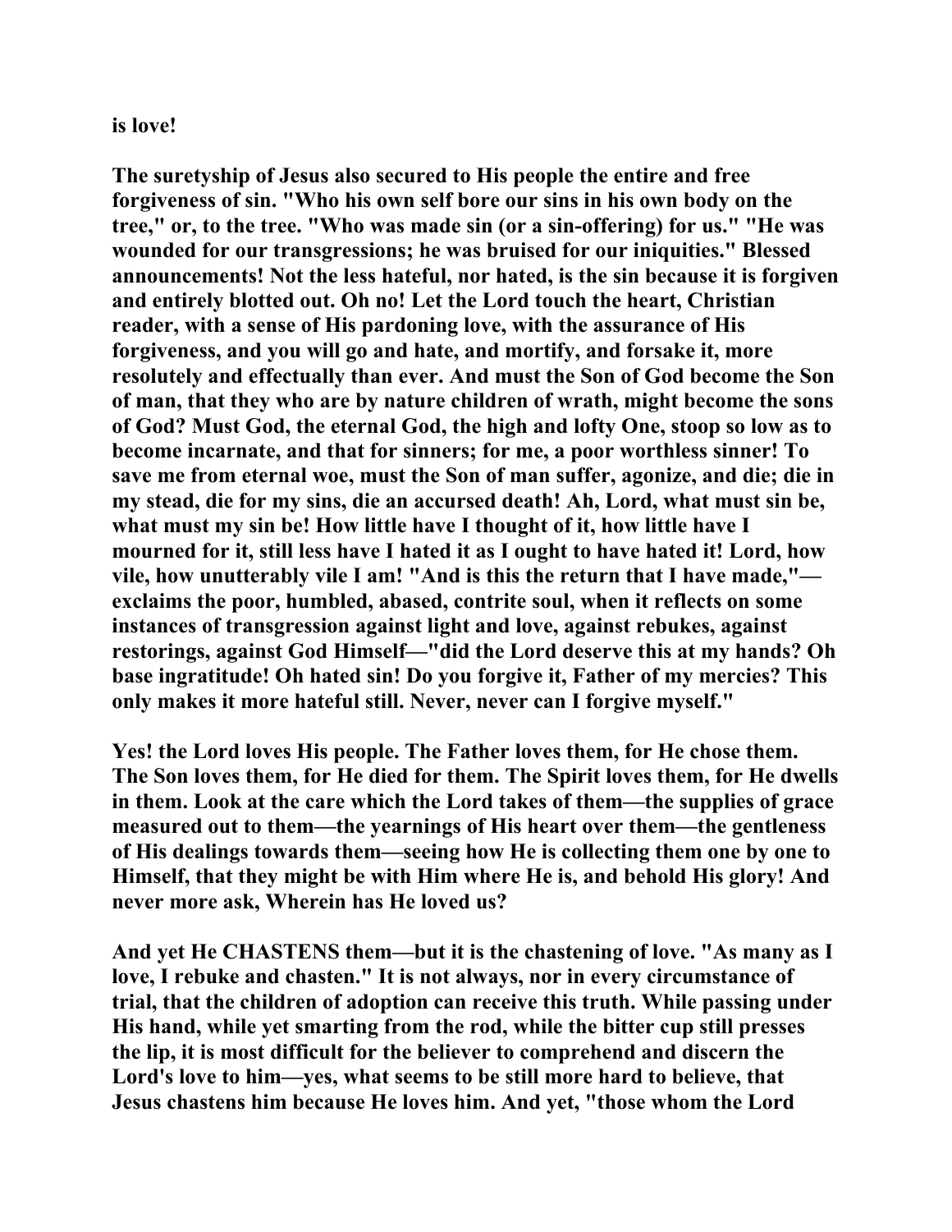is love!

The suretyship of Jesus also secured to His people the entire and free forgiveness of sin. "Who his own self bore our sins in his own body on the tree," or, to the tree. "Who was made sin (or a sin-offering) for us." "He was wounded for our transgressions; he was bruised for our iniquities." Blessed announcements! Not the less hateful, nor hated, is the sin because it is forgiven and entirely blotted out. Oh no! Let the Lord touch the heart, Christian reader, with a sense of His pardoning love, with the assurance of His forgiveness, and you will go and hate, and mortify, and forsake it, more resolutely and effectually than ever. And must the Son of God become the Son of man, that they who are by nature children of wrath, might become the sons of God? Must God, the eternal God, the high and lofty One, stoop so low as to become incarnate, and that for sinners; for me, a poor worthless sinner! To save me from eternal woe, must the Son of man suffer, agonize, and die; die in my stead, die for my sins, die an accursed death! Ah, Lord, what must sin be, what must my sin be! How little have I thought of it, how little have I mourned for it, still less have I hated it as I ought to have hated it! Lord, how vile, how unutterably vile I am! "And is this the return that I have made,"—exclaims the poor, humbled, abased, contrite soul, when it reflects on some instances of transgression against light and love, against rebukes, against restorings, against God Himself—"did the Lord deserve this at my hands? Oh base ingratitude! Oh hated sin! Do you forgive it, Father of my mercies? This only makes it more hateful still. Never, never can I forgive myself."

Yes! the Lord loves His people. The Father loves them, for He chose them. The Son loves them, for He died for them. The Spirit loves them, for He dwells in them. Look at the care which the Lord takes of them—the supplies of grace measured out to them—the yearnings of His heart over them—the gentleness of His dealings towards them—seeing how He is collecting them one by one to Himself, that they might be with Him where He is, and behold His glory! And never more ask, Wherein has He loved us?

And yet He CHASTENS them—but it is the chastening of love. "As many as I love, I rebuke and chasten." It is not always, nor in every circumstance of trial, that the children of adoption can receive this truth. While passing under His hand, while yet smarting from the rod, while the bitter cup still presses the lip, it is most difficult for the believer to comprehend and discern the Lord's love to him—yes, what seems to be still more hard to believe, that Jesus chastens him because He loves him. And yet, "those whom the Lord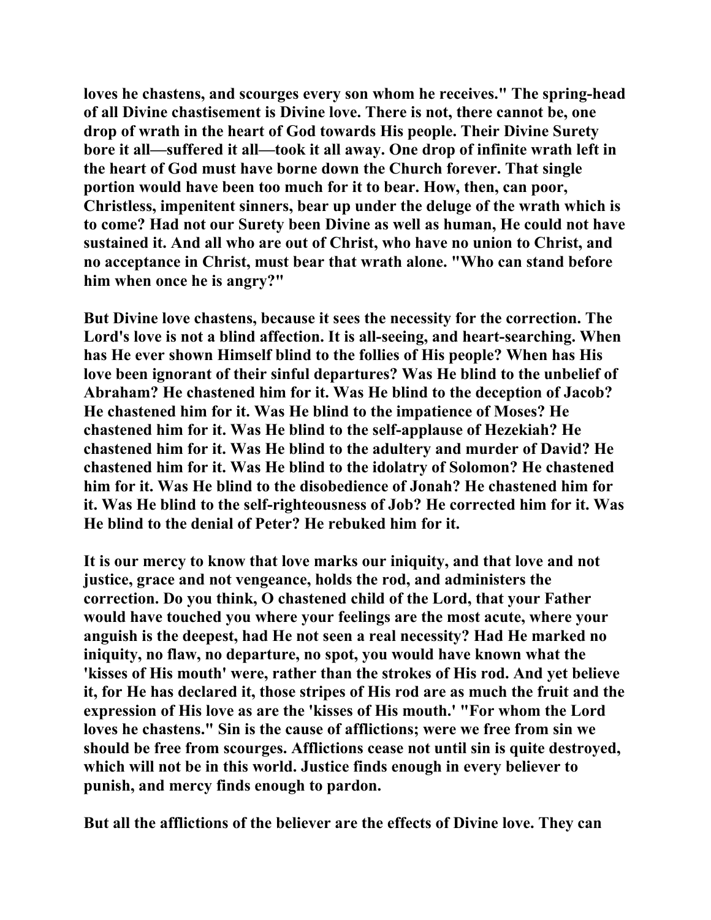loves he chastens, and scourges every son whom he receives." The spring-head of all Divine chastisement is Divine love. There is not, there cannot be, one drop of wrath in the heart of God towards His people. Their Divine Surety bore it all—suffered it all—took it all away. One drop of infinite wrath left in the heart of God must have borne down the Church forever. That single portion would have been too much for it to bear. How, then, can poor, Christless, impenitent sinners, bear up under the deluge of the wrath which is to come? Had not our Surety been Divine as well as human, He could not have sustained it. And all who are out of Christ, who have no union to Christ, and no acceptance in Christ, must bear that wrath alone. "Who can stand before him when once he is angry?"

But Divine love chastens, because it sees the necessity for the correction. The Lord's love is not a blind affection. It is all-seeing, and heart-searching. When has He ever shown Himself blind to the follies of His people? When has His love been ignorant of their sinful departures? Was He blind to the unbelief of Abraham? He chastened him for it. Was He blind to the deception of Jacob? He chastened him for it. Was He blind to the impatience of Moses? He chastened him for it. Was He blind to the self-applause of Hezekiah? He chastened him for it. Was He blind to the adultery and murder of David? He chastened him for it. Was He blind to the idolatry of Solomon? He chastened him for it. Was He blind to the disobedience of Jonah? He chastened him for it. Was He blind to the self-righteousness of Job? He corrected him for it. Was He blind to the denial of Peter? He rebuked him for it.

It is our mercy to know that love marks our iniquity, and that love and not justice, grace and not vengeance, holds the rod, and administers the correction. Do you think, O chastened child of the Lord, that your Father would have touched you where your feelings are the most acute, where your anguish is the deepest, had He not seen a real necessity? Had He marked no iniquity, no flaw, no departure, no spot, you would have known what the 'kisses of His mouth' were, rather than the strokes of His rod. And yet believe it, for He has declared it, those stripes of His rod are as much the fruit and the expression of His love as are the 'kisses of His mouth.' "For whom the Lord loves he chastens." Sin is the cause of afflictions; were we free from sin we should be free from scourges. Afflictions cease not until sin is quite destroyed, which will not be in this world. Justice finds enough in every believer to punish, and mercy finds enough to pardon.

But all the afflictions of the believer are the effects of Divine love. They can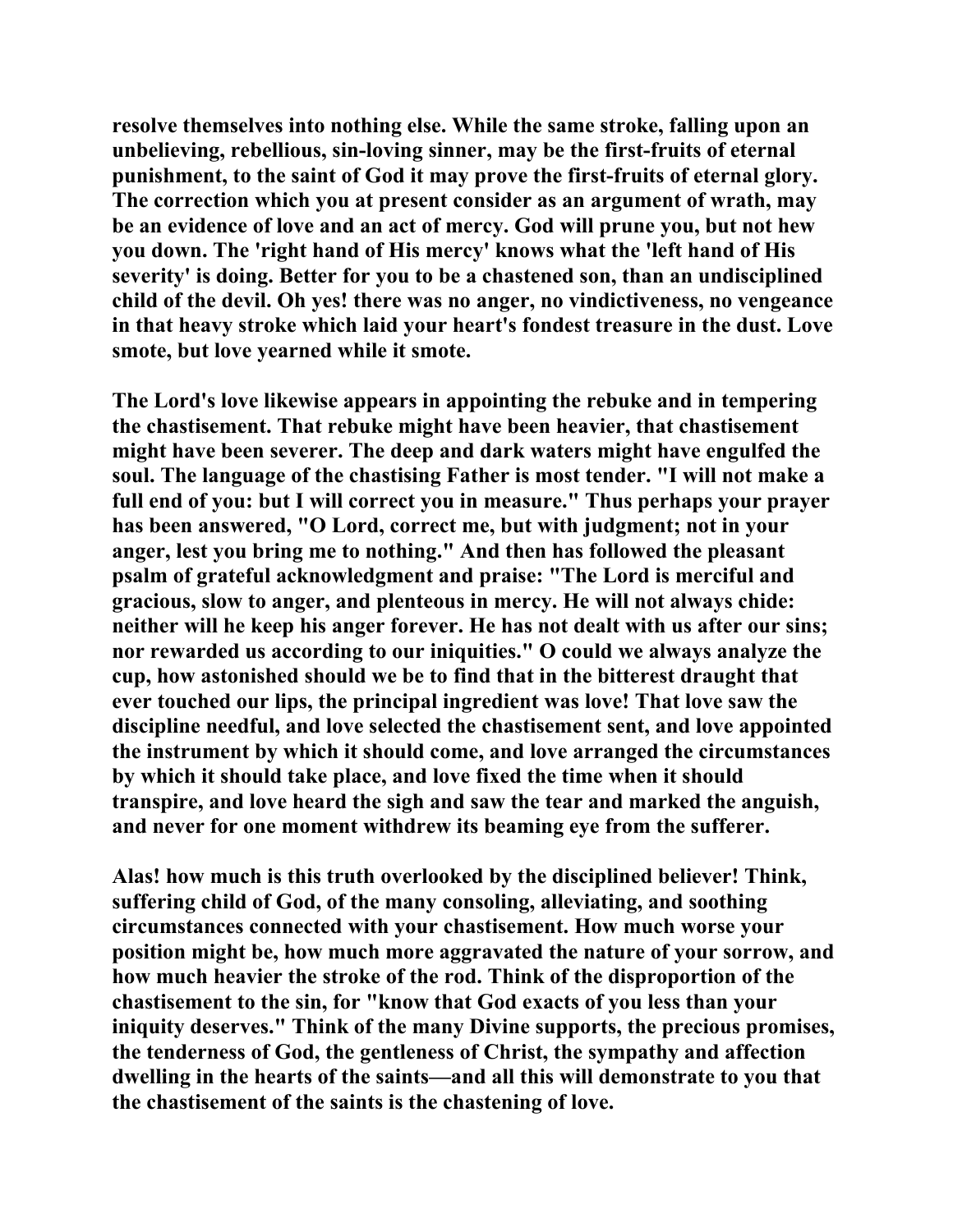resolve themselves into nothing else. While the same stroke, falling upon an unbelieving, rebellious, sin-loving sinner, may be the first-fruits of eternal punishment, to the saint of God it may prove the first-fruits of eternal glory. The correction which you at present consider as an argument of wrath, may be an evidence of love and an act of mercy. God will prune you, but not hew you down. The 'right hand of His mercy' knows what the 'left hand of His severity' is doing. Better for you to be a chastened son, than an undisciplined child of the devil. Oh yes! there was no anger, no vindictiveness, no vengeance in that heavy stroke which laid your heart's fondest treasure in the dust. Love smote, but love yearned while it smote.

The Lord's love likewise appears in appointing the rebuke and in tempering the chastisement. That rebuke might have been heavier, that chastisement might have been severer. The deep and dark waters might have engulfed the soul. The language of the chastising Father is most tender. "I will not make a full end of you: but I will correct you in measure." Thus perhaps your prayer has been answered, "O Lord, correct me, but with judgment; not in your anger, lest you bring me to nothing." And then has followed the pleasant psalm of grateful acknowledgment and praise: "The Lord is merciful and gracious, slow to anger, and plenteous in mercy. He will not always chide: neither will he keep his anger forever. He has not dealt with us after our sins; nor rewarded us according to our iniquities." O could we always analyze the cup, how astonished should we be to find that in the bitterest draught that ever touched our lips, the principal ingredient was love! That love saw the discipline needful, and love selected the chastisement sent, and love appointed the instrument by which it should come, and love arranged the circumstances by which it should take place, and love fixed the time when it should transpire, and love heard the sigh and saw the tear and marked the anguish, and never for one moment withdrew its beaming eye from the sufferer.

Alas! how much is this truth overlooked by the disciplined believer! Think, suffering child of God, of the many consoling, alleviating, and soothing circumstances connected with your chastisement. How much worse your position might be, how much more aggravated the nature of your sorrow, and how much heavier the stroke of the rod. Think of the disproportion of the chastisement to the sin, for "know that God exacts of you less than your iniquity deserves." Think of the many Divine supports, the precious promises, the tenderness of God, the gentleness of Christ, the sympathy and affection dwelling in the hearts of the saints—and all this will demonstrate to you that the chastisement of the saints is the chastening of love.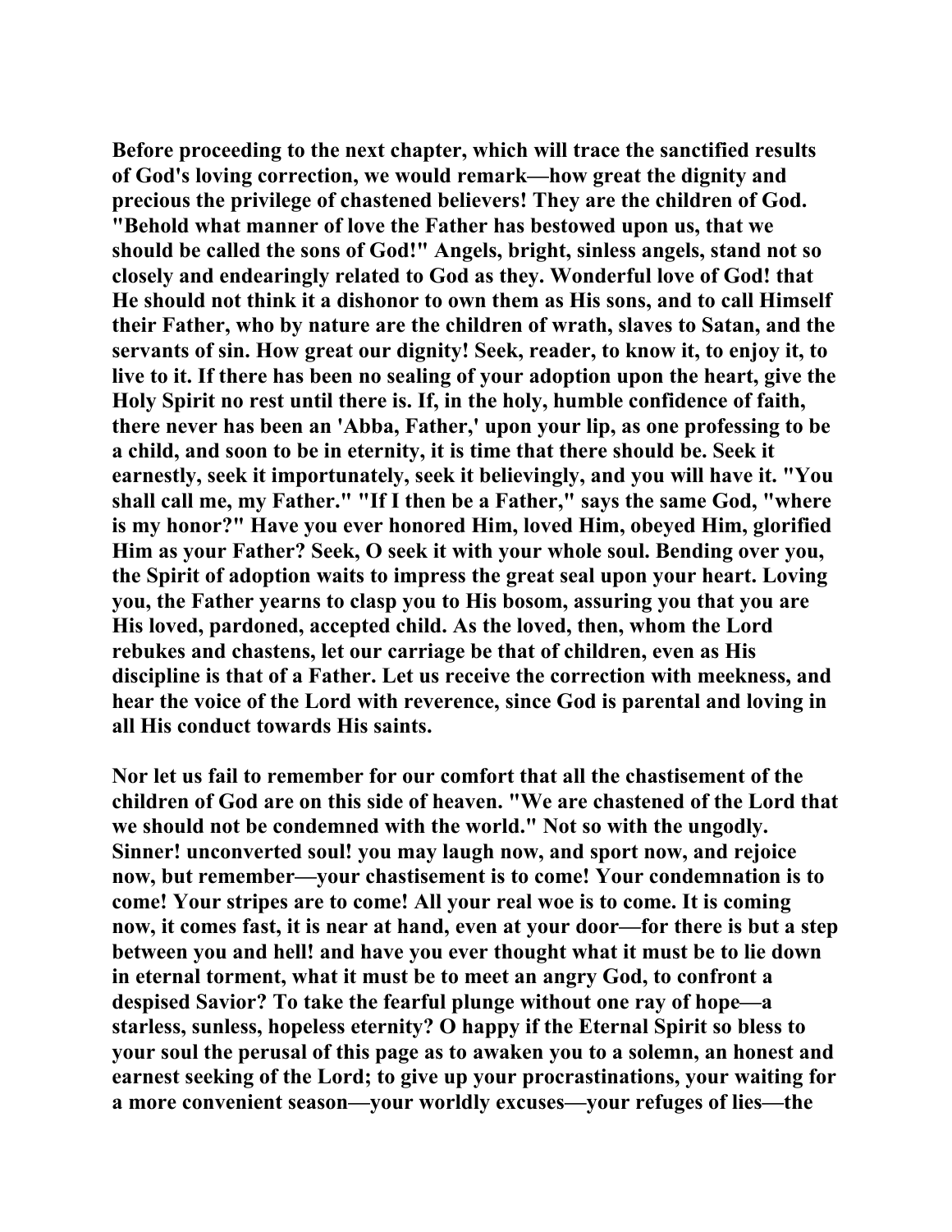**Before proceeding to the next chapter, which will trace the sanctified results of God's loving correction, we would remark—how great the dignity and precious the privilege of chastened believers! They are the children of God. "Behold what manner of love the Father has bestowed upon us, that we should be called the sons of God!" Angels, bright, sinless angels, stand not so closely and endearingly related to God as they. Wonderful love of God! that He should not think it a dishonor to own them as His sons, and to call Himself their Father, who by nature are the children of wrath, slaves to Satan, and the servants of sin. How great our dignity! Seek, reader, to know it, to enjoy it, to live to it. If there has been no sealing of your adoption upon the heart, give the Holy Spirit no rest until there is. If, in the holy, humble confidence of faith, there never has been an 'Abba, Father,' upon your lip, as one professing to be a child, and soon to be in eternity, it is time that there should be. Seek it earnestly, seek it importunately, seek it believingly, and you will have it. "You shall call me, my Father." "If I then be a Father," says the same God, "where is my honor?" Have you ever honored Him, loved Him, obeyed Him, glorified Him as your Father? Seek, O seek it with your whole soul. Bending over you, the Spirit of adoption waits to impress the great seal upon your heart. Loving you, the Father yearns to clasp you to His bosom, assuring you that you are His loved, pardoned, accepted child. As the loved, then, whom the Lord rebukes and chastens, let our carriage be that of children, even as His discipline is that of a Father. Let us receive the correction with meekness, and hear the voice of the Lord with reverence, since God is parental and loving in all His conduct towards His saints.**

**Nor let us fail to remember for our comfort that all the chastisement of the children of God are on this side of heaven. "We are chastened of the Lord that we should not be condemned with the world." Not so with the ungodly. Sinner! unconverted soul! you may laugh now, and sport now, and rejoice now, but remember—your chastisement is to come! Your condemnation is to come! Your stripes are to come! All your real woe is to come. It is coming now, it comes fast, it is near at hand, even at your door—for there is but a step between you and hell! and have you ever thought what it must be to lie down in eternal torment, what it must be to meet an angry God, to confront a despised Savior? To take the fearful plunge without one ray of hope—a starless, sunless, hopeless eternity? O happy if the Eternal Spirit so bless to your soul the perusal of this page as to awaken you to a solemn, an honest and earnest seeking of the Lord; to give up your procrastinations, your waiting for a more convenient season—your worldly excuses—your refuges of lies—the**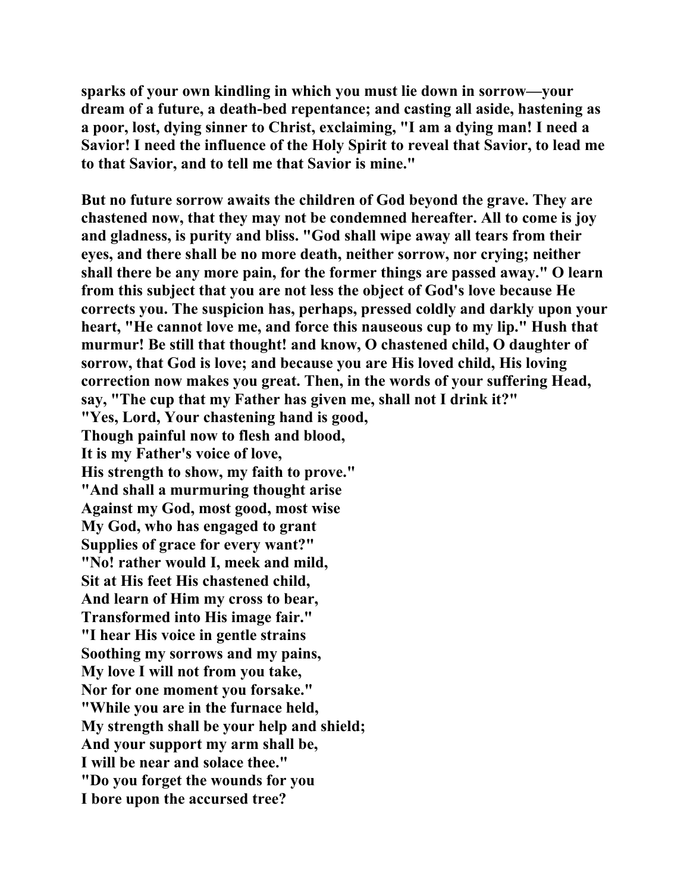**sparks of your own kindling in which you must lie down in sorrow—your dream of a future, a death-bed repentance; and casting all aside, hastening as a poor, lost, dying sinner to Christ, exclaiming, "I am a dying man! I need a Savior! I need the influence of the Holy Spirit to reveal that Savior, to lead me to that Savior, and to tell me that Savior is mine."**

**But no future sorrow awaits the children of God beyond the grave. They are chastened now, that they may not be condemned hereafter. All to come is joy and gladness, is purity and bliss. "God shall wipe away all tears from their eyes, and there shall be no more death, neither sorrow, nor crying; neither shall there be any more pain, for the former things are passed away." O learn from this subject that you are not less the object of God's love because He corrects you. The suspicion has, perhaps, pressed coldly and darkly upon your heart, "He cannot love me, and force this nauseous cup to my lip." Hush that murmur! Be still that thought! and know, O chastened child, O daughter of sorrow, that God is love; and because you are His loved child, His loving correction now makes you great. Then, in the words of your suffering Head, say, "The cup that my Father has given me, shall not I drink it?"**

**"Yes, Lord, Your chastening hand is good,**
**Though painful now to flesh and blood,**
**It is my Father's voice of love,**
**His strength to show, my faith to prove."**

**"And shall a murmuring thought arise**
**Against my God, most good, most wise**
**My God, who has engaged to grant**
**Supplies of grace for every want?"**

**"No! rather would I, meek and mild,**
**Sit at His feet His chastened child,**
**And learn of Him my cross to bear,**
**Transformed into His image fair."**

**"I hear His voice in gentle strains**
**Soothing my sorrows and my pains,**
**My love I will not from you take,**
**Nor for one moment you forsake."**

**"While you are in the furnace held,**
**My strength shall be your help and shield;**
**And your support my arm shall be,**
**I will be near and solace thee."**

**"Do you forget the wounds for you**
**I bore upon the accursed tree?**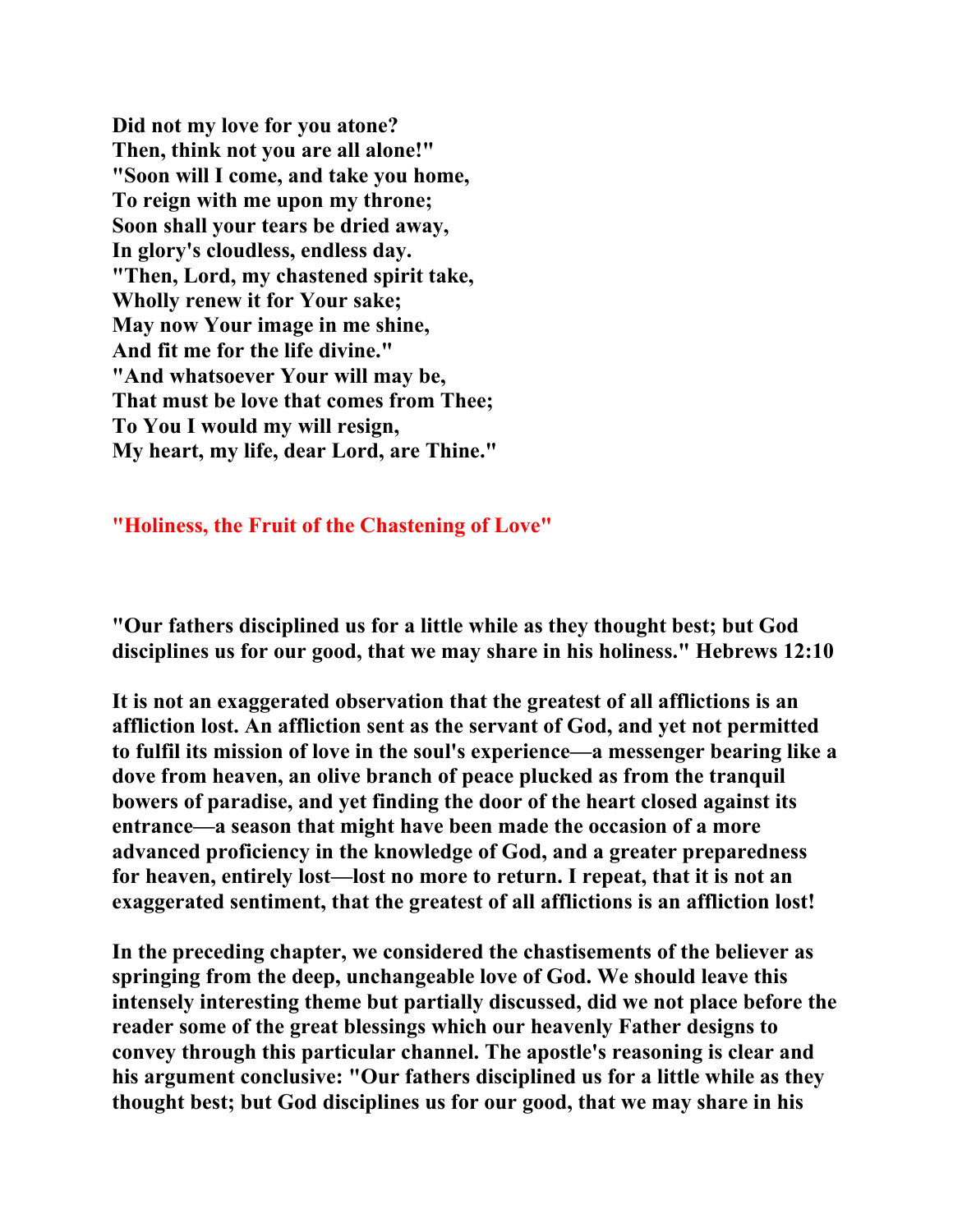**Did not my love for you atone?**
**Then, think not you are all alone!"**
**"Soon will I come, and take you home,**
**To reign with me upon my throne;**
**Soon shall your tears be dried away,**
**In glory's cloudless, endless day.**
**"Then, Lord, my chastened spirit take,**
**Wholly renew it for Your sake;**
**May now Your image in me shine,**
**And fit me for the life divine."**
**"And whatsoever Your will may be,**
**That must be love that comes from Thee;**
**To You I would my will resign,**
**My heart, my life, dear Lord, are Thine."**

## "Holiness, the Fruit of the Chastening of Love"

**"Our fathers disciplined us for a little while as they thought best; but God disciplines us for our good, that we may share in his holiness." Hebrews 12:10**

**It is not an exaggerated observation that the greatest of all afflictions is an affliction lost. An affliction sent as the servant of God, and yet not permitted to fulfil its mission of love in the soul's experience—a messenger bearing like a dove from heaven, an olive branch of peace plucked as from the tranquil bowers of paradise, and yet finding the door of the heart closed against its entrance—a season that might have been made the occasion of a more advanced proficiency in the knowledge of God, and a greater preparedness for heaven, entirely lost—lost no more to return. I repeat, that it is not an exaggerated sentiment, that the greatest of all afflictions is an affliction lost!**

**In the preceding chapter, we considered the chastisements of the believer as springing from the deep, unchangeable love of God. We should leave this intensely interesting theme but partially discussed, did we not place before the reader some of the great blessings which our heavenly Father designs to convey through this particular channel. The apostle's reasoning is clear and his argument conclusive: "Our fathers disciplined us for a little while as they thought best; but God disciplines us for our good, that we may share in his**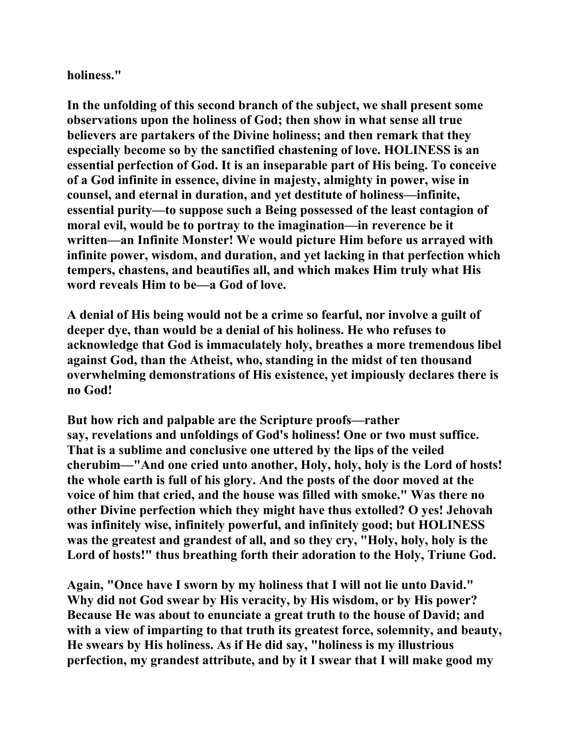holiness."

In the unfolding of this second branch of the subject, we shall present some observations upon the holiness of God; then show in what sense all true believers are partakers of the Divine holiness; and then remark that they especially become so by the sanctified chastening of love. HOLINESS is an essential perfection of God. It is an inseparable part of His being. To conceive of a God infinite in essence, divine in majesty, almighty in power, wise in counsel, and eternal in duration, and yet destitute of holiness—infinite, essential purity—to suppose such a Being possessed of the least contagion of moral evil, would be to portray to the imagination—in reverence be it written—an Infinite Monster! We would picture Him before us arrayed with infinite power, wisdom, and duration, and yet lacking in that perfection which tempers, chastens, and beautifies all, and which makes Him truly what His word reveals Him to be—a God of love.

A denial of His being would not be a crime so fearful, nor involve a guilt of deeper dye, than would be a denial of his holiness. He who refuses to acknowledge that God is immaculately holy, breathes a more tremendous libel against God, than the Atheist, who, standing in the midst of ten thousand overwhelming demonstrations of His existence, yet impiously declares there is no God!

But how rich and palpable are the Scripture proofs—rather say, revelations and unfoldings of God's holiness! One or two must suffice. That is a sublime and conclusive one uttered by the lips of the veiled cherubim—"And one cried unto another, Holy, holy, holy is the Lord of hosts! the whole earth is full of his glory. And the posts of the door moved at the voice of him that cried, and the house was filled with smoke." Was there no other Divine perfection which they might have thus extolled? O yes! Jehovah was infinitely wise, infinitely powerful, and infinitely good; but HOLINESS was the greatest and grandest of all, and so they cry, "Holy, holy, holy is the Lord of hosts!" thus breathing forth their adoration to the Holy, Triune God.

Again, "Once have I sworn by my holiness that I will not lie unto David." Why did not God swear by His veracity, by His wisdom, or by His power? Because He was about to enunciate a great truth to the house of David; and with a view of imparting to that truth its greatest force, solemnity, and beauty, He swears by His holiness. As if He did say, "holiness is my illustrious perfection, my grandest attribute, and by it I swear that I will make good my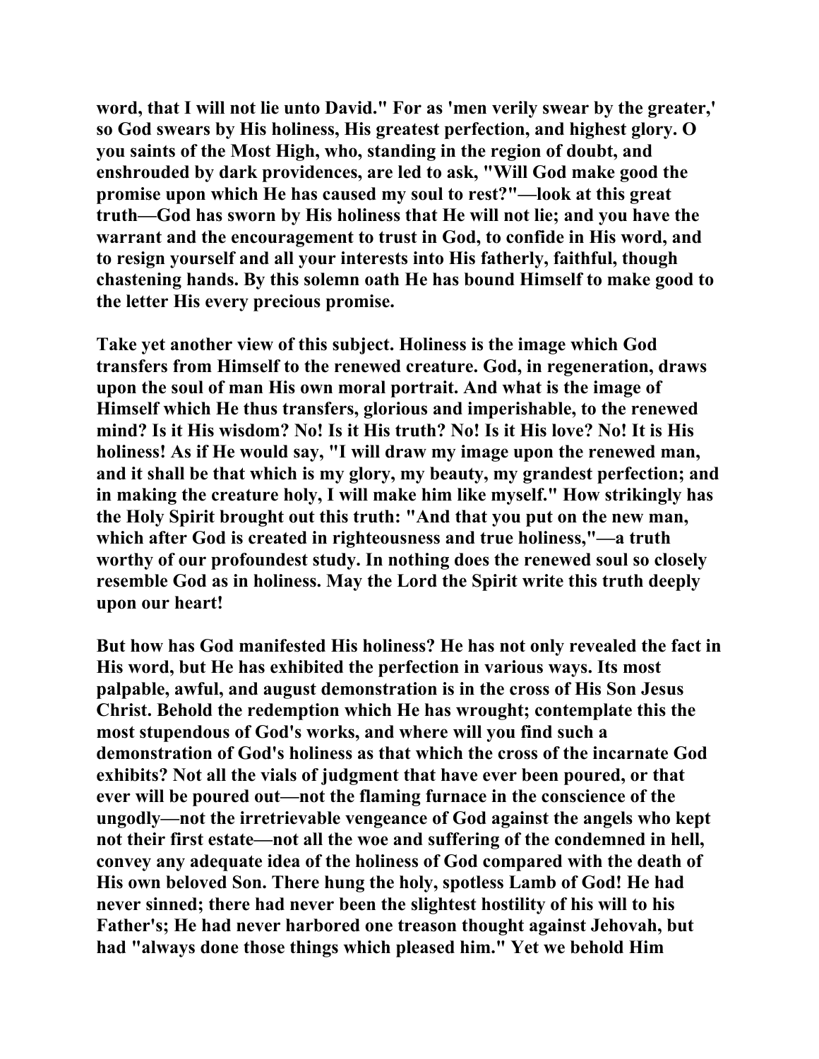word, that I will not lie unto David." For as 'men verily swear by the greater,' so God swears by His holiness, His greatest perfection, and highest glory. O you saints of the Most High, who, standing in the region of doubt, and enshrouded by dark providences, are led to ask, "Will God make good the promise upon which He has caused my soul to rest?"—look at this great truth—God has sworn by His holiness that He will not lie; and you have the warrant and the encouragement to trust in God, to confide in His word, and to resign yourself and all your interests into His fatherly, faithful, though chastening hands. By this solemn oath He has bound Himself to make good to the letter His every precious promise.

Take yet another view of this subject. Holiness is the image which God transfers from Himself to the renewed creature. God, in regeneration, draws upon the soul of man His own moral portrait. And what is the image of Himself which He thus transfers, glorious and imperishable, to the renewed mind? Is it His wisdom? No! Is it His truth? No! Is it His love? No! It is His holiness! As if He would say, "I will draw my image upon the renewed man, and it shall be that which is my glory, my beauty, my grandest perfection; and in making the creature holy, I will make him like myself." How strikingly has the Holy Spirit brought out this truth: "And that you put on the new man, which after God is created in righteousness and true holiness,"—a truth worthy of our profoundest study. In nothing does the renewed soul so closely resemble God as in holiness. May the Lord the Spirit write this truth deeply upon our heart!

But how has God manifested His holiness? He has not only revealed the fact in His word, but He has exhibited the perfection in various ways. Its most palpable, awful, and august demonstration is in the cross of His Son Jesus Christ. Behold the redemption which He has wrought; contemplate this the most stupendous of God's works, and where will you find such a demonstration of God's holiness as that which the cross of the incarnate God exhibits? Not all the vials of judgment that have ever been poured, or that ever will be poured out—not the flaming furnace in the conscience of the ungodly—not the irretrievable vengeance of God against the angels who kept not their first estate—not all the woe and suffering of the condemned in hell, convey any adequate idea of the holiness of God compared with the death of His own beloved Son. There hung the holy, spotless Lamb of God! He had never sinned; there had never been the slightest hostility of his will to his Father's; He had never harbored one treason thought against Jehovah, but had "always done those things which pleased him." Yet we behold Him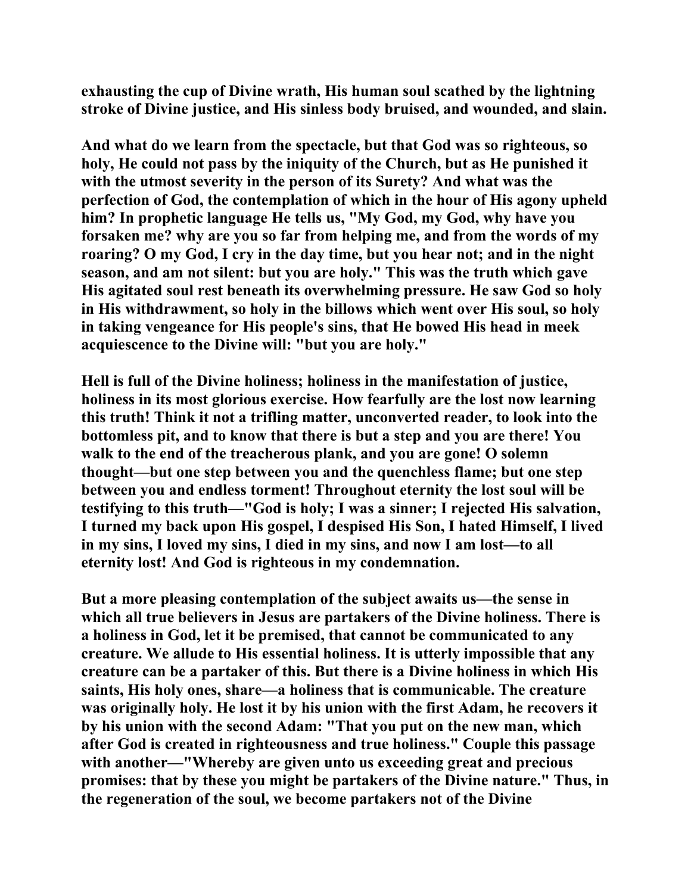**exhausting the cup of Divine wrath, His human soul scathed by the lightning stroke of Divine justice, and His sinless body bruised, and wounded, and slain.**

**And what do we learn from the spectacle, but that God was so righteous, so holy, He could not pass by the iniquity of the Church, but as He punished it with the utmost severity in the person of its Surety? And what was the perfection of God, the contemplation of which in the hour of His agony upheld him? In prophetic language He tells us, "My God, my God, why have you forsaken me? why are you so far from helping me, and from the words of my roaring? O my God, I cry in the day time, but you hear not; and in the night season, and am not silent: but you are holy." This was the truth which gave His agitated soul rest beneath its overwhelming pressure. He saw God so holy in His withdrawment, so holy in the billows which went over His soul, so holy in taking vengeance for His people's sins, that He bowed His head in meek acquiescence to the Divine will: "but you are holy."**

**Hell is full of the Divine holiness; holiness in the manifestation of justice, holiness in its most glorious exercise. How fearfully are the lost now learning this truth! Think it not a trifling matter, unconverted reader, to look into the bottomless pit, and to know that there is but a step and you are there! You walk to the end of the treacherous plank, and you are gone! O solemn thought—but one step between you and the quenchless flame; but one step between you and endless torment! Throughout eternity the lost soul will be testifying to this truth—"God is holy; I was a sinner; I rejected His salvation, I turned my back upon His gospel, I despised His Son, I hated Himself, I lived in my sins, I loved my sins, I died in my sins, and now I am lost—to all eternity lost! And God is righteous in my condemnation.**

**But a more pleasing contemplation of the subject awaits us—the sense in which all true believers in Jesus are partakers of the Divine holiness. There is a holiness in God, let it be premised, that cannot be communicated to any creature. We allude to His essential holiness. It is utterly impossible that any creature can be a partaker of this. But there is a Divine holiness in which His saints, His holy ones, share—a holiness that is communicable. The creature was originally holy. He lost it by his union with the first Adam, he recovers it by his union with the second Adam: "That you put on the new man, which after God is created in righteousness and true holiness." Couple this passage with another—"Whereby are given unto us exceeding great and precious promises: that by these you might be partakers of the Divine nature." Thus, in the regeneration of the soul, we become partakers not of the Divine**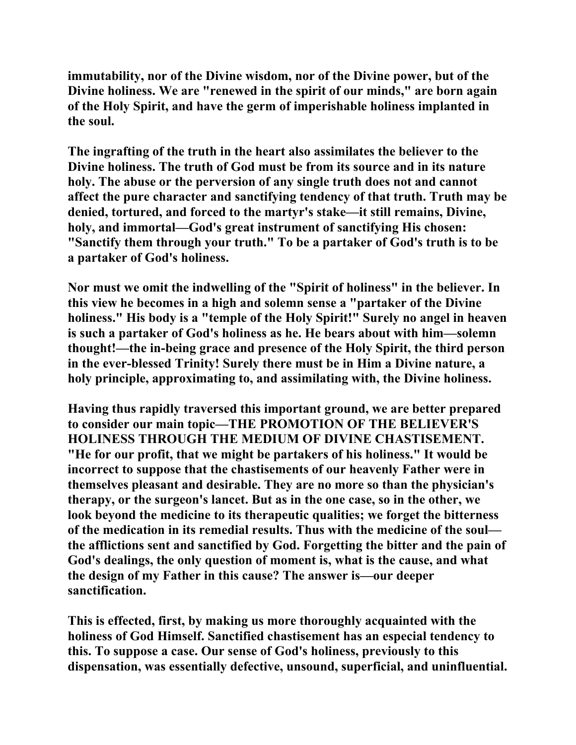**immutability, nor of the Divine wisdom, nor of the Divine power, but of the Divine holiness. We are "renewed in the spirit of our minds," are born again of the Holy Spirit, and have the germ of imperishable holiness implanted in the soul.**

**The ingrafting of the truth in the heart also assimilates the believer to the Divine holiness. The truth of God must be from its source and in its nature holy. The abuse or the perversion of any single truth does not and cannot affect the pure character and sanctifying tendency of that truth. Truth may be denied, tortured, and forced to the martyr's stake—it still remains, Divine, holy, and immortal—God's great instrument of sanctifying His chosen: "Sanctify them through your truth." To be a partaker of God's truth is to be a partaker of God's holiness.**

**Nor must we omit the indwelling of the "Spirit of holiness" in the believer. In this view he becomes in a high and solemn sense a "partaker of the Divine holiness." His body is a "temple of the Holy Spirit!" Surely no angel in heaven is such a partaker of God's holiness as he. He bears about with him—solemn thought!—the in-being grace and presence of the Holy Spirit, the third person in the ever-blessed Trinity! Surely there must be in Him a Divine nature, a holy principle, approximating to, and assimilating with, the Divine holiness.**

**Having thus rapidly traversed this important ground, we are better prepared to consider our main topic—THE PROMOTION OF THE BELIEVER'S HOLINESS THROUGH THE MEDIUM OF DIVINE CHASTISEMENT. "He for our profit, that we might be partakers of his holiness." It would be incorrect to suppose that the chastisements of our heavenly Father were in themselves pleasant and desirable. They are no more so than the physician's therapy, or the surgeon's lancet. But as in the one case, so in the other, we look beyond the medicine to its therapeutic qualities; we forget the bitterness of the medication in its remedial results. Thus with the medicine of the soul—the afflictions sent and sanctified by God. Forgetting the bitter and the pain of God's dealings, the only question of moment is, what is the cause, and what the design of my Father in this cause? The answer is—our deeper sanctification.**

**This is effected, first, by making us more thoroughly acquainted with the holiness of God Himself. Sanctified chastisement has an especial tendency to this. To suppose a case. Our sense of God's holiness, previously to this dispensation, was essentially defective, unsound, superficial, and uninfluential.**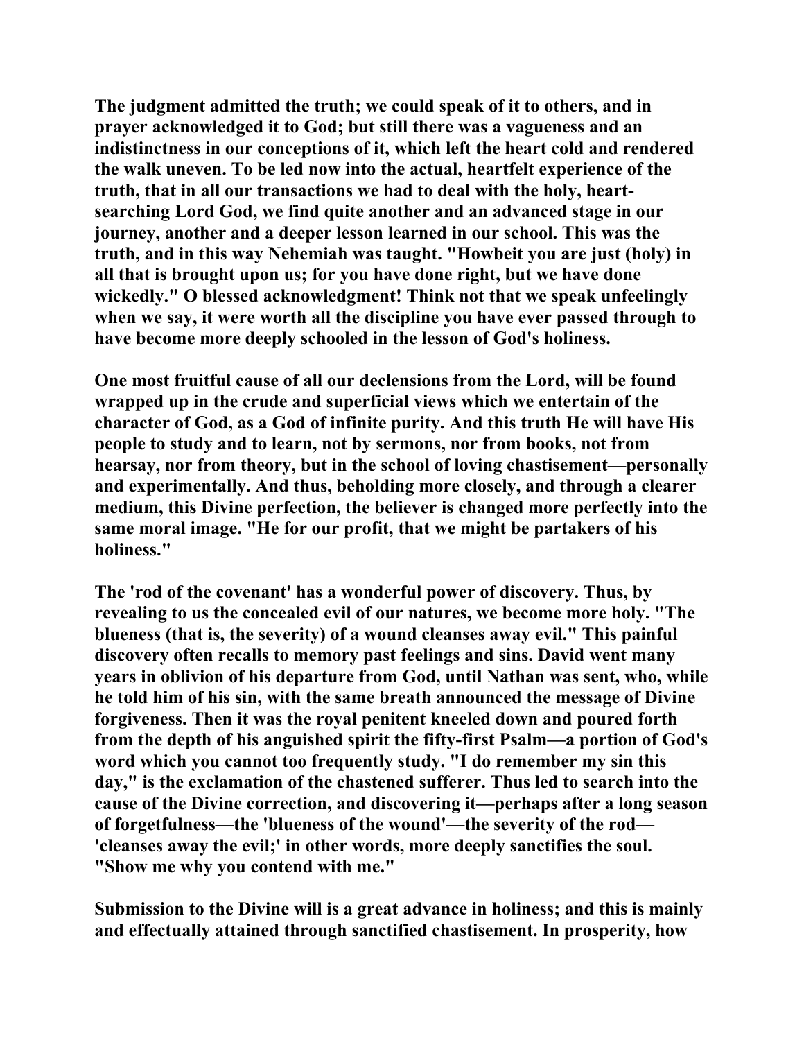The judgment admitted the truth; we could speak of it to others, and in prayer acknowledged it to God; but still there was a vagueness and an indistinctness in our conceptions of it, which left the heart cold and rendered the walk uneven. To be led now into the actual, heartfelt experience of the truth, that in all our transactions we had to deal with the holy, heart-searching Lord God, we find quite another and an advanced stage in our journey, another and a deeper lesson learned in our school. This was the truth, and in this way Nehemiah was taught. "Howbeit you are just (holy) in all that is brought upon us; for you have done right, but we have done wickedly." O blessed acknowledgment! Think not that we speak unfeelingly when we say, it were worth all the discipline you have ever passed through to have become more deeply schooled in the lesson of God's holiness.

One most fruitful cause of all our declensions from the Lord, will be found wrapped up in the crude and superficial views which we entertain of the character of God, as a God of infinite purity. And this truth He will have His people to study and to learn, not by sermons, nor from books, not from hearsay, nor from theory, but in the school of loving chastisement—personally and experimentally. And thus, beholding more closely, and through a clearer medium, this Divine perfection, the believer is changed more perfectly into the same moral image. "He for our profit, that we might be partakers of his holiness."

The 'rod of the covenant' has a wonderful power of discovery. Thus, by revealing to us the concealed evil of our natures, we become more holy. "The blueness (that is, the severity) of a wound cleanses away evil." This painful discovery often recalls to memory past feelings and sins. David went many years in oblivion of his departure from God, until Nathan was sent, who, while he told him of his sin, with the same breath announced the message of Divine forgiveness. Then it was the royal penitent kneeled down and poured forth from the depth of his anguished spirit the fifty-first Psalm—a portion of God's word which you cannot too frequently study. "I do remember my sin this day," is the exclamation of the chastened sufferer. Thus led to search into the cause of the Divine correction, and discovering it—perhaps after a long season of forgetfulness—the 'blueness of the wound'—the severity of the rod—'cleanses away the evil;' in other words, more deeply sanctifies the soul. "Show me why you contend with me."

Submission to the Divine will is a great advance in holiness; and this is mainly and effectually attained through sanctified chastisement. In prosperity, how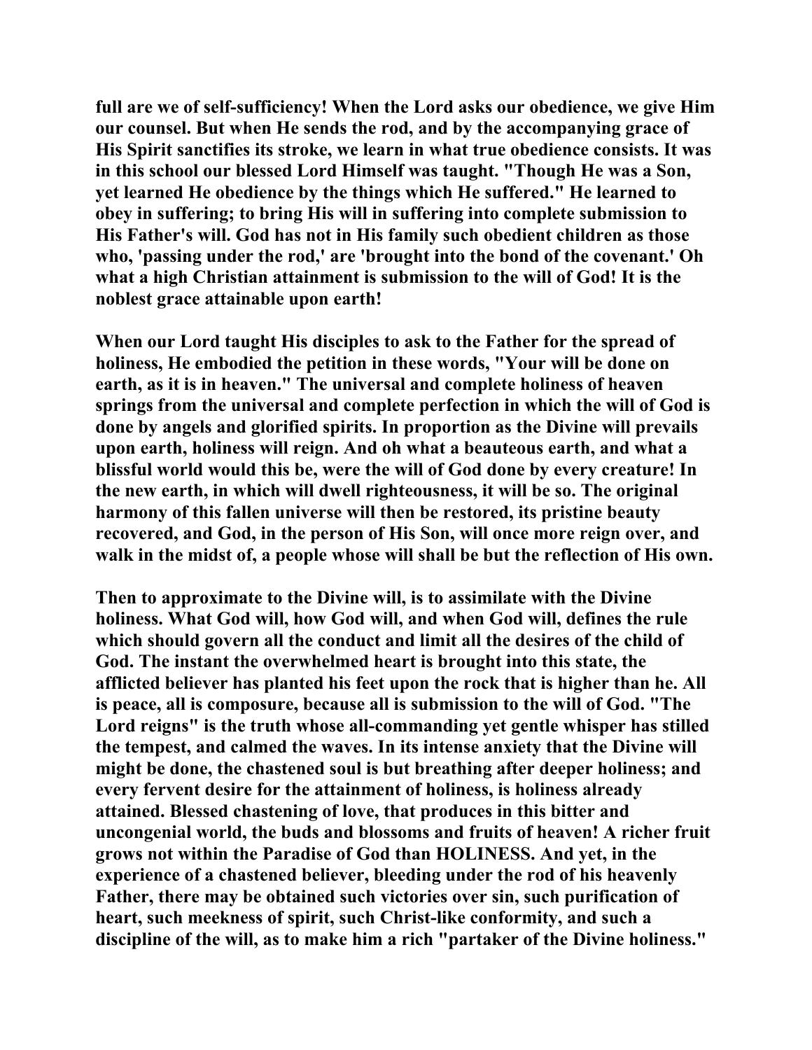full are we of self-sufficiency! When the Lord asks our obedience, we give Him our counsel. But when He sends the rod, and by the accompanying grace of His Spirit sanctifies its stroke, we learn in what true obedience consists. It was in this school our blessed Lord Himself was taught. "Though He was a Son, yet learned He obedience by the things which He suffered." He learned to obey in suffering; to bring His will in suffering into complete submission to His Father's will. God has not in His family such obedient children as those who, 'passing under the rod,' are 'brought into the bond of the covenant.' Oh what a high Christian attainment is submission to the will of God! It is the noblest grace attainable upon earth!

When our Lord taught His disciples to ask to the Father for the spread of holiness, He embodied the petition in these words, "Your will be done on earth, as it is in heaven." The universal and complete holiness of heaven springs from the universal and complete perfection in which the will of God is done by angels and glorified spirits. In proportion as the Divine will prevails upon earth, holiness will reign. And oh what a beauteous earth, and what a blissful world would this be, were the will of God done by every creature! In the new earth, in which will dwell righteousness, it will be so. The original harmony of this fallen universe will then be restored, its pristine beauty recovered, and God, in the person of His Son, will once more reign over, and walk in the midst of, a people whose will shall be but the reflection of His own.

Then to approximate to the Divine will, is to assimilate with the Divine holiness. What God will, how God will, and when God will, defines the rule which should govern all the conduct and limit all the desires of the child of God. The instant the overwhelmed heart is brought into this state, the afflicted believer has planted his feet upon the rock that is higher than he. All is peace, all is composure, because all is submission to the will of God. "The Lord reigns" is the truth whose all-commanding yet gentle whisper has stilled the tempest, and calmed the waves. In its intense anxiety that the Divine will might be done, the chastened soul is but breathing after deeper holiness; and every fervent desire for the attainment of holiness, is holiness already attained. Blessed chastening of love, that produces in this bitter and uncongenial world, the buds and blossoms and fruits of heaven! A richer fruit grows not within the Paradise of God than HOLINESS. And yet, in the experience of a chastened believer, bleeding under the rod of his heavenly Father, there may be obtained such victories over sin, such purification of heart, such meekness of spirit, such Christ-like conformity, and such a discipline of the will, as to make him a rich "partaker of the Divine holiness."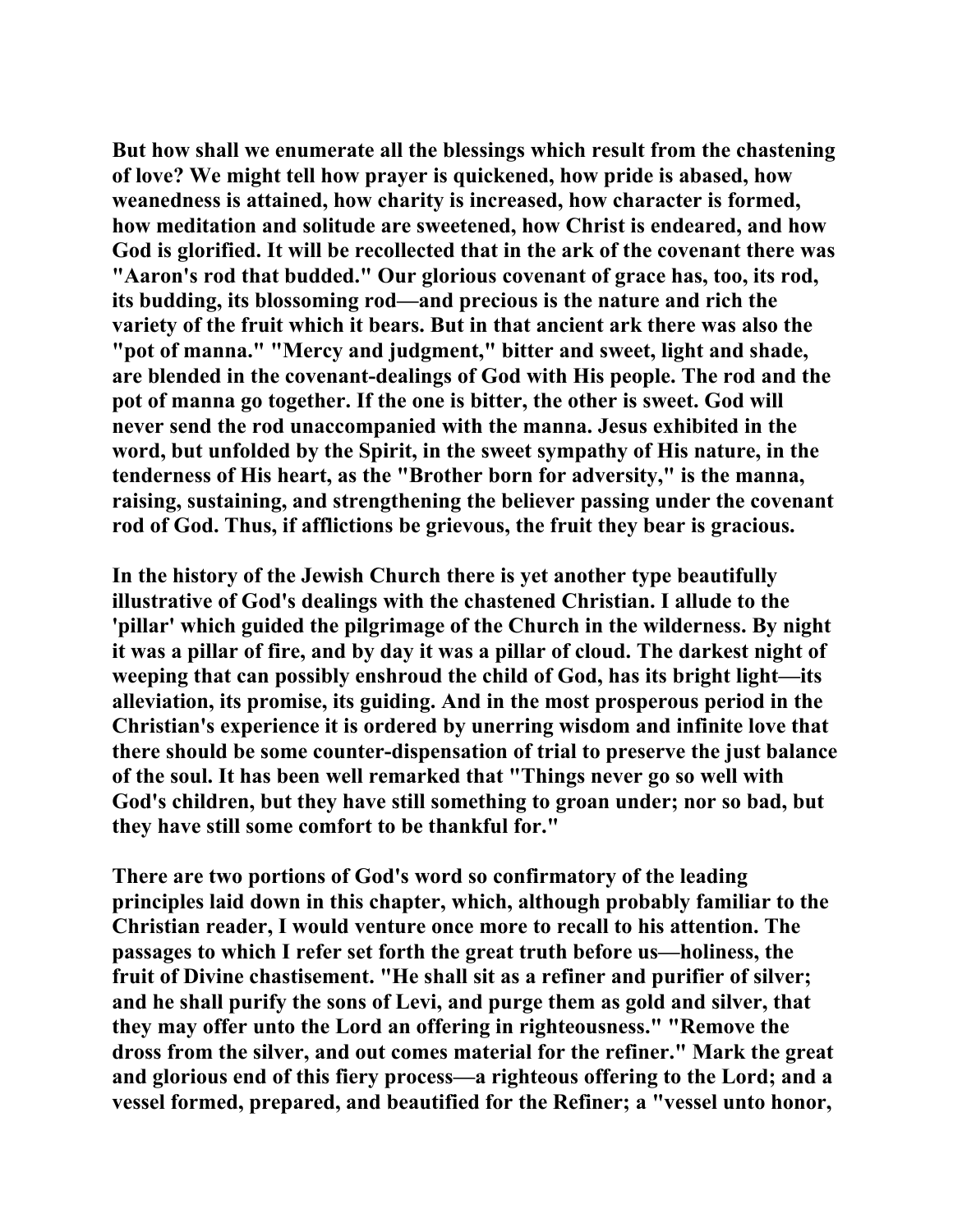But how shall we enumerate all the blessings which result from the chastening of love? We might tell how prayer is quickened, how pride is abased, how weanedness is attained, how charity is increased, how character is formed, how meditation and solitude are sweetened, how Christ is endeared, and how God is glorified. It will be recollected that in the ark of the covenant there was "Aaron's rod that budded." Our glorious covenant of grace has, too, its rod, its budding, its blossoming rod—and precious is the nature and rich the variety of the fruit which it bears. But in that ancient ark there was also the "pot of manna." "Mercy and judgment," bitter and sweet, light and shade, are blended in the covenant-dealings of God with His people. The rod and the pot of manna go together. If the one is bitter, the other is sweet. God will never send the rod unaccompanied with the manna. Jesus exhibited in the word, but unfolded by the Spirit, in the sweet sympathy of His nature, in the tenderness of His heart, as the "Brother born for adversity," is the manna, raising, sustaining, and strengthening the believer passing under the covenant rod of God. Thus, if afflictions be grievous, the fruit they bear is gracious.

In the history of the Jewish Church there is yet another type beautifully illustrative of God's dealings with the chastened Christian. I allude to the 'pillar' which guided the pilgrimage of the Church in the wilderness. By night it was a pillar of fire, and by day it was a pillar of cloud. The darkest night of weeping that can possibly enshroud the child of God, has its bright light—its alleviation, its promise, its guiding. And in the most prosperous period in the Christian's experience it is ordered by unerring wisdom and infinite love that there should be some counter-dispensation of trial to preserve the just balance of the soul. It has been well remarked that "Things never go so well with God's children, but they have still something to groan under; nor so bad, but they have still some comfort to be thankful for."

There are two portions of God's word so confirmatory of the leading principles laid down in this chapter, which, although probably familiar to the Christian reader, I would venture once more to recall to his attention. The passages to which I refer set forth the great truth before us—holiness, the fruit of Divine chastisement. "He shall sit as a refiner and purifier of silver; and he shall purify the sons of Levi, and purge them as gold and silver, that they may offer unto the Lord an offering in righteousness." "Remove the dross from the silver, and out comes material for the refiner." Mark the great and glorious end of this fiery process—a righteous offering to the Lord; and a vessel formed, prepared, and beautified for the Refiner; a "vessel unto honor,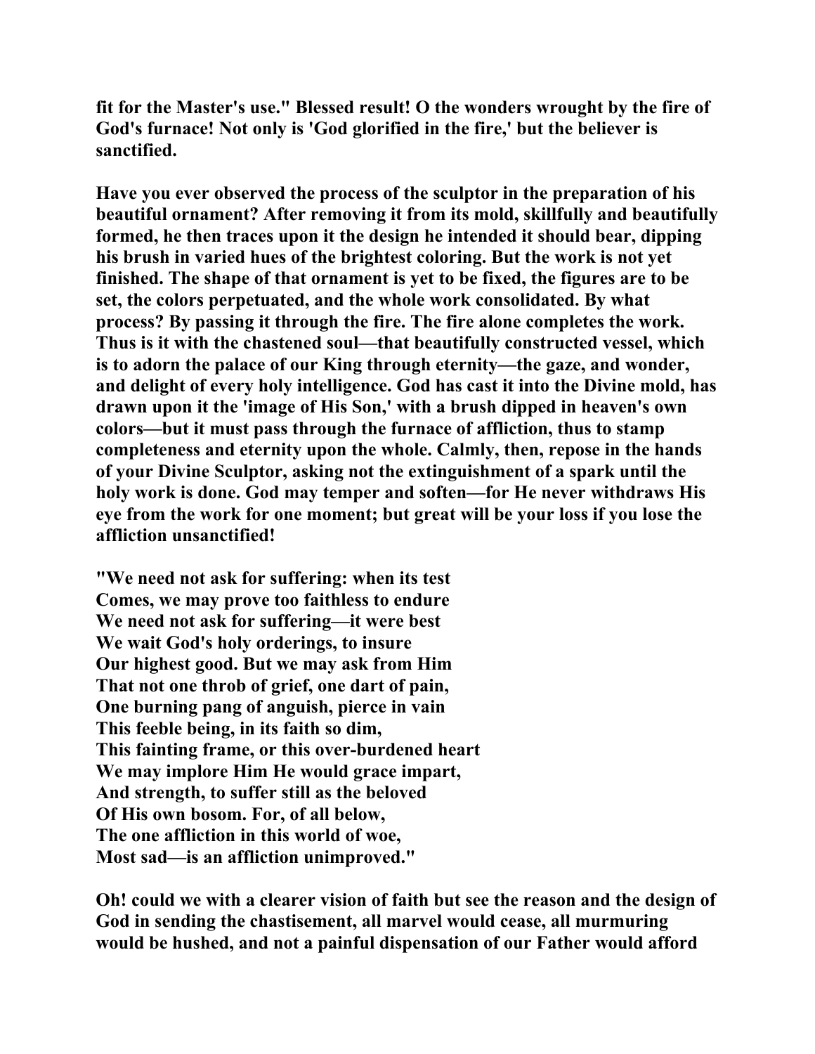**fit for the Master's use." Blessed result! O the wonders wrought by the fire of God's furnace! Not only is 'God glorified in the fire,' but the believer is sanctified.**

**Have you ever observed the process of the sculptor in the preparation of his beautiful ornament? After removing it from its mold, skillfully and beautifully formed, he then traces upon it the design he intended it should bear, dipping his brush in varied hues of the brightest coloring. But the work is not yet finished. The shape of that ornament is yet to be fixed, the figures are to be set, the colors perpetuated, and the whole work consolidated. By what process? By passing it through the fire. The fire alone completes the work. Thus is it with the chastened soul—that beautifully constructed vessel, which is to adorn the palace of our King through eternity—the gaze, and wonder, and delight of every holy intelligence. God has cast it into the Divine mold, has drawn upon it the 'image of His Son,' with a brush dipped in heaven's own colors—but it must pass through the furnace of affliction, thus to stamp completeness and eternity upon the whole. Calmly, then, repose in the hands of your Divine Sculptor, asking not the extinguishment of a spark until the holy work is done. God may temper and soften—for He never withdraws His eye from the work for one moment; but great will be your loss if you lose the affliction unsanctified!**

**"We need not ask for suffering: when its test**
**Comes, we may prove too faithless to endure**
**We need not ask for suffering—it were best**
**We wait God's holy orderings, to insure**
**Our highest good. But we may ask from Him**
**That not one throb of grief, one dart of pain,**
**One burning pang of anguish, pierce in vain**
**This feeble being, in its faith so dim,**
**This fainting frame, or this over-burdened heart**
**We may implore Him He would grace impart,**
**And strength, to suffer still as the beloved**
**Of His own bosom. For, of all below,**
**The one affliction in this world of woe,**
**Most sad—is an affliction unimproved."**

**Oh! could we with a clearer vision of faith but see the reason and the design of God in sending the chastisement, all marvel would cease, all murmuring would be hushed, and not a painful dispensation of our Father would afford**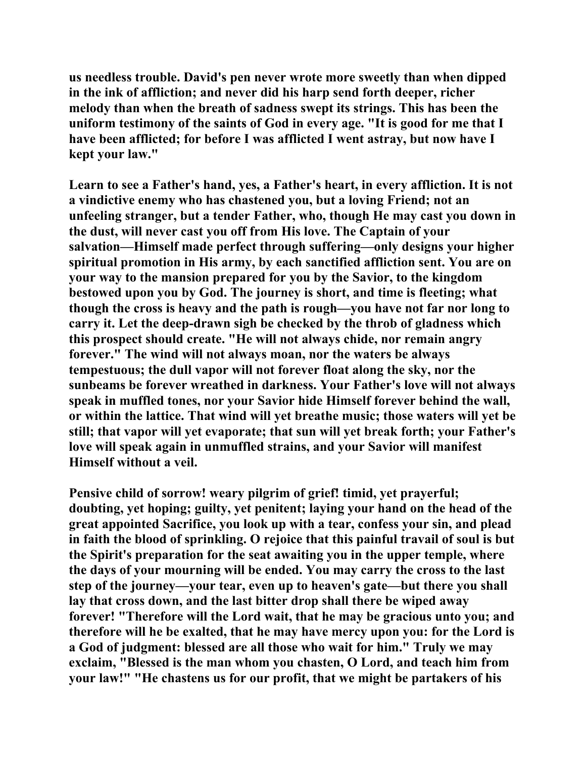us needless trouble. David's pen never wrote more sweetly than when dipped in the ink of affliction; and never did his harp send forth deeper, richer melody than when the breath of sadness swept its strings. This has been the uniform testimony of the saints of God in every age. "It is good for me that I have been afflicted; for before I was afflicted I went astray, but now have I kept your law."

Learn to see a Father's hand, yes, a Father's heart, in every affliction. It is not a vindictive enemy who has chastened you, but a loving Friend; not an unfeeling stranger, but a tender Father, who, though He may cast you down in the dust, will never cast you off from His love. The Captain of your salvation—Himself made perfect through suffering—only designs your higher spiritual promotion in His army, by each sanctified affliction sent. You are on your way to the mansion prepared for you by the Savior, to the kingdom bestowed upon you by God. The journey is short, and time is fleeting; what though the cross is heavy and the path is rough—you have not far nor long to carry it. Let the deep-drawn sigh be checked by the throb of gladness which this prospect should create. "He will not always chide, nor remain angry forever." The wind will not always moan, nor the waters be always tempestuous; the dull vapor will not forever float along the sky, nor the sunbeams be forever wreathed in darkness. Your Father's love will not always speak in muffled tones, nor your Savior hide Himself forever behind the wall, or within the lattice. That wind will yet breathe music; those waters will yet be still; that vapor will yet evaporate; that sun will yet break forth; your Father's love will speak again in unmuffled strains, and your Savior will manifest Himself without a veil.

Pensive child of sorrow! weary pilgrim of grief! timid, yet prayerful; doubting, yet hoping; guilty, yet penitent; laying your hand on the head of the great appointed Sacrifice, you look up with a tear, confess your sin, and plead in faith the blood of sprinkling. O rejoice that this painful travail of soul is but the Spirit's preparation for the seat awaiting you in the upper temple, where the days of your mourning will be ended. You may carry the cross to the last step of the journey—your tear, even up to heaven's gate—but there you shall lay that cross down, and the last bitter drop shall there be wiped away forever! "Therefore will the Lord wait, that he may be gracious unto you; and therefore will he be exalted, that he may have mercy upon you: for the Lord is a God of judgment: blessed are all those who wait for him." Truly we may exclaim, "Blessed is the man whom you chasten, O Lord, and teach him from your law!" "He chastens us for our profit, that we might be partakers of his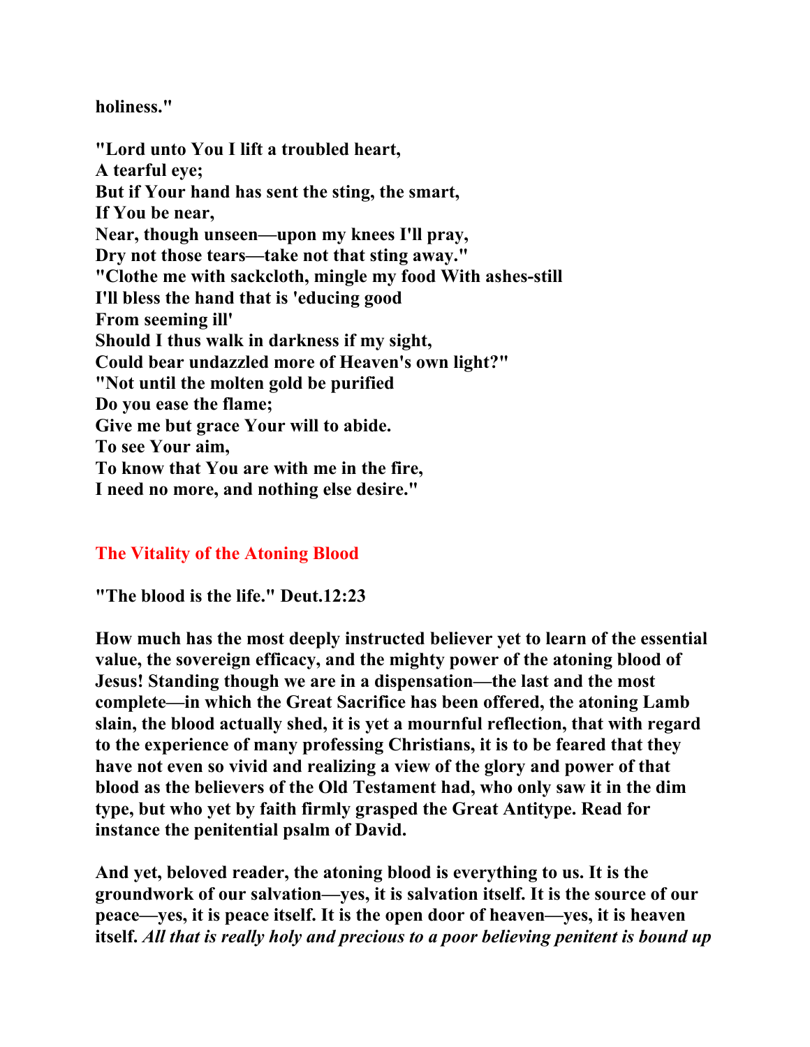**holiness."**

**"Lord unto You I lift a troubled heart,**
**A tearful eye;**
**But if Your hand has sent the sting, the smart,**
**If You be near,**
**Near, though unseen—upon my knees I'll pray,**
**Dry not those tears—take not that sting away."**
**"Clothe me with sackcloth, mingle my food With ashes-still**
**I'll bless the hand that is 'educing good**
**From seeming ill'**
**Should I thus walk in darkness if my sight,**
**Could bear undazzled more of Heaven's own light?"**
**"Not until the molten gold be purified**
**Do you ease the flame;**
**Give me but grace Your will to abide.**
**To see Your aim,**
**To know that You are with me in the fire,**
**I need no more, and nothing else desire."**

## The Vitality of the Atoning Blood

**"The blood is the life." Deut.12:23**

**How much has the most deeply instructed believer yet to learn of the essential value, the sovereign efficacy, and the mighty power of the atoning blood of Jesus! Standing though we are in a dispensation—the last and the most complete—in which the Great Sacrifice has been offered, the atoning Lamb slain, the blood actually shed, it is yet a mournful reflection, that with regard to the experience of many professing Christians, it is to be feared that they have not even so vivid and realizing a view of the glory and power of that blood as the believers of the Old Testament had, who only saw it in the dim type, but who yet by faith firmly grasped the Great Antitype. Read for instance the penitential psalm of David.**

**And yet, beloved reader, the atoning blood is everything to us. It is the groundwork of our salvation—yes, it is salvation itself. It is the source of our peace—yes, it is peace itself. It is the open door of heaven—yes, it is heaven itself. *All that is really holy and precious to a poor believing penitent is bound up***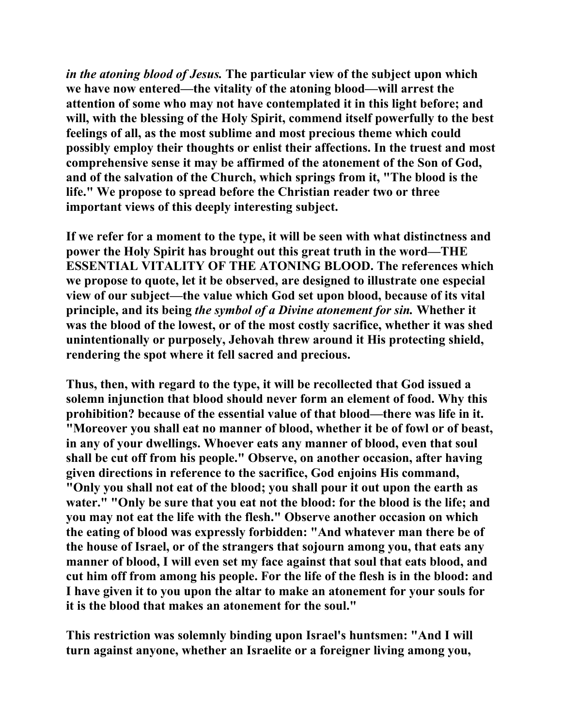*in the atoning blood of Jesus.* The particular view of the subject upon which we have now entered—the vitality of the atoning blood—will arrest the attention of some who may not have contemplated it in this light before; and will, with the blessing of the Holy Spirit, commend itself powerfully to the best feelings of all, as the most sublime and most precious theme which could possibly employ their thoughts or enlist their affections. In the truest and most comprehensive sense it may be affirmed of the atonement of the Son of God, and of the salvation of the Church, which springs from it, "The blood is the life." We propose to spread before the Christian reader two or three important views of this deeply interesting subject.

If we refer for a moment to the type, it will be seen with what distinctness and power the Holy Spirit has brought out this great truth in the word—THE ESSENTIAL VITALITY OF THE ATONING BLOOD. The references which we propose to quote, let it be observed, are designed to illustrate one especial view of our subject—the value which God set upon blood, because of its vital principle, and its being *the symbol of a Divine atonement for sin.* Whether it was the blood of the lowest, or of the most costly sacrifice, whether it was shed unintentionally or purposely, Jehovah threw around it His protecting shield, rendering the spot where it fell sacred and precious.

Thus, then, with regard to the type, it will be recollected that God issued a solemn injunction that blood should never form an element of food. Why this prohibition? because of the essential value of that blood—there was life in it. "Moreover you shall eat no manner of blood, whether it be of fowl or of beast, in any of your dwellings. Whoever eats any manner of blood, even that soul shall be cut off from his people." Observe, on another occasion, after having given directions in reference to the sacrifice, God enjoins His command, "Only you shall not eat of the blood; you shall pour it out upon the earth as water." "Only be sure that you eat not the blood: for the blood is the life; and you may not eat the life with the flesh." Observe another occasion on which the eating of blood was expressly forbidden: "And whatever man there be of the house of Israel, or of the strangers that sojourn among you, that eats any manner of blood, I will even set my face against that soul that eats blood, and cut him off from among his people. For the life of the flesh is in the blood: and I have given it to you upon the altar to make an atonement for your souls for it is the blood that makes an atonement for the soul."

This restriction was solemnly binding upon Israel's huntsmen: "And I will turn against anyone, whether an Israelite or a foreigner living among you,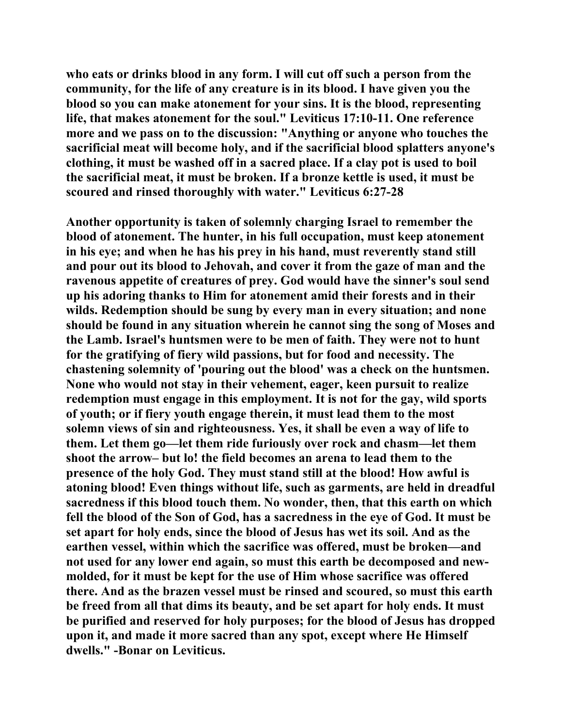**who eats or drinks blood in any form. I will cut off such a person from the community, for the life of any creature is in its blood. I have given you the blood so you can make atonement for your sins. It is the blood, representing life, that makes atonement for the soul." Leviticus 17:10-11. One reference more and we pass on to the discussion: "Anything or anyone who touches the sacrificial meat will become holy, and if the sacrificial blood splatters anyone's clothing, it must be washed off in a sacred place. If a clay pot is used to boil the sacrificial meat, it must be broken. If a bronze kettle is used, it must be scoured and rinsed thoroughly with water." Leviticus 6:27-28**

**Another opportunity is taken of solemnly charging Israel to remember the blood of atonement. The hunter, in his full occupation, must keep atonement in his eye; and when he has his prey in his hand, must reverently stand still and pour out its blood to Jehovah, and cover it from the gaze of man and the ravenous appetite of creatures of prey. God would have the sinner's soul send up his adoring thanks to Him for atonement amid their forests and in their wilds. Redemption should be sung by every man in every situation; and none should be found in any situation wherein he cannot sing the song of Moses and the Lamb. Israel's huntsmen were to be men of faith. They were not to hunt for the gratifying of fiery wild passions, but for food and necessity. The chastening solemnity of 'pouring out the blood' was a check on the huntsmen. None who would not stay in their vehement, eager, keen pursuit to realize redemption must engage in this employment. It is not for the gay, wild sports of youth; or if fiery youth engage therein, it must lead them to the most solemn views of sin and righteousness. Yes, it shall be even a way of life to them. Let them go—let them ride furiously over rock and chasm—let them shoot the arrow– but lo! the field becomes an arena to lead them to the presence of the holy God. They must stand still at the blood! How awful is atoning blood! Even things without life, such as garments, are held in dreadful sacredness if this blood touch them. No wonder, then, that this earth on which fell the blood of the Son of God, has a sacredness in the eye of God. It must be set apart for holy ends, since the blood of Jesus has wet its soil. And as the earthen vessel, within which the sacrifice was offered, must be broken—and not used for any lower end again, so must this earth be decomposed and new-molded, for it must be kept for the use of Him whose sacrifice was offered there. And as the brazen vessel must be rinsed and scoured, so must this earth be freed from all that dims its beauty, and be set apart for holy ends. It must be purified and reserved for holy purposes; for the blood of Jesus has dropped upon it, and made it more sacred than any spot, except where He Himself dwells." -Bonar on Leviticus.**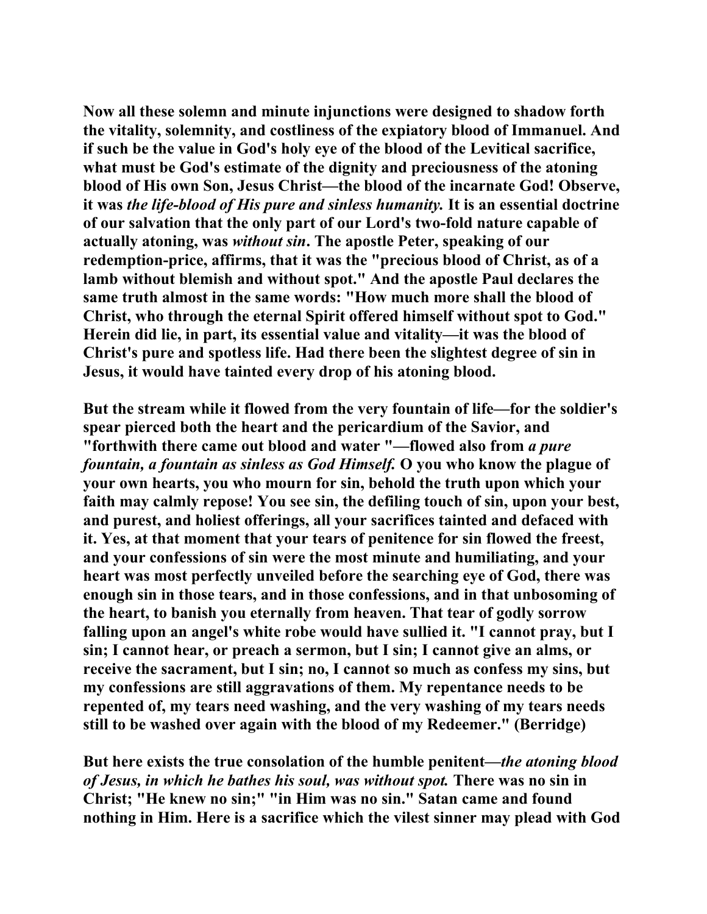Now all these solemn and minute injunctions were designed to shadow forth the vitality, solemnity, and costliness of the expiatory blood of Immanuel. And if such be the value in God's holy eye of the blood of the Levitical sacrifice, what must be God's estimate of the dignity and preciousness of the atoning blood of His own Son, Jesus Christ—the blood of the incarnate God! Observe, it was *the life-blood of His pure and sinless humanity.* It is an essential doctrine of our salvation that the only part of our Lord's two-fold nature capable of actually atoning, was *without sin*. The apostle Peter, speaking of our redemption-price, affirms, that it was the "precious blood of Christ, as of a lamb without blemish and without spot." And the apostle Paul declares the same truth almost in the same words: "How much more shall the blood of Christ, who through the eternal Spirit offered himself without spot to God." Herein did lie, in part, its essential value and vitality—it was the blood of Christ's pure and spotless life. Had there been the slightest degree of sin in Jesus, it would have tainted every drop of his atoning blood.

But the stream while it flowed from the very fountain of life—for the soldier's spear pierced both the heart and the pericardium of the Savior, and "forthwith there came out blood and water "—flowed also from *a pure fountain, a fountain as sinless as God Himself.* O you who know the plague of your own hearts, you who mourn for sin, behold the truth upon which your faith may calmly repose! You see sin, the defiling touch of sin, upon your best, and purest, and holiest offerings, all your sacrifices tainted and defaced with it. Yes, at that moment that your tears of penitence for sin flowed the freest, and your confessions of sin were the most minute and humiliating, and your heart was most perfectly unveiled before the searching eye of God, there was enough sin in those tears, and in those confessions, and in that unbosoming of the heart, to banish you eternally from heaven. That tear of godly sorrow falling upon an angel's white robe would have sullied it. "I cannot pray, but I sin; I cannot hear, or preach a sermon, but I sin; I cannot give an alms, or receive the sacrament, but I sin; no, I cannot so much as confess my sins, but my confessions are still aggravations of them. My repentance needs to be repented of, my tears need washing, and the very washing of my tears needs still to be washed over again with the blood of my Redeemer." (Berridge)

But here exists the true consolation of the humble penitent—*the atoning blood of Jesus, in which he bathes his soul, was without spot.* There was no sin in Christ; "He knew no sin;" "in Him was no sin." Satan came and found nothing in Him. Here is a sacrifice which the vilest sinner may plead with God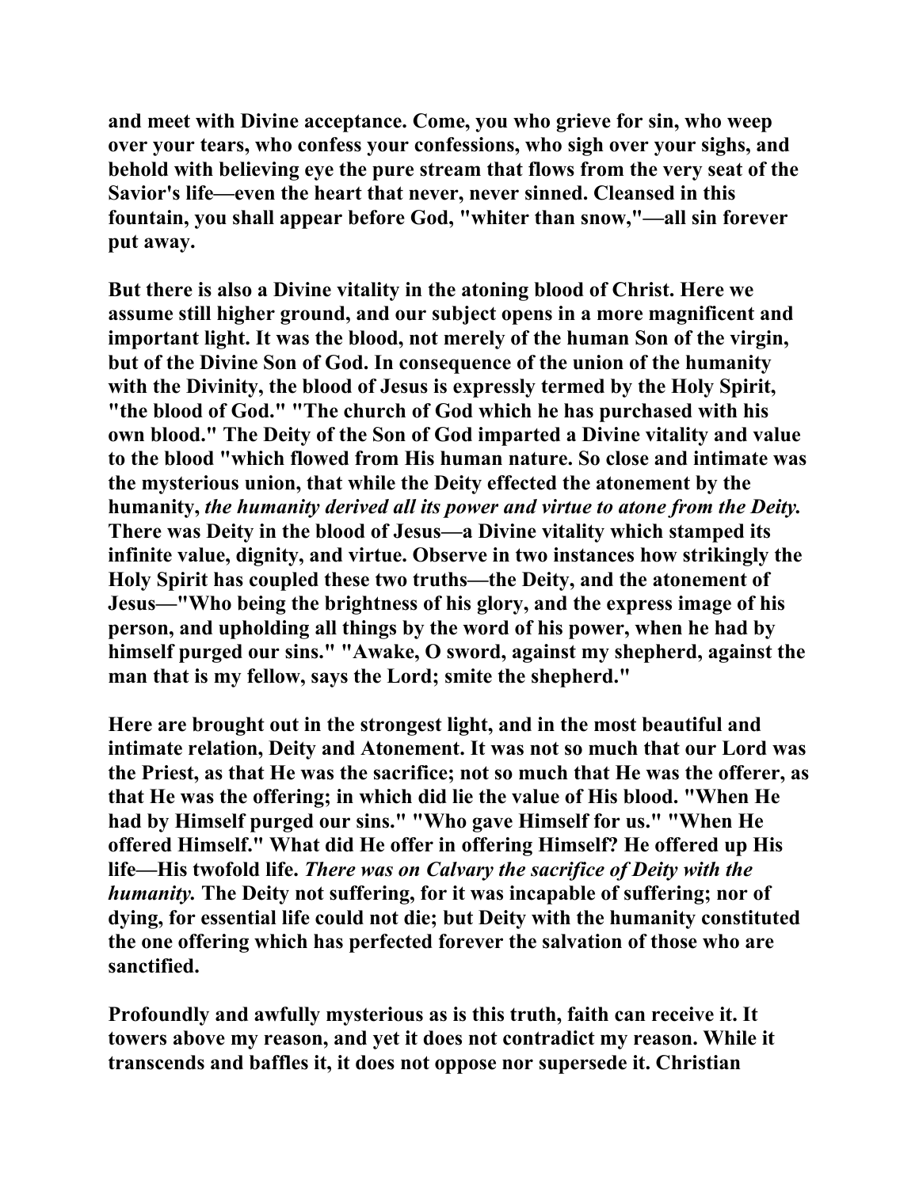**and meet with Divine acceptance. Come, you who grieve for sin, who weep over your tears, who confess your confessions, who sigh over your sighs, and behold with believing eye the pure stream that flows from the very seat of the Savior's life—even the heart that never, never sinned. Cleansed in this fountain, you shall appear before God, "whiter than snow,"—all sin forever put away.**

**But there is also a Divine vitality in the atoning blood of Christ. Here we assume still higher ground, and our subject opens in a more magnificent and important light. It was the blood, not merely of the human Son of the virgin, but of the Divine Son of God. In consequence of the union of the humanity with the Divinity, the blood of Jesus is expressly termed by the Holy Spirit, "the blood of God." "The church of God which he has purchased with his own blood." The Deity of the Son of God imparted a Divine vitality and value to the blood "which flowed from His human nature. So close and intimate was the mysterious union, that while the Deity effected the atonement by the humanity, *the humanity derived all its power and virtue to atone from the Deity.* There was Deity in the blood of Jesus—a Divine vitality which stamped its infinite value, dignity, and virtue. Observe in two instances how strikingly the Holy Spirit has coupled these two truths—the Deity, and the atonement of Jesus—"Who being the brightness of his glory, and the express image of his person, and upholding all things by the word of his power, when he had by himself purged our sins." "Awake, O sword, against my shepherd, against the man that is my fellow, says the Lord; smite the shepherd."**

**Here are brought out in the strongest light, and in the most beautiful and intimate relation, Deity and Atonement. It was not so much that our Lord was the Priest, as that He was the sacrifice; not so much that He was the offerer, as that He was the offering; in which did lie the value of His blood. "When He had by Himself purged our sins." "Who gave Himself for us." "When He offered Himself." What did He offer in offering Himself? He offered up His life—His twofold life. *There was on Calvary the sacrifice of Deity with the humanity.* The Deity not suffering, for it was incapable of suffering; nor of dying, for essential life could not die; but Deity with the humanity constituted the one offering which has perfected forever the salvation of those who are sanctified.**

**Profoundly and awfully mysterious as is this truth, faith can receive it. It towers above my reason, and yet it does not contradict my reason. While it transcends and baffles it, it does not oppose nor supersede it. Christian**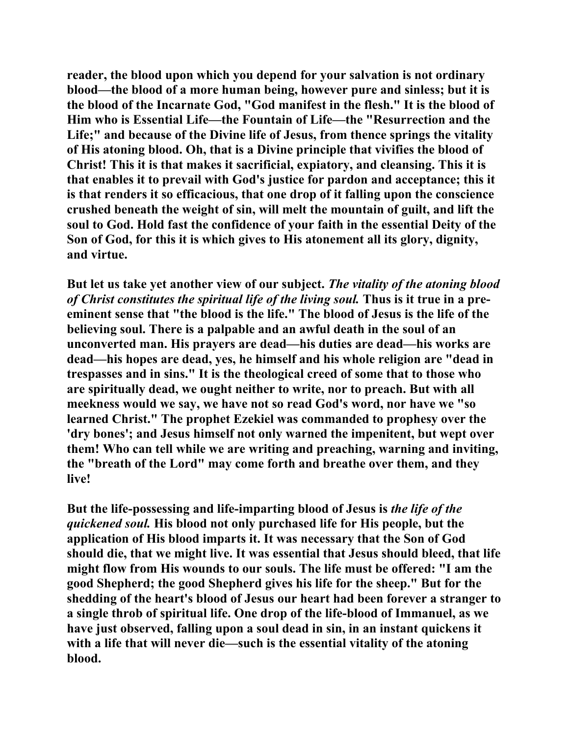**reader, the blood upon which you depend for your salvation is not ordinary blood—the blood of a more human being, however pure and sinless; but it is the blood of the Incarnate God, "God manifest in the flesh." It is the blood of Him who is Essential Life—the Fountain of Life—the "Resurrection and the Life;" and because of the Divine life of Jesus, from thence springs the vitality of His atoning blood. Oh, that is a Divine principle that vivifies the blood of Christ! This it is that makes it sacrificial, expiatory, and cleansing. This it is that enables it to prevail with God's justice for pardon and acceptance; this it is that renders it so efficacious, that one drop of it falling upon the conscience crushed beneath the weight of sin, will melt the mountain of guilt, and lift the soul to God. Hold fast the confidence of your faith in the essential Deity of the Son of God, for this it is which gives to His atonement all its glory, dignity, and virtue.**

**But let us take yet another view of our subject. *The vitality of the atoning blood of Christ constitutes the spiritual life of the living soul.* Thus is it true in a pre-eminent sense that "the blood is the life." The blood of Jesus is the life of the believing soul. There is a palpable and an awful death in the soul of an unconverted man. His prayers are dead—his duties are dead—his works are dead—his hopes are dead, yes, he himself and his whole religion are "dead in trespasses and in sins." It is the theological creed of some that to those who are spiritually dead, we ought neither to write, nor to preach. But with all meekness would we say, we have not so read God's word, nor have we "so learned Christ." The prophet Ezekiel was commanded to prophesy over the 'dry bones'; and Jesus himself not only warned the impenitent, but wept over them! Who can tell while we are writing and preaching, warning and inviting, the "breath of the Lord" may come forth and breathe over them, and they live!**

**But the life-possessing and life-imparting blood of Jesus is *the life of the quickened soul.* His blood not only purchased life for His people, but the application of His blood imparts it. It was necessary that the Son of God should die, that we might live. It was essential that Jesus should bleed, that life might flow from His wounds to our souls. The life must be offered: "I am the good Shepherd; the good Shepherd gives his life for the sheep." But for the shedding of the heart's blood of Jesus our heart had been forever a stranger to a single throb of spiritual life. One drop of the life-blood of Immanuel, as we have just observed, falling upon a soul dead in sin, in an instant quickens it with a life that will never die—such is the essential vitality of the atoning blood.**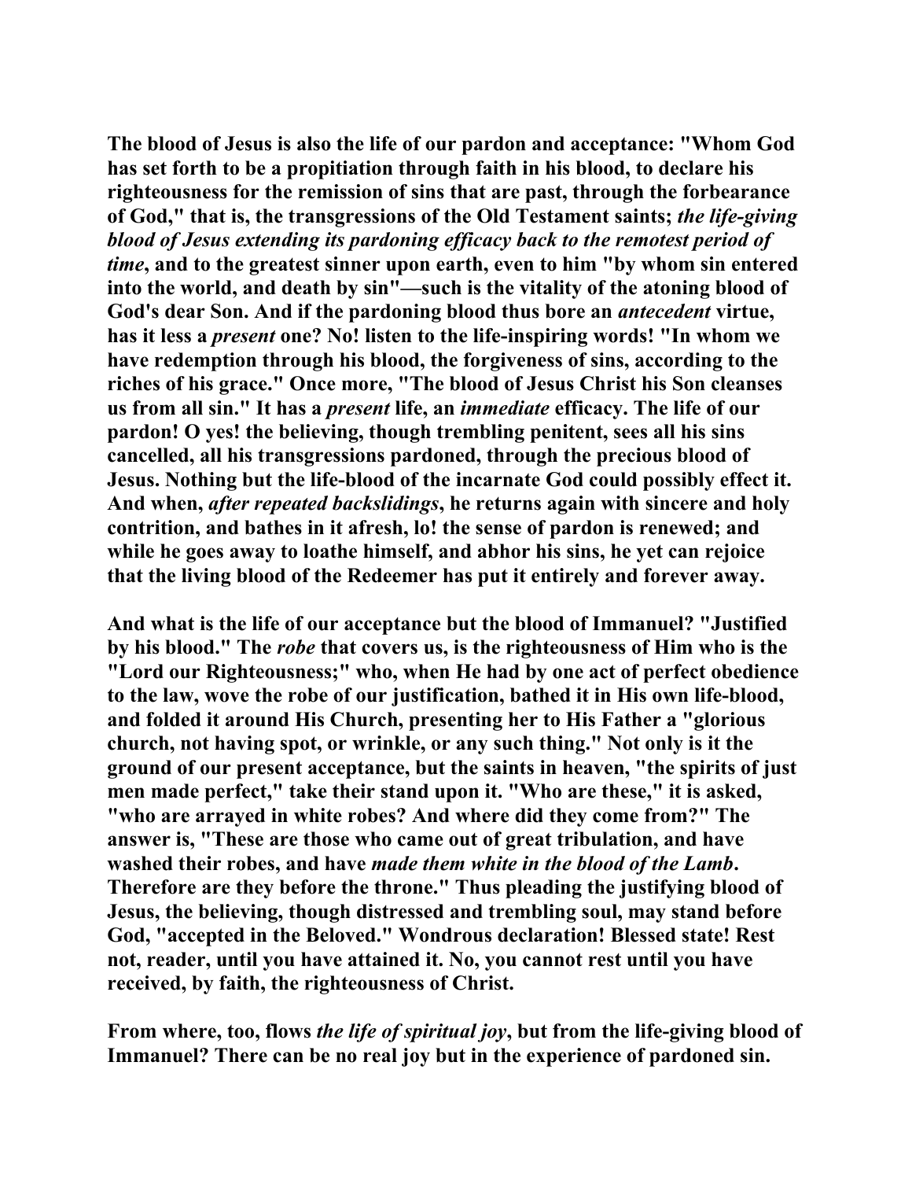The blood of Jesus is also the life of our pardon and acceptance: "Whom God has set forth to be a propitiation through faith in his blood, to declare his righteousness for the remission of sins that are past, through the forbearance of God," that is, the transgressions of the Old Testament saints; *the life-giving blood of Jesus extending its pardoning efficacy back to the remotest period of time*, and to the greatest sinner upon earth, even to him "by whom sin entered into the world, and death by sin"—such is the vitality of the atoning blood of God's dear Son. And if the pardoning blood thus bore an *antecedent* virtue, has it less a *present* one? No! listen to the life-inspiring words! "In whom we have redemption through his blood, the forgiveness of sins, according to the riches of his grace." Once more, "The blood of Jesus Christ his Son cleanses us from all sin." It has a *present* life, an *immediate* efficacy. The life of our pardon! O yes! the believing, though trembling penitent, sees all his sins cancelled, all his transgressions pardoned, through the precious blood of Jesus. Nothing but the life-blood of the incarnate God could possibly effect it. And when, *after repeated backslidings*, he returns again with sincere and holy contrition, and bathes in it afresh, lo! the sense of pardon is renewed; and while he goes away to loathe himself, and abhor his sins, he yet can rejoice that the living blood of the Redeemer has put it entirely and forever away.

And what is the life of our acceptance but the blood of Immanuel? "Justified by his blood." The *robe* that covers us, is the righteousness of Him who is the "Lord our Righteousness;" who, when He had by one act of perfect obedience to the law, wove the robe of our justification, bathed it in His own life-blood, and folded it around His Church, presenting her to His Father a "glorious church, not having spot, or wrinkle, or any such thing." Not only is it the ground of our present acceptance, but the saints in heaven, "the spirits of just men made perfect," take their stand upon it. "Who are these," it is asked, "who are arrayed in white robes? And where did they come from?" The answer is, "These are those who came out of great tribulation, and have washed their robes, and have *made them white in the blood of the Lamb*. Therefore are they before the throne." Thus pleading the justifying blood of Jesus, the believing, though distressed and trembling soul, may stand before God, "accepted in the Beloved." Wondrous declaration! Blessed state! Rest not, reader, until you have attained it. No, you cannot rest until you have received, by faith, the righteousness of Christ.

From where, too, flows *the life of spiritual joy*, but from the life-giving blood of Immanuel? There can be no real joy but in the experience of pardoned sin.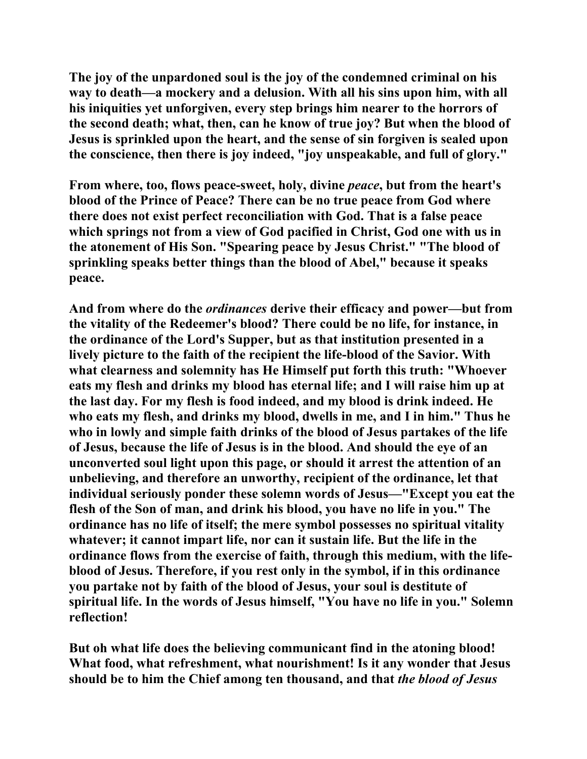**The joy of the unpardoned soul is the joy of the condemned criminal on his way to death—a mockery and a delusion. With all his sins upon him, with all his iniquities yet unforgiven, every step brings him nearer to the horrors of the second death; what, then, can he know of true joy? But when the blood of Jesus is sprinkled upon the heart, and the sense of sin forgiven is sealed upon the conscience, then there is joy indeed, "joy unspeakable, and full of glory."**

**From where, too, flows peace-sweet, holy, divine *peace*, but from the heart's blood of the Prince of Peace? There can be no true peace from God where there does not exist perfect reconciliation with God. That is a false peace which springs not from a view of God pacified in Christ, God one with us in the atonement of His Son. "Spearing peace by Jesus Christ." "The blood of sprinkling speaks better things than the blood of Abel," because it speaks peace.**

**And from where do the *ordinances* derive their efficacy and power—but from the vitality of the Redeemer's blood? There could be no life, for instance, in the ordinance of the Lord's Supper, but as that institution presented in a lively picture to the faith of the recipient the life-blood of the Savior. With what clearness and solemnity has He Himself put forth this truth: "Whoever eats my flesh and drinks my blood has eternal life; and I will raise him up at the last day. For my flesh is food indeed, and my blood is drink indeed. He who eats my flesh, and drinks my blood, dwells in me, and I in him." Thus he who in lowly and simple faith drinks of the blood of Jesus partakes of the life of Jesus, because the life of Jesus is in the blood. And should the eye of an unconverted soul light upon this page, or should it arrest the attention of an unbelieving, and therefore an unworthy, recipient of the ordinance, let that individual seriously ponder these solemn words of Jesus—"Except you eat the flesh of the Son of man, and drink his blood, you have no life in you." The ordinance has no life of itself; the mere symbol possesses no spiritual vitality whatever; it cannot impart life, nor can it sustain life. But the life in the ordinance flows from the exercise of faith, through this medium, with the life-blood of Jesus. Therefore, if you rest only in the symbol, if in this ordinance you partake not by faith of the blood of Jesus, your soul is destitute of spiritual life. In the words of Jesus himself, "You have no life in you." Solemn reflection!**

**But oh what life does the believing communicant find in the atoning blood! What food, what refreshment, what nourishment! Is it any wonder that Jesus should be to him the Chief among ten thousand, and that *the blood of Jesus***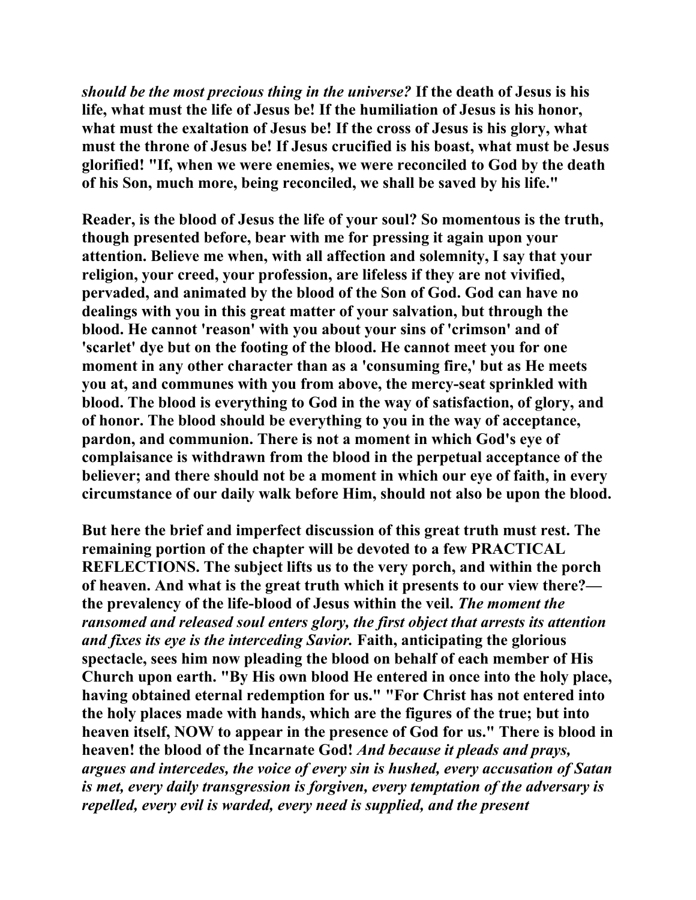*should be the most precious thing in the universe?* **If the death of Jesus is his life, what must the life of Jesus be! If the humiliation of Jesus is his honor, what must the exaltation of Jesus be! If the cross of Jesus is his glory, what must the throne of Jesus be! If Jesus crucified is his boast, what must be Jesus glorified! "If, when we were enemies, we were reconciled to God by the death of his Son, much more, being reconciled, we shall be saved by his life."**

**Reader, is the blood of Jesus the life of your soul? So momentous is the truth, though presented before, bear with me for pressing it again upon your attention. Believe me when, with all affection and solemnity, I say that your religion, your creed, your profession, are lifeless if they are not vivified, pervaded, and animated by the blood of the Son of God. God can have no dealings with you in this great matter of your salvation, but through the blood. He cannot 'reason' with you about your sins of 'crimson' and of 'scarlet' dye but on the footing of the blood. He cannot meet you for one moment in any other character than as a 'consuming fire,' but as He meets you at, and communes with you from above, the mercy-seat sprinkled with blood. The blood is everything to God in the way of satisfaction, of glory, and of honor. The blood should be everything to you in the way of acceptance, pardon, and communion. There is not a moment in which God's eye of complaisance is withdrawn from the blood in the perpetual acceptance of the believer; and there should not be a moment in which our eye of faith, in every circumstance of our daily walk before Him, should not also be upon the blood.**

**But here the brief and imperfect discussion of this great truth must rest. The remaining portion of the chapter will be devoted to a few PRACTICAL REFLECTIONS. The subject lifts us to the very porch, and within the porch of heaven. And what is the great truth which it presents to our view there?—the prevalency of the life-blood of Jesus within the veil.** ***The moment the ransomed and released soul enters glory, the first object that arrests its attention and fixes its eye is the interceding Savior.*** **Faith, anticipating the glorious spectacle, sees him now pleading the blood on behalf of each member of His Church upon earth. "By His own blood He entered in once into the holy place, having obtained eternal redemption for us." "For Christ has not entered into the holy places made with hands, which are the figures of the true; but into heaven itself, NOW to appear in the presence of God for us." There is blood in heaven! the blood of the Incarnate God!** ***And because it pleads and prays, argues and intercedes, the voice of every sin is hushed, every accusation of Satan is met, every daily transgression is forgiven, every temptation of the adversary is repelled, every evil is warded, every need is supplied, and the present***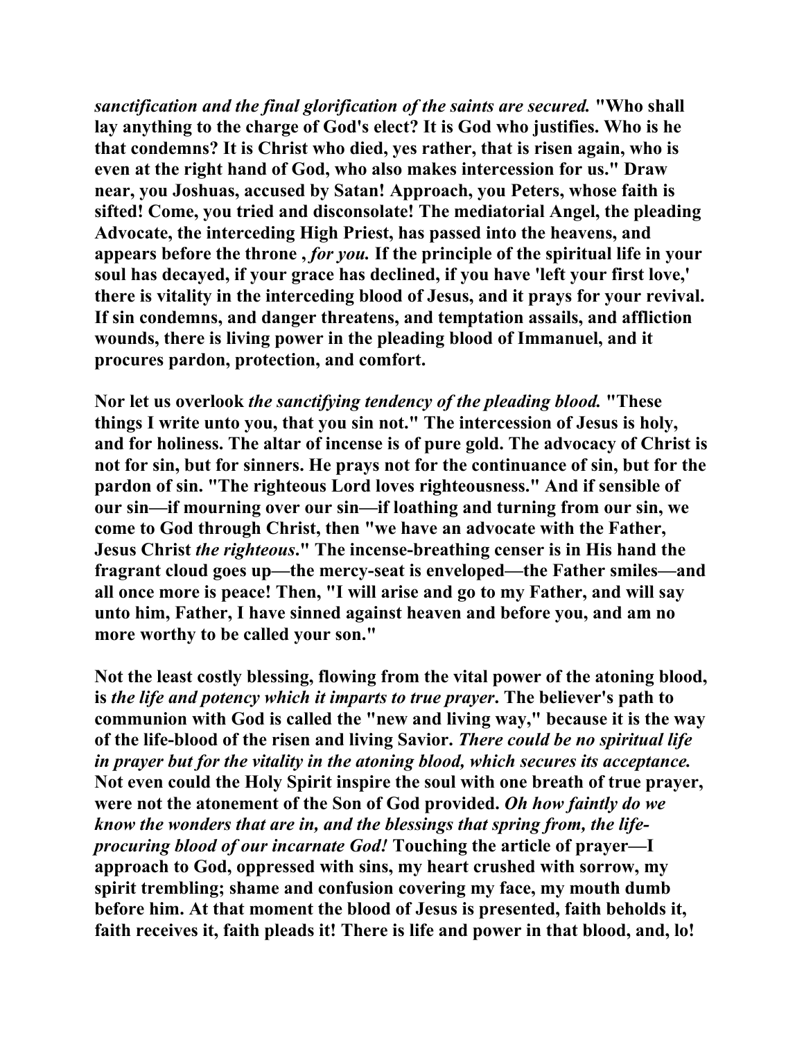***sanctification and the final glorification of the saints are secured.* "Who shall lay anything to the charge of God's elect? It is God who justifies. Who is he that condemns? It is Christ who died, yes rather, that is risen again, who is even at the right hand of God, who also makes intercession for us." Draw near, you Joshuas, accused by Satan! Approach, you Peters, whose faith is sifted! Come, you tried and disconsolate! The mediatorial Angel, the pleading Advocate, the interceding High Priest, has passed into the heavens, and appears before the throne ,** ***for you.*** **If the principle of the spiritual life in your soul has decayed, if your grace has declined, if you have 'left your first love,' there is vitality in the interceding blood of Jesus, and it prays for your revival. If sin condemns, and danger threatens, and temptation assails, and affliction wounds, there is living power in the pleading blood of Immanuel, and it procures pardon, protection, and comfort.**

**Nor let us overlook** ***the sanctifying tendency of the pleading blood.*** **"These things I write unto you, that you sin not." The intercession of Jesus is holy, and for holiness. The altar of incense is of pure gold. The advocacy of Christ is not for sin, but for sinners. He prays not for the continuance of sin, but for the pardon of sin. "The righteous Lord loves righteousness." And if sensible of our sin—if mourning over our sin—if loathing and turning from our sin, we come to God through Christ, then "we have an advocate with the Father, Jesus Christ** ***the righteous*****." The incense-breathing censer is in His hand the fragrant cloud goes up—the mercy-seat is enveloped—the Father smiles—and all once more is peace! Then, "I will arise and go to my Father, and will say unto him, Father, I have sinned against heaven and before you, and am no more worthy to be called your son."**

**Not the least costly blessing, flowing from the vital power of the atoning blood, is** ***the life and potency which it imparts to true prayer*****. The believer's path to communion with God is called the "new and living way," because it is the way of the life-blood of the risen and living Savior.** ***There could be no spiritual life in prayer but for the vitality in the atoning blood, which secures its acceptance.*** **Not even could the Holy Spirit inspire the soul with one breath of true prayer, were not the atonement of the Son of God provided.** ***Oh how faintly do we know the wonders that are in, and the blessings that spring from, the life-procuring blood of our incarnate God!*** **Touching the article of prayer—I approach to God, oppressed with sins, my heart crushed with sorrow, my spirit trembling; shame and confusion covering my face, my mouth dumb before him. At that moment the blood of Jesus is presented, faith beholds it, faith receives it, faith pleads it! There is life and power in that blood, and, lo!**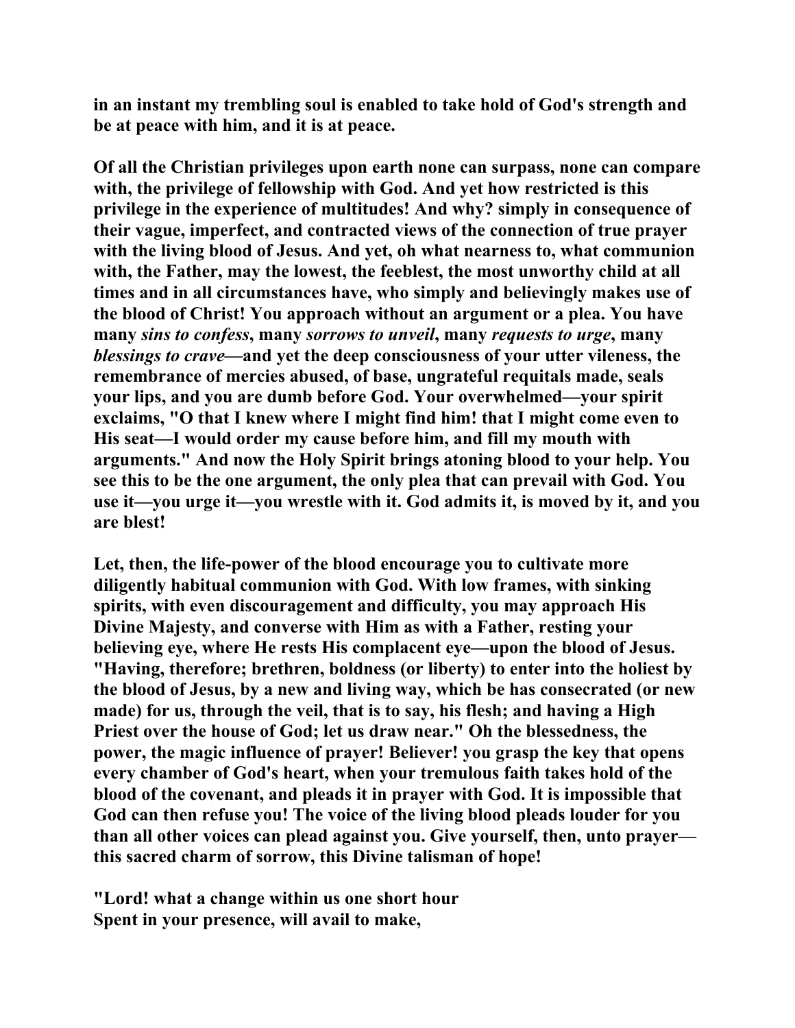**in an instant my trembling soul is enabled to take hold of God's strength and be at peace with him, and it is at peace.**

**Of all the Christian privileges upon earth none can surpass, none can compare with, the privilege of fellowship with God. And yet how restricted is this privilege in the experience of multitudes! And why? simply in consequence of their vague, imperfect, and contracted views of the connection of true prayer with the living blood of Jesus. And yet, oh what nearness to, what communion with, the Father, may the lowest, the feeblest, the most unworthy child at all times and in all circumstances have, who simply and believingly makes use of the blood of Christ! You approach without an argument or a plea. You have many *sins to confess*, many *sorrows to unveil*, many *requests to urge*, many *blessings to crave*—and yet the deep consciousness of your utter vileness, the remembrance of mercies abused, of base, ungrateful requitals made, seals your lips, and you are dumb before God. Your overwhelmed—your spirit exclaims, "O that I knew where I might find him! that I might come even to His seat—I would order my cause before him, and fill my mouth with arguments." And now the Holy Spirit brings atoning blood to your help. You see this to be the one argument, the only plea that can prevail with God. You use it—you urge it—you wrestle with it. God admits it, is moved by it, and you are blest!**

**Let, then, the life-power of the blood encourage you to cultivate more diligently habitual communion with God. With low frames, with sinking spirits, with even discouragement and difficulty, you may approach His Divine Majesty, and converse with Him as with a Father, resting your believing eye, where He rests His complacent eye—upon the blood of Jesus. "Having, therefore; brethren, boldness (or liberty) to enter into the holiest by the blood of Jesus, by a new and living way, which be has consecrated (or new made) for us, through the veil, that is to say, his flesh; and having a High Priest over the house of God; let us draw near." Oh the blessedness, the power, the magic influence of prayer! Believer! you grasp the key that opens every chamber of God's heart, when your tremulous faith takes hold of the blood of the covenant, and pleads it in prayer with God. It is impossible that God can then refuse you! The voice of the living blood pleads louder for you than all other voices can plead against you. Give yourself, then, unto prayer—this sacred charm of sorrow, this Divine talisman of hope!**

**"Lord! what a change within us one short hour**  
**Spent in your presence, will avail to make,**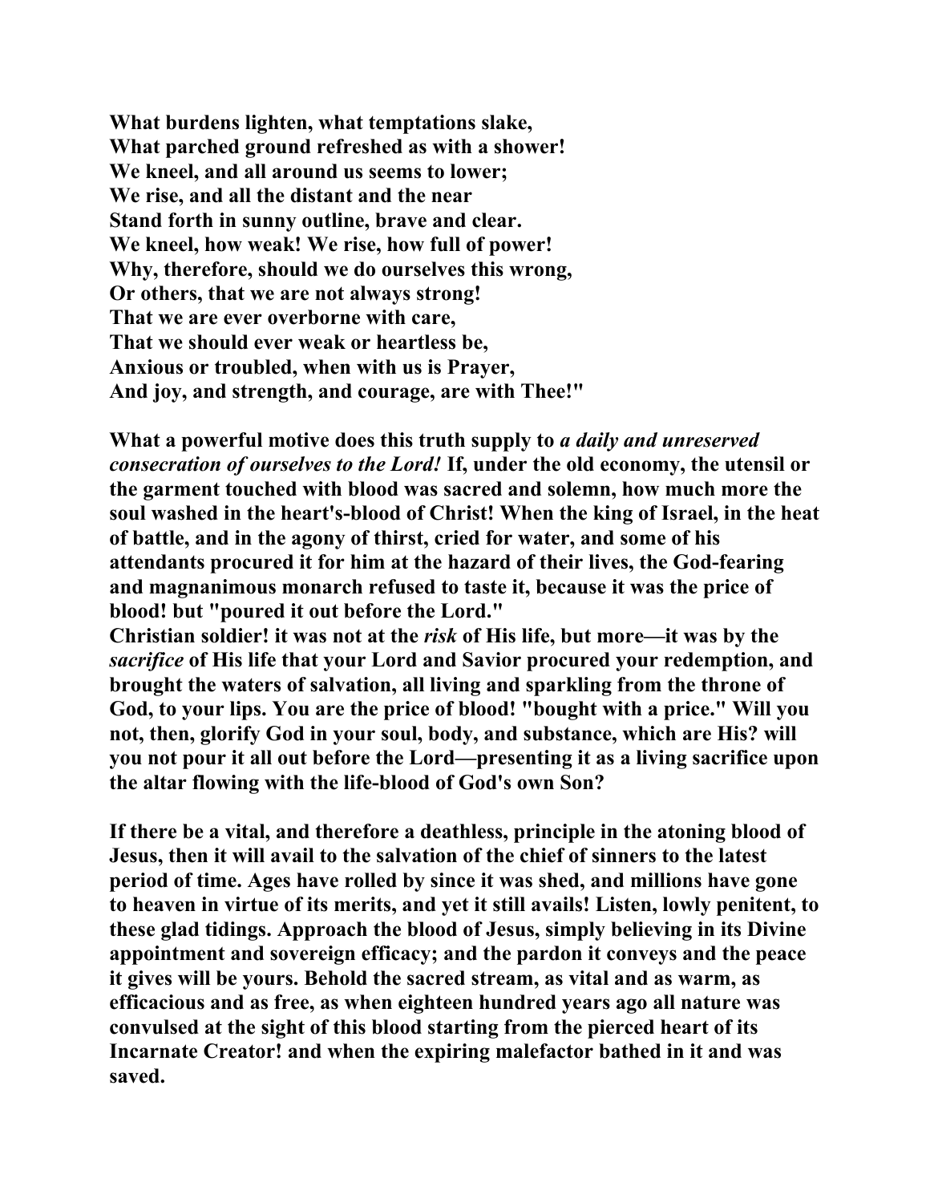**What burdens lighten, what temptations slake,**
**What parched ground refreshed as with a shower!**
**We kneel, and all around us seems to lower;**
**We rise, and all the distant and the near**
**Stand forth in sunny outline, brave and clear.**
**We kneel, how weak! We rise, how full of power!**
**Why, therefore, should we do ourselves this wrong,**
**Or others, that we are not always strong!**
**That we are ever overborne with care,**
**That we should ever weak or heartless be,**
**Anxious or troubled, when with us is Prayer,**
**And joy, and strength, and courage, are with Thee!"**

**What a powerful motive does this truth supply to *a daily and unreserved consecration of ourselves to the Lord!* If, under the old economy, the utensil or the garment touched with blood was sacred and solemn, how much more the soul washed in the heart's-blood of Christ! When the king of Israel, in the heat of battle, and in the agony of thirst, cried for water, and some of his attendants procured it for him at the hazard of their lives, the God-fearing and magnanimous monarch refused to taste it, because it was the price of blood! but "poured it out before the Lord."**
**Christian soldier! it was not at the *risk* of His life, but more—it was by the *sacrifice* of His life that your Lord and Savior procured your redemption, and brought the waters of salvation, all living and sparkling from the throne of God, to your lips. You are the price of blood! "bought with a price." Will you not, then, glorify God in your soul, body, and substance, which are His? will you not pour it all out before the Lord—presenting it as a living sacrifice upon the altar flowing with the life-blood of God's own Son?**

**If there be a vital, and therefore a deathless, principle in the atoning blood of Jesus, then it will avail to the salvation of the chief of sinners to the latest period of time. Ages have rolled by since it was shed, and millions have gone to heaven in virtue of its merits, and yet it still avails! Listen, lowly penitent, to these glad tidings. Approach the blood of Jesus, simply believing in its Divine appointment and sovereign efficacy; and the pardon it conveys and the peace it gives will be yours. Behold the sacred stream, as vital and as warm, as efficacious and as free, as when eighteen hundred years ago all nature was convulsed at the sight of this blood starting from the pierced heart of its Incarnate Creator! and when the expiring malefactor bathed in it and was saved.**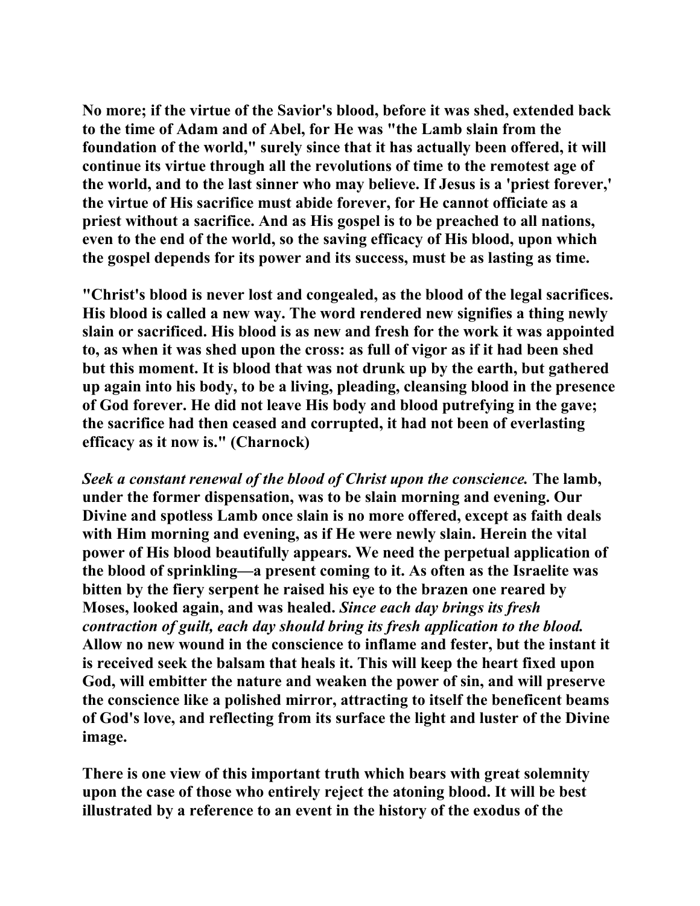No more; if the virtue of the Savior's blood, before it was shed, extended back to the time of Adam and of Abel, for He was "the Lamb slain from the foundation of the world," surely since that it has actually been offered, it will continue its virtue through all the revolutions of time to the remotest age of the world, and to the last sinner who may believe. If Jesus is a 'priest forever,' the virtue of His sacrifice must abide forever, for He cannot officiate as a priest without a sacrifice. And as His gospel is to be preached to all nations, even to the end of the world, so the saving efficacy of His blood, upon which the gospel depends for its power and its success, must be as lasting as time.

"Christ's blood is never lost and congealed, as the blood of the legal sacrifices. His blood is called a new way. The word rendered new signifies a thing newly slain or sacrificed. His blood is as new and fresh for the work it was appointed to, as when it was shed upon the cross: as full of vigor as if it had been shed but this moment. It is blood that was not drunk up by the earth, but gathered up again into his body, to be a living, pleading, cleansing blood in the presence of God forever. He did not leave His body and blood putrefying in the gave; the sacrifice had then ceased and corrupted, it had not been of everlasting efficacy as it now is." (Charnock)

*Seek a constant renewal of the blood of Christ upon the conscience.* The lamb, under the former dispensation, was to be slain morning and evening. Our Divine and spotless Lamb once slain is no more offered, except as faith deals with Him morning and evening, as if He were newly slain. Herein the vital power of His blood beautifully appears. We need the perpetual application of the blood of sprinkling—a present coming to it. As often as the Israelite was bitten by the fiery serpent he raised his eye to the brazen one reared by Moses, looked again, and was healed. *Since each day brings its fresh contraction of guilt, each day should bring its fresh application to the blood.* Allow no new wound in the conscience to inflame and fester, but the instant it is received seek the balsam that heals it. This will keep the heart fixed upon God, will embitter the nature and weaken the power of sin, and will preserve the conscience like a polished mirror, attracting to itself the beneficent beams of God's love, and reflecting from its surface the light and luster of the Divine image.

There is one view of this important truth which bears with great solemnity upon the case of those who entirely reject the atoning blood. It will be best illustrated by a reference to an event in the history of the exodus of the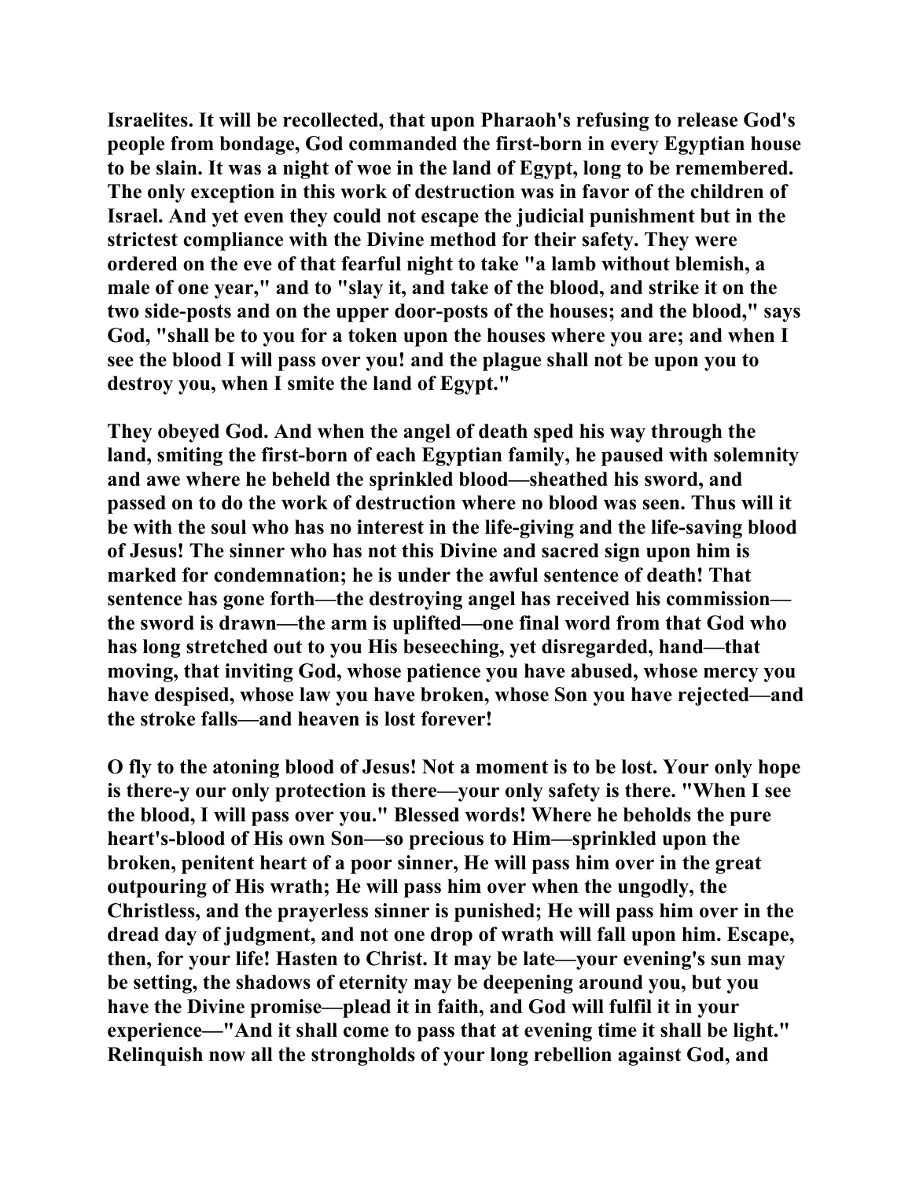**Israelites. It will be recollected, that upon Pharaoh's refusing to release God's people from bondage, God commanded the first-born in every Egyptian house to be slain. It was a night of woe in the land of Egypt, long to be remembered. The only exception in this work of destruction was in favor of the children of Israel. And yet even they could not escape the judicial punishment but in the strictest compliance with the Divine method for their safety. They were ordered on the eve of that fearful night to take "a lamb without blemish, a male of one year," and to "slay it, and take of the blood, and strike it on the two side-posts and on the upper door-posts of the houses; and the blood," says God, "shall be to you for a token upon the houses where you are; and when I see the blood I will pass over you! and the plague shall not be upon you to destroy you, when I smite the land of Egypt."**

**They obeyed God. And when the angel of death sped his way through the land, smiting the first-born of each Egyptian family, he paused with solemnity and awe where he beheld the sprinkled blood—sheathed his sword, and passed on to do the work of destruction where no blood was seen. Thus will it be with the soul who has no interest in the life-giving and the life-saving blood of Jesus! The sinner who has not this Divine and sacred sign upon him is marked for condemnation; he is under the awful sentence of death! That sentence has gone forth—the destroying angel has received his commission—the sword is drawn—the arm is uplifted—one final word from that God who has long stretched out to you His beseeching, yet disregarded, hand—that moving, that inviting God, whose patience you have abused, whose mercy you have despised, whose law you have broken, whose Son you have rejected—and the stroke falls—and heaven is lost forever!**

**O fly to the atoning blood of Jesus! Not a moment is to be lost. Your only hope is there-y our only protection is there—your only safety is there. "When I see the blood, I will pass over you." Blessed words! Where he beholds the pure heart's-blood of His own Son—so precious to Him—sprinkled upon the broken, penitent heart of a poor sinner, He will pass him over in the great outpouring of His wrath; He will pass him over when the ungodly, the Christless, and the prayerless sinner is punished; He will pass him over in the dread day of judgment, and not one drop of wrath will fall upon him. Escape, then, for your life! Hasten to Christ. It may be late—your evening's sun may be setting, the shadows of eternity may be deepening around you, but you have the Divine promise—plead it in faith, and God will fulfil it in your experience—"And it shall come to pass that at evening time it shall be light." Relinquish now all the strongholds of your long rebellion against God, and**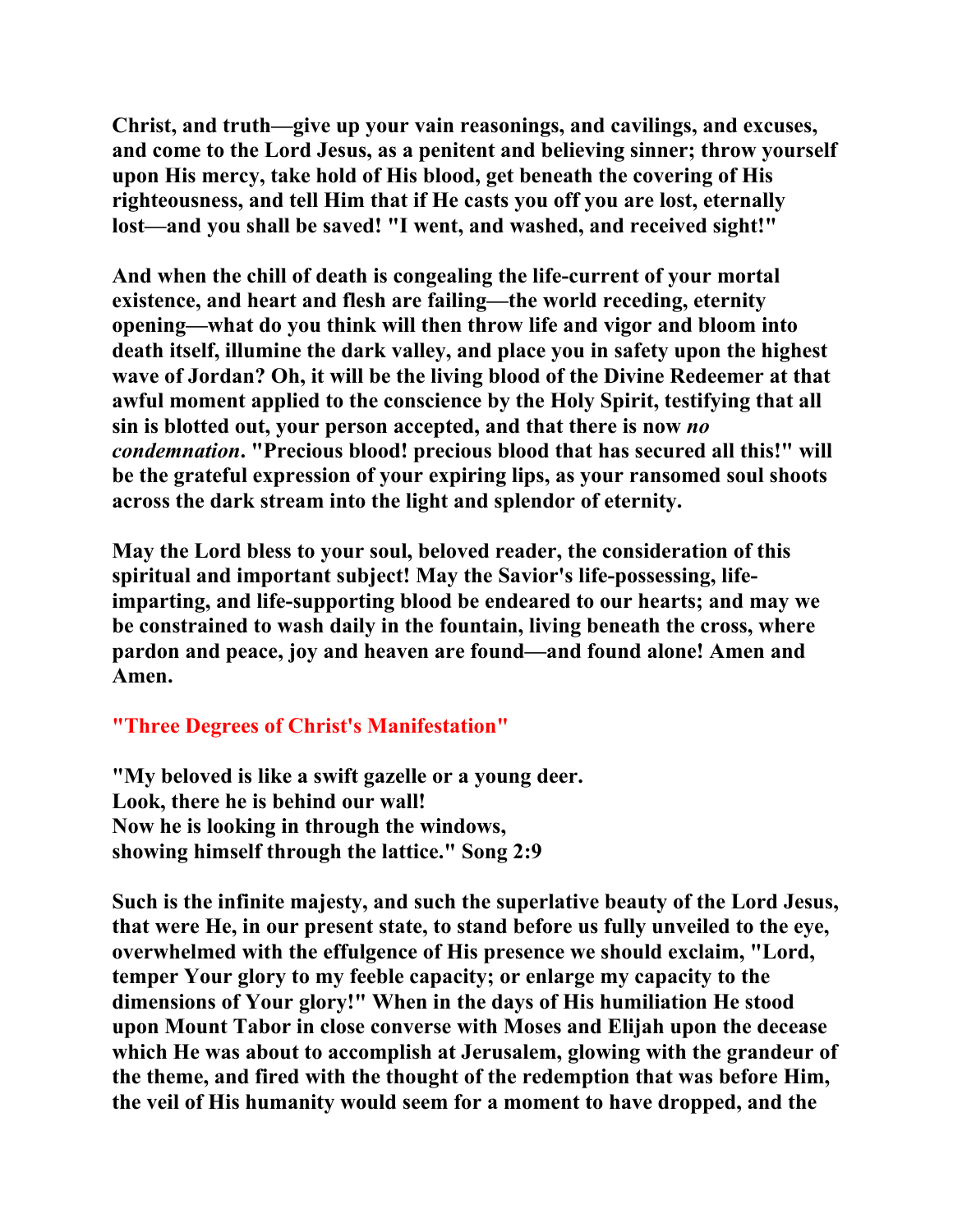**Christ, and truth—give up your vain reasonings, and cavilings, and excuses, and come to the Lord Jesus, as a penitent and believing sinner; throw yourself upon His mercy, take hold of His blood, get beneath the covering of His righteousness, and tell Him that if He casts you off you are lost, eternally lost—and you shall be saved! "I went, and washed, and received sight!"**

**And when the chill of death is congealing the life-current of your mortal existence, and heart and flesh are failing—the world receding, eternity opening—what do you think will then throw life and vigor and bloom into death itself, illumine the dark valley, and place you in safety upon the highest wave of Jordan? Oh, it will be the living blood of the Divine Redeemer at that awful moment applied to the conscience by the Holy Spirit, testifying that all sin is blotted out, your person accepted, and that there is now *no condemnation*. "Precious blood! precious blood that has secured all this!" will be the grateful expression of your expiring lips, as your ransomed soul shoots across the dark stream into the light and splendor of eternity.**

**May the Lord bless to your soul, beloved reader, the consideration of this spiritual and important subject! May the Savior's life-possessing, life-imparting, and life-supporting blood be endeared to our hearts; and may we be constrained to wash daily in the fountain, living beneath the cross, where pardon and peace, joy and heaven are found—and found alone! Amen and Amen.**

## "Three Degrees of Christ's Manifestation"

**"My beloved is like a swift gazelle or a young deer.
Look, there he is behind our wall!
Now he is looking in through the windows,
showing himself through the lattice." Song 2:9**

**Such is the infinite majesty, and such the superlative beauty of the Lord Jesus, that were He, in our present state, to stand before us fully unveiled to the eye, overwhelmed with the effulgence of His presence we should exclaim, "Lord, temper Your glory to my feeble capacity; or enlarge my capacity to the dimensions of Your glory!" When in the days of His humiliation He stood upon Mount Tabor in close converse with Moses and Elijah upon the decease which He was about to accomplish at Jerusalem, glowing with the grandeur of the theme, and fired with the thought of the redemption that was before Him, the veil of His humanity would seem for a moment to have dropped, and the**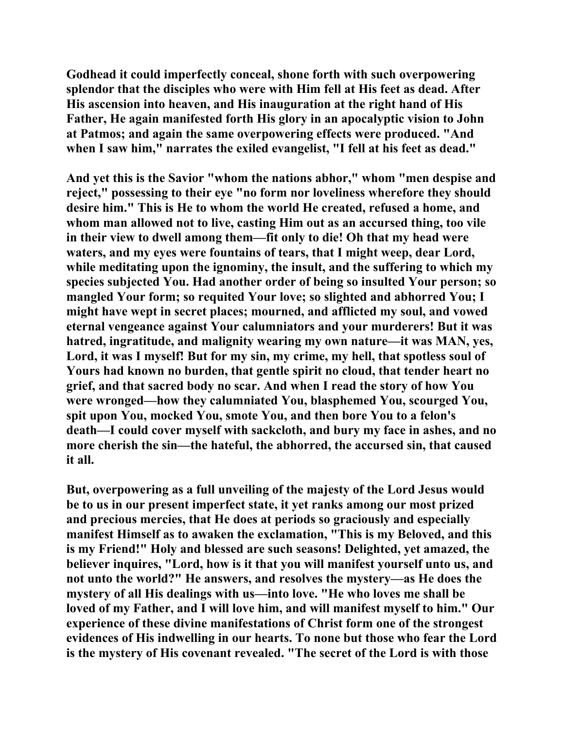Godhead it could imperfectly conceal, shone forth with such overpowering splendor that the disciples who were with Him fell at His feet as dead. After His ascension into heaven, and His inauguration at the right hand of His Father, He again manifested forth His glory in an apocalyptic vision to John at Patmos; and again the same overpowering effects were produced. "And when I saw him," narrates the exiled evangelist, "I fell at his feet as dead."

And yet this is the Savior "whom the nations abhor," whom "men despise and reject," possessing to their eye "no form nor loveliness wherefore they should desire him." This is He to whom the world He created, refused a home, and whom man allowed not to live, casting Him out as an accursed thing, too vile in their view to dwell among them—fit only to die! Oh that my head were waters, and my eyes were fountains of tears, that I might weep, dear Lord, while meditating upon the ignominy, the insult, and the suffering to which my species subjected You. Had another order of being so insulted Your person; so mangled Your form; so requited Your love; so slighted and abhorred You; I might have wept in secret places; mourned, and afflicted my soul, and vowed eternal vengeance against Your calumniators and your murderers! But it was hatred, ingratitude, and malignity wearing my own nature—it was MAN, yes, Lord, it was I myself! But for my sin, my crime, my hell, that spotless soul of Yours had known no burden, that gentle spirit no cloud, that tender heart no grief, and that sacred body no scar. And when I read the story of how You were wronged—how they calumniated You, blasphemed You, scourged You, spit upon You, mocked You, smote You, and then bore You to a felon's death—I could cover myself with sackcloth, and bury my face in ashes, and no more cherish the sin—the hateful, the abhorred, the accursed sin, that caused it all.

But, overpowering as a full unveiling of the majesty of the Lord Jesus would be to us in our present imperfect state, it yet ranks among our most prized and precious mercies, that He does at periods so graciously and especially manifest Himself as to awaken the exclamation, "This is my Beloved, and this is my Friend!" Holy and blessed are such seasons! Delighted, yet amazed, the believer inquires, "Lord, how is it that you will manifest yourself unto us, and not unto the world?" He answers, and resolves the mystery—as He does the mystery of all His dealings with us—into love. "He who loves me shall be loved of my Father, and I will love him, and will manifest myself to him." Our experience of these divine manifestations of Christ form one of the strongest evidences of His indwelling in our hearts. To none but those who fear the Lord is the mystery of His covenant revealed. "The secret of the Lord is with those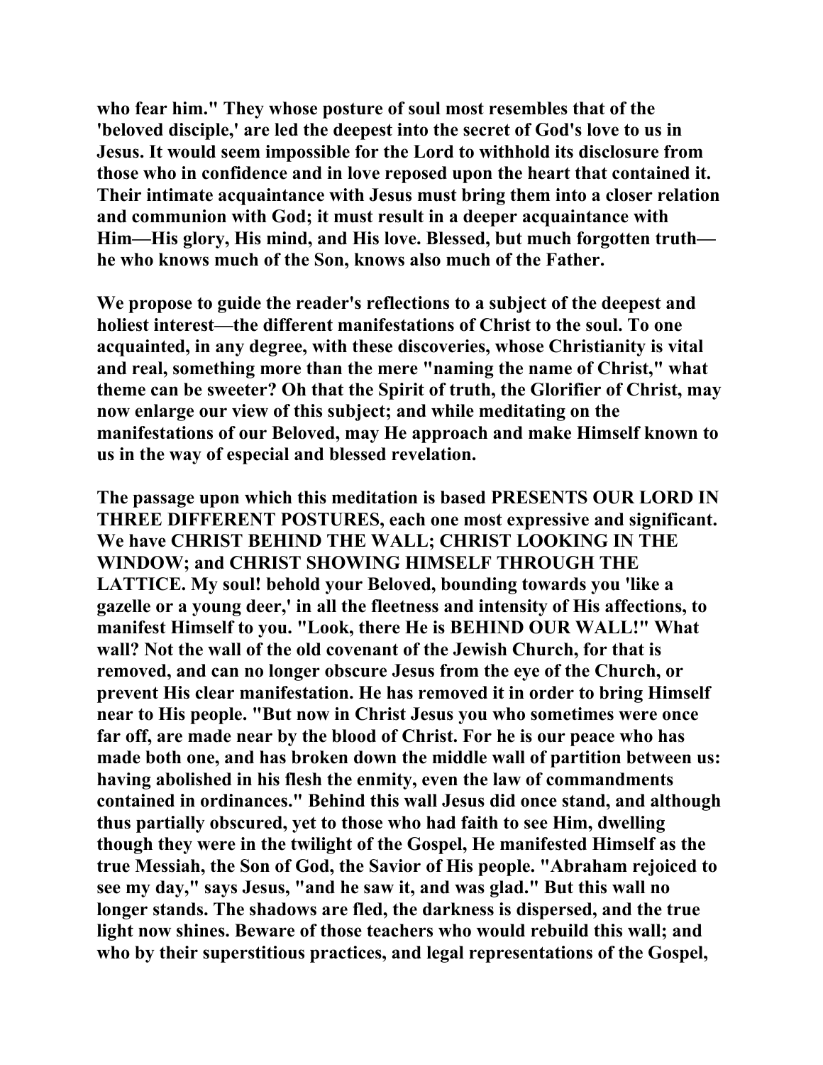**who fear him." They whose posture of soul most resembles that of the 'beloved disciple,' are led the deepest into the secret of God's love to us in Jesus. It would seem impossible for the Lord to withhold its disclosure from those who in confidence and in love reposed upon the heart that contained it. Their intimate acquaintance with Jesus must bring them into a closer relation and communion with God; it must result in a deeper acquaintance with Him—His glory, His mind, and His love. Blessed, but much forgotten truth—he who knows much of the Son, knows also much of the Father.**

**We propose to guide the reader's reflections to a subject of the deepest and holiest interest—the different manifestations of Christ to the soul. To one acquainted, in any degree, with these discoveries, whose Christianity is vital and real, something more than the mere "naming the name of Christ," what theme can be sweeter? Oh that the Spirit of truth, the Glorifier of Christ, may now enlarge our view of this subject; and while meditating on the manifestations of our Beloved, may He approach and make Himself known to us in the way of especial and blessed revelation.**

**The passage upon which this meditation is based PRESENTS OUR LORD IN THREE DIFFERENT POSTURES, each one most expressive and significant. We have CHRIST BEHIND THE WALL; CHRIST LOOKING IN THE WINDOW; and CHRIST SHOWING HIMSELF THROUGH THE LATTICE. My soul! behold your Beloved, bounding towards you 'like a gazelle or a young deer,' in all the fleetness and intensity of His affections, to manifest Himself to you. "Look, there He is BEHIND OUR WALL!" What wall? Not the wall of the old covenant of the Jewish Church, for that is removed, and can no longer obscure Jesus from the eye of the Church, or prevent His clear manifestation. He has removed it in order to bring Himself near to His people. "But now in Christ Jesus you who sometimes were once far off, are made near by the blood of Christ. For he is our peace who has made both one, and has broken down the middle wall of partition between us: having abolished in his flesh the enmity, even the law of commandments contained in ordinances." Behind this wall Jesus did once stand, and although thus partially obscured, yet to those who had faith to see Him, dwelling though they were in the twilight of the Gospel, He manifested Himself as the true Messiah, the Son of God, the Savior of His people. "Abraham rejoiced to see my day," says Jesus, "and he saw it, and was glad." But this wall no longer stands. The shadows are fled, the darkness is dispersed, and the true light now shines. Beware of those teachers who would rebuild this wall; and who by their superstitious practices, and legal representations of the Gospel,**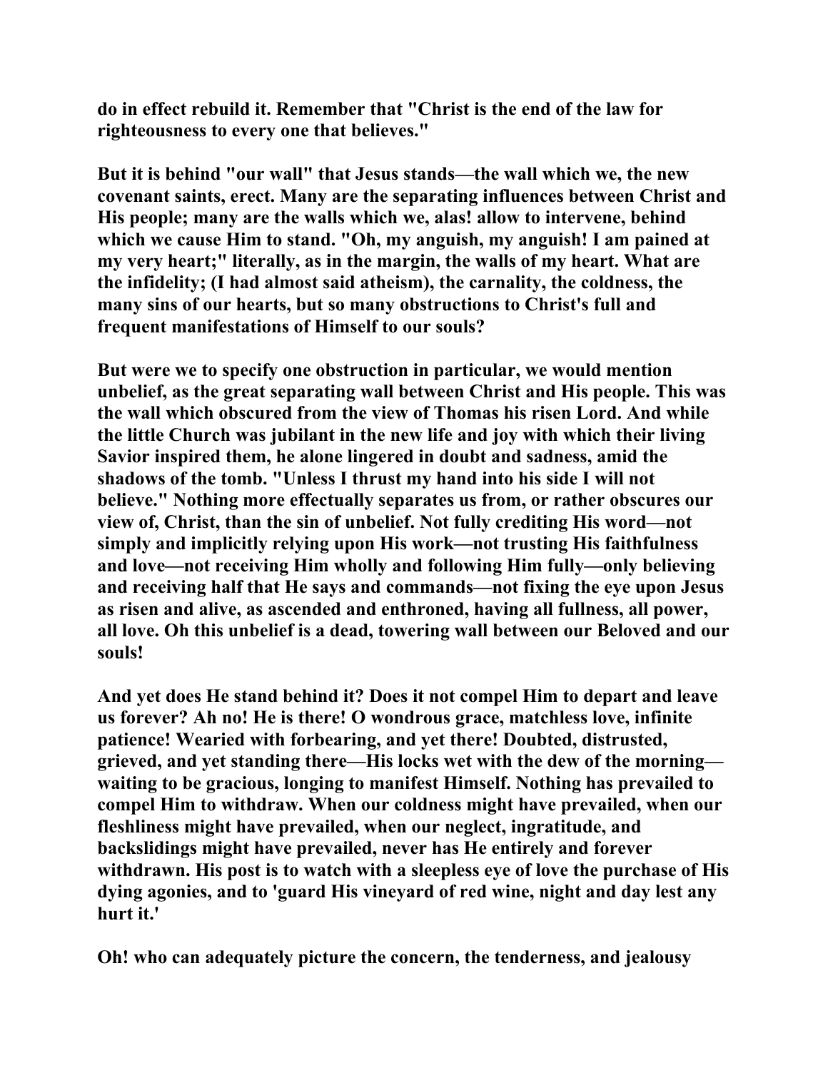**do in effect rebuild it. Remember that "Christ is the end of the law for righteousness to every one that believes."**

**But it is behind "our wall" that Jesus stands—the wall which we, the new covenant saints, erect. Many are the separating influences between Christ and His people; many are the walls which we, alas! allow to intervene, behind which we cause Him to stand. "Oh, my anguish, my anguish! I am pained at my very heart;" literally, as in the margin, the walls of my heart. What are the infidelity; (I had almost said atheism), the carnality, the coldness, the many sins of our hearts, but so many obstructions to Christ's full and frequent manifestations of Himself to our souls?**

**But were we to specify one obstruction in particular, we would mention unbelief, as the great separating wall between Christ and His people. This was the wall which obscured from the view of Thomas his risen Lord. And while the little Church was jubilant in the new life and joy with which their living Savior inspired them, he alone lingered in doubt and sadness, amid the shadows of the tomb. "Unless I thrust my hand into his side I will not believe." Nothing more effectually separates us from, or rather obscures our view of, Christ, than the sin of unbelief. Not fully crediting His word—not simply and implicitly relying upon His work—not trusting His faithfulness and love—not receiving Him wholly and following Him fully—only believing and receiving half that He says and commands—not fixing the eye upon Jesus as risen and alive, as ascended and enthroned, having all fullness, all power, all love. Oh this unbelief is a dead, towering wall between our Beloved and our souls!**

**And yet does He stand behind it? Does it not compel Him to depart and leave us forever? Ah no! He is there! O wondrous grace, matchless love, infinite patience! Wearied with forbearing, and yet there! Doubted, distrusted, grieved, and yet standing there—His locks wet with the dew of the morning—waiting to be gracious, longing to manifest Himself. Nothing has prevailed to compel Him to withdraw. When our coldness might have prevailed, when our fleshliness might have prevailed, when our neglect, ingratitude, and backslidings might have prevailed, never has He entirely and forever withdrawn. His post is to watch with a sleepless eye of love the purchase of His dying agonies, and to 'guard His vineyard of red wine, night and day lest any hurt it.'**

**Oh! who can adequately picture the concern, the tenderness, and jealousy**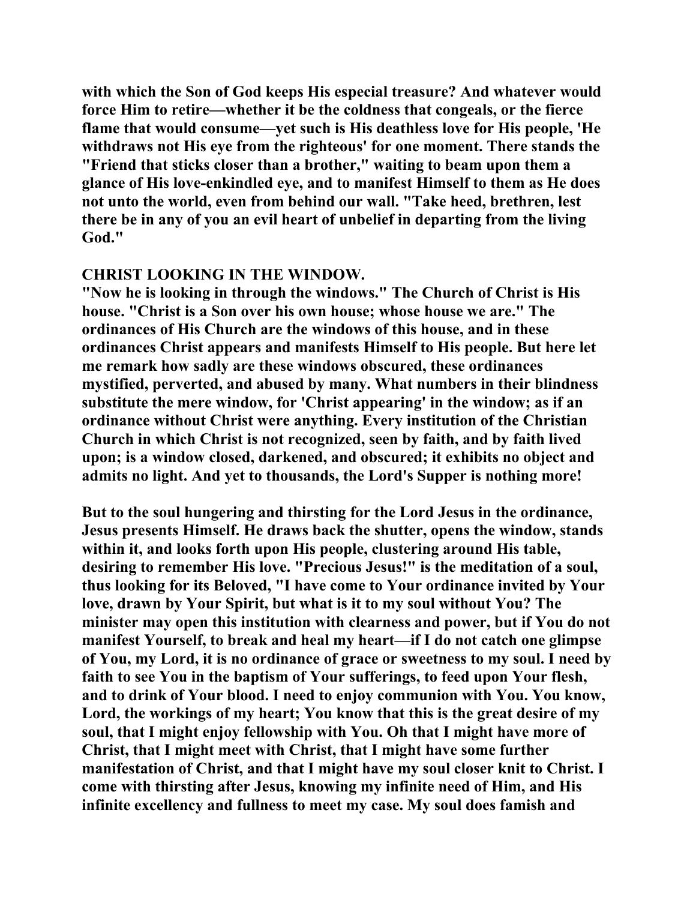**with which the Son of God keeps His especial treasure? And whatever would force Him to retire—whether it be the coldness that congeals, or the fierce flame that would consume—yet such is His deathless love for His people, 'He withdraws not His eye from the righteous' for one moment. There stands the "Friend that sticks closer than a brother," waiting to beam upon them a glance of His love-enkindled eye, and to manifest Himself to them as He does not unto the world, even from behind our wall. "Take heed, brethren, lest there be in any of you an evil heart of unbelief in departing from the living God."**

**CHRIST LOOKING IN THE WINDOW.**

**"Now he is looking in through the windows." The Church of Christ is His house. "Christ is a Son over his own house; whose house we are." The ordinances of His Church are the windows of this house, and in these ordinances Christ appears and manifests Himself to His people. But here let me remark how sadly are these windows obscured, these ordinances mystified, perverted, and abused by many. What numbers in their blindness substitute the mere window, for 'Christ appearing' in the window; as if an ordinance without Christ were anything. Every institution of the Christian Church in which Christ is not recognized, seen by faith, and by faith lived upon; is a window closed, darkened, and obscured; it exhibits no object and admits no light. And yet to thousands, the Lord's Supper is nothing more!**

**But to the soul hungering and thirsting for the Lord Jesus in the ordinance, Jesus presents Himself. He draws back the shutter, opens the window, stands within it, and looks forth upon His people, clustering around His table, desiring to remember His love. "Precious Jesus!" is the meditation of a soul, thus looking for its Beloved, "I have come to Your ordinance invited by Your love, drawn by Your Spirit, but what is it to my soul without You? The minister may open this institution with clearness and power, but if You do not manifest Yourself, to break and heal my heart—if I do not catch one glimpse of You, my Lord, it is no ordinance of grace or sweetness to my soul. I need by faith to see You in the baptism of Your sufferings, to feed upon Your flesh, and to drink of Your blood. I need to enjoy communion with You. You know, Lord, the workings of my heart; You know that this is the great desire of my soul, that I might enjoy fellowship with You. Oh that I might have more of Christ, that I might meet with Christ, that I might have some further manifestation of Christ, and that I might have my soul closer knit to Christ. I come with thirsting after Jesus, knowing my infinite need of Him, and His infinite excellency and fullness to meet my case. My soul does famish and**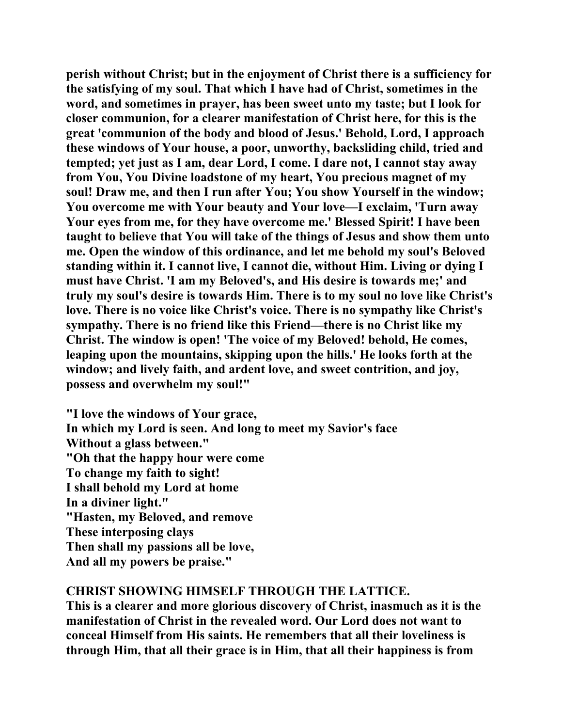**perish without Christ; but in the enjoyment of Christ there is a sufficiency for the satisfying of my soul. That which I have had of Christ, sometimes in the word, and sometimes in prayer, has been sweet unto my taste; but I look for closer communion, for a clearer manifestation of Christ here, for this is the great 'communion of the body and blood of Jesus.' Behold, Lord, I approach these windows of Your house, a poor, unworthy, backsliding child, tried and tempted; yet just as I am, dear Lord, I come. I dare not, I cannot stay away from You, You Divine loadstone of my heart, You precious magnet of my soul! Draw me, and then I run after You; You show Yourself in the window; You overcome me with Your beauty and Your love—I exclaim, 'Turn away Your eyes from me, for they have overcome me.' Blessed Spirit! I have been taught to believe that You will take of the things of Jesus and show them unto me. Open the window of this ordinance, and let me behold my soul's Beloved standing within it. I cannot live, I cannot die, without Him. Living or dying I must have Christ. 'I am my Beloved's, and His desire is towards me;' and truly my soul's desire is towards Him. There is to my soul no love like Christ's love. There is no voice like Christ's voice. There is no sympathy like Christ's sympathy. There is no friend like this Friend—there is no Christ like my Christ. The window is open! 'The voice of my Beloved! behold, He comes, leaping upon the mountains, skipping upon the hills.' He looks forth at the window; and lively faith, and ardent love, and sweet contrition, and joy, possess and overwhelm my soul!"**

**"I love the windows of Your grace,**
**In which my Lord is seen. And long to meet my Savior's face**
**Without a glass between."**
**"Oh that the happy hour were come**
**To change my faith to sight!**
**I shall behold my Lord at home**
**In a diviner light."**
**"Hasten, my Beloved, and remove**
**These interposing clays**
**Then shall my passions all be love,**
**And all my powers be praise."**

**CHRIST SHOWING HIMSELF THROUGH THE LATTICE.**

**This is a clearer and more glorious discovery of Christ, inasmuch as it is the manifestation of Christ in the revealed word. Our Lord does not want to conceal Himself from His saints. He remembers that all their loveliness is through Him, that all their grace is in Him, that all their happiness is from**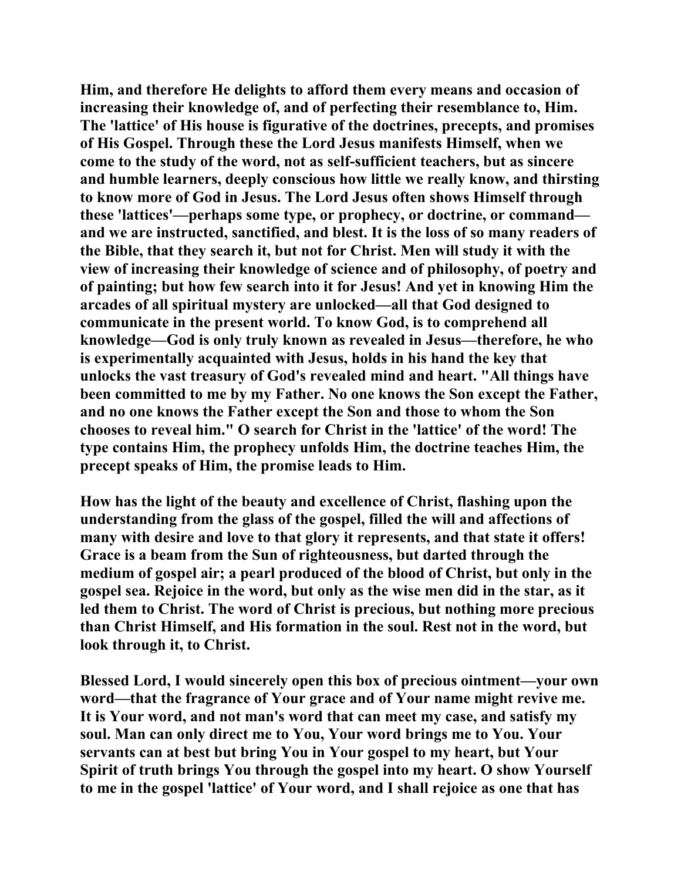Him, and therefore He delights to afford them every means and occasion of increasing their knowledge of, and of perfecting their resemblance to, Him. The 'lattice' of His house is figurative of the doctrines, precepts, and promises of His Gospel. Through these the Lord Jesus manifests Himself, when we come to the study of the word, not as self-sufficient teachers, but as sincere and humble learners, deeply conscious how little we really know, and thirsting to know more of God in Jesus. The Lord Jesus often shows Himself through these 'lattices'—perhaps some type, or prophecy, or doctrine, or command—and we are instructed, sanctified, and blest. It is the loss of so many readers of the Bible, that they search it, but not for Christ. Men will study it with the view of increasing their knowledge of science and of philosophy, of poetry and of painting; but how few search into it for Jesus! And yet in knowing Him the arcades of all spiritual mystery are unlocked—all that God designed to communicate in the present world. To know God, is to comprehend all knowledge—God is only truly known as revealed in Jesus—therefore, he who is experimentally acquainted with Jesus, holds in his hand the key that unlocks the vast treasury of God's revealed mind and heart. "All things have been committed to me by my Father. No one knows the Son except the Father, and no one knows the Father except the Son and those to whom the Son chooses to reveal him." O search for Christ in the 'lattice' of the word! The type contains Him, the prophecy unfolds Him, the doctrine teaches Him, the precept speaks of Him, the promise leads to Him.

How has the light of the beauty and excellence of Christ, flashing upon the understanding from the glass of the gospel, filled the will and affections of many with desire and love to that glory it represents, and that state it offers! Grace is a beam from the Sun of righteousness, but darted through the medium of gospel air; a pearl produced of the blood of Christ, but only in the gospel sea. Rejoice in the word, but only as the wise men did in the star, as it led them to Christ. The word of Christ is precious, but nothing more precious than Christ Himself, and His formation in the soul. Rest not in the word, but look through it, to Christ.

Blessed Lord, I would sincerely open this box of precious ointment—your own word—that the fragrance of Your grace and of Your name might revive me. It is Your word, and not man's word that can meet my case, and satisfy my soul. Man can only direct me to You, Your word brings me to You. Your servants can at best but bring You in Your gospel to my heart, but Your Spirit of truth brings You through the gospel into my heart. O show Yourself to me in the gospel 'lattice' of Your word, and I shall rejoice as one that has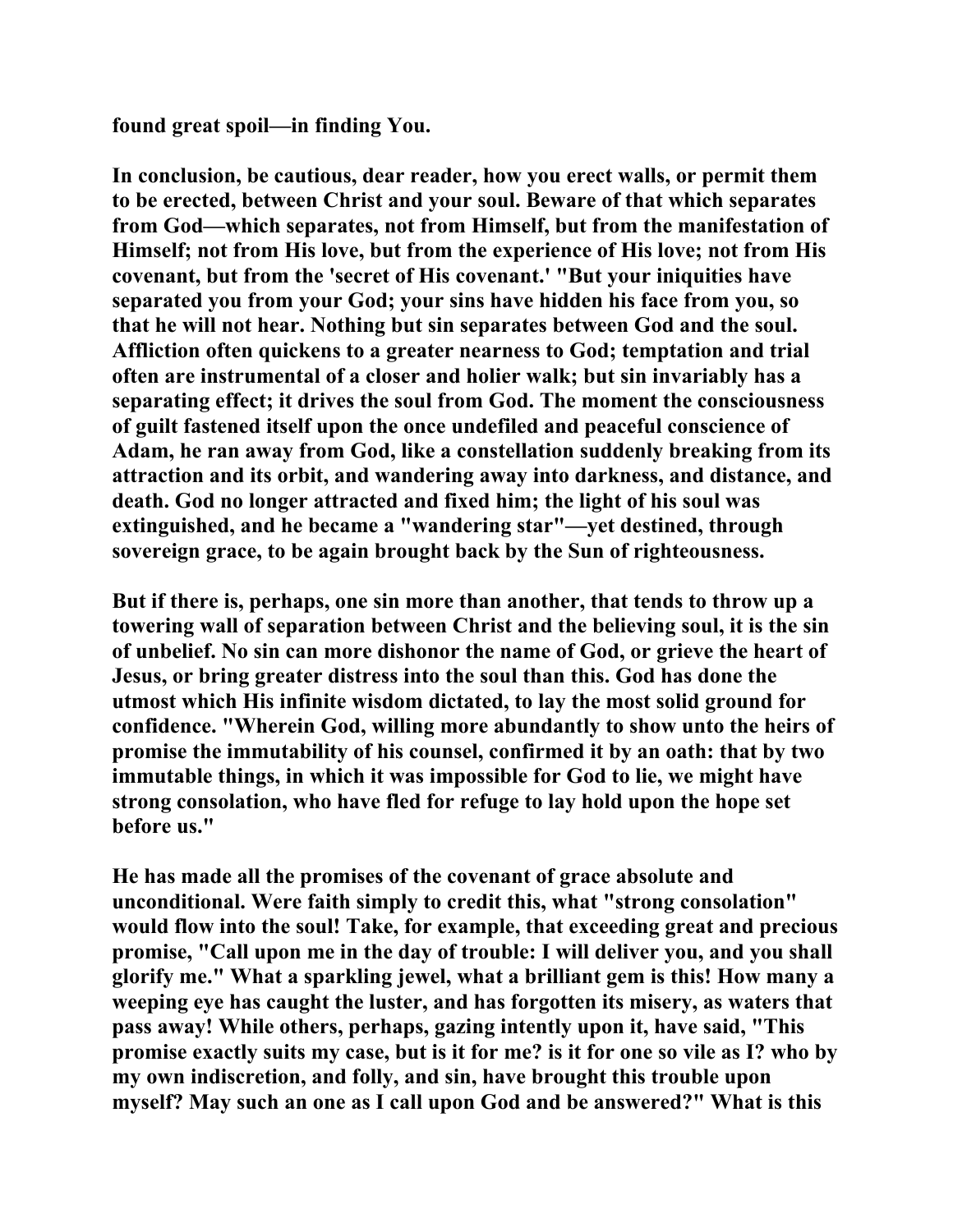**found great spoil—in finding You.**

**In conclusion, be cautious, dear reader, how you erect walls, or permit them to be erected, between Christ and your soul. Beware of that which separates from God—which separates, not from Himself, but from the manifestation of Himself; not from His love, but from the experience of His love; not from His covenant, but from the 'secret of His covenant.' "But your iniquities have separated you from your God; your sins have hidden his face from you, so that he will not hear. Nothing but sin separates between God and the soul. Affliction often quickens to a greater nearness to God; temptation and trial often are instrumental of a closer and holier walk; but sin invariably has a separating effect; it drives the soul from God. The moment the consciousness of guilt fastened itself upon the once undefiled and peaceful conscience of Adam, he ran away from God, like a constellation suddenly breaking from its attraction and its orbit, and wandering away into darkness, and distance, and death. God no longer attracted and fixed him; the light of his soul was extinguished, and he became a "wandering star"—yet destined, through sovereign grace, to be again brought back by the Sun of righteousness.**

**But if there is, perhaps, one sin more than another, that tends to throw up a towering wall of separation between Christ and the believing soul, it is the sin of unbelief. No sin can more dishonor the name of God, or grieve the heart of Jesus, or bring greater distress into the soul than this. God has done the utmost which His infinite wisdom dictated, to lay the most solid ground for confidence. "Wherein God, willing more abundantly to show unto the heirs of promise the immutability of his counsel, confirmed it by an oath: that by two immutable things, in which it was impossible for God to lie, we might have strong consolation, who have fled for refuge to lay hold upon the hope set before us."**

**He has made all the promises of the covenant of grace absolute and unconditional. Were faith simply to credit this, what "strong consolation" would flow into the soul! Take, for example, that exceeding great and precious promise, "Call upon me in the day of trouble: I will deliver you, and you shall glorify me." What a sparkling jewel, what a brilliant gem is this! How many a weeping eye has caught the luster, and has forgotten its misery, as waters that pass away! While others, perhaps, gazing intently upon it, have said, "This promise exactly suits my case, but is it for me? is it for one so vile as I? who by my own indiscretion, and folly, and sin, have brought this trouble upon myself? May such an one as I call upon God and be answered?" What is this**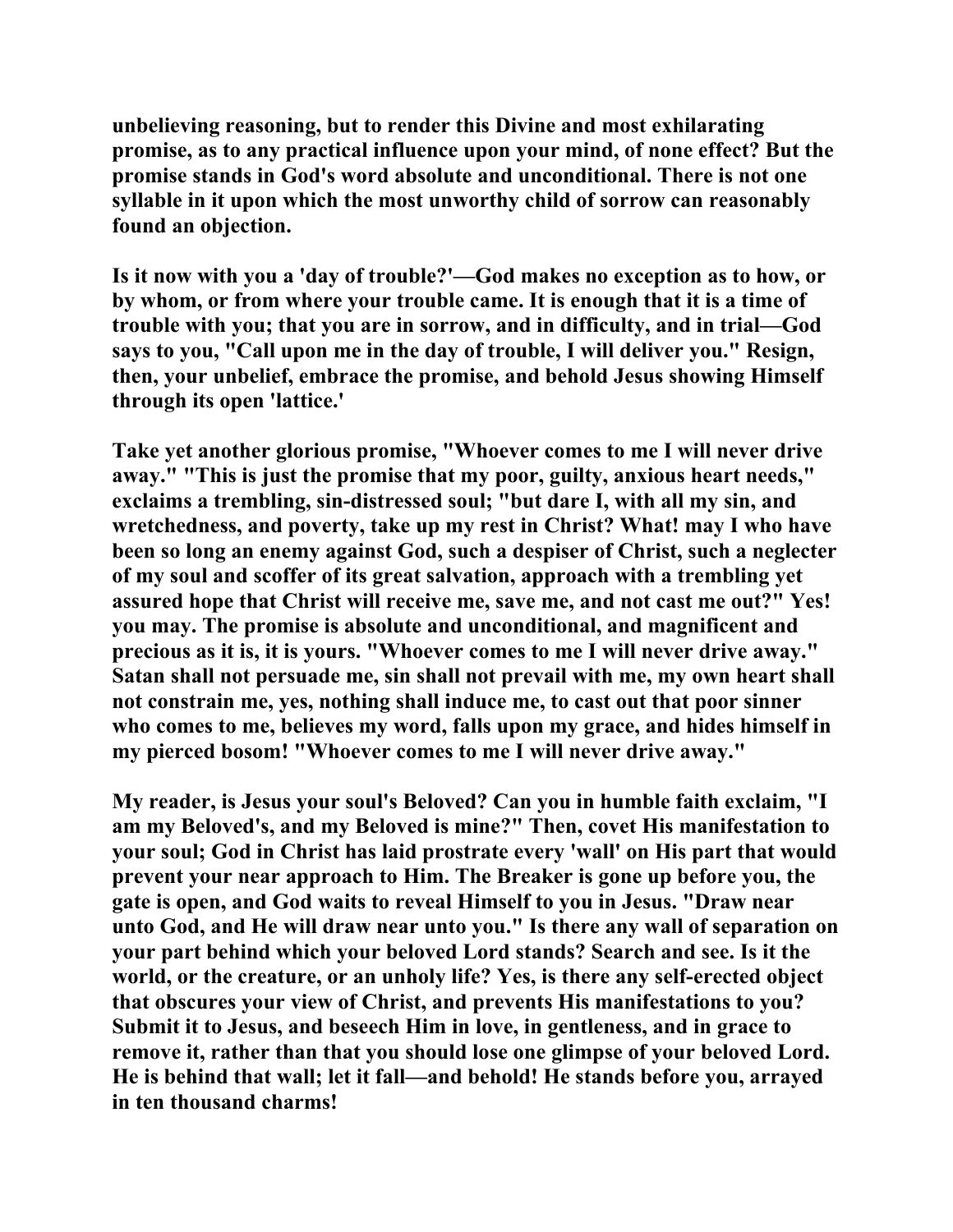unbelieving reasoning, but to render this Divine and most exhilarating promise, as to any practical influence upon your mind, of none effect? But the promise stands in God's word absolute and unconditional. There is not one syllable in it upon which the most unworthy child of sorrow can reasonably found an objection.

Is it now with you a 'day of trouble?'—God makes no exception as to how, or by whom, or from where your trouble came. It is enough that it is a time of trouble with you; that you are in sorrow, and in difficulty, and in trial—God says to you, "Call upon me in the day of trouble, I will deliver you." Resign, then, your unbelief, embrace the promise, and behold Jesus showing Himself through its open 'lattice.'

Take yet another glorious promise, "Whoever comes to me I will never drive away." "This is just the promise that my poor, guilty, anxious heart needs," exclaims a trembling, sin-distressed soul; "but dare I, with all my sin, and wretchedness, and poverty, take up my rest in Christ? What! may I who have been so long an enemy against God, such a despiser of Christ, such a neglecter of my soul and scoffer of its great salvation, approach with a trembling yet assured hope that Christ will receive me, save me, and not cast me out?" Yes! you may. The promise is absolute and unconditional, and magnificent and precious as it is, it is yours. "Whoever comes to me I will never drive away." Satan shall not persuade me, sin shall not prevail with me, my own heart shall not constrain me, yes, nothing shall induce me, to cast out that poor sinner who comes to me, believes my word, falls upon my grace, and hides himself in my pierced bosom! "Whoever comes to me I will never drive away."

My reader, is Jesus your soul's Beloved? Can you in humble faith exclaim, "I am my Beloved's, and my Beloved is mine?" Then, covet His manifestation to your soul; God in Christ has laid prostrate every 'wall' on His part that would prevent your near approach to Him. The Breaker is gone up before you, the gate is open, and God waits to reveal Himself to you in Jesus. "Draw near unto God, and He will draw near unto you." Is there any wall of separation on your part behind which your beloved Lord stands? Search and see. Is it the world, or the creature, or an unholy life? Yes, is there any self-erected object that obscures your view of Christ, and prevents His manifestations to you? Submit it to Jesus, and beseech Him in love, in gentleness, and in grace to remove it, rather than that you should lose one glimpse of your beloved Lord. He is behind that wall; let it fall—and behold! He stands before you, arrayed in ten thousand charms!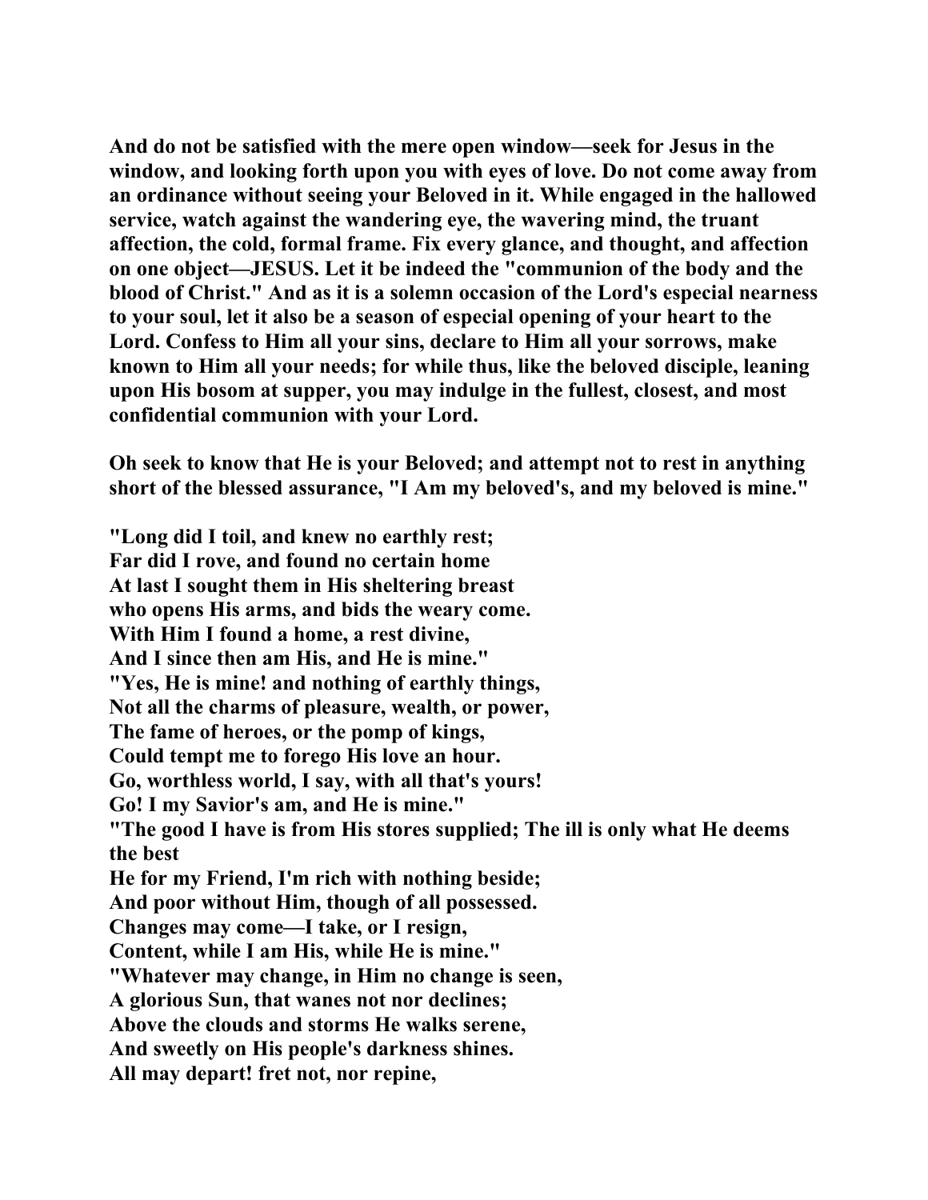**And do not be satisfied with the mere open window—seek for Jesus in the window, and looking forth upon you with eyes of love. Do not come away from an ordinance without seeing your Beloved in it. While engaged in the hallowed service, watch against the wandering eye, the wavering mind, the truant affection, the cold, formal frame. Fix every glance, and thought, and affection on one object—JESUS. Let it be indeed the "communion of the body and the blood of Christ." And as it is a solemn occasion of the Lord's especial nearness to your soul, let it also be a season of especial opening of your heart to the Lord. Confess to Him all your sins, declare to Him all your sorrows, make known to Him all your needs; for while thus, like the beloved disciple, leaning upon His bosom at supper, you may indulge in the fullest, closest, and most confidential communion with your Lord.**

**Oh seek to know that He is your Beloved; and attempt not to rest in anything short of the blessed assurance, "I Am my beloved's, and my beloved is mine."**

**"Long did I toil, and knew no earthly rest;**
**Far did I rove, and found no certain home**
**At last I sought them in His sheltering breast**
**who opens His arms, and bids the weary come.**
**With Him I found a home, a rest divine,**
**And I since then am His, and He is mine."**
**"Yes, He is mine! and nothing of earthly things,**
**Not all the charms of pleasure, wealth, or power,**
**The fame of heroes, or the pomp of kings,**
**Could tempt me to forego His love an hour.**
**Go, worthless world, I say, with all that's yours!**
**Go! I my Savior's am, and He is mine."**
**"The good I have is from His stores supplied; The ill is only what He deems the best**
**He for my Friend, I'm rich with nothing beside;**
**And poor without Him, though of all possessed.**
**Changes may come—I take, or I resign,**
**Content, while I am His, while He is mine."**
**"Whatever may change, in Him no change is seen,**
**A glorious Sun, that wanes not nor declines;**
**Above the clouds and storms He walks serene,**
**And sweetly on His people's darkness shines.**
**All may depart! fret not, nor repine,**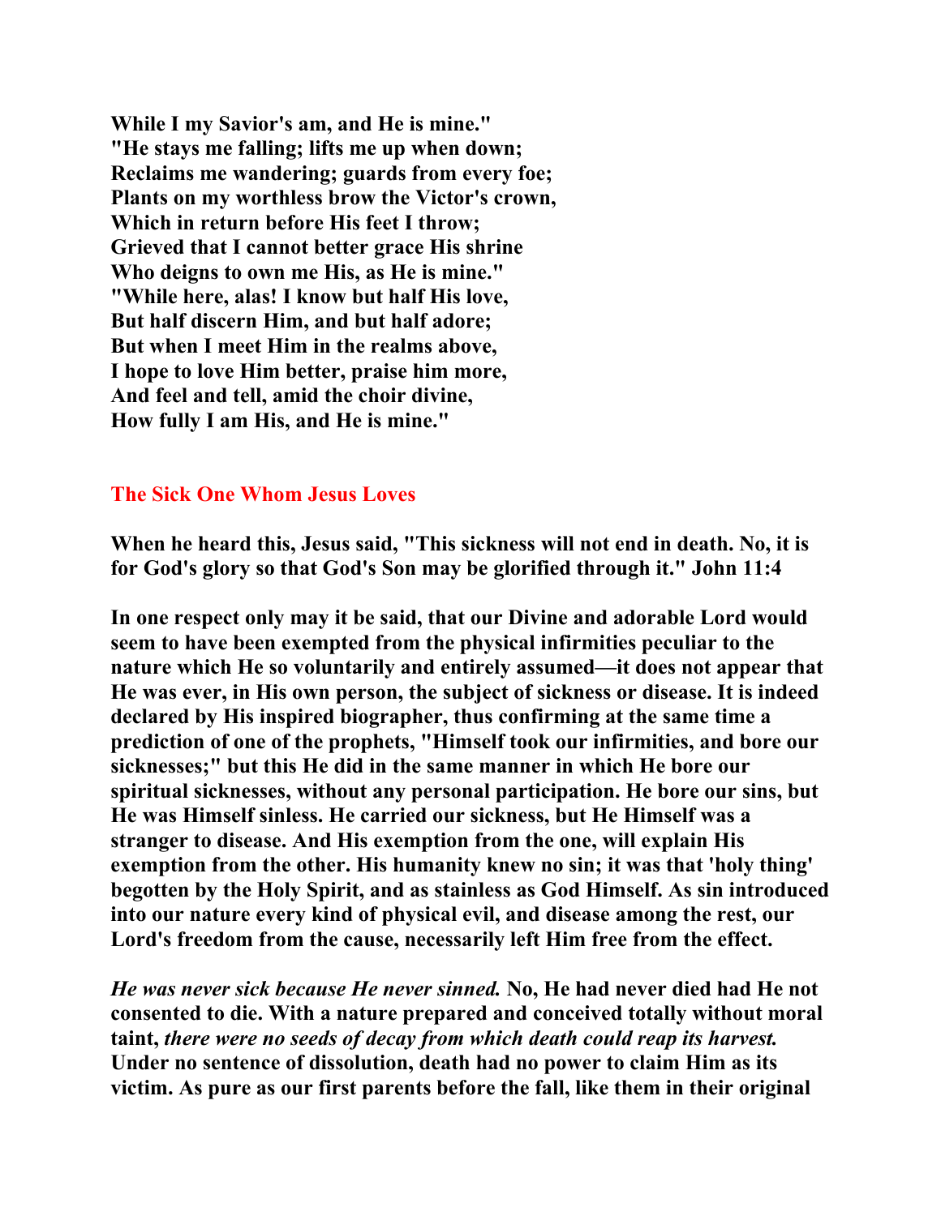**While I my Savior's am, and He is mine."**
**"He stays me falling; lifts me up when down;**
**Reclaims me wandering; guards from every foe;**
**Plants on my worthless brow the Victor's crown,**
**Which in return before His feet I throw;**
**Grieved that I cannot better grace His shrine**
**Who deigns to own me His, as He is mine."**
**"While here, alas! I know but half His love,**
**But half discern Him, and but half adore;**
**But when I meet Him in the realms above,**
**I hope to love Him better, praise him more,**
**And feel and tell, amid the choir divine,**
**How fully I am His, and He is mine."**

## The Sick One Whom Jesus Loves

**When he heard this, Jesus said, "This sickness will not end in death. No, it is for God's glory so that God's Son may be glorified through it." John 11:4**

**In one respect only may it be said, that our Divine and adorable Lord would seem to have been exempted from the physical infirmities peculiar to the nature which He so voluntarily and entirely assumed—it does not appear that He was ever, in His own person, the subject of sickness or disease. It is indeed declared by His inspired biographer, thus confirming at the same time a prediction of one of the prophets, "Himself took our infirmities, and bore our sicknesses;" but this He did in the same manner in which He bore our spiritual sicknesses, without any personal participation. He bore our sins, but He was Himself sinless. He carried our sickness, but He Himself was a stranger to disease. And His exemption from the one, will explain His exemption from the other. His humanity knew no sin; it was that 'holy thing' begotten by the Holy Spirit, and as stainless as God Himself. As sin introduced into our nature every kind of physical evil, and disease among the rest, our Lord's freedom from the cause, necessarily left Him free from the effect.**

***He was never sick because He never sinned.* No, He had never died had He not consented to die. With a nature prepared and conceived totally without moral taint, *there were no seeds of decay from which death could reap its harvest.* Under no sentence of dissolution, death had no power to claim Him as its victim. As pure as our first parents before the fall, like them in their original**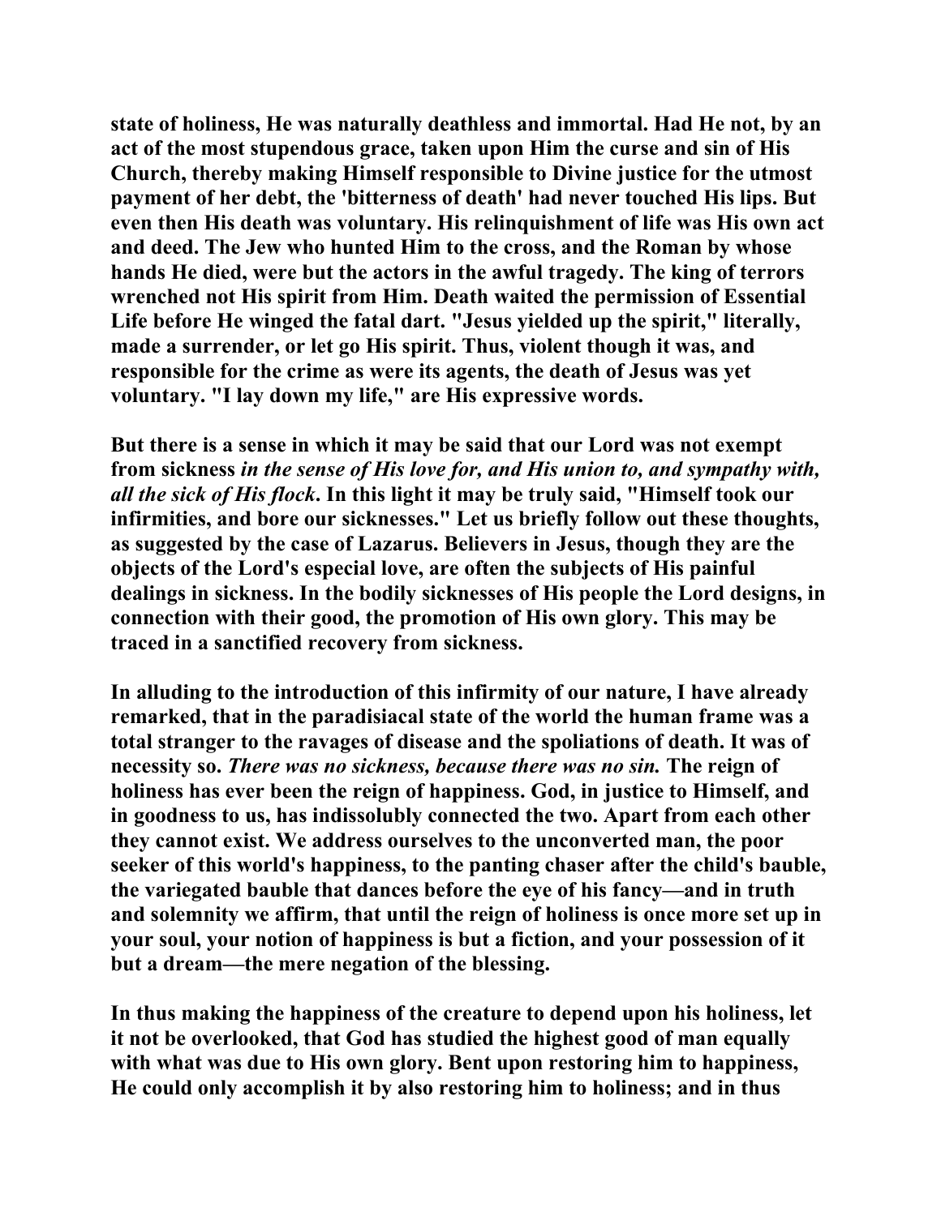**state of holiness, He was naturally deathless and immortal. Had He not, by an act of the most stupendous grace, taken upon Him the curse and sin of His Church, thereby making Himself responsible to Divine justice for the utmost payment of her debt, the 'bitterness of death' had never touched His lips. But even then His death was voluntary. His relinquishment of life was His own act and deed. The Jew who hunted Him to the cross, and the Roman by whose hands He died, were but the actors in the awful tragedy. The king of terrors wrenched not His spirit from Him. Death waited the permission of Essential Life before He winged the fatal dart. "Jesus yielded up the spirit," literally, made a surrender, or let go His spirit. Thus, violent though it was, and responsible for the crime as were its agents, the death of Jesus was yet voluntary. "I lay down my life," are His expressive words.**

**But there is a sense in which it may be said that our Lord was not exempt from sickness *in the sense of His love for, and His union to, and sympathy with, all the sick of His flock*. In this light it may be truly said, "Himself took our infirmities, and bore our sicknesses." Let us briefly follow out these thoughts, as suggested by the case of Lazarus. Believers in Jesus, though they are the objects of the Lord's especial love, are often the subjects of His painful dealings in sickness. In the bodily sicknesses of His people the Lord designs, in connection with their good, the promotion of His own glory. This may be traced in a sanctified recovery from sickness.**

**In alluding to the introduction of this infirmity of our nature, I have already remarked, that in the paradisiacal state of the world the human frame was a total stranger to the ravages of disease and the spoliations of death. It was of necessity so. *There was no sickness, because there was no sin.* The reign of holiness has ever been the reign of happiness. God, in justice to Himself, and in goodness to us, has indissolubly connected the two. Apart from each other they cannot exist. We address ourselves to the unconverted man, the poor seeker of this world's happiness, to the panting chaser after the child's bauble, the variegated bauble that dances before the eye of his fancy—and in truth and solemnity we affirm, that until the reign of holiness is once more set up in your soul, your notion of happiness is but a fiction, and your possession of it but a dream—the mere negation of the blessing.**

**In thus making the happiness of the creature to depend upon his holiness, let it not be overlooked, that God has studied the highest good of man equally with what was due to His own glory. Bent upon restoring him to happiness, He could only accomplish it by also restoring him to holiness; and in thus**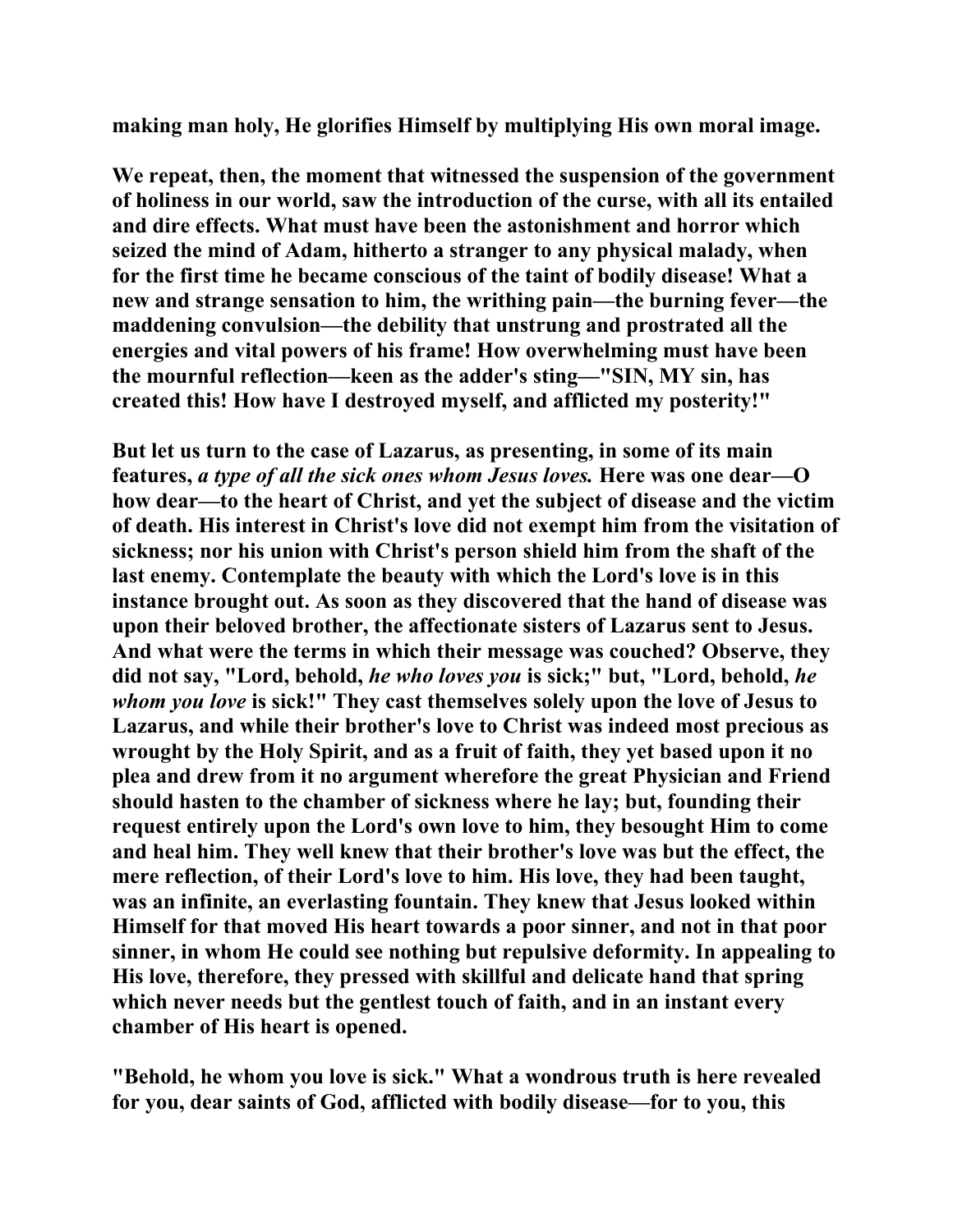**making man holy, He glorifies Himself by multiplying His own moral image.**

**We repeat, then, the moment that witnessed the suspension of the government of holiness in our world, saw the introduction of the curse, with all its entailed and dire effects. What must have been the astonishment and horror which seized the mind of Adam, hitherto a stranger to any physical malady, when for the first time he became conscious of the taint of bodily disease! What a new and strange sensation to him, the writhing pain—the burning fever—the maddening convulsion—the debility that unstrung and prostrated all the energies and vital powers of his frame! How overwhelming must have been the mournful reflection—keen as the adder's sting—"SIN, MY sin, has created this! How have I destroyed myself, and afflicted my posterity!"**

**But let us turn to the case of Lazarus, as presenting, in some of its main features, *a type of all the sick ones whom Jesus loves.* Here was one dear—O how dear—to the heart of Christ, and yet the subject of disease and the victim of death. His interest in Christ's love did not exempt him from the visitation of sickness; nor his union with Christ's person shield him from the shaft of the last enemy. Contemplate the beauty with which the Lord's love is in this instance brought out. As soon as they discovered that the hand of disease was upon their beloved brother, the affectionate sisters of Lazarus sent to Jesus. And what were the terms in which their message was couched? Observe, they did not say, "Lord, behold, *he who loves you* is sick;" but, "Lord, behold, *he whom you love* is sick!" They cast themselves solely upon the love of Jesus to Lazarus, and while their brother's love to Christ was indeed most precious as wrought by the Holy Spirit, and as a fruit of faith, they yet based upon it no plea and drew from it no argument wherefore the great Physician and Friend should hasten to the chamber of sickness where he lay; but, founding their request entirely upon the Lord's own love to him, they besought Him to come and heal him. They well knew that their brother's love was but the effect, the mere reflection, of their Lord's love to him. His love, they had been taught, was an infinite, an everlasting fountain. They knew that Jesus looked within Himself for that moved His heart towards a poor sinner, and not in that poor sinner, in whom He could see nothing but repulsive deformity. In appealing to His love, therefore, they pressed with skillful and delicate hand that spring which never needs but the gentlest touch of faith, and in an instant every chamber of His heart is opened.**

**"Behold, he whom you love is sick." What a wondrous truth is here revealed for you, dear saints of God, afflicted with bodily disease—for to you, this**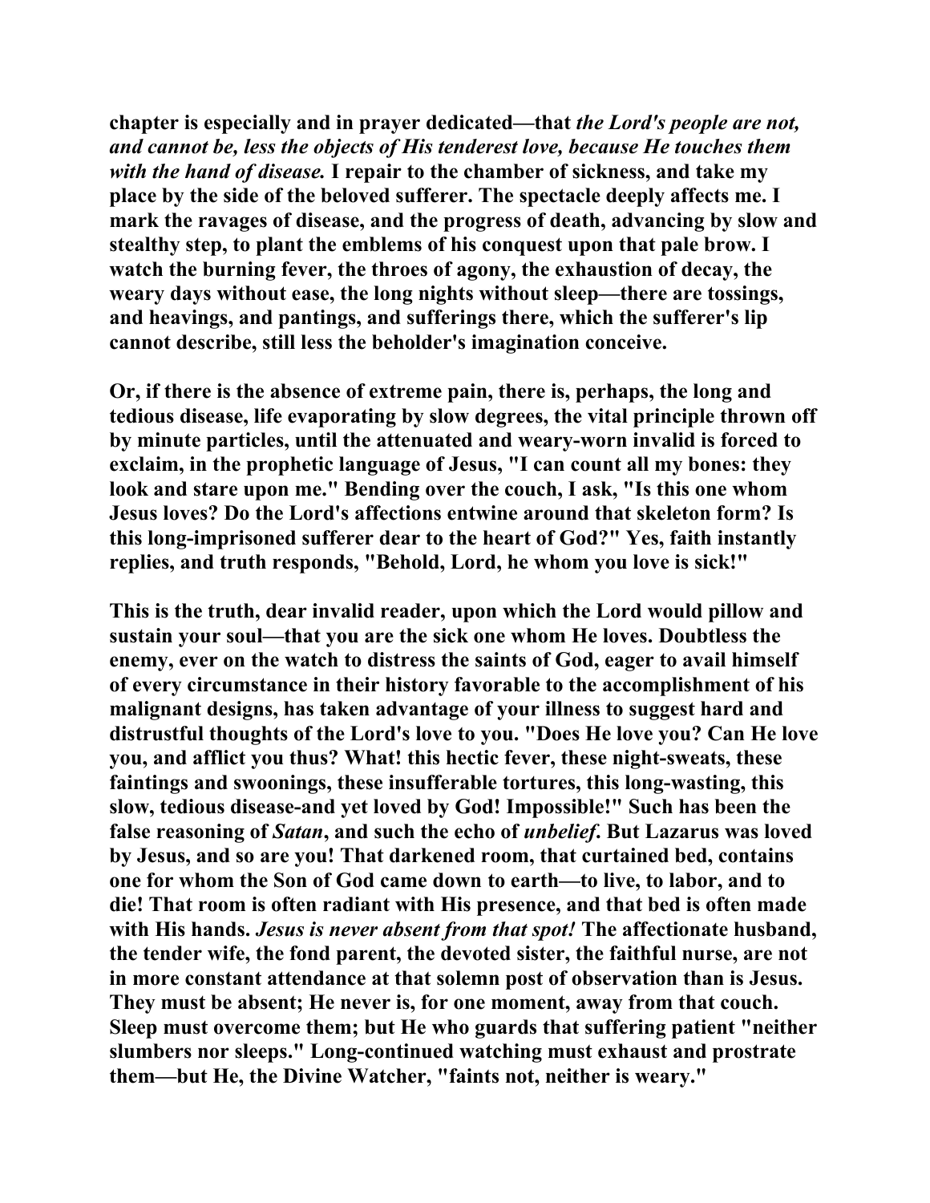**chapter is especially and in prayer dedicated—that *the Lord's people are not, and cannot be, less the objects of His tenderest love, because He touches them with the hand of disease.* I repair to the chamber of sickness, and take my place by the side of the beloved sufferer. The spectacle deeply affects me. I mark the ravages of disease, and the progress of death, advancing by slow and stealthy step, to plant the emblems of his conquest upon that pale brow. I watch the burning fever, the throes of agony, the exhaustion of decay, the weary days without ease, the long nights without sleep—there are tossings, and heavings, and pantings, and sufferings there, which the sufferer's lip cannot describe, still less the beholder's imagination conceive.**

**Or, if there is the absence of extreme pain, there is, perhaps, the long and tedious disease, life evaporating by slow degrees, the vital principle thrown off by minute particles, until the attenuated and weary-worn invalid is forced to exclaim, in the prophetic language of Jesus, "I can count all my bones: they look and stare upon me." Bending over the couch, I ask, "Is this one whom Jesus loves? Do the Lord's affections entwine around that skeleton form? Is this long-imprisoned sufferer dear to the heart of God?" Yes, faith instantly replies, and truth responds, "Behold, Lord, he whom you love is sick!"**

**This is the truth, dear invalid reader, upon which the Lord would pillow and sustain your soul—that you are the sick one whom He loves. Doubtless the enemy, ever on the watch to distress the saints of God, eager to avail himself of every circumstance in their history favorable to the accomplishment of his malignant designs, has taken advantage of your illness to suggest hard and distrustful thoughts of the Lord's love to you. "Does He love you? Can He love you, and afflict you thus? What! this hectic fever, these night-sweats, these faintings and swoonings, these insufferable tortures, this long-wasting, this slow, tedious disease-and yet loved by God! Impossible!" Such has been the false reasoning of *Satan*, and such the echo of *unbelief*. But Lazarus was loved by Jesus, and so are you! That darkened room, that curtained bed, contains one for whom the Son of God came down to earth—to live, to labor, and to die! That room is often radiant with His presence, and that bed is often made with His hands. *Jesus is never absent from that spot!* The affectionate husband, the tender wife, the fond parent, the devoted sister, the faithful nurse, are not in more constant attendance at that solemn post of observation than is Jesus. They must be absent; He never is, for one moment, away from that couch. Sleep must overcome them; but He who guards that suffering patient "neither slumbers nor sleeps." Long-continued watching must exhaust and prostrate them—but He, the Divine Watcher, "faints not, neither is weary."**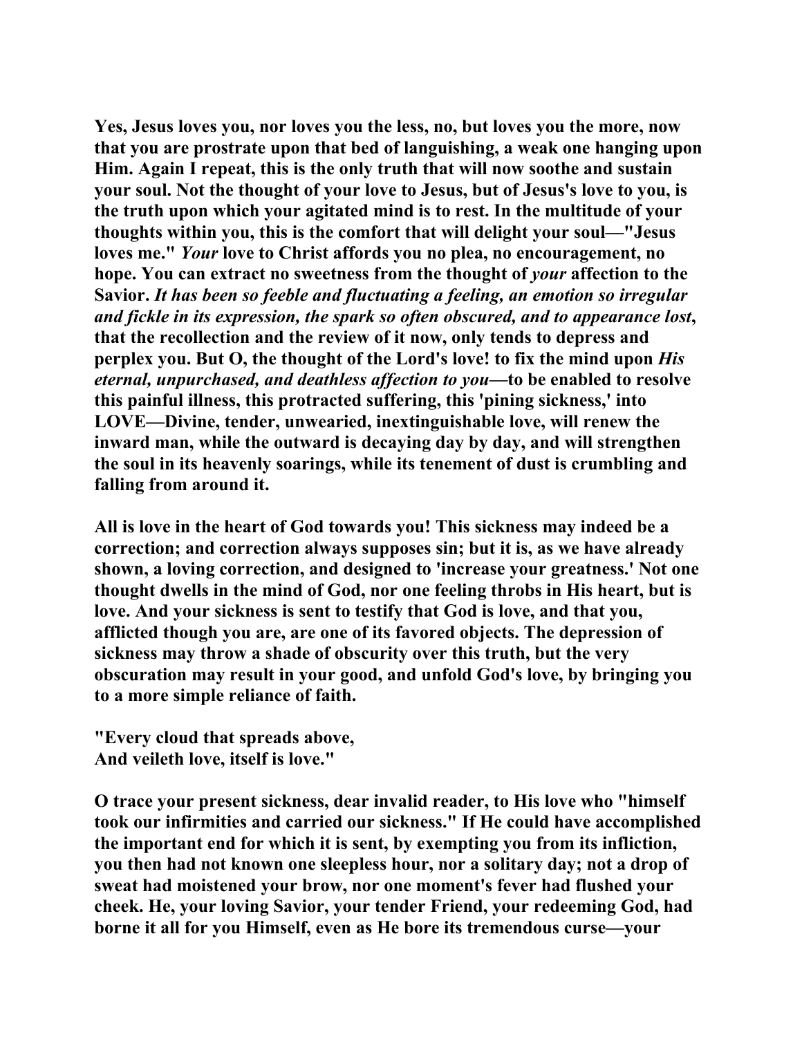Yes, Jesus loves you, nor loves you the less, no, but loves you the more, now that you are prostrate upon that bed of languishing, a weak one hanging upon Him. Again I repeat, this is the only truth that will now soothe and sustain your soul. Not the thought of your love to Jesus, but of Jesus's love to you, is the truth upon which your agitated mind is to rest. In the multitude of your thoughts within you, this is the comfort that will delight your soul—"Jesus loves me." *Your* love to Christ affords you no plea, no encouragement, no hope. You can extract no sweetness from the thought of *your* affection to the Savior. *It has been so feeble and fluctuating a feeling, an emotion so irregular and fickle in its expression, the spark so often obscured, and to appearance lost*, that the recollection and the review of it now, only tends to depress and perplex you. But O, the thought of the Lord's love! to fix the mind upon *His eternal, unpurchased, and deathless affection to you*—to be enabled to resolve this painful illness, this protracted suffering, this 'pining sickness,' into LOVE—Divine, tender, unwearied, inextinguishable love, will renew the inward man, while the outward is decaying day by day, and will strengthen the soul in its heavenly soarings, while its tenement of dust is crumbling and falling from around it.

All is love in the heart of God towards you! This sickness may indeed be a correction; and correction always supposes sin; but it is, as we have already shown, a loving correction, and designed to 'increase your greatness.' Not one thought dwells in the mind of God, nor one feeling throbs in His heart, but is love. And your sickness is sent to testify that God is love, and that you, afflicted though you are, are one of its favored objects. The depression of sickness may throw a shade of obscurity over this truth, but the very obscuration may result in your good, and unfold God's love, by bringing you to a more simple reliance of faith.

"Every cloud that spreads above,
And veileth love, itself is love."

O trace your present sickness, dear invalid reader, to His love who "himself took our infirmities and carried our sickness." If He could have accomplished the important end for which it is sent, by exempting you from its infliction, you then had not known one sleepless hour, nor a solitary day; not a drop of sweat had moistened your brow, nor one moment's fever had flushed your cheek. He, your loving Savior, your tender Friend, your redeeming God, had borne it all for you Himself, even as He bore its tremendous curse—your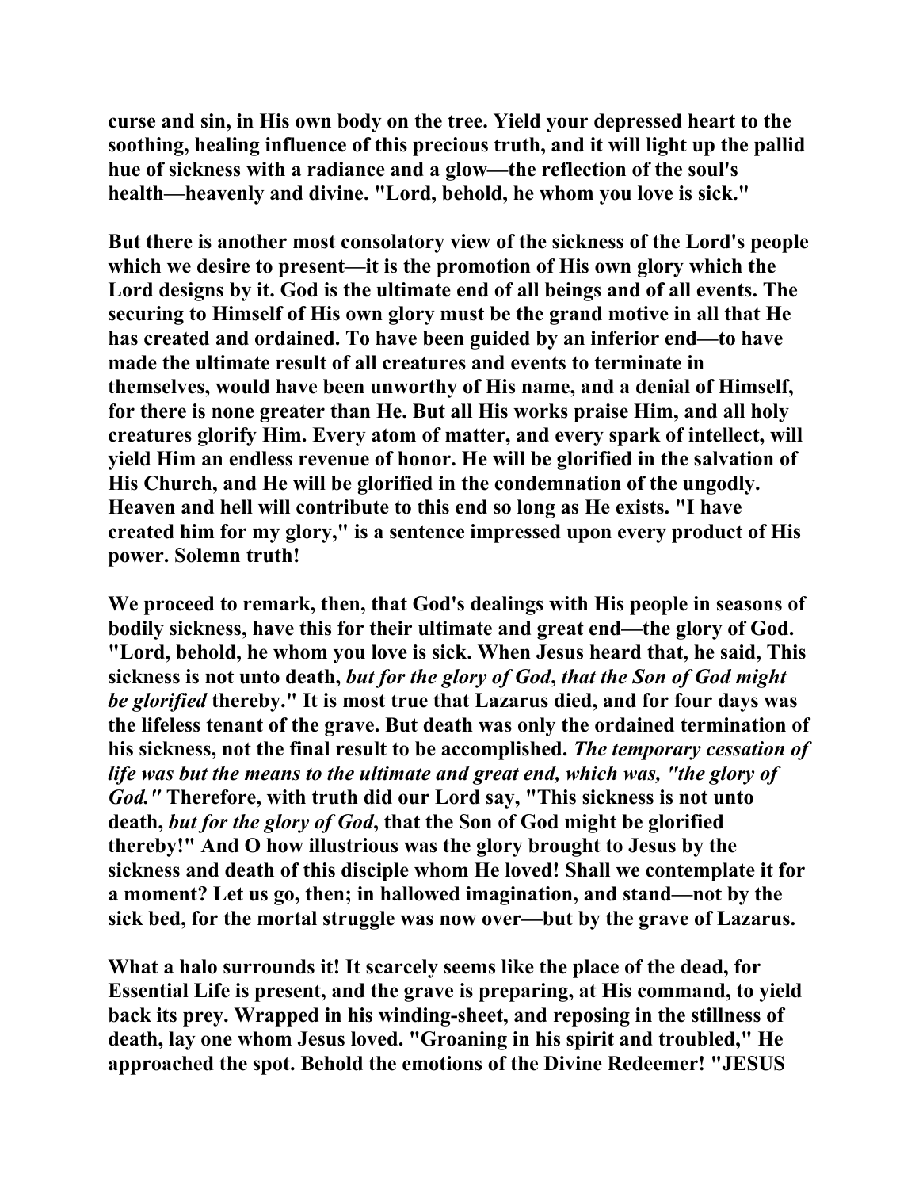**curse and sin, in His own body on the tree. Yield your depressed heart to the soothing, healing influence of this precious truth, and it will light up the pallid hue of sickness with a radiance and a glow—the reflection of the soul's health—heavenly and divine. "Lord, behold, he whom you love is sick."**

**But there is another most consolatory view of the sickness of the Lord's people which we desire to present—it is the promotion of His own glory which the Lord designs by it. God is the ultimate end of all beings and of all events. The securing to Himself of His own glory must be the grand motive in all that He has created and ordained. To have been guided by an inferior end—to have made the ultimate result of all creatures and events to terminate in themselves, would have been unworthy of His name, and a denial of Himself, for there is none greater than He. But all His works praise Him, and all holy creatures glorify Him. Every atom of matter, and every spark of intellect, will yield Him an endless revenue of honor. He will be glorified in the salvation of His Church, and He will be glorified in the condemnation of the ungodly. Heaven and hell will contribute to this end so long as He exists. "I have created him for my glory," is a sentence impressed upon every product of His power. Solemn truth!**

**We proceed to remark, then, that God's dealings with His people in seasons of bodily sickness, have this for their ultimate and great end—the glory of God. "Lord, behold, he whom you love is sick. When Jesus heard that, he said, This sickness is not unto death, *but for the glory of God*, *that the Son of God might be glorified* thereby." It is most true that Lazarus died, and for four days was the lifeless tenant of the grave. But death was only the ordained termination of his sickness, not the final result to be accomplished. *The temporary cessation of life was but the means to the ultimate and great end, which was, "the glory of God."* Therefore, with truth did our Lord say, "This sickness is not unto death, *but for the glory of God*, that the Son of God might be glorified thereby!" And O how illustrious was the glory brought to Jesus by the sickness and death of this disciple whom He loved! Shall we contemplate it for a moment? Let us go, then; in hallowed imagination, and stand—not by the sick bed, for the mortal struggle was now over—but by the grave of Lazarus.**

**What a halo surrounds it! It scarcely seems like the place of the dead, for Essential Life is present, and the grave is preparing, at His command, to yield back its prey. Wrapped in his winding-sheet, and reposing in the stillness of death, lay one whom Jesus loved. "Groaning in his spirit and troubled," He approached the spot. Behold the emotions of the Divine Redeemer! "JESUS**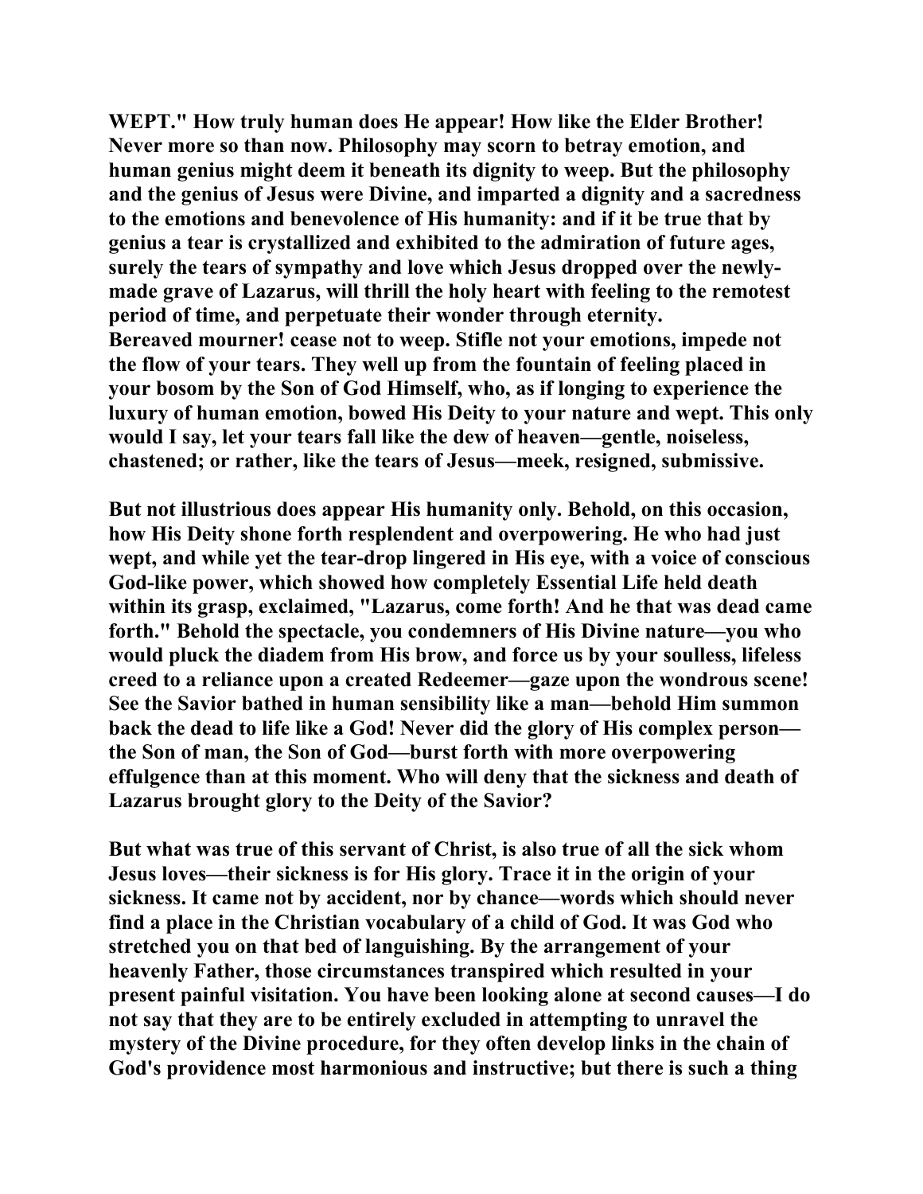WEPT." How truly human does He appear! How like the Elder Brother! Never more so than now. Philosophy may scorn to betray emotion, and human genius might deem it beneath its dignity to weep. But the philosophy and the genius of Jesus were Divine, and imparted a dignity and a sacredness to the emotions and benevolence of His humanity: and if it be true that by genius a tear is crystallized and exhibited to the admiration of future ages, surely the tears of sympathy and love which Jesus dropped over the newly-made grave of Lazarus, will thrill the holy heart with feeling to the remotest period of time, and perpetuate their wonder through eternity.

Bereaved mourner! cease not to weep. Stifle not your emotions, impede not the flow of your tears. They well up from the fountain of feeling placed in your bosom by the Son of God Himself, who, as if longing to experience the luxury of human emotion, bowed His Deity to your nature and wept. This only would I say, let your tears fall like the dew of heaven—gentle, noiseless, chastened; or rather, like the tears of Jesus—meek, resigned, submissive.

But not illustrious does appear His humanity only. Behold, on this occasion, how His Deity shone forth resplendent and overpowering. He who had just wept, and while yet the tear-drop lingered in His eye, with a voice of conscious God-like power, which showed how completely Essential Life held death within its grasp, exclaimed, "Lazarus, come forth! And he that was dead came forth." Behold the spectacle, you condemners of His Divine nature—you who would pluck the diadem from His brow, and force us by your soulless, lifeless creed to a reliance upon a created Redeemer—gaze upon the wondrous scene! See the Savior bathed in human sensibility like a man—behold Him summon back the dead to life like a God! Never did the glory of His complex person—the Son of man, the Son of God—burst forth with more overpowering effulgence than at this moment. Who will deny that the sickness and death of Lazarus brought glory to the Deity of the Savior?

But what was true of this servant of Christ, is also true of all the sick whom Jesus loves—their sickness is for His glory. Trace it in the origin of your sickness. It came not by accident, nor by chance—words which should never find a place in the Christian vocabulary of a child of God. It was God who stretched you on that bed of languishing. By the arrangement of your heavenly Father, those circumstances transpired which resulted in your present painful visitation. You have been looking alone at second causes—I do not say that they are to be entirely excluded in attempting to unravel the mystery of the Divine procedure, for they often develop links in the chain of God's providence most harmonious and instructive; but there is such a thing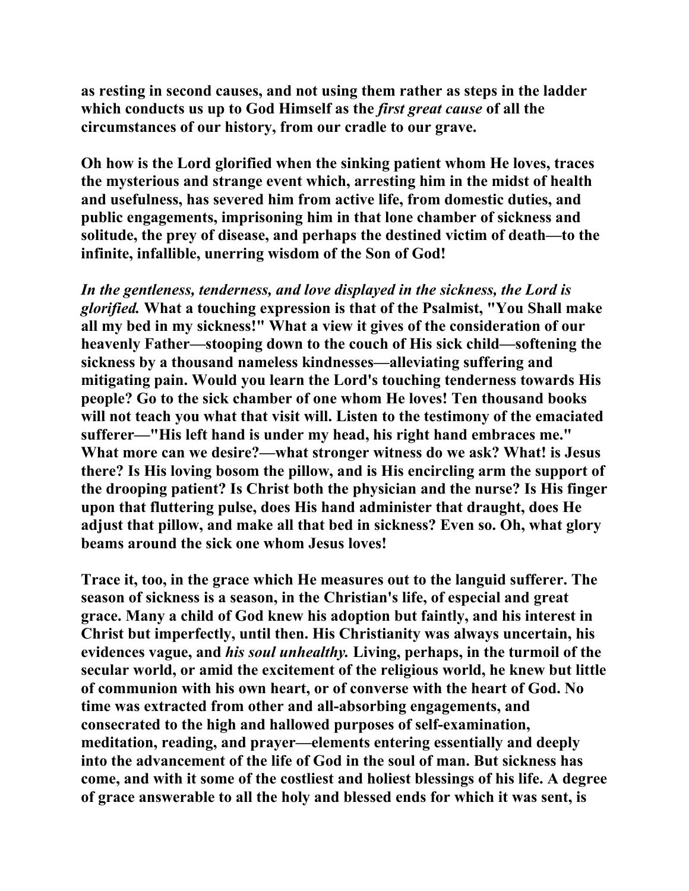**as resting in second causes, and not using them rather as steps in the ladder which conducts us up to God Himself as the *first great cause* of all the circumstances of our history, from our cradle to our grave.**

**Oh how is the Lord glorified when the sinking patient whom He loves, traces the mysterious and strange event which, arresting him in the midst of health and usefulness, has severed him from active life, from domestic duties, and public engagements, imprisoning him in that lone chamber of sickness and solitude, the prey of disease, and perhaps the destined victim of death—to the infinite, infallible, unerring wisdom of the Son of God!**

***In the gentleness, tenderness, and love displayed in the sickness, the Lord is glorified.*** **What a touching expression is that of the Psalmist, "You Shall make all my bed in my sickness!" What a view it gives of the consideration of our heavenly Father—stooping down to the couch of His sick child—softening the sickness by a thousand nameless kindnesses—alleviating suffering and mitigating pain. Would you learn the Lord's touching tenderness towards His people? Go to the sick chamber of one whom He loves! Ten thousand books will not teach you what that visit will. Listen to the testimony of the emaciated sufferer—"His left hand is under my head, his right hand embraces me." What more can we desire?—what stronger witness do we ask? What! is Jesus there? Is His loving bosom the pillow, and is His encircling arm the support of the drooping patient? Is Christ both the physician and the nurse? Is His finger upon that fluttering pulse, does His hand administer that draught, does He adjust that pillow, and make all that bed in sickness? Even so. Oh, what glory beams around the sick one whom Jesus loves!**

**Trace it, too, in the grace which He measures out to the languid sufferer. The season of sickness is a season, in the Christian's life, of especial and great grace. Many a child of God knew his adoption but faintly, and his interest in Christ but imperfectly, until then. His Christianity was always uncertain, his evidences vague, and *his soul unhealthy.* Living, perhaps, in the turmoil of the secular world, or amid the excitement of the religious world, he knew but little of communion with his own heart, or of converse with the heart of God. No time was extracted from other and all-absorbing engagements, and consecrated to the high and hallowed purposes of self-examination, meditation, reading, and prayer—elements entering essentially and deeply into the advancement of the life of God in the soul of man. But sickness has come, and with it some of the costliest and holiest blessings of his life. A degree of grace answerable to all the holy and blessed ends for which it was sent, is**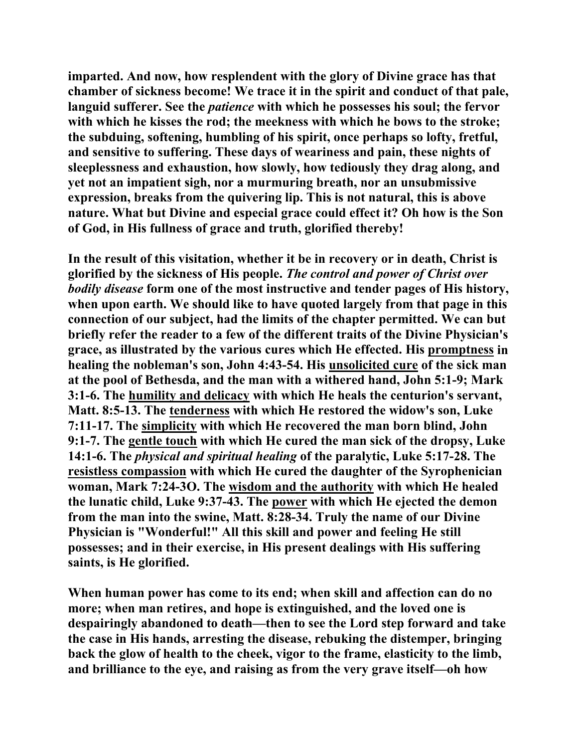**imparted. And now, how resplendent with the glory of Divine grace has that chamber of sickness become! We trace it in the spirit and conduct of that pale, languid sufferer. See the *patience* with which he possesses his soul; the fervor with which he kisses the rod; the meekness with which he bows to the stroke; the subduing, softening, humbling of his spirit, once perhaps so lofty, fretful, and sensitive to suffering. These days of weariness and pain, these nights of sleeplessness and exhaustion, how slowly, how tediously they drag along, and yet not an impatient sigh, nor a murmuring breath, nor an unsubmissive expression, breaks from the quivering lip. This is not natural, this is above nature. What but Divine and especial grace could effect it? Oh how is the Son of God, in His fullness of grace and truth, glorified thereby!**

**In the result of this visitation, whether it be in recovery or in death, Christ is glorified by the sickness of His people. *The control and power of Christ over bodily disease* form one of the most instructive and tender pages of His history, when upon earth. We should like to have quoted largely from that page in this connection of our subject, had the limits of the chapter permitted. We can but briefly refer the reader to a few of the different traits of the Divine Physician's grace, as illustrated by the various cures which He effected. His <u>promptness</u> in healing the nobleman's son, John 4:43-54. His <u>unsolicited cure</u> of the sick man at the pool of Bethesda, and the man with a withered hand, John 5:1-9; Mark 3:1-6. The <u>humility and delicacy</u> with which He heals the centurion's servant, Matt. 8:5-13. The <u>tenderness</u> with which He restored the widow's son, Luke 7:11-17. The <u>simplicity</u> with which He recovered the man born blind, John 9:1-7. The <u>gentle touch</u> with which He cured the man sick of the dropsy, Luke 14:1-6. The *physical and spiritual healing* of the paralytic, Luke 5:17-28. The <u>resistless compassion</u> with which He cured the daughter of the Syrophenician woman, Mark 7:24-3O. The <u>wisdom and the authority</u> with which He healed the lunatic child, Luke 9:37-43. The <u>power</u> with which He ejected the demon from the man into the swine, Matt. 8:28-34. Truly the name of our Divine Physician is "Wonderful!" All this skill and power and feeling He still possesses; and in their exercise, in His present dealings with His suffering saints, is He glorified.**

**When human power has come to its end; when skill and affection can do no more; when man retires, and hope is extinguished, and the loved one is despairingly abandoned to death—then to see the Lord step forward and take the case in His hands, arresting the disease, rebuking the distemper, bringing back the glow of health to the cheek, vigor to the frame, elasticity to the limb, and brilliance to the eye, and raising as from the very grave itself—oh how**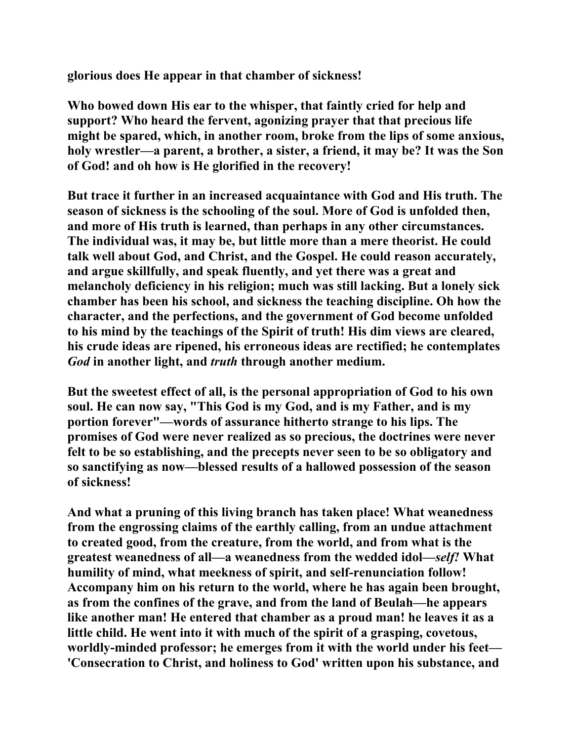**glorious does He appear in that chamber of sickness!**

**Who bowed down His ear to the whisper, that faintly cried for help and support? Who heard the fervent, agonizing prayer that that precious life might be spared, which, in another room, broke from the lips of some anxious, holy wrestler—a parent, a brother, a sister, a friend, it may be? It was the Son of God! and oh how is He glorified in the recovery!**

**But trace it further in an increased acquaintance with God and His truth. The season of sickness is the schooling of the soul. More of God is unfolded then, and more of His truth is learned, than perhaps in any other circumstances. The individual was, it may be, but little more than a mere theorist. He could talk well about God, and Christ, and the Gospel. He could reason accurately, and argue skillfully, and speak fluently, and yet there was a great and melancholy deficiency in his religion; much was still lacking. But a lonely sick chamber has been his school, and sickness the teaching discipline. Oh how the character, and the perfections, and the government of God become unfolded to his mind by the teachings of the Spirit of truth! His dim views are cleared, his crude ideas are ripened, his erroneous ideas are rectified; he contemplates *God* in another light, and *truth* through another medium.**

**But the sweetest effect of all, is the personal appropriation of God to his own soul. He can now say, "This God is my God, and is my Father, and is my portion forever"—words of assurance hitherto strange to his lips. The promises of God were never realized as so precious, the doctrines were never felt to be so establishing, and the precepts never seen to be so obligatory and so sanctifying as now—blessed results of a hallowed possession of the season of sickness!**

**And what a pruning of this living branch has taken place! What weanedness from the engrossing claims of the earthly calling, from an undue attachment to created good, from the creature, from the world, and from what is the greatest weanedness of all—a weanedness from the wedded idol—*self!* What humility of mind, what meekness of spirit, and self-renunciation follow! Accompany him on his return to the world, where he has again been brought, as from the confines of the grave, and from the land of Beulah—he appears like another man! He entered that chamber as a proud man! he leaves it as a little child. He went into it with much of the spirit of a grasping, covetous, worldly-minded professor; he emerges from it with the world under his feet—'Consecration to Christ, and holiness to God' written upon his substance, and**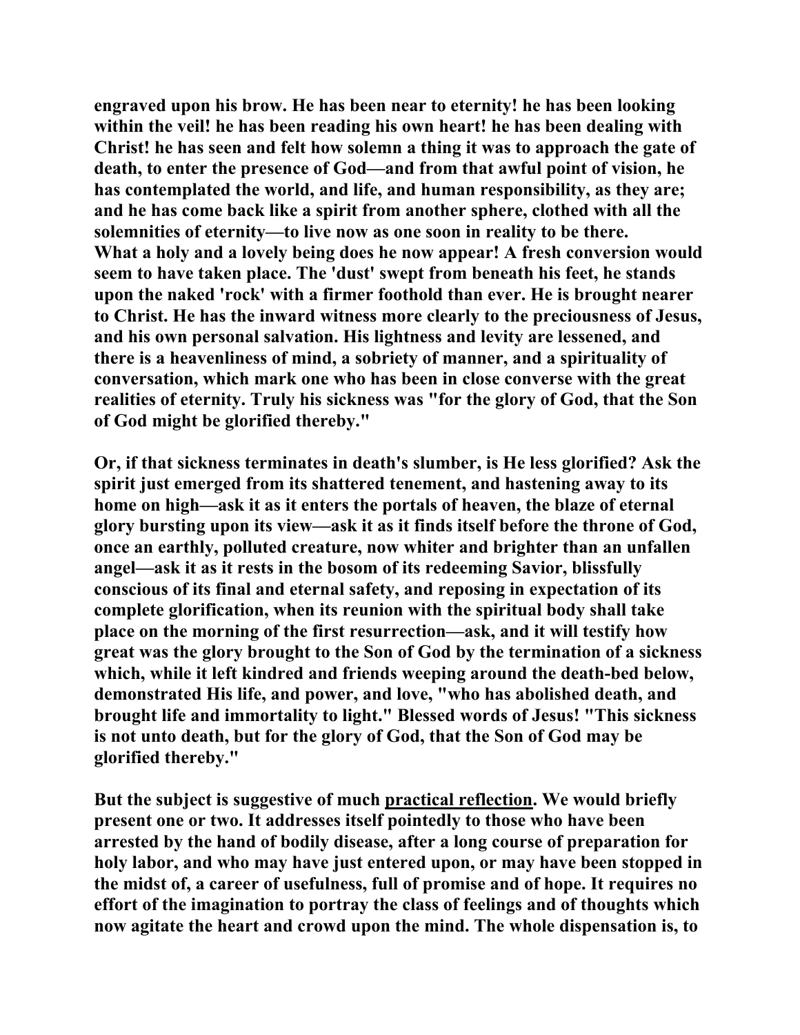**engraved upon his brow. He has been near to eternity! he has been looking within the veil! he has been reading his own heart! he has been dealing with Christ! he has seen and felt how solemn a thing it was to approach the gate of death, to enter the presence of God—and from that awful point of vision, he has contemplated the world, and life, and human responsibility, as they are; and he has come back like a spirit from another sphere, clothed with all the solemnities of eternity—to live now as one soon in reality to be there. What a holy and a lovely being does he now appear! A fresh conversion would seem to have taken place. The 'dust' swept from beneath his feet, he stands upon the naked 'rock' with a firmer foothold than ever. He is brought nearer to Christ. He has the inward witness more clearly to the preciousness of Jesus, and his own personal salvation. His lightness and levity are lessened, and there is a heavenliness of mind, a sobriety of manner, and a spirituality of conversation, which mark one who has been in close converse with the great realities of eternity. Truly his sickness was "for the glory of God, that the Son of God might be glorified thereby."**

**Or, if that sickness terminates in death's slumber, is He less glorified? Ask the spirit just emerged from its shattered tenement, and hastening away to its home on high—ask it as it enters the portals of heaven, the blaze of eternal glory bursting upon its view—ask it as it finds itself before the throne of God, once an earthly, polluted creature, now whiter and brighter than an unfallen angel—ask it as it rests in the bosom of its redeeming Savior, blissfully conscious of its final and eternal safety, and reposing in expectation of its complete glorification, when its reunion with the spiritual body shall take place on the morning of the first resurrection—ask, and it will testify how great was the glory brought to the Son of God by the termination of a sickness which, while it left kindred and friends weeping around the death-bed below, demonstrated His life, and power, and love, "who has abolished death, and brought life and immortality to light." Blessed words of Jesus! "This sickness is not unto death, but for the glory of God, that the Son of God may be glorified thereby."**

**But the subject is suggestive of much <u>practical reflection</u>. We would briefly present one or two. It addresses itself pointedly to those who have been arrested by the hand of bodily disease, after a long course of preparation for holy labor, and who may have just entered upon, or may have been stopped in the midst of, a career of usefulness, full of promise and of hope. It requires no effort of the imagination to portray the class of feelings and of thoughts which now agitate the heart and crowd upon the mind. The whole dispensation is, to**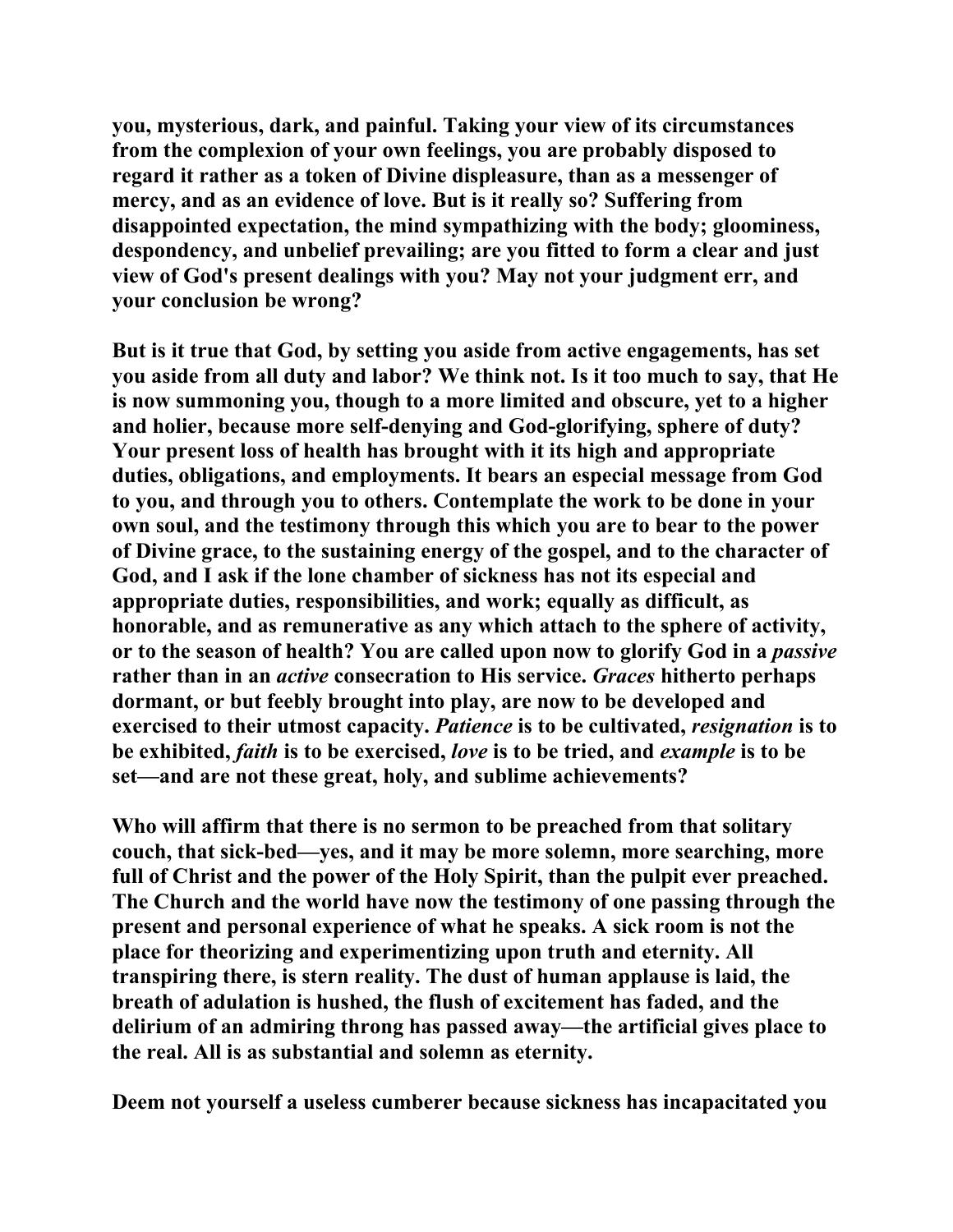you, mysterious, dark, and painful. Taking your view of its circumstances from the complexion of your own feelings, you are probably disposed to regard it rather as a token of Divine displeasure, than as a messenger of mercy, and as an evidence of love. But is it really so? Suffering from disappointed expectation, the mind sympathizing with the body; gloominess, despondency, and unbelief prevailing; are you fitted to form a clear and just view of God's present dealings with you? May not your judgment err, and your conclusion be wrong?

But is it true that God, by setting you aside from active engagements, has set you aside from all duty and labor? We think not. Is it too much to say, that He is now summoning you, though to a more limited and obscure, yet to a higher and holier, because more self-denying and God-glorifying, sphere of duty? Your present loss of health has brought with it its high and appropriate duties, obligations, and employments. It bears an especial message from God to you, and through you to others. Contemplate the work to be done in your own soul, and the testimony through this which you are to bear to the power of Divine grace, to the sustaining energy of the gospel, and to the character of God, and I ask if the lone chamber of sickness has not its especial and appropriate duties, responsibilities, and work; equally as difficult, as honorable, and as remunerative as any which attach to the sphere of activity, or to the season of health? You are called upon now to glorify God in a *passive* rather than in an *active* consecration to His service. *Graces* hitherto perhaps dormant, or but feebly brought into play, are now to be developed and exercised to their utmost capacity. *Patience* is to be cultivated, *resignation* is to be exhibited, *faith* is to be exercised, *love* is to be tried, and *example* is to be set—and are not these great, holy, and sublime achievements?

Who will affirm that there is no sermon to be preached from that solitary couch, that sick-bed—yes, and it may be more solemn, more searching, more full of Christ and the power of the Holy Spirit, than the pulpit ever preached. The Church and the world have now the testimony of one passing through the present and personal experience of what he speaks. A sick room is not the place for theorizing and experimentizing upon truth and eternity. All transpiring there, is stern reality. The dust of human applause is laid, the breath of adulation is hushed, the flush of excitement has faded, and the delirium of an admiring throng has passed away—the artificial gives place to the real. All is as substantial and solemn as eternity.

Deem not yourself a useless cumberer because sickness has incapacitated you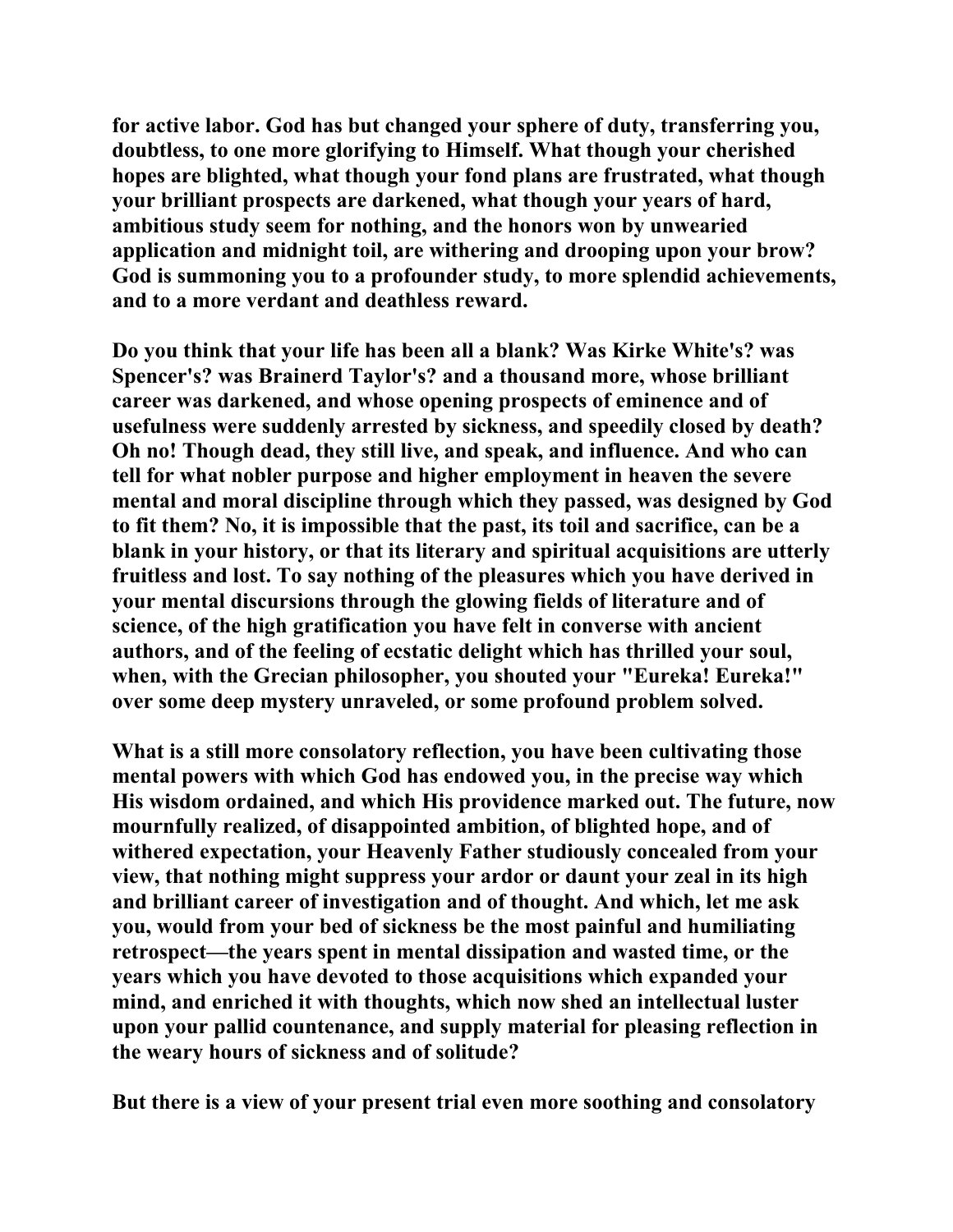for active labor. God has but changed your sphere of duty, transferring you, doubtless, to one more glorifying to Himself. What though your cherished hopes are blighted, what though your fond plans are frustrated, what though your brilliant prospects are darkened, what though your years of hard, ambitious study seem for nothing, and the honors won by unwearied application and midnight toil, are withering and drooping upon your brow? God is summoning you to a profounder study, to more splendid achievements, and to a more verdant and deathless reward.

Do you think that your life has been all a blank? Was Kirke White's? was Spencer's? was Brainerd Taylor's? and a thousand more, whose brilliant career was darkened, and whose opening prospects of eminence and of usefulness were suddenly arrested by sickness, and speedily closed by death? Oh no! Though dead, they still live, and speak, and influence. And who can tell for what nobler purpose and higher employment in heaven the severe mental and moral discipline through which they passed, was designed by God to fit them? No, it is impossible that the past, its toil and sacrifice, can be a blank in your history, or that its literary and spiritual acquisitions are utterly fruitless and lost. To say nothing of the pleasures which you have derived in your mental discursions through the glowing fields of literature and of science, of the high gratification you have felt in converse with ancient authors, and of the feeling of ecstatic delight which has thrilled your soul, when, with the Grecian philosopher, you shouted your "Eureka! Eureka!" over some deep mystery unraveled, or some profound problem solved.

What is a still more consolatory reflection, you have been cultivating those mental powers with which God has endowed you, in the precise way which His wisdom ordained, and which His providence marked out. The future, now mournfully realized, of disappointed ambition, of blighted hope, and of withered expectation, your Heavenly Father studiously concealed from your view, that nothing might suppress your ardor or daunt your zeal in its high and brilliant career of investigation and of thought. And which, let me ask you, would from your bed of sickness be the most painful and humiliating retrospect—the years spent in mental dissipation and wasted time, or the years which you have devoted to those acquisitions which expanded your mind, and enriched it with thoughts, which now shed an intellectual luster upon your pallid countenance, and supply material for pleasing reflection in the weary hours of sickness and of solitude?

But there is a view of your present trial even more soothing and consolatory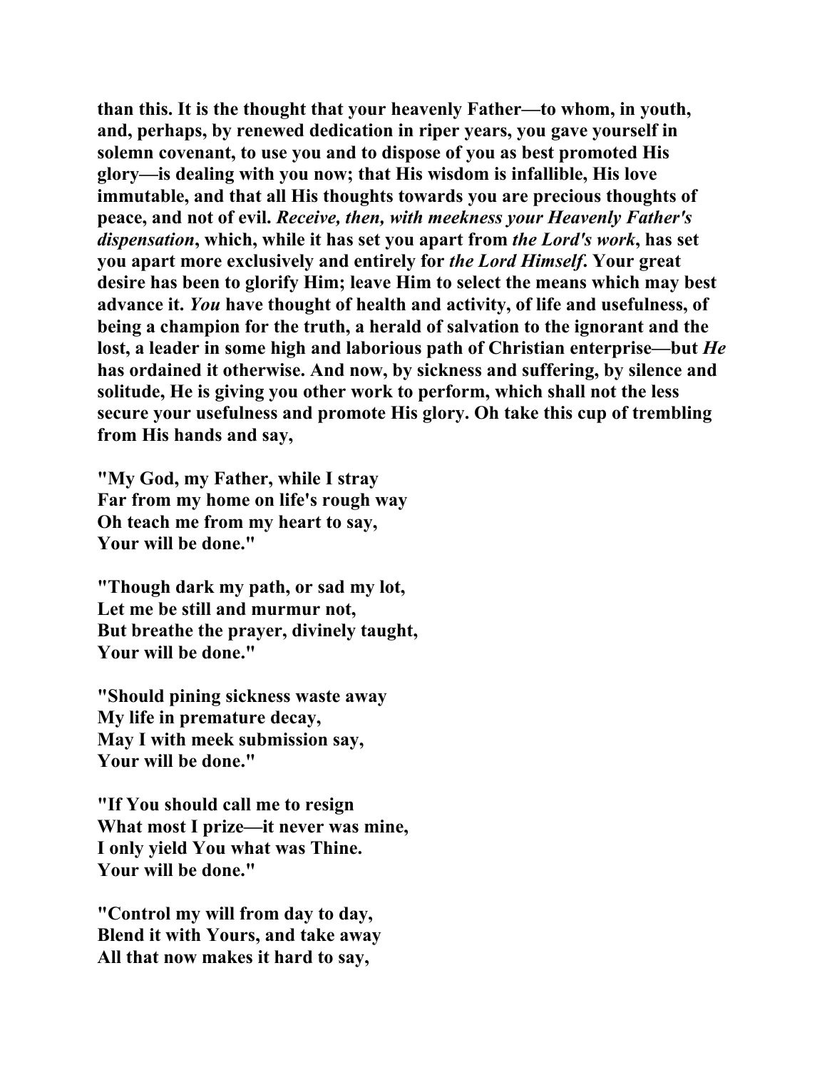than this. It is the thought that your heavenly Father—to whom, in youth, and, perhaps, by renewed dedication in riper years, you gave yourself in solemn covenant, to use you and to dispose of you as best promoted His glory—is dealing with you now; that His wisdom is infallible, His love immutable, and that all His thoughts towards you are precious thoughts of peace, and not of evil. *Receive, then, with meekness your Heavenly Father's dispensation*, which, while it has set you apart from *the Lord's work*, has set you apart more exclusively and entirely for *the Lord Himself*. Your great desire has been to glorify Him; leave Him to select the means which may best advance it. *You* have thought of health and activity, of life and usefulness, of being a champion for the truth, a herald of salvation to the ignorant and the lost, a leader in some high and laborious path of Christian enterprise—but *He* has ordained it otherwise. And now, by sickness and suffering, by silence and solitude, He is giving you other work to perform, which shall not the less secure your usefulness and promote His glory. Oh take this cup of trembling from His hands and say,

"My God, my Father, while I stray
Far from my home on life's rough way
Oh teach me from my heart to say,
Your will be done."

"Though dark my path, or sad my lot,
Let me be still and murmur not,
But breathe the prayer, divinely taught,
Your will be done."

"Should pining sickness waste away
My life in premature decay,
May I with meek submission say,
Your will be done."

"If You should call me to resign
What most I prize—it never was mine,
I only yield You what was Thine.
Your will be done."

"Control my will from day to day,
Blend it with Yours, and take away
All that now makes it hard to say,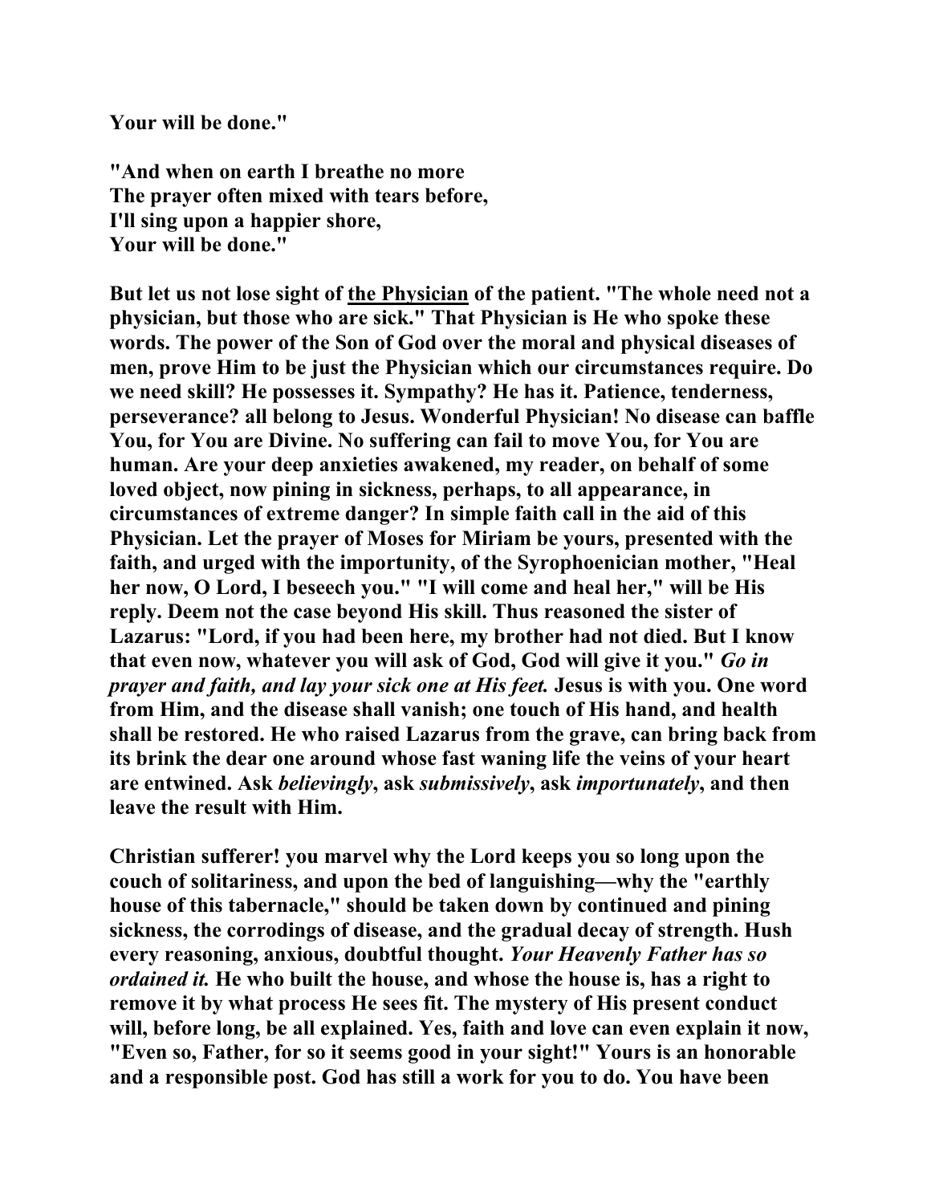**Your will be done."**

**"And when on earth I breathe no more**
**The prayer often mixed with tears before,**
**I'll sing upon a happier shore,**
**Your will be done."**

**But let us not lose sight of the Physician of the patient. "The whole need not a physician, but those who are sick." That Physician is He who spoke these words. The power of the Son of God over the moral and physical diseases of men, prove Him to be just the Physician which our circumstances require. Do we need skill? He possesses it. Sympathy? He has it. Patience, tenderness, perseverance? all belong to Jesus. Wonderful Physician! No disease can baffle You, for You are Divine. No suffering can fail to move You, for You are human. Are your deep anxieties awakened, my reader, on behalf of some loved object, now pining in sickness, perhaps, to all appearance, in circumstances of extreme danger? In simple faith call in the aid of this Physician. Let the prayer of Moses for Miriam be yours, presented with the faith, and urged with the importunity, of the Syrophoenician mother, "Heal her now, O Lord, I beseech you." "I will come and heal her," will be His reply. Deem not the case beyond His skill. Thus reasoned the sister of Lazarus: "Lord, if you had been here, my brother had not died. But I know that even now, whatever you will ask of God, God will give it you."** ***Go in prayer and faith, and lay your sick one at His feet.*** **Jesus is with you. One word from Him, and the disease shall vanish; one touch of His hand, and health shall be restored. He who raised Lazarus from the grave, can bring back from its brink the dear one around whose fast waning life the veins of your heart are entwined. Ask** ***believingly*****, ask** ***submissively*****, ask** ***importunately*****, and then leave the result with Him.**

**Christian sufferer! you marvel why the Lord keeps you so long upon the couch of solitariness, and upon the bed of languishing—why the "earthly house of this tabernacle," should be taken down by continued and pining sickness, the corrodings of disease, and the gradual decay of strength. Hush every reasoning, anxious, doubtful thought.** ***Your Heavenly Father has so ordained it.*** **He who built the house, and whose the house is, has a right to remove it by what process He sees fit. The mystery of His present conduct will, before long, be all explained. Yes, faith and love can even explain it now, "Even so, Father, for so it seems good in your sight!" Yours is an honorable and a responsible post. God has still a work for you to do. You have been**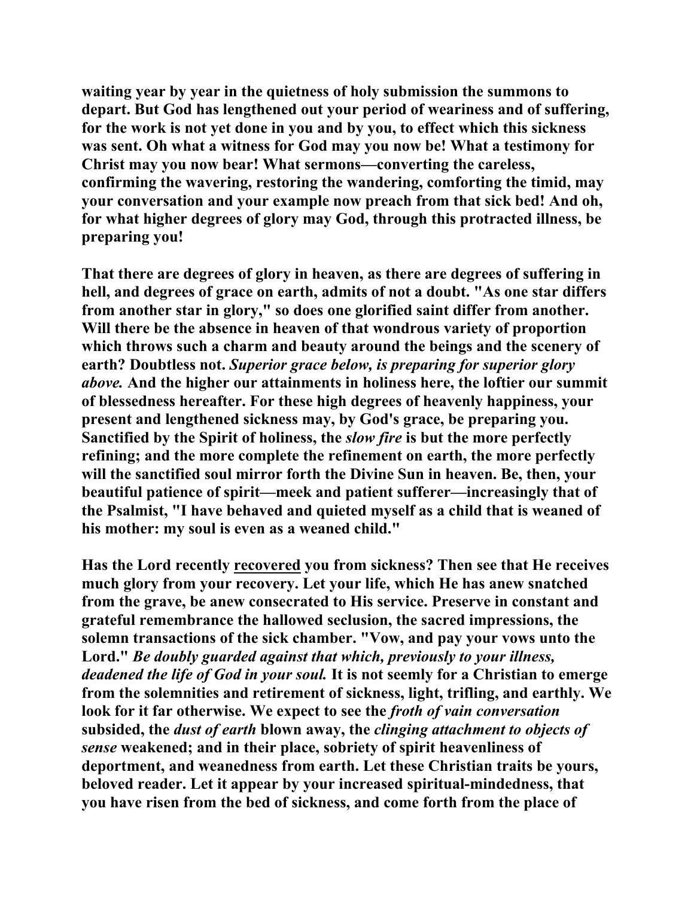**waiting year by year in the quietness of holy submission the summons to depart. But God has lengthened out your period of weariness and of suffering, for the work is not yet done in you and by you, to effect which this sickness was sent. Oh what a witness for God may you now be! What a testimony for Christ may you now bear! What sermons—converting the careless, confirming the wavering, restoring the wandering, comforting the timid, may your conversation and your example now preach from that sick bed! And oh, for what higher degrees of glory may God, through this protracted illness, be preparing you!**

**That there are degrees of glory in heaven, as there are degrees of suffering in hell, and degrees of grace on earth, admits of not a doubt. "As one star differs from another star in glory," so does one glorified saint differ from another. Will there be the absence in heaven of that wondrous variety of proportion which throws such a charm and beauty around the beings and the scenery of earth? Doubtless not. *Superior grace below, is preparing for superior glory above.* And the higher our attainments in holiness here, the loftier our summit of blessedness hereafter. For these high degrees of heavenly happiness, your present and lengthened sickness may, by God's grace, be preparing you. Sanctified by the Spirit of holiness, the *slow fire* is but the more perfectly refining; and the more complete the refinement on earth, the more perfectly will the sanctified soul mirror forth the Divine Sun in heaven. Be, then, your beautiful patience of spirit—meek and patient sufferer—increasingly that of the Psalmist, "I have behaved and quieted myself as a child that is weaned of his mother: my soul is even as a weaned child."**

**Has the Lord recently <u>recovered</u> you from sickness? Then see that He receives much glory from your recovery. Let your life, which He has anew snatched from the grave, be anew consecrated to His service. Preserve in constant and grateful remembrance the hallowed seclusion, the sacred impressions, the solemn transactions of the sick chamber. "Vow, and pay your vows unto the Lord." *Be doubly guarded against that which, previously to your illness, deadened the life of God in your soul.* It is not seemly for a Christian to emerge from the solemnities and retirement of sickness, light, trifling, and earthly. We look for it far otherwise. We expect to see the *froth of vain conversation* subsided, the *dust of earth* blown away, the *clinging attachment to objects of sense* weakened; and in their place, sobriety of spirit heavenliness of deportment, and weanedness from earth. Let these Christian traits be yours, beloved reader. Let it appear by your increased spiritual-mindedness, that you have risen from the bed of sickness, and come forth from the place of**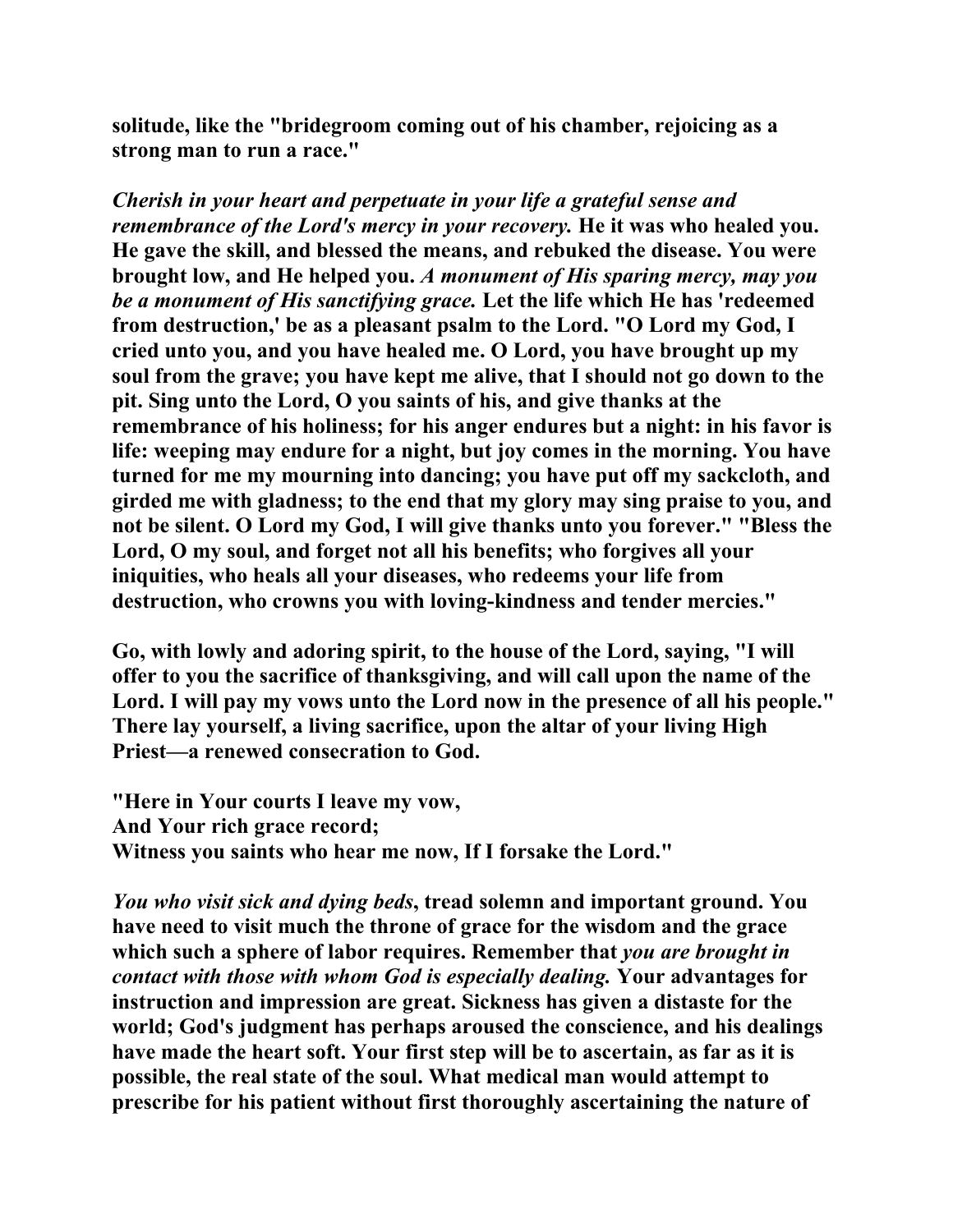**solitude, like the "bridegroom coming out of his chamber, rejoicing as a strong man to run a race."**

***Cherish in your heart and perpetuate in your life a grateful sense and remembrance of the Lord's mercy in your recovery.* He it was who healed you. He gave the skill, and blessed the means, and rebuked the disease. You were brought low, and He helped you. *A monument of His sparing mercy, may you be a monument of His sanctifying grace.* Let the life which He has 'redeemed from destruction,' be as a pleasant psalm to the Lord. "O Lord my God, I cried unto you, and you have healed me. O Lord, you have brought up my soul from the grave; you have kept me alive, that I should not go down to the pit. Sing unto the Lord, O you saints of his, and give thanks at the remembrance of his holiness; for his anger endures but a night: in his favor is life: weeping may endure for a night, but joy comes in the morning. You have turned for me my mourning into dancing; you have put off my sackcloth, and girded me with gladness; to the end that my glory may sing praise to you, and not be silent. O Lord my God, I will give thanks unto you forever." "Bless the Lord, O my soul, and forget not all his benefits; who forgives all your iniquities, who heals all your diseases, who redeems your life from destruction, who crowns you with loving-kindness and tender mercies."**

**Go, with lowly and adoring spirit, to the house of the Lord, saying, "I will offer to you the sacrifice of thanksgiving, and will call upon the name of the Lord. I will pay my vows unto the Lord now in the presence of all his people." There lay yourself, a living sacrifice, upon the altar of your living High Priest—a renewed consecration to God.**

**"Here in Your courts I leave my vow,**
**And Your rich grace record;**
**Witness you saints who hear me now, If I forsake the Lord."**

***You who visit sick and dying beds*, tread solemn and important ground. You have need to visit much the throne of grace for the wisdom and the grace which such a sphere of labor requires. Remember that *you are brought in contact with those with whom God is especially dealing.* Your advantages for instruction and impression are great. Sickness has given a distaste for the world; God's judgment has perhaps aroused the conscience, and his dealings have made the heart soft. Your first step will be to ascertain, as far as it is possible, the real state of the soul. What medical man would attempt to prescribe for his patient without first thoroughly ascertaining the nature of**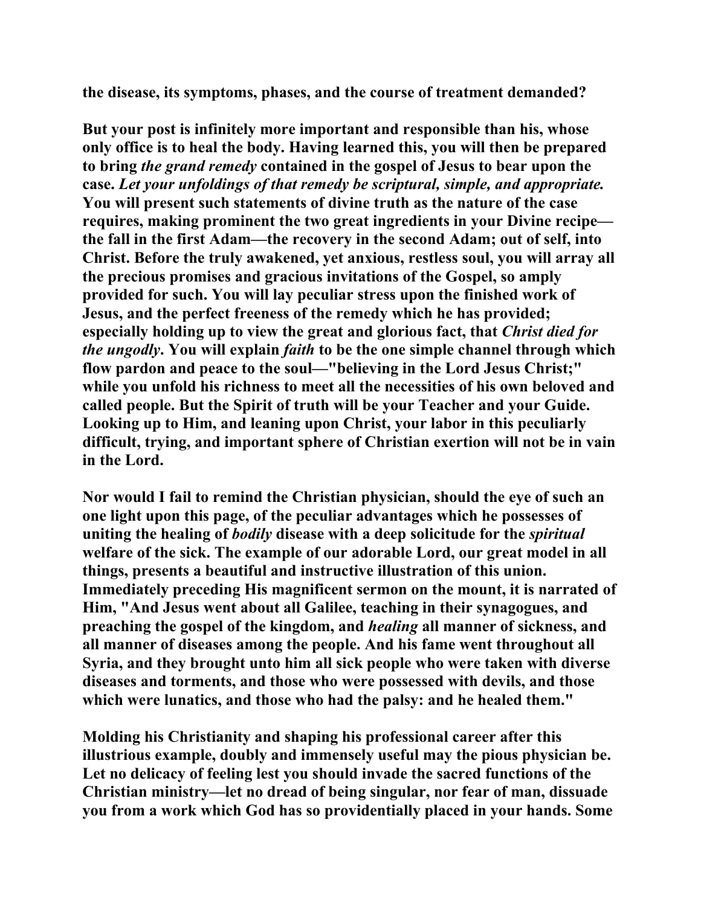the disease, its symptoms, phases, and the course of treatment demanded?

But your post is infinitely more important and responsible than his, whose only office is to heal the body. Having learned this, you will then be prepared to bring *the grand remedy* contained in the gospel of Jesus to bear upon the case. *Let your unfoldings of that remedy be scriptural, simple, and appropriate.* You will present such statements of divine truth as the nature of the case requires, making prominent the two great ingredients in your Divine recipe—the fall in the first Adam—the recovery in the second Adam; out of self, into Christ. Before the truly awakened, yet anxious, restless soul, you will array all the precious promises and gracious invitations of the Gospel, so amply provided for such. You will lay peculiar stress upon the finished work of Jesus, and the perfect freeness of the remedy which he has provided; especially holding up to view the great and glorious fact, that *Christ died for the ungodly*. You will explain *faith* to be the one simple channel through which flow pardon and peace to the soul—"believing in the Lord Jesus Christ;" while you unfold his richness to meet all the necessities of his own beloved and called people. But the Spirit of truth will be your Teacher and your Guide. Looking up to Him, and leaning upon Christ, your labor in this peculiarly difficult, trying, and important sphere of Christian exertion will not be in vain in the Lord.

Nor would I fail to remind the Christian physician, should the eye of such an one light upon this page, of the peculiar advantages which he possesses of uniting the healing of *bodily* disease with a deep solicitude for the *spiritual* welfare of the sick. The example of our adorable Lord, our great model in all things, presents a beautiful and instructive illustration of this union. Immediately preceding His magnificent sermon on the mount, it is narrated of Him, "And Jesus went about all Galilee, teaching in their synagogues, and preaching the gospel of the kingdom, and *healing* all manner of sickness, and all manner of diseases among the people. And his fame went throughout all Syria, and they brought unto him all sick people who were taken with diverse diseases and torments, and those who were possessed with devils, and those which were lunatics, and those who had the palsy: and he healed them."

Molding his Christianity and shaping his professional career after this illustrious example, doubly and immensely useful may the pious physician be. Let no delicacy of feeling lest you should invade the sacred functions of the Christian ministry—let no dread of being singular, nor fear of man, dissuade you from a work which God has so providentially placed in your hands. Some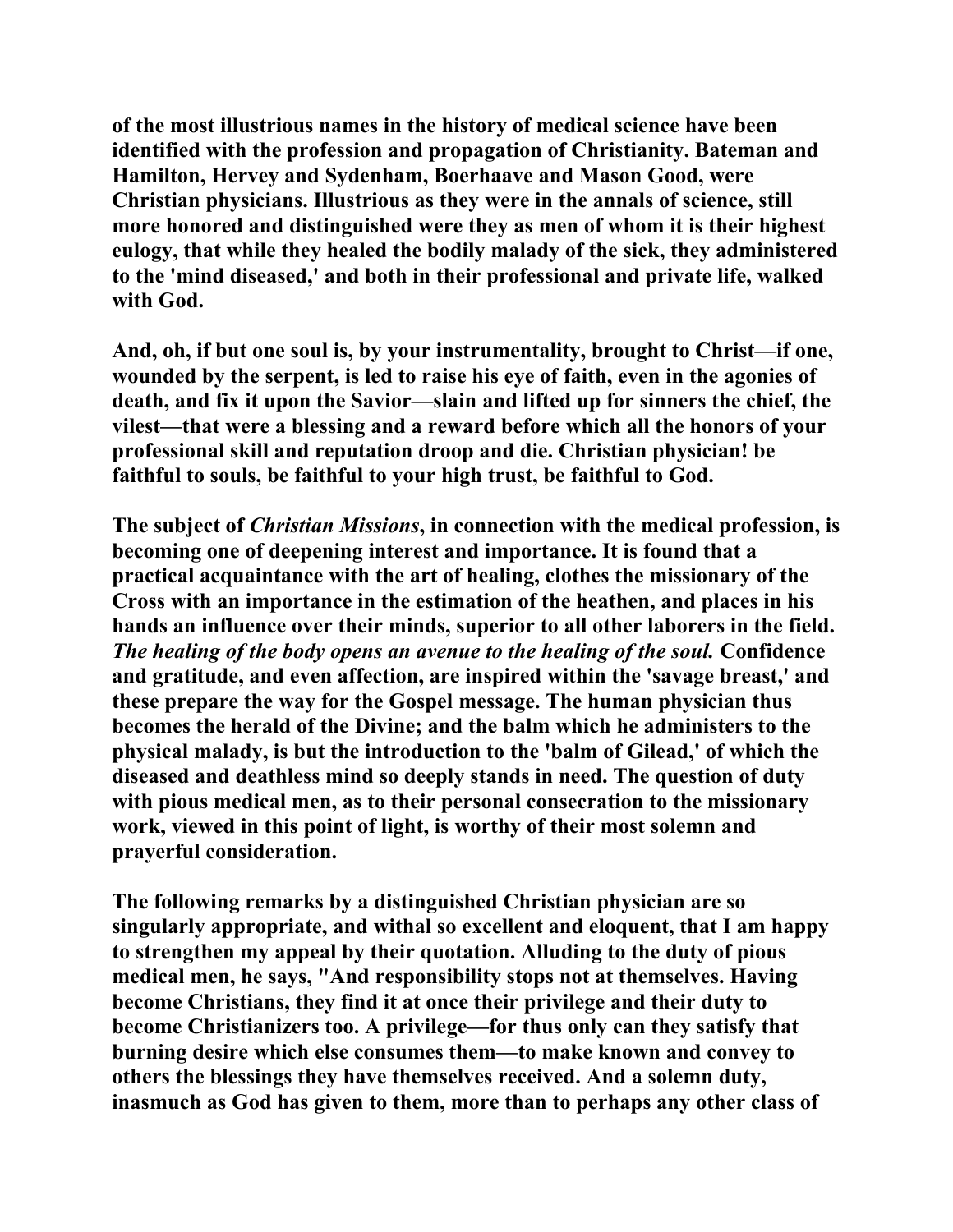of the most illustrious names in the history of medical science have been identified with the profession and propagation of Christianity. Bateman and Hamilton, Hervey and Sydenham, Boerhaave and Mason Good, were Christian physicians. Illustrious as they were in the annals of science, still more honored and distinguished were they as men of whom it is their highest eulogy, that while they healed the bodily malady of the sick, they administered to the 'mind diseased,' and both in their professional and private life, walked with God.

And, oh, if but one soul is, by your instrumentality, brought to Christ—if one, wounded by the serpent, is led to raise his eye of faith, even in the agonies of death, and fix it upon the Savior—slain and lifted up for sinners the chief, the vilest—that were a blessing and a reward before which all the honors of your professional skill and reputation droop and die. Christian physician! be faithful to souls, be faithful to your high trust, be faithful to God.

The subject of *Christian Missions*, in connection with the medical profession, is becoming one of deepening interest and importance. It is found that a practical acquaintance with the art of healing, clothes the missionary of the Cross with an importance in the estimation of the heathen, and places in his hands an influence over their minds, superior to all other laborers in the field. *The healing of the body opens an avenue to the healing of the soul.* Confidence and gratitude, and even affection, are inspired within the 'savage breast,' and these prepare the way for the Gospel message. The human physician thus becomes the herald of the Divine; and the balm which he administers to the physical malady, is but the introduction to the 'balm of Gilead,' of which the diseased and deathless mind so deeply stands in need. The question of duty with pious medical men, as to their personal consecration to the missionary work, viewed in this point of light, is worthy of their most solemn and prayerful consideration.

The following remarks by a distinguished Christian physician are so singularly appropriate, and withal so excellent and eloquent, that I am happy to strengthen my appeal by their quotation. Alluding to the duty of pious medical men, he says, "And responsibility stops not at themselves. Having become Christians, they find it at once their privilege and their duty to become Christianizers too. A privilege—for thus only can they satisfy that burning desire which else consumes them—to make known and convey to others the blessings they have themselves received. And a solemn duty, inasmuch as God has given to them, more than to perhaps any other class of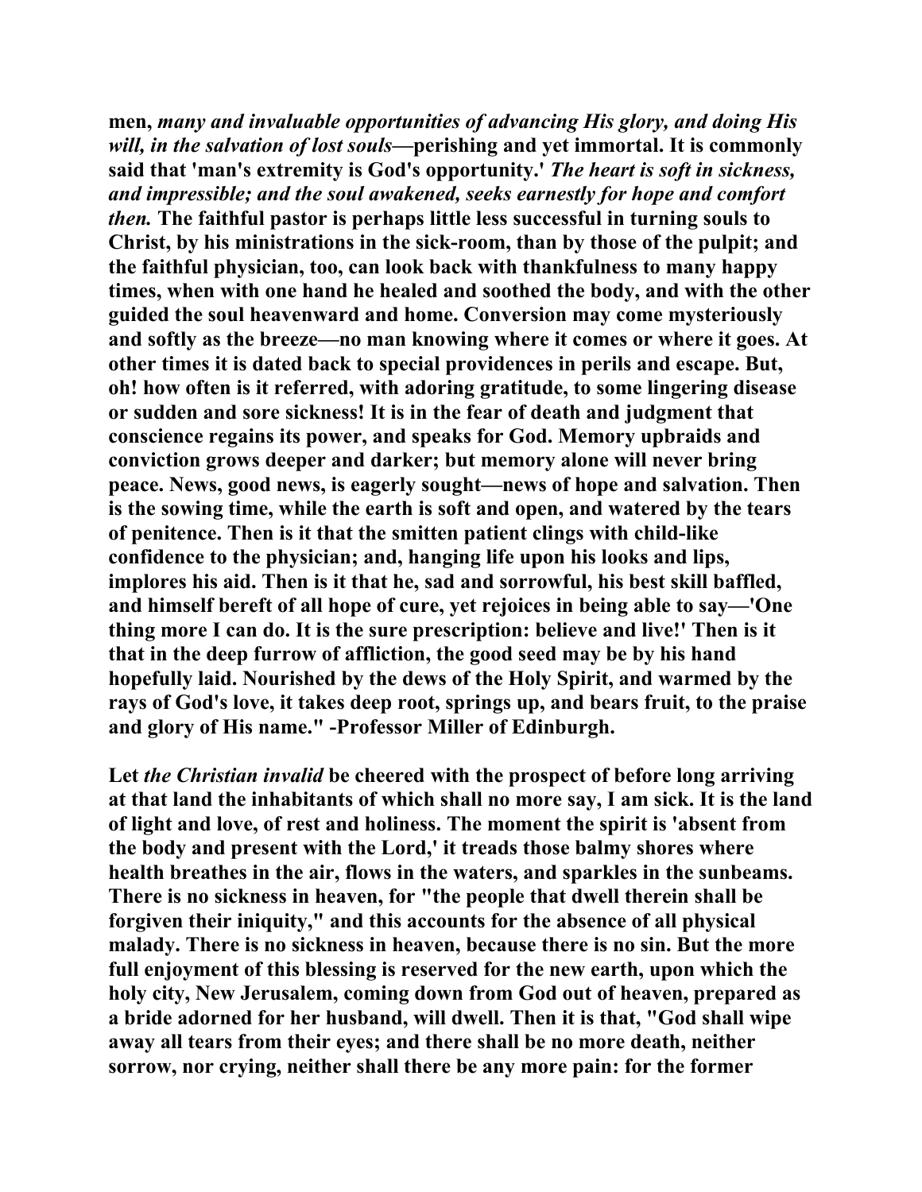men, *many and invaluable opportunities of advancing His glory, and doing His will, in the salvation of lost souls*—perishing and yet immortal. It is commonly said that 'man's extremity is God's opportunity.' *The heart is soft in sickness, and impressible; and the soul awakened, seeks earnestly for hope and comfort then.* The faithful pastor is perhaps little less successful in turning souls to Christ, by his ministrations in the sick-room, than by those of the pulpit; and the faithful physician, too, can look back with thankfulness to many happy times, when with one hand he healed and soothed the body, and with the other guided the soul heavenward and home. Conversion may come mysteriously and softly as the breeze—no man knowing where it comes or where it goes. At other times it is dated back to special providences in perils and escape. But, oh! how often is it referred, with adoring gratitude, to some lingering disease or sudden and sore sickness! It is in the fear of death and judgment that conscience regains its power, and speaks for God. Memory upbraids and conviction grows deeper and darker; but memory alone will never bring peace. News, good news, is eagerly sought—news of hope and salvation. Then is the sowing time, while the earth is soft and open, and watered by the tears of penitence. Then is it that the smitten patient clings with child-like confidence to the physician; and, hanging life upon his looks and lips, implores his aid. Then is it that he, sad and sorrowful, his best skill baffled, and himself bereft of all hope of cure, yet rejoices in being able to say—'One thing more I can do. It is the sure prescription: believe and live!' Then is it that in the deep furrow of affliction, the good seed may be by his hand hopefully laid. Nourished by the dews of the Holy Spirit, and warmed by the rays of God's love, it takes deep root, springs up, and bears fruit, to the praise and glory of His name." -Professor Miller of Edinburgh.

Let *the Christian invalid* be cheered with the prospect of before long arriving at that land the inhabitants of which shall no more say, I am sick. It is the land of light and love, of rest and holiness. The moment the spirit is 'absent from the body and present with the Lord,' it treads those balmy shores where health breathes in the air, flows in the waters, and sparkles in the sunbeams. There is no sickness in heaven, for "the people that dwell therein shall be forgiven their iniquity," and this accounts for the absence of all physical malady. There is no sickness in heaven, because there is no sin. But the more full enjoyment of this blessing is reserved for the new earth, upon which the holy city, New Jerusalem, coming down from God out of heaven, prepared as a bride adorned for her husband, will dwell. Then it is that, "God shall wipe away all tears from their eyes; and there shall be no more death, neither sorrow, nor crying, neither shall there be any more pain: for the former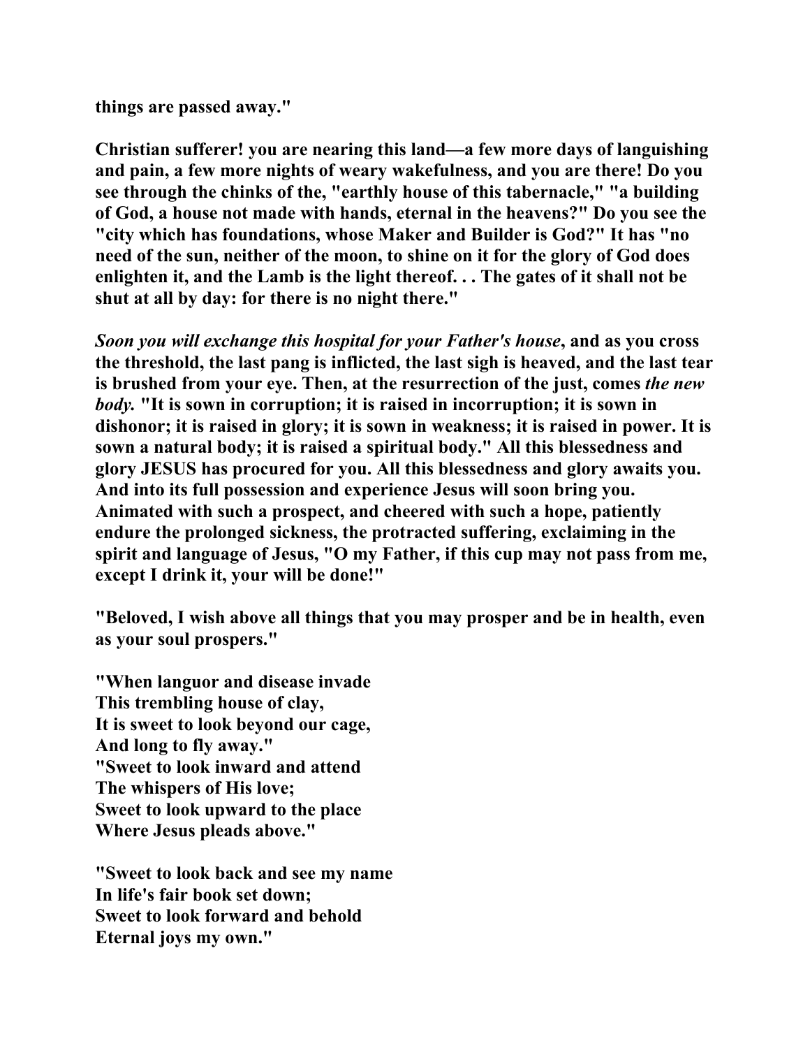**things are passed away."**

**Christian sufferer! you are nearing this land—a few more days of languishing and pain, a few more nights of weary wakefulness, and you are there! Do you see through the chinks of the, "earthly house of this tabernacle," "a building of God, a house not made with hands, eternal in the heavens?" Do you see the "city which has foundations, whose Maker and Builder is God?" It has "no need of the sun, neither of the moon, to shine on it for the glory of God does enlighten it, and the Lamb is the light thereof. . . The gates of it shall not be shut at all by day: for there is no night there."**

***Soon you will exchange this hospital for your Father's house*, and as you cross the threshold, the last pang is inflicted, the last sigh is heaved, and the last tear is brushed from your eye. Then, at the resurrection of the just, comes *the new body.* "It is sown in corruption; it is raised in incorruption; it is sown in dishonor; it is raised in glory; it is sown in weakness; it is raised in power. It is sown a natural body; it is raised a spiritual body." All this blessedness and glory JESUS has procured for you. All this blessedness and glory awaits you. And into its full possession and experience Jesus will soon bring you. Animated with such a prospect, and cheered with such a hope, patiently endure the prolonged sickness, the protracted suffering, exclaiming in the spirit and language of Jesus, "O my Father, if this cup may not pass from me, except I drink it, your will be done!"**

**"Beloved, I wish above all things that you may prosper and be in health, even as your soul prospers."**

**"When languor and disease invade**
**This trembling house of clay,**
**It is sweet to look beyond our cage,**
**And long to fly away."**
**"Sweet to look inward and attend**
**The whispers of His love;**
**Sweet to look upward to the place**
**Where Jesus pleads above."**

**"Sweet to look back and see my name**
**In life's fair book set down;**
**Sweet to look forward and behold**
**Eternal joys my own."**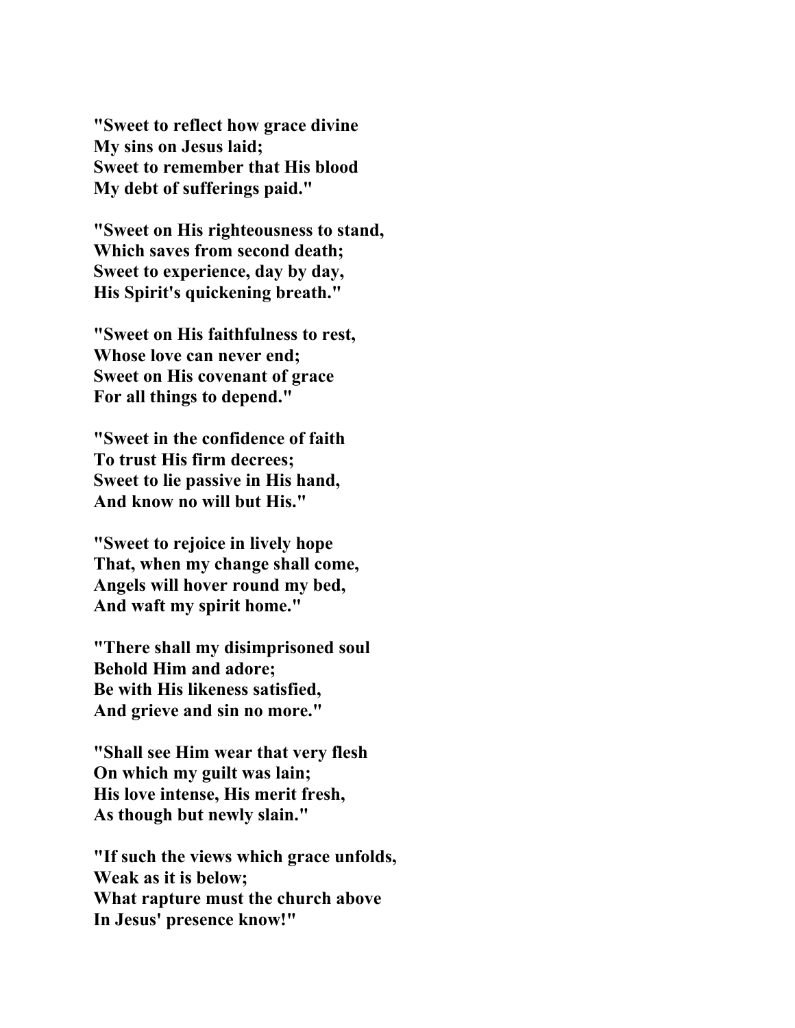**"Sweet to reflect how grace divine**
**My sins on Jesus laid;**
**Sweet to remember that His blood**
**My debt of sufferings paid."**

**"Sweet on His righteousness to stand,**
**Which saves from second death;**
**Sweet to experience, day by day,**
**His Spirit's quickening breath."**

**"Sweet on His faithfulness to rest,**
**Whose love can never end;**
**Sweet on His covenant of grace**
**For all things to depend."**

**"Sweet in the confidence of faith**
**To trust His firm decrees;**
**Sweet to lie passive in His hand,**
**And know no will but His."**

**"Sweet to rejoice in lively hope**
**That, when my change shall come,**
**Angels will hover round my bed,**
**And waft my spirit home."**

**"There shall my disimprisoned soul**
**Behold Him and adore;**
**Be with His likeness satisfied,**
**And grieve and sin no more."**

**"Shall see Him wear that very flesh**
**On which my guilt was lain;**
**His love intense, His merit fresh,**
**As though but newly slain."**

**"If such the views which grace unfolds,**
**Weak as it is below;**
**What rapture must the church above**
**In Jesus' presence know!"**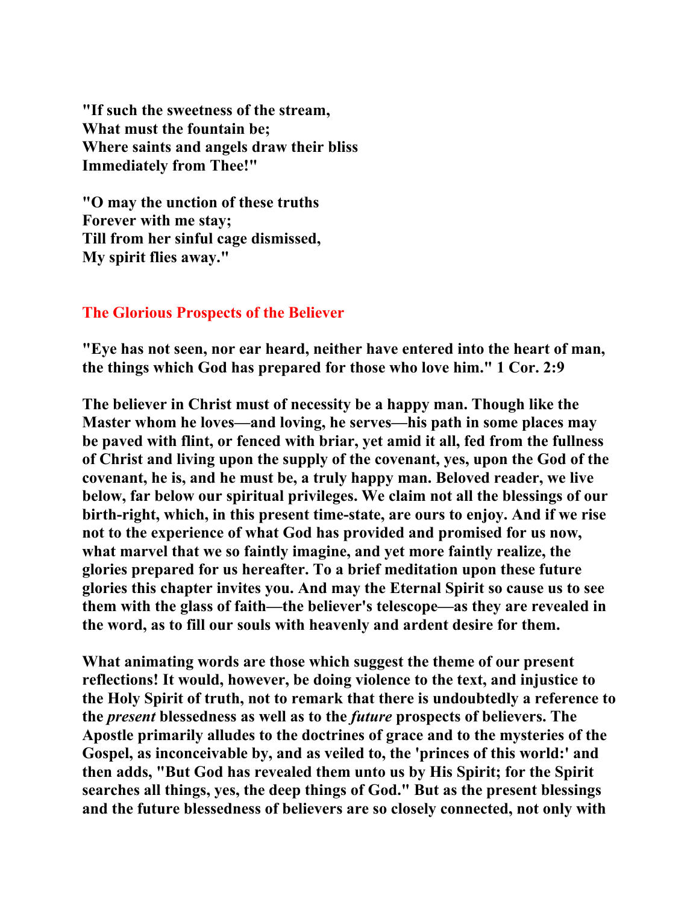**"If such the sweetness of the stream,**
**What must the fountain be;**
**Where saints and angels draw their bliss**
**Immediately from Thee!"**

**"O may the unction of these truths**
**Forever with me stay;**
**Till from her sinful cage dismissed,**
**My spirit flies away."**

## The Glorious Prospects of the Believer

**"Eye has not seen, nor ear heard, neither have entered into the heart of man, the things which God has prepared for those who love him." 1 Cor. 2:9**

**The believer in Christ must of necessity be a happy man. Though like the Master whom he loves—and loving, he serves—his path in some places may be paved with flint, or fenced with briar, yet amid it all, fed from the fullness of Christ and living upon the supply of the covenant, yes, upon the God of the covenant, he is, and he must be, a truly happy man. Beloved reader, we live below, far below our spiritual privileges. We claim not all the blessings of our birth-right, which, in this present time-state, are ours to enjoy. And if we rise not to the experience of what God has provided and promised for us now, what marvel that we so faintly imagine, and yet more faintly realize, the glories prepared for us hereafter. To a brief meditation upon these future glories this chapter invites you. And may the Eternal Spirit so cause us to see them with the glass of faith—the believer's telescope—as they are revealed in the word, as to fill our souls with heavenly and ardent desire for them.**

**What animating words are those which suggest the theme of our present reflections! It would, however, be doing violence to the text, and injustice to the Holy Spirit of truth, not to remark that there is undoubtedly a reference to the *present* blessedness as well as to the *future* prospects of believers. The Apostle primarily alludes to the doctrines of grace and to the mysteries of the Gospel, as inconceivable by, and as veiled to, the 'princes of this world:' and then adds, "But God has revealed them unto us by His Spirit; for the Spirit searches all things, yes, the deep things of God." But as the present blessings and the future blessedness of believers are so closely connected, not only with**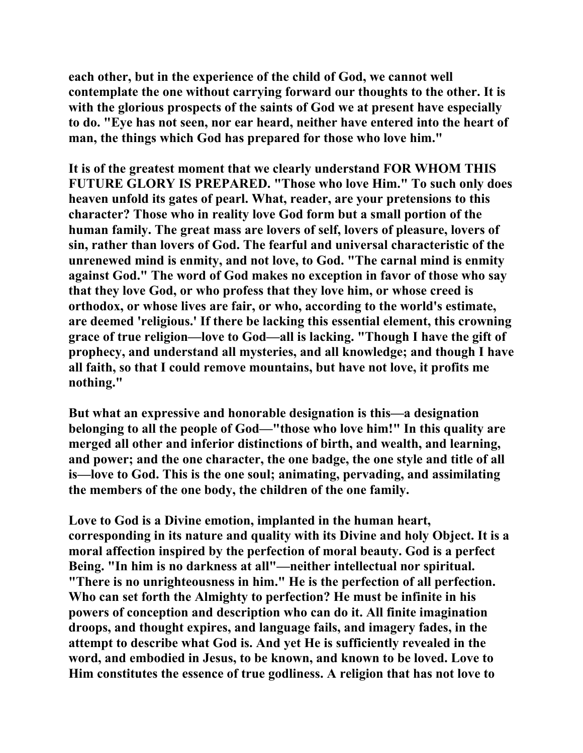each other, but in the experience of the child of God, we cannot well contemplate the one without carrying forward our thoughts to the other. It is with the glorious prospects of the saints of God we at present have especially to do. "Eye has not seen, nor ear heard, neither have entered into the heart of man, the things which God has prepared for those who love him."

It is of the greatest moment that we clearly understand FOR WHOM THIS FUTURE GLORY IS PREPARED. "Those who love Him." To such only does heaven unfold its gates of pearl. What, reader, are your pretensions to this character? Those who in reality love God form but a small portion of the human family. The great mass are lovers of self, lovers of pleasure, lovers of sin, rather than lovers of God. The fearful and universal characteristic of the unrenewed mind is enmity, and not love, to God. "The carnal mind is enmity against God." The word of God makes no exception in favor of those who say that they love God, or who profess that they love him, or whose creed is orthodox, or whose lives are fair, or who, according to the world's estimate, are deemed 'religious.' If there be lacking this essential element, this crowning grace of true religion—love to God—all is lacking. "Though I have the gift of prophecy, and understand all mysteries, and all knowledge; and though I have all faith, so that I could remove mountains, but have not love, it profits me nothing."

But what an expressive and honorable designation is this—a designation belonging to all the people of God—"those who love him!" In this quality are merged all other and inferior distinctions of birth, and wealth, and learning, and power; and the one character, the one badge, the one style and title of all is—love to God. This is the one soul; animating, pervading, and assimilating the members of the one body, the children of the one family.

Love to God is a Divine emotion, implanted in the human heart, corresponding in its nature and quality with its Divine and holy Object. It is a moral affection inspired by the perfection of moral beauty. God is a perfect Being. "In him is no darkness at all"—neither intellectual nor spiritual. "There is no unrighteousness in him." He is the perfection of all perfection. Who can set forth the Almighty to perfection? He must be infinite in his powers of conception and description who can do it. All finite imagination droops, and thought expires, and language fails, and imagery fades, in the attempt to describe what God is. And yet He is sufficiently revealed in the word, and embodied in Jesus, to be known, and known to be loved. Love to Him constitutes the essence of true godliness. A religion that has not love to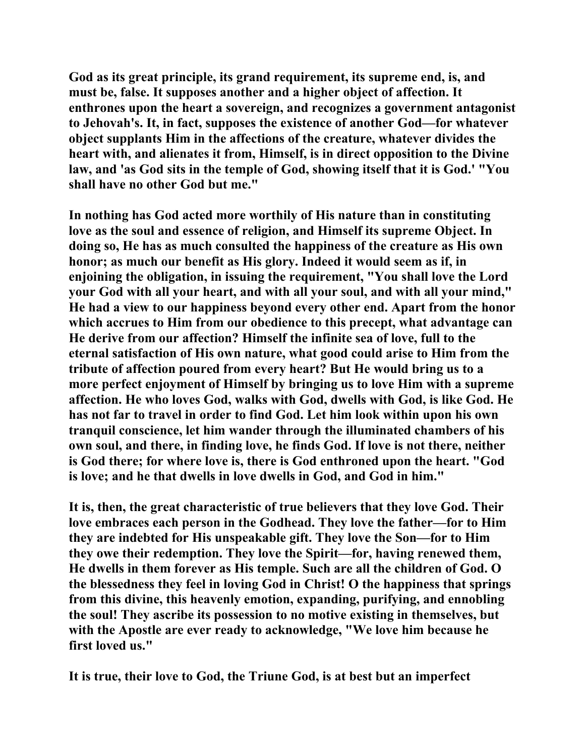God as its great principle, its grand requirement, its supreme end, is, and must be, false. It supposes another and a higher object of affection. It enthrones upon the heart a sovereign, and recognizes a government antagonist to Jehovah's. It, in fact, supposes the existence of another God—for whatever object supplants Him in the affections of the creature, whatever divides the heart with, and alienates it from, Himself, is in direct opposition to the Divine law, and 'as God sits in the temple of God, showing itself that it is God.' "You shall have no other God but me."

In nothing has God acted more worthily of His nature than in constituting love as the soul and essence of religion, and Himself its supreme Object. In doing so, He has as much consulted the happiness of the creature as His own honor; as much our benefit as His glory. Indeed it would seem as if, in enjoining the obligation, in issuing the requirement, "You shall love the Lord your God with all your heart, and with all your soul, and with all your mind," He had a view to our happiness beyond every other end. Apart from the honor which accrues to Him from our obedience to this precept, what advantage can He derive from our affection? Himself the infinite sea of love, full to the eternal satisfaction of His own nature, what good could arise to Him from the tribute of affection poured from every heart? But He would bring us to a more perfect enjoyment of Himself by bringing us to love Him with a supreme affection. He who loves God, walks with God, dwells with God, is like God. He has not far to travel in order to find God. Let him look within upon his own tranquil conscience, let him wander through the illuminated chambers of his own soul, and there, in finding love, he finds God. If love is not there, neither is God there; for where love is, there is God enthroned upon the heart. "God is love; and he that dwells in love dwells in God, and God in him."

It is, then, the great characteristic of true believers that they love God. Their love embraces each person in the Godhead. They love the father—for to Him they are indebted for His unspeakable gift. They love the Son—for to Him they owe their redemption. They love the Spirit—for, having renewed them, He dwells in them forever as His temple. Such are all the children of God. O the blessedness they feel in loving God in Christ! O the happiness that springs from this divine, this heavenly emotion, expanding, purifying, and ennobling the soul! They ascribe its possession to no motive existing in themselves, but with the Apostle are ever ready to acknowledge, "We love him because he first loved us."

It is true, their love to God, the Triune God, is at best but an imperfect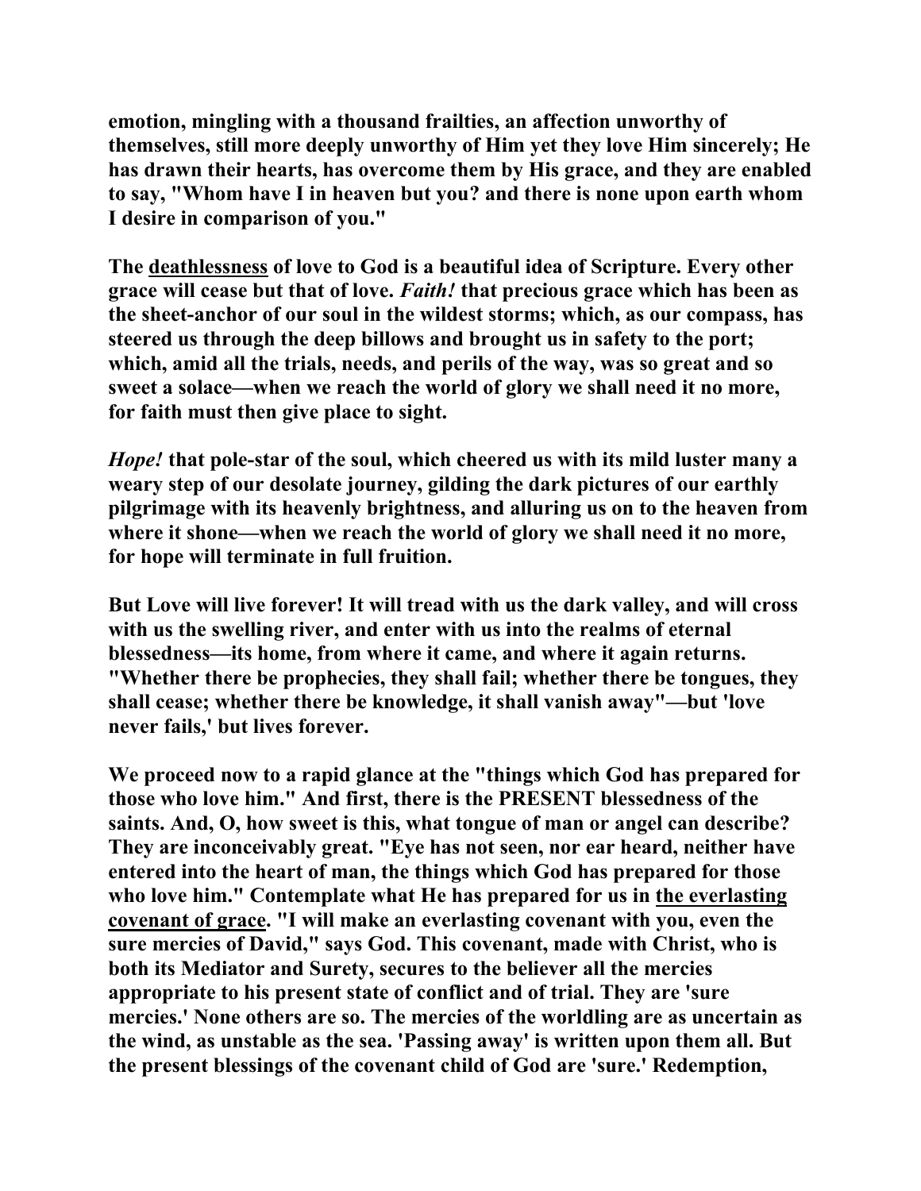**emotion, mingling with a thousand frailties, an affection unworthy of themselves, still more deeply unworthy of Him yet they love Him sincerely; He has drawn their hearts, has overcome them by His grace, and they are enabled to say, "Whom have I in heaven but you? and there is none upon earth whom I desire in comparison of you."**

**The <u>deathlessness</u> of love to God is a beautiful idea of Scripture. Every other grace will cease but that of love. *Faith!* that precious grace which has been as the sheet-anchor of our soul in the wildest storms; which, as our compass, has steered us through the deep billows and brought us in safety to the port; which, amid all the trials, needs, and perils of the way, was so great and so sweet a solace—when we reach the world of glory we shall need it no more, for faith must then give place to sight.**

***Hope!* that pole-star of the soul, which cheered us with its mild luster many a weary step of our desolate journey, gilding the dark pictures of our earthly pilgrimage with its heavenly brightness, and alluring us on to the heaven from where it shone—when we reach the world of glory we shall need it no more, for hope will terminate in full fruition.**

**But Love will live forever! It will tread with us the dark valley, and will cross with us the swelling river, and enter with us into the realms of eternal blessedness—its home, from where it came, and where it again returns. "Whether there be prophecies, they shall fail; whether there be tongues, they shall cease; whether there be knowledge, it shall vanish away"—but 'love never fails,' but lives forever.**

**We proceed now to a rapid glance at the "things which God has prepared for those who love him." And first, there is the PRESENT blessedness of the saints. And, O, how sweet is this, what tongue of man or angel can describe? They are inconceivably great. "Eye has not seen, nor ear heard, neither have entered into the heart of man, the things which God has prepared for those who love him." Contemplate what He has prepared for us in <u>the everlasting covenant of grace</u>. "I will make an everlasting covenant with you, even the sure mercies of David," says God. This covenant, made with Christ, who is both its Mediator and Surety, secures to the believer all the mercies appropriate to his present state of conflict and of trial. They are 'sure mercies.' None others are so. The mercies of the worldling are as uncertain as the wind, as unstable as the sea. 'Passing away' is written upon them all. But the present blessings of the covenant child of God are 'sure.' Redemption,**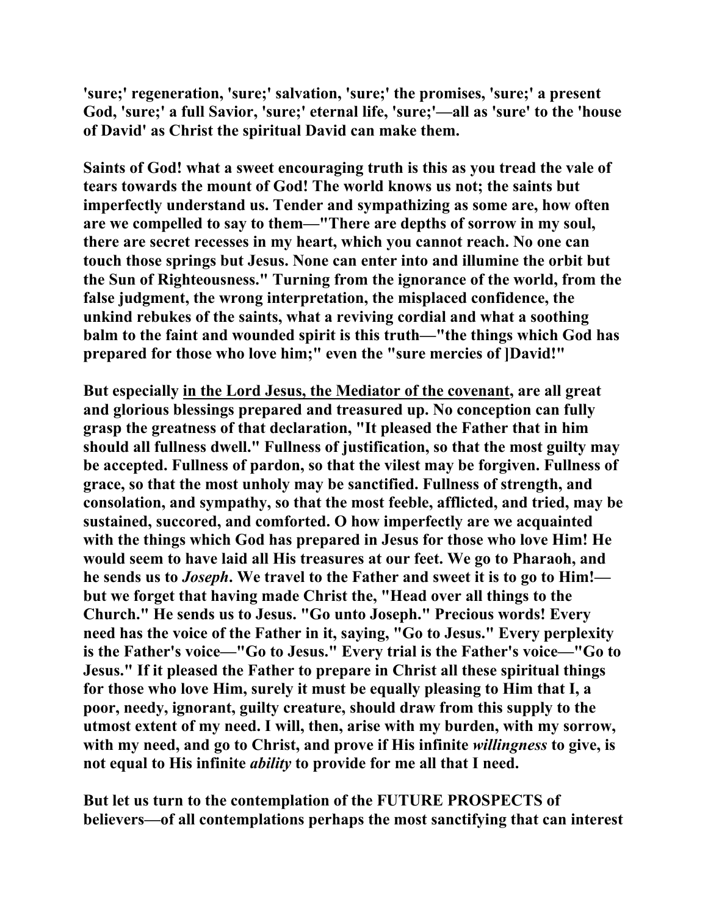**'sure;' regeneration, 'sure;' salvation, 'sure;' the promises, 'sure;' a present God, 'sure;' a full Savior, 'sure;' eternal life, 'sure;'—all as 'sure' to the 'house of David' as Christ the spiritual David can make them.**

**Saints of God! what a sweet encouraging truth is this as you tread the vale of tears towards the mount of God! The world knows us not; the saints but imperfectly understand us. Tender and sympathizing as some are, how often are we compelled to say to them—"There are depths of sorrow in my soul, there are secret recesses in my heart, which you cannot reach. No one can touch those springs but Jesus. None can enter into and illumine the orbit but the Sun of Righteousness." Turning from the ignorance of the world, from the false judgment, the wrong interpretation, the misplaced confidence, the unkind rebukes of the saints, what a reviving cordial and what a soothing balm to the faint and wounded spirit is this truth—"the things which God has prepared for those who love him;" even the "sure mercies of ]David!"**

**But especially <u>in the Lord Jesus, the Mediator of the covenant</u>, are all great and glorious blessings prepared and treasured up. No conception can fully grasp the greatness of that declaration, "It pleased the Father that in him should all fullness dwell." Fullness of justification, so that the most guilty may be accepted. Fullness of pardon, so that the vilest may be forgiven. Fullness of grace, so that the most unholy may be sanctified. Fullness of strength, and consolation, and sympathy, so that the most feeble, afflicted, and tried, may be sustained, succored, and comforted. O how imperfectly are we acquainted with the things which God has prepared in Jesus for those who love Him! He would seem to have laid all His treasures at our feet. We go to Pharaoh, and he sends us to *Joseph*. We travel to the Father and sweet it is to go to Him!—but we forget that having made Christ the, "Head over all things to the Church." He sends us to Jesus. "Go unto Joseph." Precious words! Every need has the voice of the Father in it, saying, "Go to Jesus." Every perplexity is the Father's voice—"Go to Jesus." Every trial is the Father's voice—"Go to Jesus." If it pleased the Father to prepare in Christ all these spiritual things for those who love Him, surely it must be equally pleasing to Him that I, a poor, needy, ignorant, guilty creature, should draw from this supply to the utmost extent of my need. I will, then, arise with my burden, with my sorrow, with my need, and go to Christ, and prove if His infinite *willingness* to give, is not equal to His infinite *ability* to provide for me all that I need.**

**But let us turn to the contemplation of the FUTURE PROSPECTS of believers—of all contemplations perhaps the most sanctifying that can interest**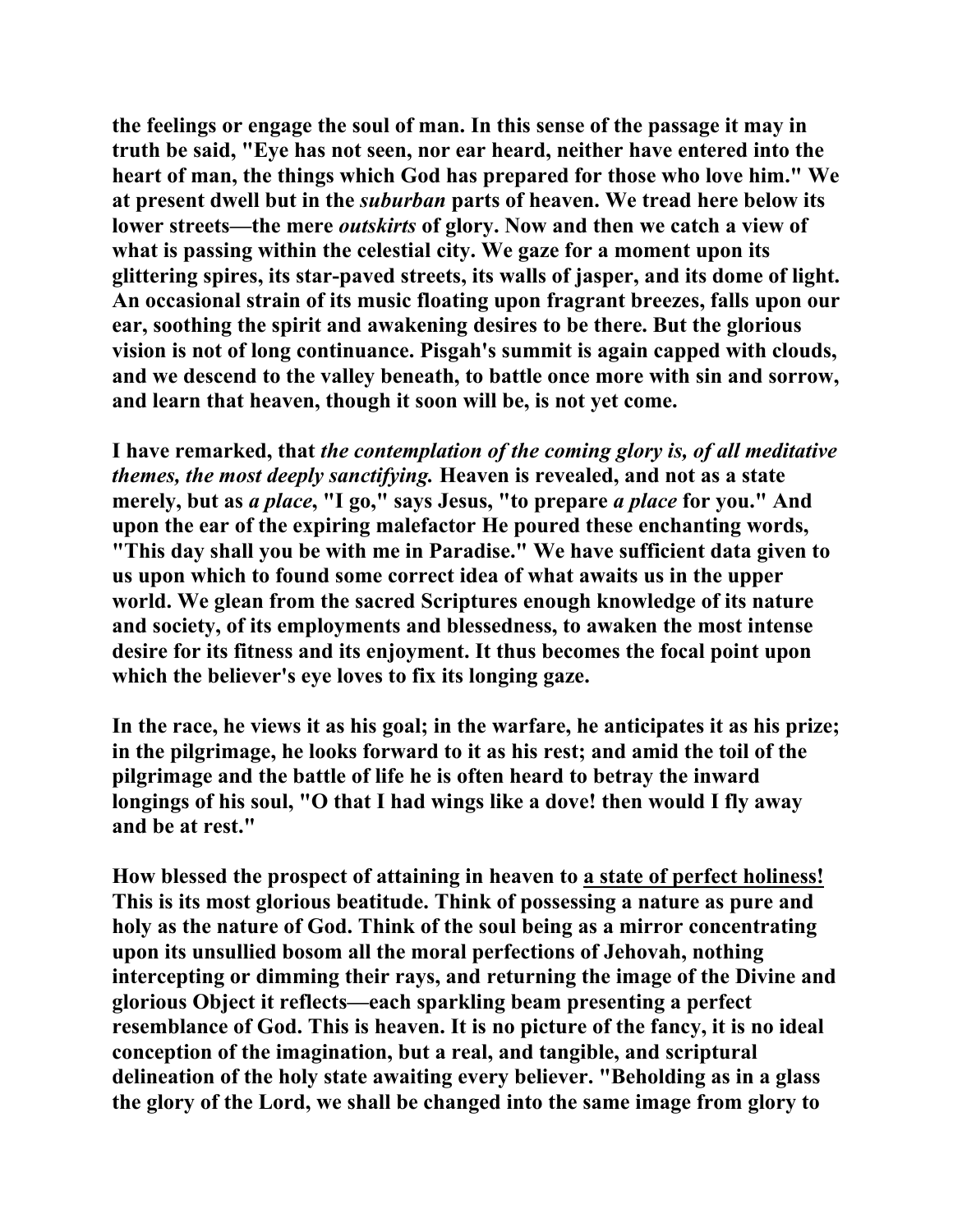**the feelings or engage the soul of man. In this sense of the passage it may in truth be said, "Eye has not seen, nor ear heard, neither have entered into the heart of man, the things which God has prepared for those who love him." We at present dwell but in the *suburban* parts of heaven. We tread here below its lower streets—the mere *outskirts* of glory. Now and then we catch a view of what is passing within the celestial city. We gaze for a moment upon its glittering spires, its star-paved streets, its walls of jasper, and its dome of light. An occasional strain of its music floating upon fragrant breezes, falls upon our ear, soothing the spirit and awakening desires to be there. But the glorious vision is not of long continuance. Pisgah's summit is again capped with clouds, and we descend to the valley beneath, to battle once more with sin and sorrow, and learn that heaven, though it soon will be, is not yet come.**

**I have remarked, that *the contemplation of the coming glory is, of all meditative themes, the most deeply sanctifying.* Heaven is revealed, and not as a state merely, but as *a place*, "I go," says Jesus, "to prepare *a place* for you." And upon the ear of the expiring malefactor He poured these enchanting words, "This day shall you be with me in Paradise." We have sufficient data given to us upon which to found some correct idea of what awaits us in the upper world. We glean from the sacred Scriptures enough knowledge of its nature and society, of its employments and blessedness, to awaken the most intense desire for its fitness and its enjoyment. It thus becomes the focal point upon which the believer's eye loves to fix its longing gaze.**

**In the race, he views it as his goal; in the warfare, he anticipates it as his prize; in the pilgrimage, he looks forward to it as his rest; and amid the toil of the pilgrimage and the battle of life he is often heard to betray the inward longings of his soul, "O that I had wings like a dove! then would I fly away and be at rest."**

**How blessed the prospect of attaining in heaven to <u>a state of perfect holiness!</u> This is its most glorious beatitude. Think of possessing a nature as pure and holy as the nature of God. Think of the soul being as a mirror concentrating upon its unsullied bosom all the moral perfections of Jehovah, nothing intercepting or dimming their rays, and returning the image of the Divine and glorious Object it reflects—each sparkling beam presenting a perfect resemblance of God. This is heaven. It is no picture of the fancy, it is no ideal conception of the imagination, but a real, and tangible, and scriptural delineation of the holy state awaiting every believer. "Beholding as in a glass the glory of the Lord, we shall be changed into the same image from glory to**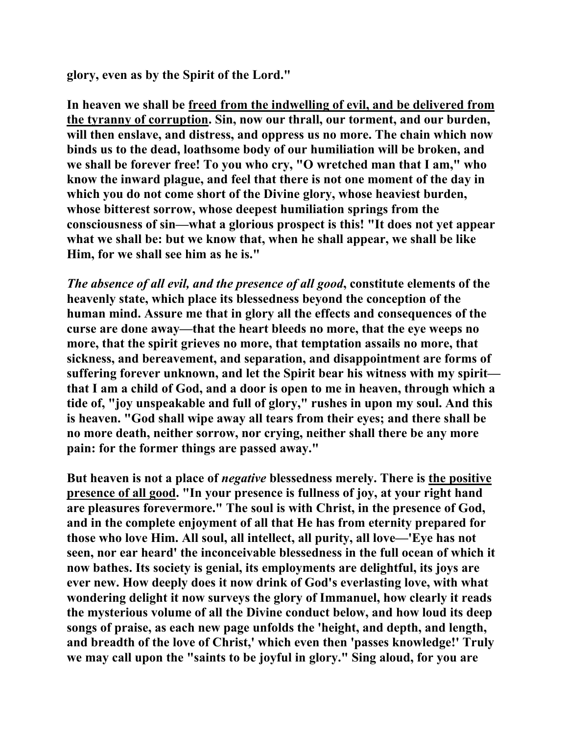**glory, even as by the Spirit of the Lord."**

**In heaven we shall be <u>freed from the indwelling of evil, and be delivered from the tyranny of corruption</u>. Sin, now our thrall, our torment, and our burden, will then enslave, and distress, and oppress us no more. The chain which now binds us to the dead, loathsome body of our humiliation will be broken, and we shall be forever free! To you who cry, "O wretched man that I am," who know the inward plague, and feel that there is not one moment of the day in which you do not come short of the Divine glory, whose heaviest burden, whose bitterest sorrow, whose deepest humiliation springs from the consciousness of sin—what a glorious prospect is this! "It does not yet appear what we shall be: but we know that, when he shall appear, we shall be like Him, for we shall see him as he is."**

***The absence of all evil, and the presence of all good*, constitute elements of the heavenly state, which place its blessedness beyond the conception of the human mind. Assure me that in glory all the effects and consequences of the curse are done away—that the heart bleeds no more, that the eye weeps no more, that the spirit grieves no more, that temptation assails no more, that sickness, and bereavement, and separation, and disappointment are forms of suffering forever unknown, and let the Spirit bear his witness with my spirit—that I am a child of God, and a door is open to me in heaven, through which a tide of, "joy unspeakable and full of glory," rushes in upon my soul. And this is heaven. "God shall wipe away all tears from their eyes; and there shall be no more death, neither sorrow, nor crying, neither shall there be any more pain: for the former things are passed away."**

**But heaven is not a place of *negative* blessedness merely. There is <u>the positive presence of all good</u>. "In your presence is fullness of joy, at your right hand are pleasures forevermore." The soul is with Christ, in the presence of God, and in the complete enjoyment of all that He has from eternity prepared for those who love Him. All soul, all intellect, all purity, all love—'Eye has not seen, nor ear heard' the inconceivable blessedness in the full ocean of which it now bathes. Its society is genial, its employments are delightful, its joys are ever new. How deeply does it now drink of God's everlasting love, with what wondering delight it now surveys the glory of Immanuel, how clearly it reads the mysterious volume of all the Divine conduct below, and how loud its deep songs of praise, as each new page unfolds the 'height, and depth, and length, and breadth of the love of Christ,' which even then 'passes knowledge!' Truly we may call upon the "saints to be joyful in glory." Sing aloud, for you are**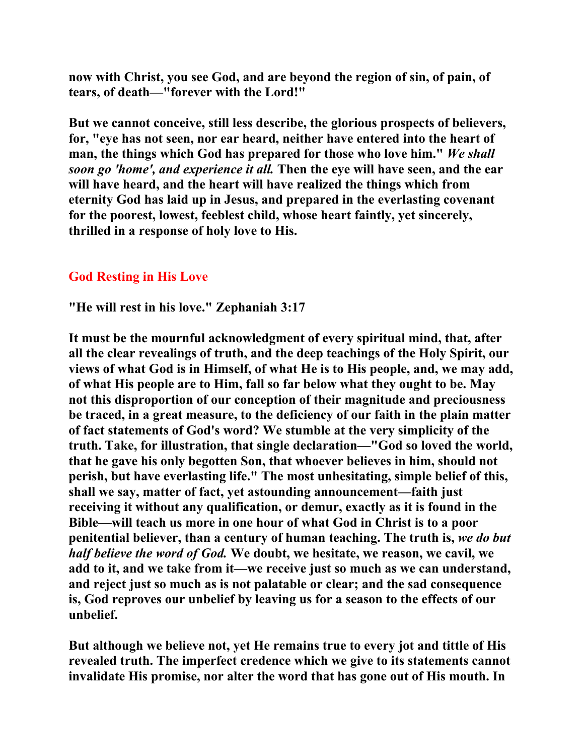**now with Christ, you see God, and are beyond the region of sin, of pain, of tears, of death—"forever with the Lord!"**

**But we cannot conceive, still less describe, the glorious prospects of believers, for, "eye has not seen, nor ear heard, neither have entered into the heart of man, the things which God has prepared for those who love him."** ***We shall soon go 'home', and experience it all.*** **Then the eye will have seen, and the ear will have heard, and the heart will have realized the things which from eternity God has laid up in Jesus, and prepared in the everlasting covenant for the poorest, lowest, feeblest child, whose heart faintly, yet sincerely, thrilled in a response of holy love to His.**

## God Resting in His Love

**"He will rest in his love." Zephaniah 3:17**

**It must be the mournful acknowledgment of every spiritual mind, that, after all the clear revealings of truth, and the deep teachings of the Holy Spirit, our views of what God is in Himself, of what He is to His people, and, we may add, of what His people are to Him, fall so far below what they ought to be. May not this disproportion of our conception of their magnitude and preciousness be traced, in a great measure, to the deficiency of our faith in the plain matter of fact statements of God's word? We stumble at the very simplicity of the truth. Take, for illustration, that single declaration—"God so loved the world, that he gave his only begotten Son, that whoever believes in him, should not perish, but have everlasting life." The most unhesitating, simple belief of this, shall we say, matter of fact, yet astounding announcement—faith just receiving it without any qualification, or demur, exactly as it is found in the Bible—will teach us more in one hour of what God in Christ is to a poor penitential believer, than a century of human teaching. The truth is,** ***we do but half believe the word of God.*** **We doubt, we hesitate, we reason, we cavil, we add to it, and we take from it—we receive just so much as we can understand, and reject just so much as is not palatable or clear; and the sad consequence is, God reproves our unbelief by leaving us for a season to the effects of our unbelief.**

**But although we believe not, yet He remains true to every jot and tittle of His revealed truth. The imperfect credence which we give to its statements cannot invalidate His promise, nor alter the word that has gone out of His mouth. In**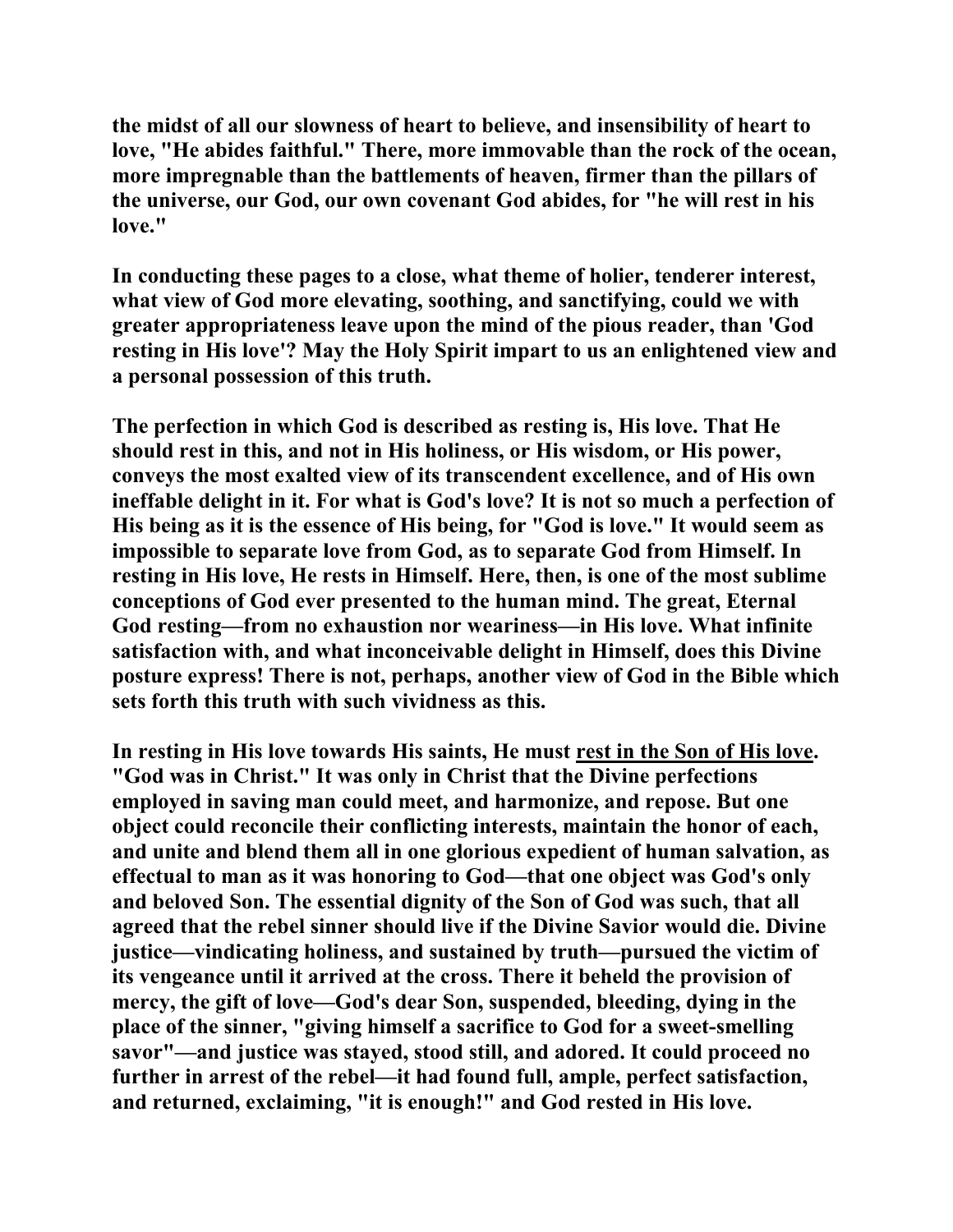**the midst of all our slowness of heart to believe, and insensibility of heart to love, "He abides faithful." There, more immovable than the rock of the ocean, more impregnable than the battlements of heaven, firmer than the pillars of the universe, our God, our own covenant God abides, for "he will rest in his love."**

**In conducting these pages to a close, what theme of holier, tenderer interest, what view of God more elevating, soothing, and sanctifying, could we with greater appropriateness leave upon the mind of the pious reader, than 'God resting in His love'? May the Holy Spirit impart to us an enlightened view and a personal possession of this truth.**

**The perfection in which God is described as resting is, His love. That He should rest in this, and not in His holiness, or His wisdom, or His power, conveys the most exalted view of its transcendent excellence, and of His own ineffable delight in it. For what is God's love? It is not so much a perfection of His being as it is the essence of His being, for "God is love." It would seem as impossible to separate love from God, as to separate God from Himself. In resting in His love, He rests in Himself. Here, then, is one of the most sublime conceptions of God ever presented to the human mind. The great, Eternal God resting—from no exhaustion nor weariness—in His love. What infinite satisfaction with, and what inconceivable delight in Himself, does this Divine posture express! There is not, perhaps, another view of God in the Bible which sets forth this truth with such vividness as this.**

**In resting in His love towards His saints, He must <u>rest in the Son of His love</u>. "God was in Christ." It was only in Christ that the Divine perfections employed in saving man could meet, and harmonize, and repose. But one object could reconcile their conflicting interests, maintain the honor of each, and unite and blend them all in one glorious expedient of human salvation, as effectual to man as it was honoring to God—that one object was God's only and beloved Son. The essential dignity of the Son of God was such, that all agreed that the rebel sinner should live if the Divine Savior would die. Divine justice—vindicating holiness, and sustained by truth—pursued the victim of its vengeance until it arrived at the cross. There it beheld the provision of mercy, the gift of love—God's dear Son, suspended, bleeding, dying in the place of the sinner, "giving himself a sacrifice to God for a sweet-smelling savor"—and justice was stayed, stood still, and adored. It could proceed no further in arrest of the rebel—it had found full, ample, perfect satisfaction, and returned, exclaiming, "it is enough!" and God rested in His love.**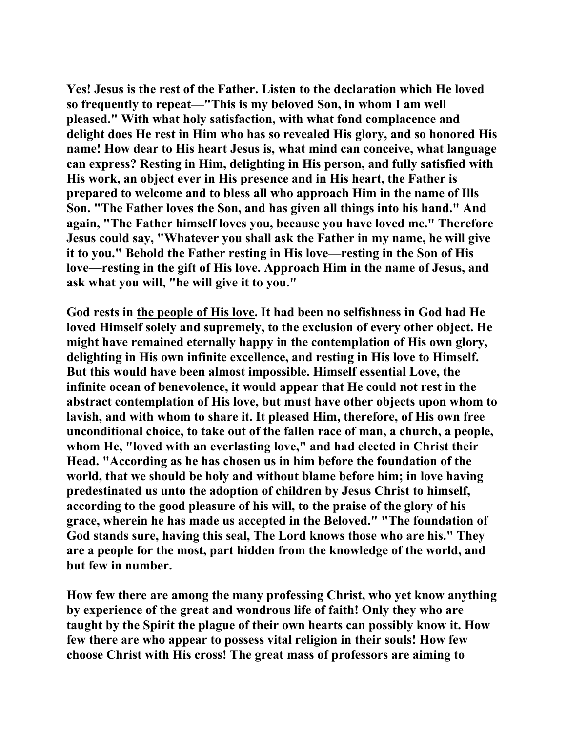**Yes! Jesus is the rest of the Father. Listen to the declaration which He loved so frequently to repeat—"This is my beloved Son, in whom I am well pleased." With what holy satisfaction, with what fond complacence and delight does He rest in Him who has so revealed His glory, and so honored His name! How dear to His heart Jesus is, what mind can conceive, what language can express? Resting in Him, delighting in His person, and fully satisfied with His work, an object ever in His presence and in His heart, the Father is prepared to welcome and to bless all who approach Him in the name of Ills Son. "The Father loves the Son, and has given all things into his hand." And again, "The Father himself loves you, because you have loved me." Therefore Jesus could say, "Whatever you shall ask the Father in my name, he will give it to you." Behold the Father resting in His love—resting in the Son of His love—resting in the gift of His love. Approach Him in the name of Jesus, and ask what you will, "he will give it to you."**

**God rests in <u>the people of His love</u>. It had been no selfishness in God had He loved Himself solely and supremely, to the exclusion of every other object. He might have remained eternally happy in the contemplation of His own glory, delighting in His own infinite excellence, and resting in His love to Himself. But this would have been almost impossible. Himself essential Love, the infinite ocean of benevolence, it would appear that He could not rest in the abstract contemplation of His love, but must have other objects upon whom to lavish, and with whom to share it. It pleased Him, therefore, of His own free unconditional choice, to take out of the fallen race of man, a church, a people, whom He, "loved with an everlasting love," and had elected in Christ their Head. "According as he has chosen us in him before the foundation of the world, that we should be holy and without blame before him; in love having predestinated us unto the adoption of children by Jesus Christ to himself, according to the good pleasure of his will, to the praise of the glory of his grace, wherein he has made us accepted in the Beloved." "The foundation of God stands sure, having this seal, The Lord knows those who are his." They are a people for the most, part hidden from the knowledge of the world, and but few in number.**

**How few there are among the many professing Christ, who yet know anything by experience of the great and wondrous life of faith! Only they who are taught by the Spirit the plague of their own hearts can possibly know it. How few there are who appear to possess vital religion in their souls! How few choose Christ with His cross! The great mass of professors are aiming to**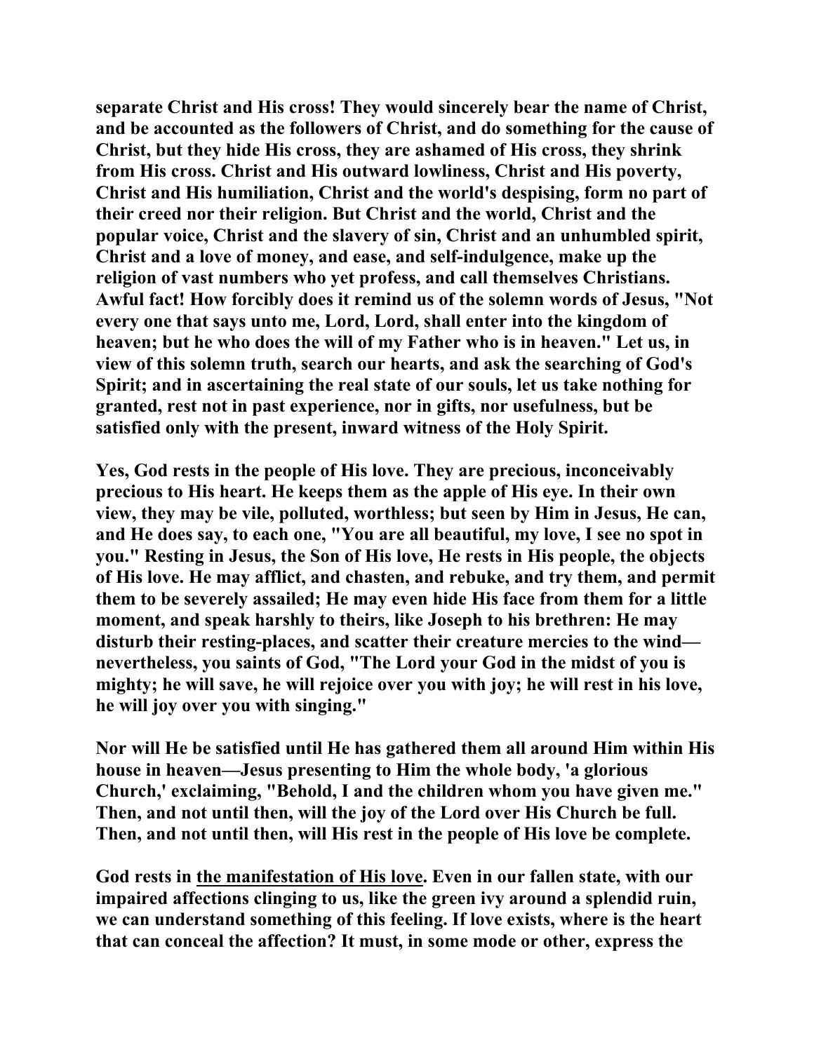**separate Christ and His cross! They would sincerely bear the name of Christ, and be accounted as the followers of Christ, and do something for the cause of Christ, but they hide His cross, they are ashamed of His cross, they shrink from His cross. Christ and His outward lowliness, Christ and His poverty, Christ and His humiliation, Christ and the world's despising, form no part of their creed nor their religion. But Christ and the world, Christ and the popular voice, Christ and the slavery of sin, Christ and an unhumbled spirit, Christ and a love of money, and ease, and self-indulgence, make up the religion of vast numbers who yet profess, and call themselves Christians. Awful fact! How forcibly does it remind us of the solemn words of Jesus, "Not every one that says unto me, Lord, Lord, shall enter into the kingdom of heaven; but he who does the will of my Father who is in heaven." Let us, in view of this solemn truth, search our hearts, and ask the searching of God's Spirit; and in ascertaining the real state of our souls, let us take nothing for granted, rest not in past experience, nor in gifts, nor usefulness, but be satisfied only with the present, inward witness of the Holy Spirit.**

**Yes, God rests in the people of His love. They are precious, inconceivably precious to His heart. He keeps them as the apple of His eye. In their own view, they may be vile, polluted, worthless; but seen by Him in Jesus, He can, and He does say, to each one, "You are all beautiful, my love, I see no spot in you." Resting in Jesus, the Son of His love, He rests in His people, the objects of His love. He may afflict, and chasten, and rebuke, and try them, and permit them to be severely assailed; He may even hide His face from them for a little moment, and speak harshly to theirs, like Joseph to his brethren: He may disturb their resting-places, and scatter their creature mercies to the wind—nevertheless, you saints of God, "The Lord your God in the midst of you is mighty; he will save, he will rejoice over you with joy; he will rest in his love, he will joy over you with singing."**

**Nor will He be satisfied until He has gathered them all around Him within His house in heaven—Jesus presenting to Him the whole body, 'a glorious Church,' exclaiming, "Behold, I and the children whom you have given me." Then, and not until then, will the joy of the Lord over His Church be full. Then, and not until then, will His rest in the people of His love be complete.**

**God rests in <u>the manifestation of His love</u>. Even in our fallen state, with our impaired affections clinging to us, like the green ivy around a splendid ruin, we can understand something of this feeling. If love exists, where is the heart that can conceal the affection? It must, in some mode or other, express the**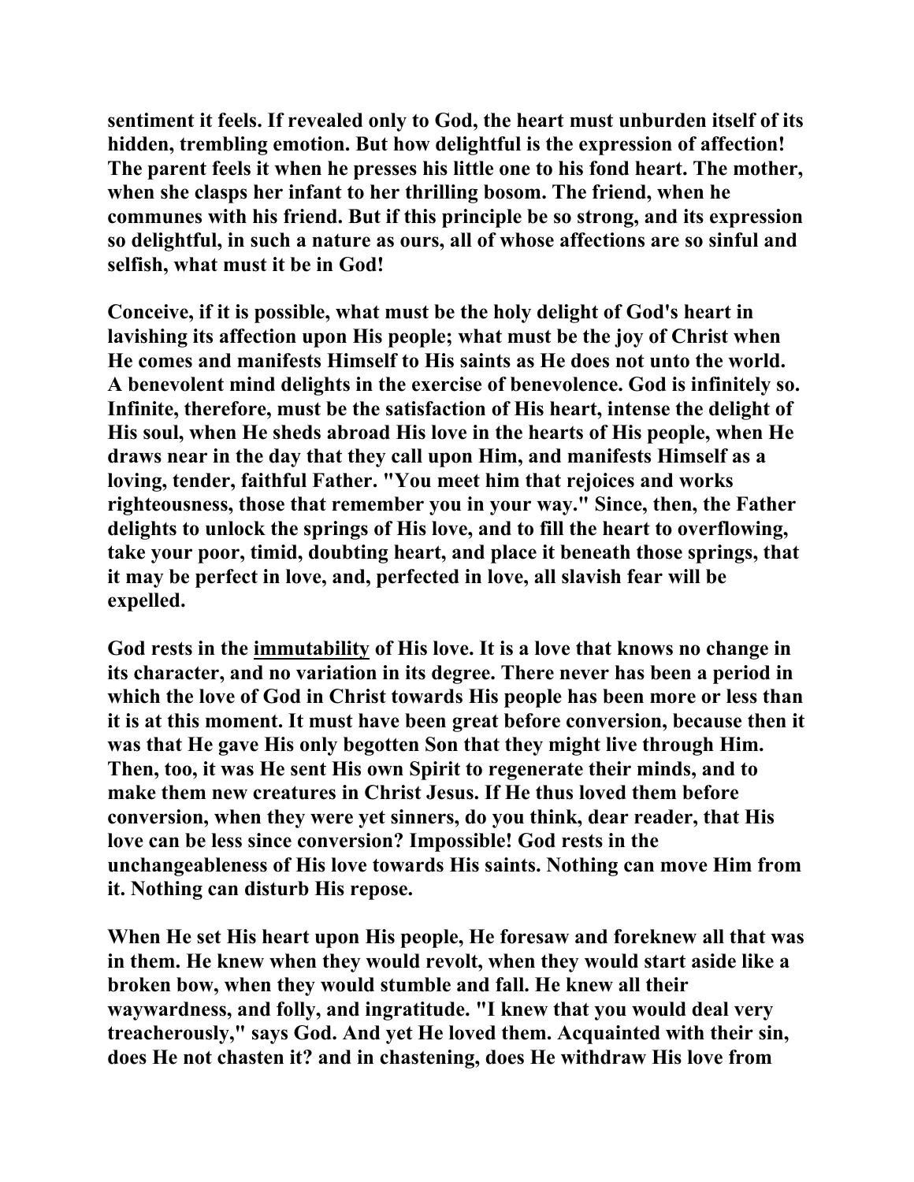**sentiment it feels. If revealed only to God, the heart must unburden itself of its hidden, trembling emotion. But how delightful is the expression of affection! The parent feels it when he presses his little one to his fond heart. The mother, when she clasps her infant to her thrilling bosom. The friend, when he communes with his friend. But if this principle be so strong, and its expression so delightful, in such a nature as ours, all of whose affections are so sinful and selfish, what must it be in God!**

**Conceive, if it is possible, what must be the holy delight of God's heart in lavishing its affection upon His people; what must be the joy of Christ when He comes and manifests Himself to His saints as He does not unto the world. A benevolent mind delights in the exercise of benevolence. God is infinitely so. Infinite, therefore, must be the satisfaction of His heart, intense the delight of His soul, when He sheds abroad His love in the hearts of His people, when He draws near in the day that they call upon Him, and manifests Himself as a loving, tender, faithful Father. "You meet him that rejoices and works righteousness, those that remember you in your way." Since, then, the Father delights to unlock the springs of His love, and to fill the heart to overflowing, take your poor, timid, doubting heart, and place it beneath those springs, that it may be perfect in love, and, perfected in love, all slavish fear will be expelled.**

**God rests in the <u>immutability</u> of His love. It is a love that knows no change in its character, and no variation in its degree. There never has been a period in which the love of God in Christ towards His people has been more or less than it is at this moment. It must have been great before conversion, because then it was that He gave His only begotten Son that they might live through Him. Then, too, it was He sent His own Spirit to regenerate their minds, and to make them new creatures in Christ Jesus. If He thus loved them before conversion, when they were yet sinners, do you think, dear reader, that His love can be less since conversion? Impossible! God rests in the unchangeableness of His love towards His saints. Nothing can move Him from it. Nothing can disturb His repose.**

**When He set His heart upon His people, He foresaw and foreknew all that was in them. He knew when they would revolt, when they would start aside like a broken bow, when they would stumble and fall. He knew all their waywardness, and folly, and ingratitude. "I knew that you would deal very treacherously," says God. And yet He loved them. Acquainted with their sin, does He not chasten it? and in chastening, does He withdraw His love from**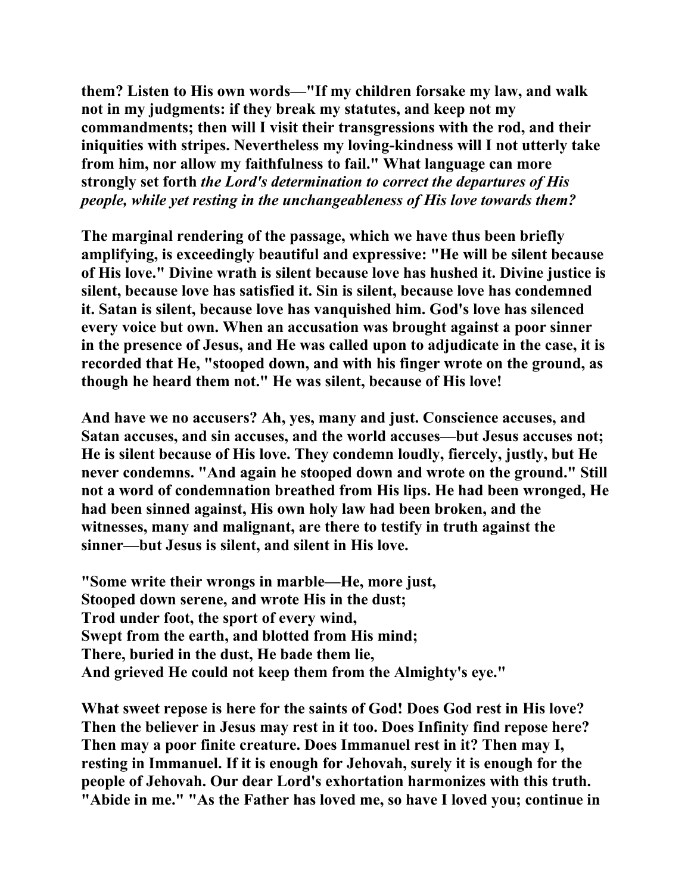**them? Listen to His own words—"If my children forsake my law, and walk not in my judgments: if they break my statutes, and keep not my commandments; then will I visit their transgressions with the rod, and their iniquities with stripes. Nevertheless my loving-kindness will I not utterly take from him, nor allow my faithfulness to fail." What language can more strongly set forth *the Lord's determination to correct the departures of His people, while yet resting in the unchangeableness of His love towards them?***

**The marginal rendering of the passage, which we have thus been briefly amplifying, is exceedingly beautiful and expressive: "He will be silent because of His love." Divine wrath is silent because love has hushed it. Divine justice is silent, because love has satisfied it. Sin is silent, because love has condemned it. Satan is silent, because love has vanquished him. God's love has silenced every voice but own. When an accusation was brought against a poor sinner in the presence of Jesus, and He was called upon to adjudicate in the case, it is recorded that He, "stooped down, and with his finger wrote on the ground, as though he heard them not." He was silent, because of His love!**

**And have we no accusers? Ah, yes, many and just. Conscience accuses, and Satan accuses, and sin accuses, and the world accuses—but Jesus accuses not; He is silent because of His love. They condemn loudly, fiercely, justly, but He never condemns. "And again he stooped down and wrote on the ground." Still not a word of condemnation breathed from His lips. He had been wronged, He had been sinned against, His own holy law had been broken, and the witnesses, many and malignant, are there to testify in truth against the sinner—but Jesus is silent, and silent in His love.**

**"Some write their wrongs in marble—He, more just,
Stooped down serene, and wrote His in the dust;
Trod under foot, the sport of every wind,
Swept from the earth, and blotted from His mind;
There, buried in the dust, He bade them lie,
And grieved He could not keep them from the Almighty's eye."**

**What sweet repose is here for the saints of God! Does God rest in His love? Then the believer in Jesus may rest in it too. Does Infinity find repose here? Then may a poor finite creature. Does Immanuel rest in it? Then may I, resting in Immanuel. If it is enough for Jehovah, surely it is enough for the people of Jehovah. Our dear Lord's exhortation harmonizes with this truth. "Abide in me." "As the Father has loved me, so have I loved you; continue in**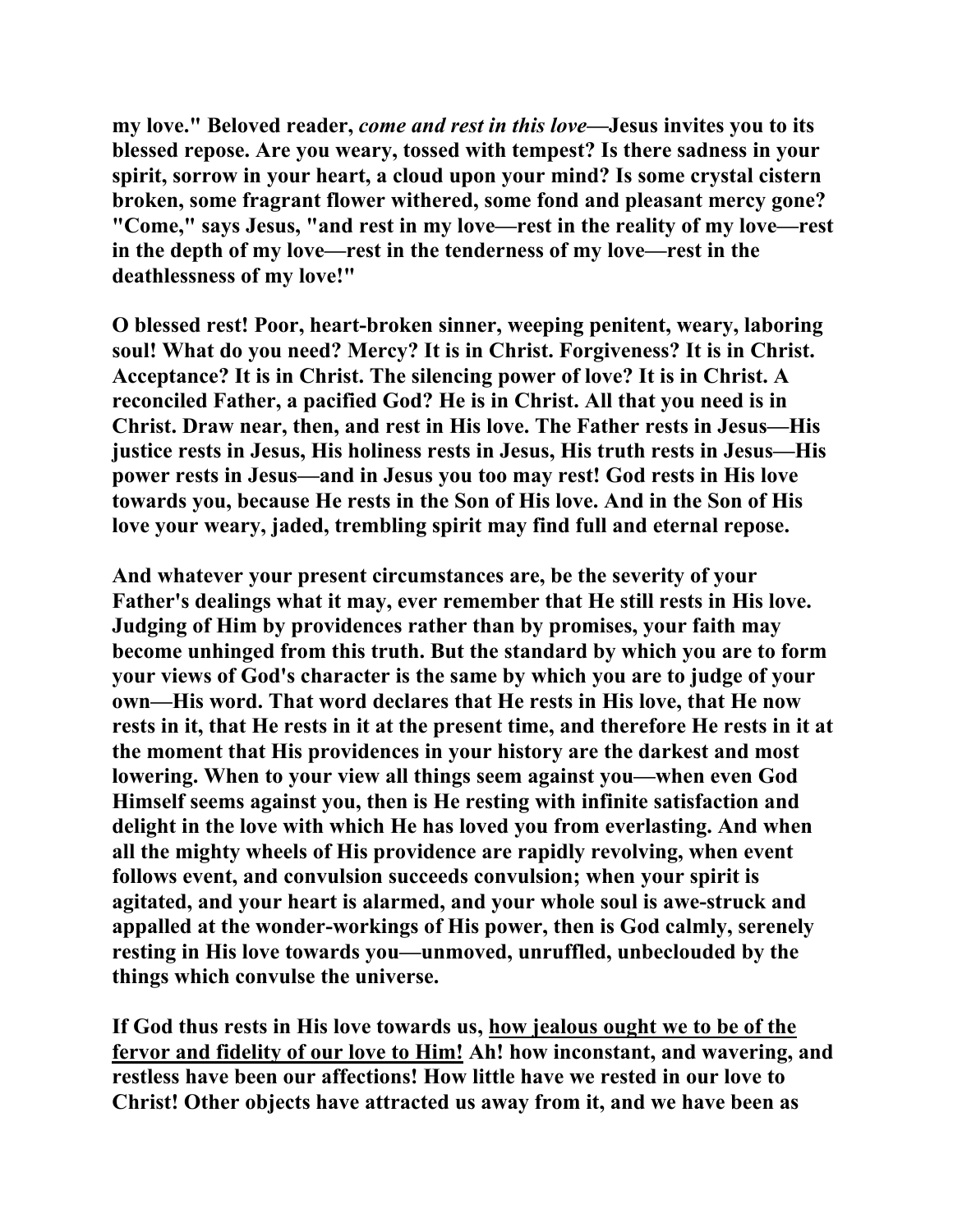**my love." Beloved reader, *come and rest in this love*—Jesus invites you to its blessed repose. Are you weary, tossed with tempest? Is there sadness in your spirit, sorrow in your heart, a cloud upon your mind? Is some crystal cistern broken, some fragrant flower withered, some fond and pleasant mercy gone? "Come," says Jesus, "and rest in my love—rest in the reality of my love—rest in the depth of my love—rest in the tenderness of my love—rest in the deathlessness of my love!"**

**O blessed rest! Poor, heart-broken sinner, weeping penitent, weary, laboring soul! What do you need? Mercy? It is in Christ. Forgiveness? It is in Christ. Acceptance? It is in Christ. The silencing power of love? It is in Christ. A reconciled Father, a pacified God? He is in Christ. All that you need is in Christ. Draw near, then, and rest in His love. The Father rests in Jesus—His justice rests in Jesus, His holiness rests in Jesus, His truth rests in Jesus—His power rests in Jesus—and in Jesus you too may rest! God rests in His love towards you, because He rests in the Son of His love. And in the Son of His love your weary, jaded, trembling spirit may find full and eternal repose.**

**And whatever your present circumstances are, be the severity of your Father's dealings what it may, ever remember that He still rests in His love. Judging of Him by providences rather than by promises, your faith may become unhinged from this truth. But the standard by which you are to form your views of God's character is the same by which you are to judge of your own—His word. That word declares that He rests in His love, that He now rests in it, that He rests in it at the present time, and therefore He rests in it at the moment that His providences in your history are the darkest and most lowering. When to your view all things seem against you—when even God Himself seems against you, then is He resting with infinite satisfaction and delight in the love with which He has loved you from everlasting. And when all the mighty wheels of His providence are rapidly revolving, when event follows event, and convulsion succeeds convulsion; when your spirit is agitated, and your heart is alarmed, and your whole soul is awe-struck and appalled at the wonder-workings of His power, then is God calmly, serenely resting in His love towards you—unmoved, unruffled, unbeclouded by the things which convulse the universe.**

**If God thus rests in His love towards us, <u>how jealous ought we to be of the fervor and fidelity of our love to Him!</u> Ah! how inconstant, and wavering, and restless have been our affections! How little have we rested in our love to Christ! Other objects have attracted us away from it, and we have been as**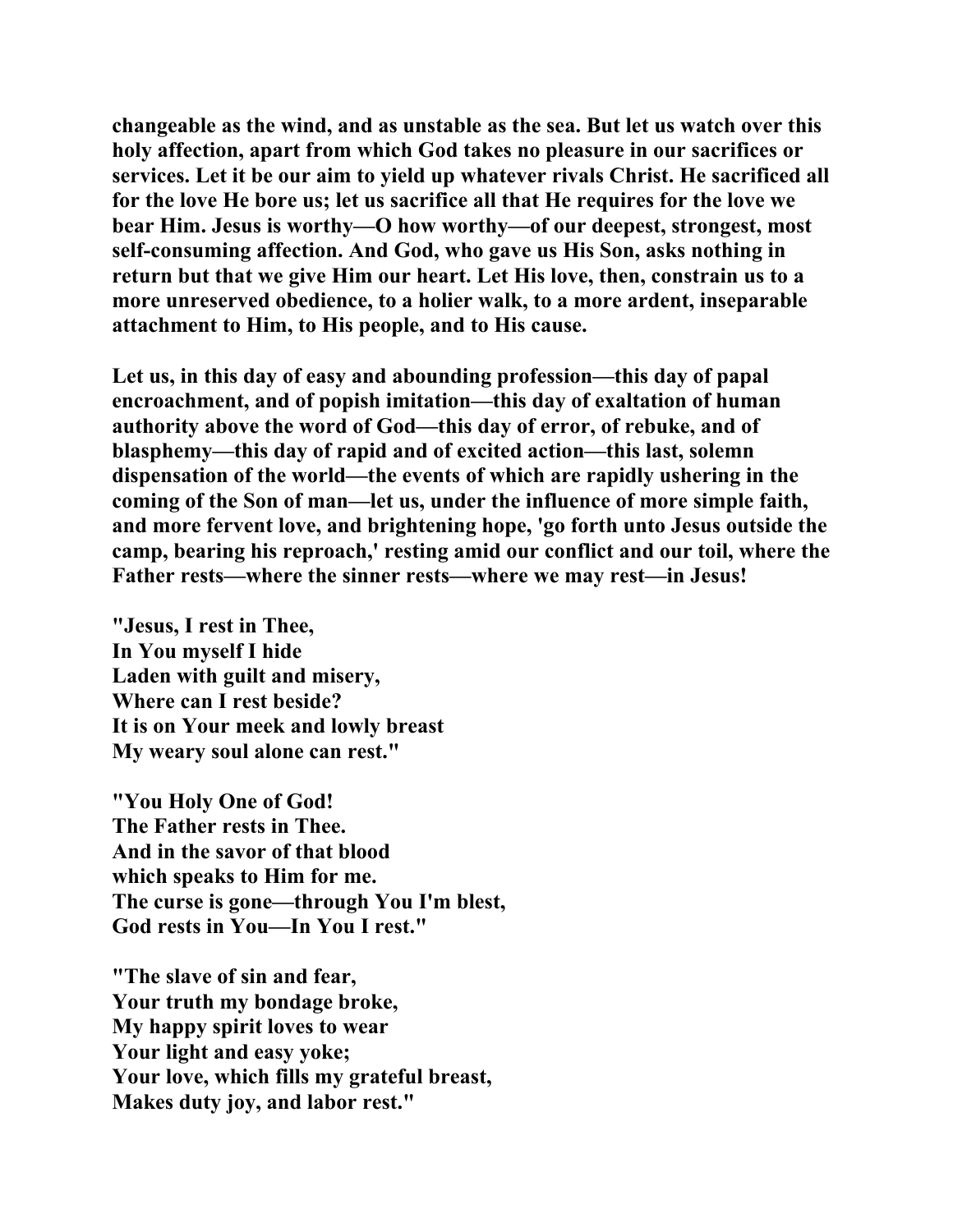**changeable as the wind, and as unstable as the sea. But let us watch over this holy affection, apart from which God takes no pleasure in our sacrifices or services. Let it be our aim to yield up whatever rivals Christ. He sacrificed all for the love He bore us; let us sacrifice all that He requires for the love we bear Him. Jesus is worthy—O how worthy—of our deepest, strongest, most self-consuming affection. And God, who gave us His Son, asks nothing in return but that we give Him our heart. Let His love, then, constrain us to a more unreserved obedience, to a holier walk, to a more ardent, inseparable attachment to Him, to His people, and to His cause.**

**Let us, in this day of easy and abounding profession—this day of papal encroachment, and of popish imitation—this day of exaltation of human authority above the word of God—this day of error, of rebuke, and of blasphemy—this day of rapid and of excited action—this last, solemn dispensation of the world—the events of which are rapidly ushering in the coming of the Son of man—let us, under the influence of more simple faith, and more fervent love, and brightening hope, 'go forth unto Jesus outside the camp, bearing his reproach,' resting amid our conflict and our toil, where the Father rests—where the sinner rests—where we may rest—in Jesus!**

**"Jesus, I rest in Thee,**
**In You myself I hide**
**Laden with guilt and misery,**
**Where can I rest beside?**
**It is on Your meek and lowly breast**
**My weary soul alone can rest."**

**"You Holy One of God!**
**The Father rests in Thee.**
**And in the savor of that blood**
**which speaks to Him for me.**
**The curse is gone—through You I'm blest,**
**God rests in You—In You I rest."**

**"The slave of sin and fear,**
**Your truth my bondage broke,**
**My happy spirit loves to wear**
**Your light and easy yoke;**
**Your love, which fills my grateful breast,**
**Makes duty joy, and labor rest."**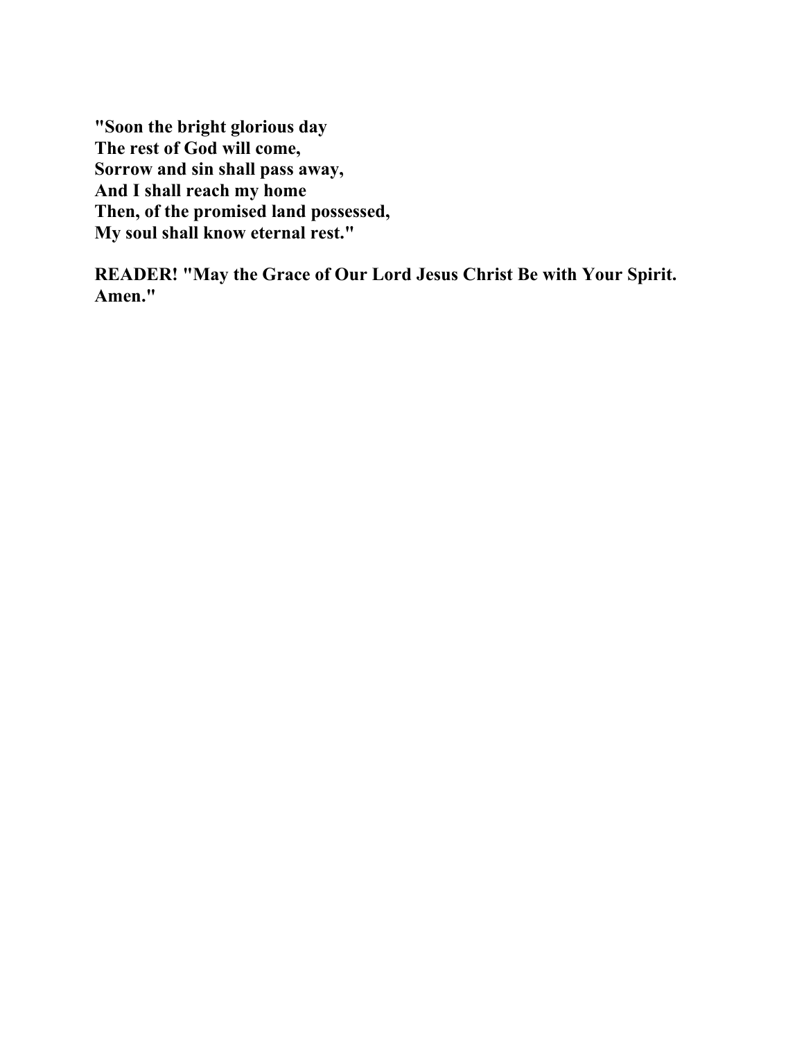**"Soon the bright glorious day**
**The rest of God will come,**
**Sorrow and sin shall pass away,**
**And I shall reach my home**
**Then, of the promised land possessed,**
**My soul shall know eternal rest."**

**READER! "May the Grace of Our Lord Jesus Christ Be with Your Spirit. Amen."**